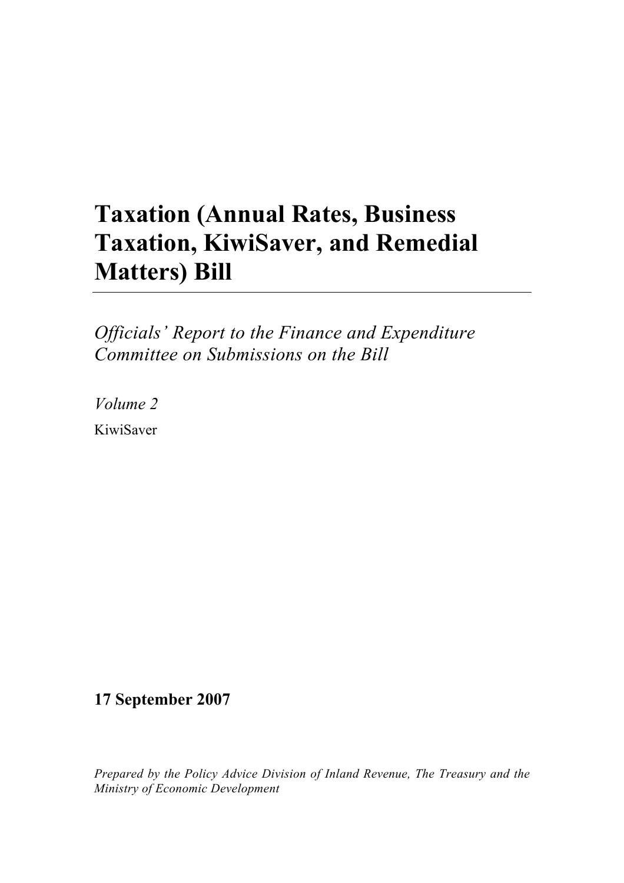# Taxation (Annual Rates, Business Taxation, KiwiSaver, and Remedial Matters) Bill

*Officials' Report to the Finance and Expenditure Committee on Submissions on the Bill*

*Volume 2*

KiwiSaver

**17 September 2007**

*Prepared by the Policy Advice Division of Inland Revenue, The Treasury and the Ministry of Economic Development*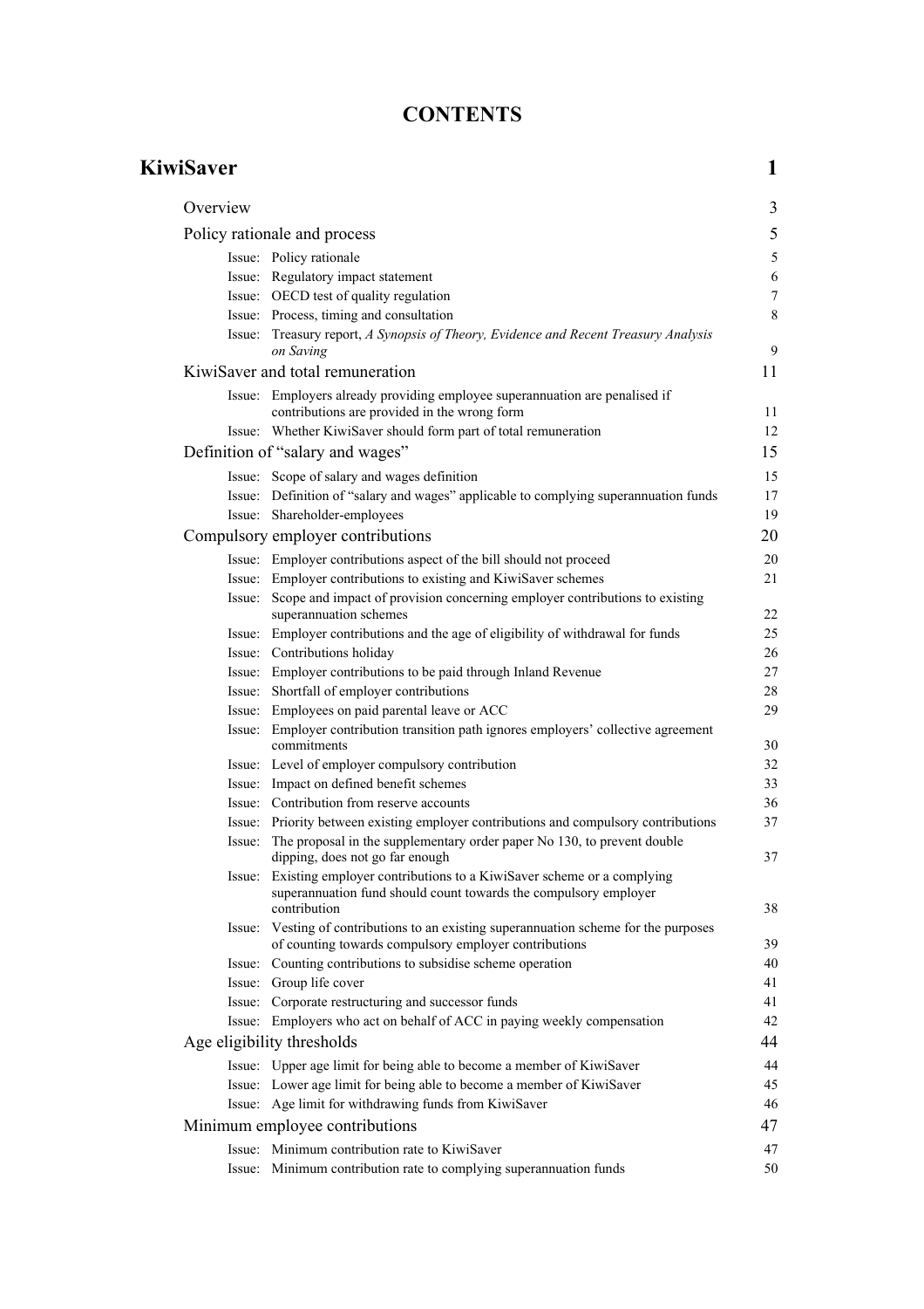# CONTENTS

## KiwiSaver 1

### Overview 3

### Policy rationale and process 5

- Issue: Policy rationale 5
- Issue: Regulatory impact statement 6
- Issue: OECD test of quality regulation 7
- Issue: Process, timing and consultation 8
- Issue: Treasury report, *A Synopsis of Theory, Evidence and Recent Treasury Analysis on Saving* 9

### KiwiSaver and total remuneration 11

- Issue: Employers already providing employee superannuation are penalised if contributions are provided in the wrong form 11
- Issue: Whether KiwiSaver should form part of total remuneration 12

### Definition of "salary and wages" 15

- Issue: Scope of salary and wages definition 15
- Issue: Definition of "salary and wages" applicable to complying superannuation funds 17
- Issue: Shareholder-employees 19

### Compulsory employer contributions 20

- Issue: Employer contributions aspect of the bill should not proceed 20
- Issue: Employer contributions to existing and KiwiSaver schemes 21
- Issue: Scope and impact of provision concerning employer contributions to existing superannuation schemes 22
- Issue: Employer contributions and the age of eligibility of withdrawal for funds 25
- Issue: Contributions holiday 26
- Issue: Employer contributions to be paid through Inland Revenue 27
- Issue: Shortfall of employer contributions 28
- Issue: Employees on paid parental leave or ACC 29
- Issue: Employer contribution transition path ignores employers' collective agreement commitments 30
- Issue: Level of employer compulsory contribution 32
- Issue: Impact on defined benefit schemes 33
- Issue: Contribution from reserve accounts 36
- Issue: Priority between existing employer contributions and compulsory contributions 37
- Issue: The proposal in the supplementary order paper No 130, to prevent double dipping, does not go far enough 37
- Issue: Existing employer contributions to a KiwiSaver scheme or a complying superannuation fund should count towards the compulsory employer contribution 38
- Issue: Vesting of contributions to an existing superannuation scheme for the purposes of counting towards compulsory employer contributions 39
- Issue: Counting contributions to subsidise scheme operation 40
- Issue: Group life cover 41
- Issue: Corporate restructuring and successor funds 41
- Issue: Employers who act on behalf of ACC in paying weekly compensation 42

### Age eligibility thresholds 44

- Issue: Upper age limit for being able to become a member of KiwiSaver 44
- Issue: Lower age limit for being able to become a member of KiwiSaver 45
- Issue: Age limit for withdrawing funds from KiwiSaver 46

### Minimum employee contributions 47

- Issue: Minimum contribution rate to KiwiSaver 47
- Issue: Minimum contribution rate to complying superannuation funds 50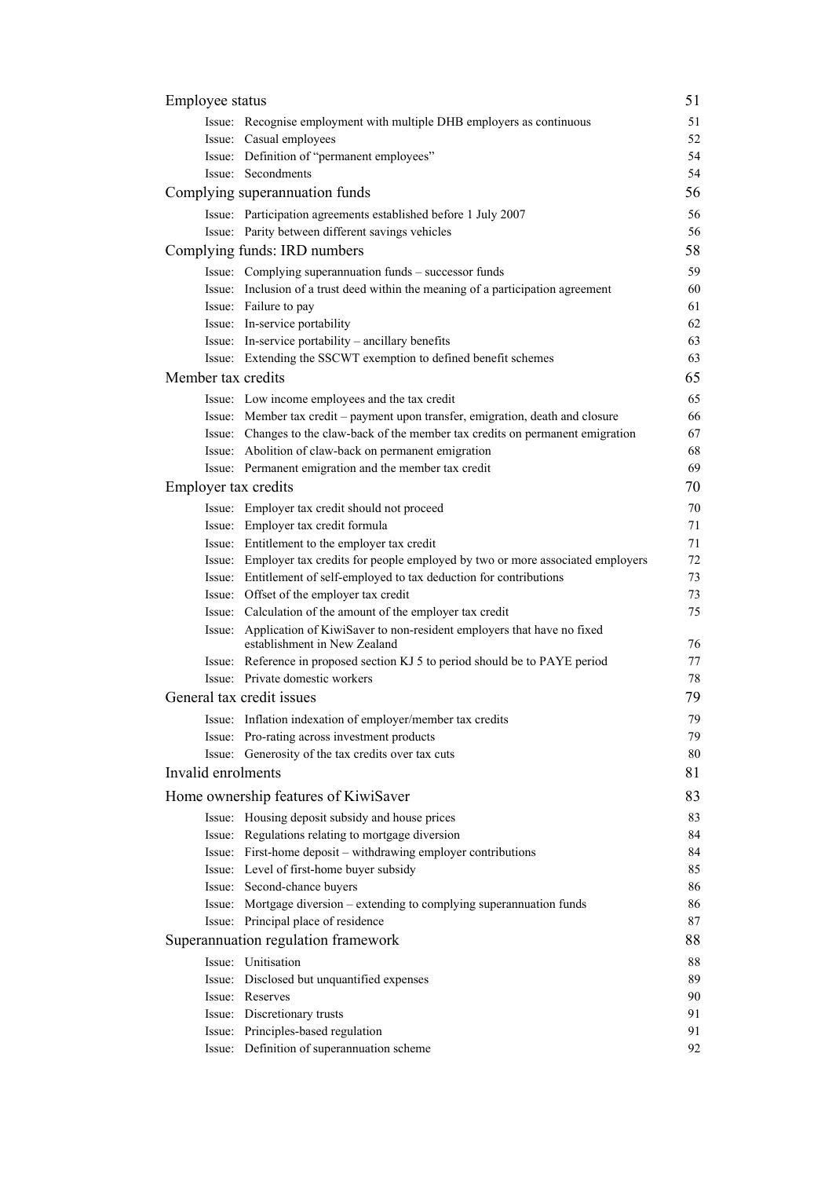| | |
|---|---|
| **Employee status** | **51** |
| Issue: Recognise employment with multiple DHB employers as continuous | 51 |
| Issue: Casual employees | 52 |
| Issue: Definition of "permanent employees" | 54 |
| Issue: Secondments | 54 |
| **Complying superannuation funds** | **56** |
| Issue: Participation agreements established before 1 July 2007 | 56 |
| Issue: Parity between different savings vehicles | 56 |
| **Complying funds: IRD numbers** | **58** |
| Issue: Complying superannuation funds – successor funds | 59 |
| Issue: Inclusion of a trust deed within the meaning of a participation agreement | 60 |
| Issue: Failure to pay | 61 |
| Issue: In-service portability | 62 |
| Issue: In-service portability – ancillary benefits | 63 |
| Issue: Extending the SSCWT exemption to defined benefit schemes | 63 |
| **Member tax credits** | **65** |
| Issue: Low income employees and the tax credit | 65 |
| Issue: Member tax credit – payment upon transfer, emigration, death and closure | 66 |
| Issue: Changes to the claw-back of the member tax credits on permanent emigration | 67 |
| Issue: Abolition of claw-back on permanent emigration | 68 |
| Issue: Permanent emigration and the member tax credit | 69 |
| **Employer tax credits** | **70** |
| Issue: Employer tax credit should not proceed | 70 |
| Issue: Employer tax credit formula | 71 |
| Issue: Entitlement to the employer tax credit | 71 |
| Issue: Employer tax credits for people employed by two or more associated employers | 72 |
| Issue: Entitlement of self-employed to tax deduction for contributions | 73 |
| Issue: Offset of the employer tax credit | 73 |
| Issue: Calculation of the amount of the employer tax credit | 75 |
| Issue: Application of KiwiSaver to non-resident employers that have no fixed establishment in New Zealand | 76 |
| Issue: Reference in proposed section KJ 5 to period should be to PAYE period | 77 |
| Issue: Private domestic workers | 78 |
| **General tax credit issues** | **79** |
| Issue: Inflation indexation of employer/member tax credits | 79 |
| Issue: Pro-rating across investment products | 79 |
| Issue: Generosity of the tax credits over tax cuts | 80 |
| **Invalid enrolments** | **81** |
| **Home ownership features of KiwiSaver** | **83** |
| Issue: Housing deposit subsidy and house prices | 83 |
| Issue: Regulations relating to mortgage diversion | 84 |
| Issue: First-home deposit – withdrawing employer contributions | 84 |
| Issue: Level of first-home buyer subsidy | 85 |
| Issue: Second-chance buyers | 86 |
| Issue: Mortgage diversion – extending to complying superannuation funds | 86 |
| Issue: Principal place of residence | 87 |
| **Superannuation regulation framework** | **88** |
| Issue: Unitisation | 88 |
| Issue: Disclosed but unquantified expenses | 89 |
| Issue: Reserves | 90 |
| Issue: Discretionary trusts | 91 |
| Issue: Principles-based regulation | 91 |
| Issue: Definition of superannuation scheme | 92 |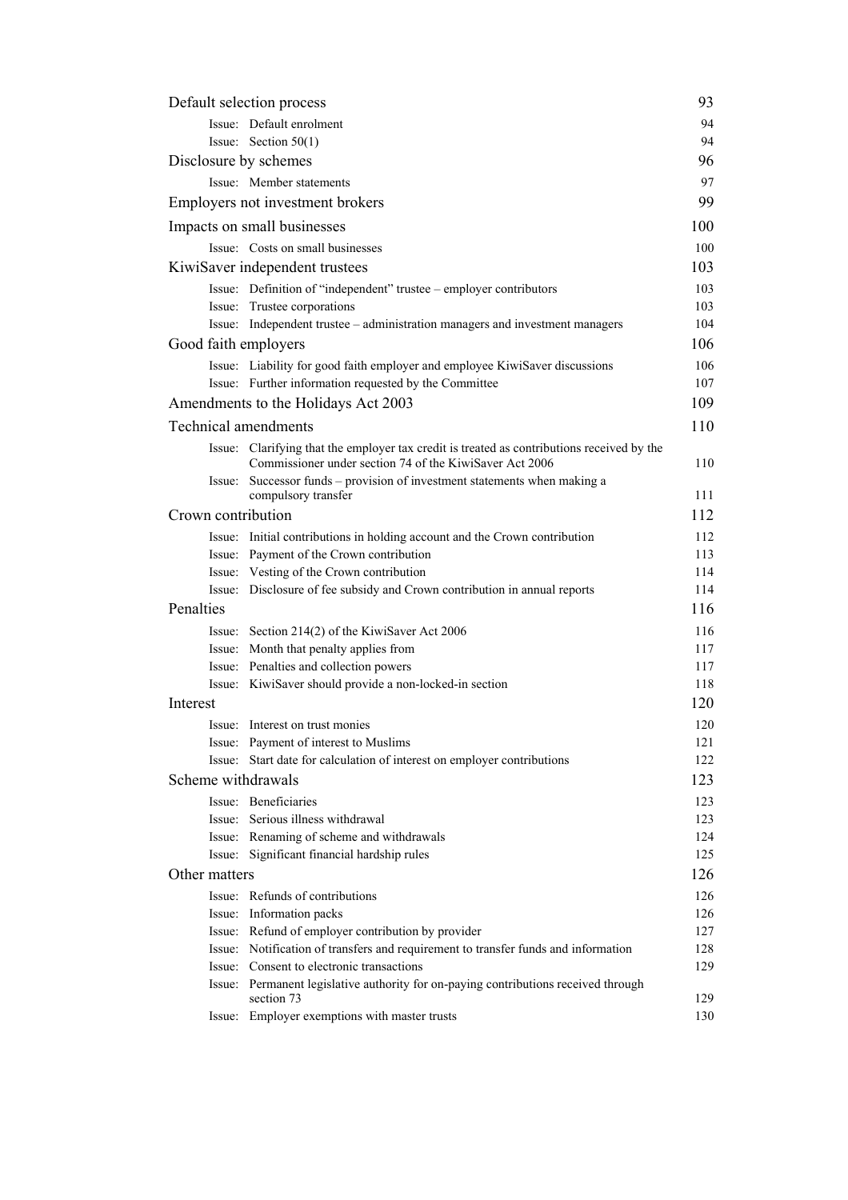| | |
|---|---|
| Default selection process | 93 |
| Issue: Default enrolment | 94 |
| Issue: Section 50(1) | 94 |
| Disclosure by schemes | 96 |
| Issue: Member statements | 97 |
| Employers not investment brokers | 99 |
| Impacts on small businesses | 100 |
| Issue: Costs on small businesses | 100 |
| KiwiSaver independent trustees | 103 |
| Issue: Definition of "independent" trustee – employer contributors | 103 |
| Issue: Trustee corporations | 103 |
| Issue: Independent trustee – administration managers and investment managers | 104 |
| Good faith employers | 106 |
| Issue: Liability for good faith employer and employee KiwiSaver discussions | 106 |
| Issue: Further information requested by the Committee | 107 |
| Amendments to the Holidays Act 2003 | 109 |
| Technical amendments | 110 |
| Issue: Clarifying that the employer tax credit is treated as contributions received by the Commissioner under section 74 of the KiwiSaver Act 2006 | 110 |
| Issue: Successor funds – provision of investment statements when making a compulsory transfer | 111 |
| Crown contribution | 112 |
| Issue: Initial contributions in holding account and the Crown contribution | 112 |
| Issue: Payment of the Crown contribution | 113 |
| Issue: Vesting of the Crown contribution | 114 |
| Issue: Disclosure of fee subsidy and Crown contribution in annual reports | 114 |
| Penalties | 116 |
| Issue: Section 214(2) of the KiwiSaver Act 2006 | 116 |
| Issue: Month that penalty applies from | 117 |
| Issue: Penalties and collection powers | 117 |
| Issue: KiwiSaver should provide a non-locked-in section | 118 |
| Interest | 120 |
| Issue: Interest on trust monies | 120 |
| Issue: Payment of interest to Muslims | 121 |
| Issue: Start date for calculation of interest on employer contributions | 122 |
| Scheme withdrawals | 123 |
| Issue: Beneficiaries | 123 |
| Issue: Serious illness withdrawal | 123 |
| Issue: Renaming of scheme and withdrawals | 124 |
| Issue: Significant financial hardship rules | 125 |
| Other matters | 126 |
| Issue: Refunds of contributions | 126 |
| Issue: Information packs | 126 |
| Issue: Refund of employer contribution by provider | 127 |
| Issue: Notification of transfers and requirement to transfer funds and information | 128 |
| Issue: Consent to electronic transactions | 129 |
| Issue: Permanent legislative authority for on-paying contributions received through section 73 | 129 |
| Issue: Employer exemptions with master trusts | 130 |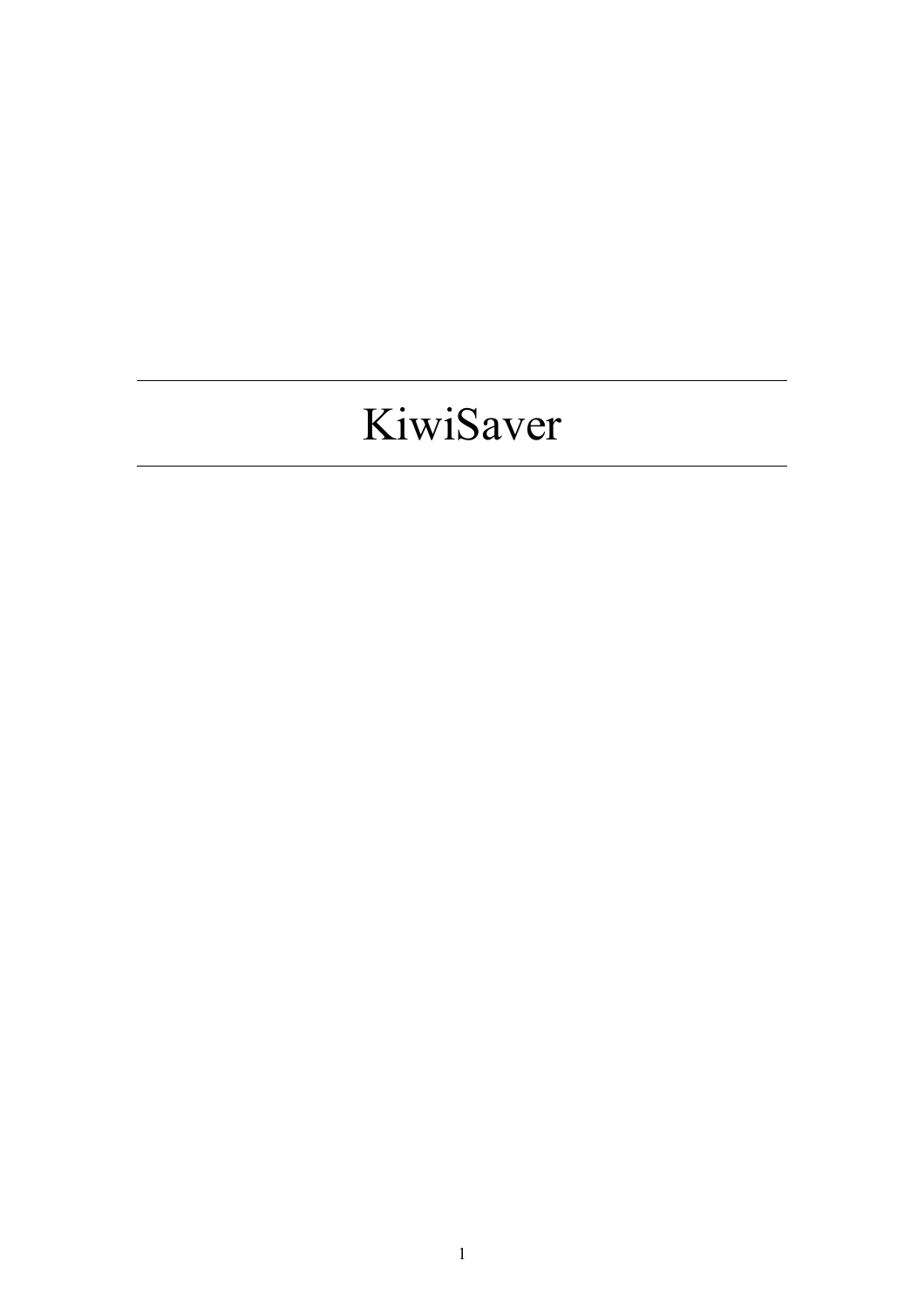# KiwiSaver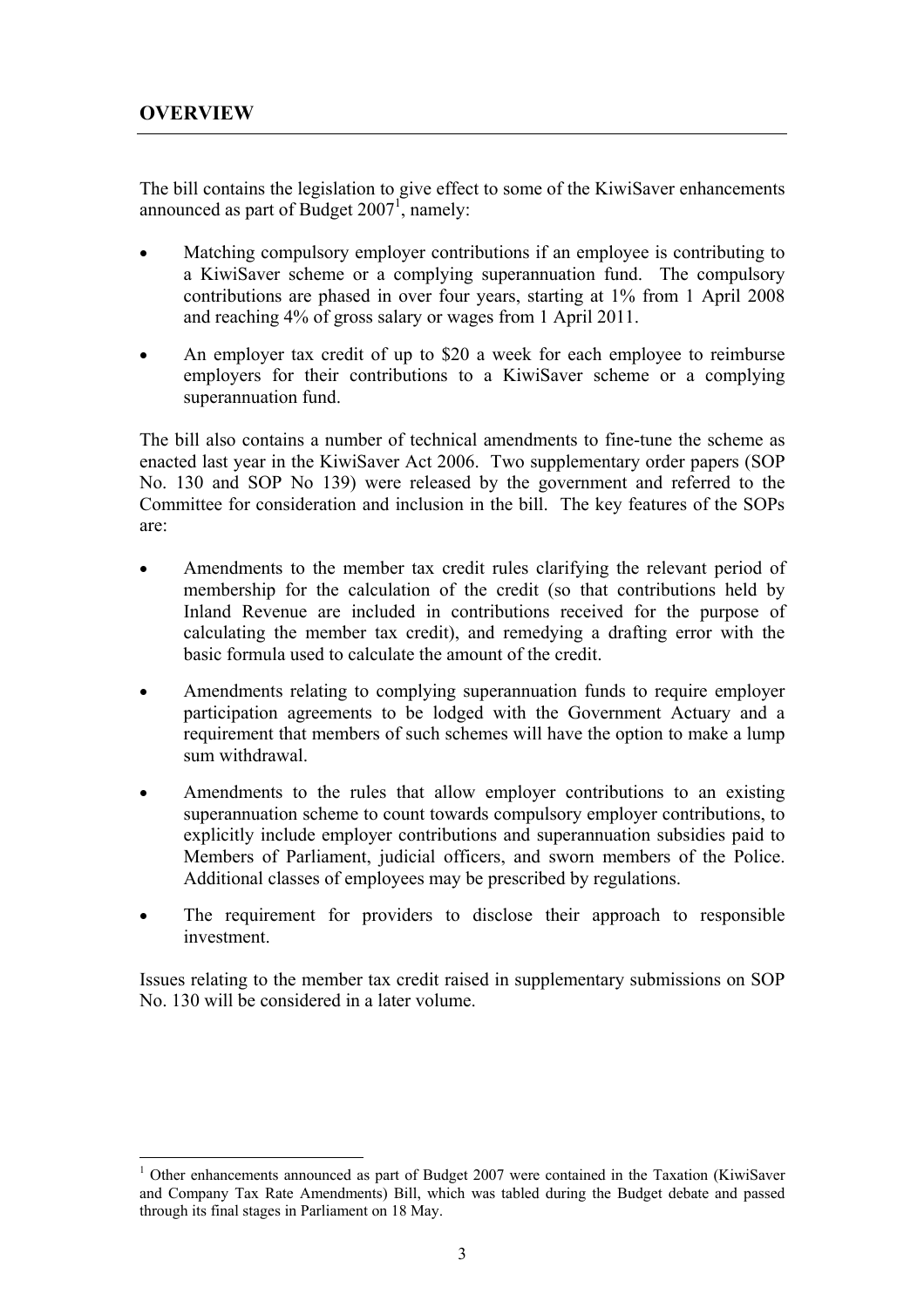## OVERVIEW

The bill contains the legislation to give effect to some of the KiwiSaver enhancements announced as part of Budget 2007[1], namely:

- Matching compulsory employer contributions if an employee is contributing to a KiwiSaver scheme or a complying superannuation fund. The compulsory contributions are phased in over four years, starting at 1% from 1 April 2008 and reaching 4% of gross salary or wages from 1 April 2011.
- An employer tax credit of up to $20 a week for each employee to reimburse employers for their contributions to a KiwiSaver scheme or a complying superannuation fund.

The bill also contains a number of technical amendments to fine-tune the scheme as enacted last year in the KiwiSaver Act 2006. Two supplementary order papers (SOP No. 130 and SOP No 139) were released by the government and referred to the Committee for consideration and inclusion in the bill. The key features of the SOPs are:

- Amendments to the member tax credit rules clarifying the relevant period of membership for the calculation of the credit (so that contributions held by Inland Revenue are included in contributions received for the purpose of calculating the member tax credit), and remedying a drafting error with the basic formula used to calculate the amount of the credit.
- Amendments relating to complying superannuation funds to require employer participation agreements to be lodged with the Government Actuary and a requirement that members of such schemes will have the option to make a lump sum withdrawal.
- Amendments to the rules that allow employer contributions to an existing superannuation scheme to count towards compulsory employer contributions, to explicitly include employer contributions and superannuation subsidies paid to Members of Parliament, judicial officers, and sworn members of the Police. Additional classes of employees may be prescribed by regulations.
- The requirement for providers to disclose their approach to responsible investment.

Issues relating to the member tax credit raised in supplementary submissions on SOP No. 130 will be considered in a later volume.

[1] Other enhancements announced as part of Budget 2007 were contained in the Taxation (KiwiSaver and Company Tax Rate Amendments) Bill, which was tabled during the Budget debate and passed through its final stages in Parliament on 18 May.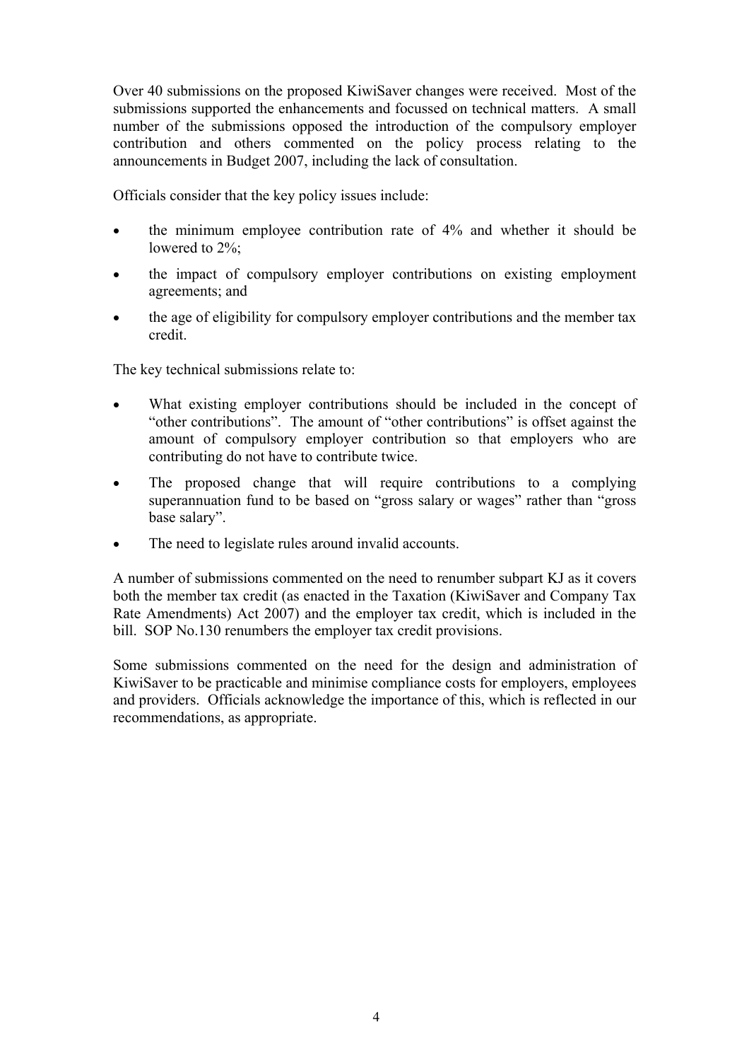Over 40 submissions on the proposed KiwiSaver changes were received. Most of the submissions supported the enhancements and focussed on technical matters. A small number of the submissions opposed the introduction of the compulsory employer contribution and others commented on the policy process relating to the announcements in Budget 2007, including the lack of consultation.

Officials consider that the key policy issues include:

- the minimum employee contribution rate of 4% and whether it should be lowered to 2%;
- the impact of compulsory employer contributions on existing employment agreements; and
- the age of eligibility for compulsory employer contributions and the member tax credit.

The key technical submissions relate to:

- What existing employer contributions should be included in the concept of "other contributions". The amount of "other contributions" is offset against the amount of compulsory employer contribution so that employers who are contributing do not have to contribute twice.
- The proposed change that will require contributions to a complying superannuation fund to be based on "gross salary or wages" rather than "gross base salary".
- The need to legislate rules around invalid accounts.

A number of submissions commented on the need to renumber subpart KJ as it covers both the member tax credit (as enacted in the Taxation (KiwiSaver and Company Tax Rate Amendments) Act 2007) and the employer tax credit, which is included in the bill. SOP No.130 renumbers the employer tax credit provisions.

Some submissions commented on the need for the design and administration of KiwiSaver to be practicable and minimise compliance costs for employers, employees and providers. Officials acknowledge the importance of this, which is reflected in our recommendations, as appropriate.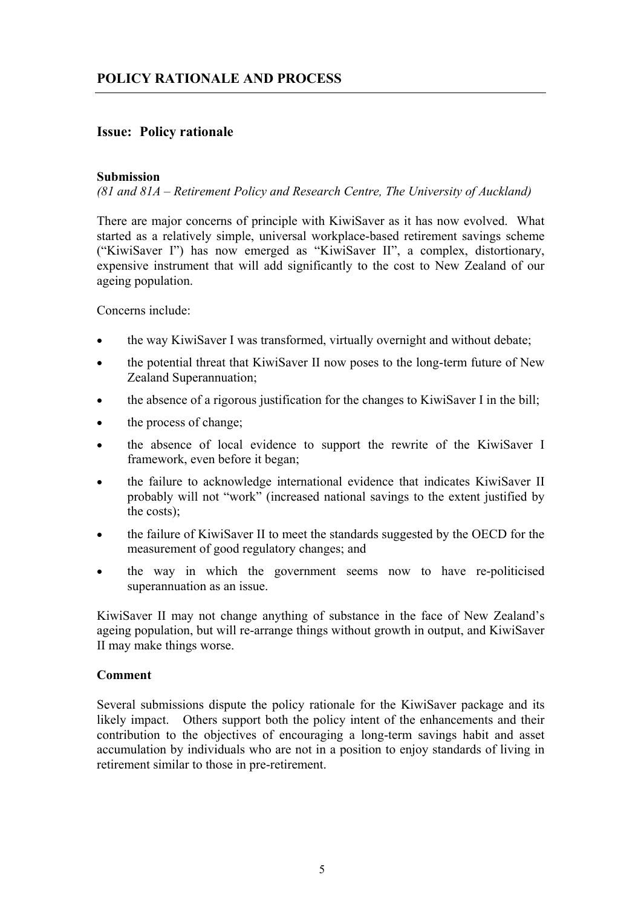## POLICY RATIONALE AND PROCESS

### Issue: Policy rationale

**Submission**

*(81 and 81A – Retirement Policy and Research Centre, The University of Auckland)*

There are major concerns of principle with KiwiSaver as it has now evolved. What started as a relatively simple, universal workplace-based retirement savings scheme ("KiwiSaver I") has now emerged as "KiwiSaver II", a complex, distortionary, expensive instrument that will add significantly to the cost to New Zealand of our ageing population.

Concerns include:

- the way KiwiSaver I was transformed, virtually overnight and without debate;
- the potential threat that KiwiSaver II now poses to the long-term future of New Zealand Superannuation;
- the absence of a rigorous justification for the changes to KiwiSaver I in the bill;
- the process of change;
- the absence of local evidence to support the rewrite of the KiwiSaver I framework, even before it began;
- the failure to acknowledge international evidence that indicates KiwiSaver II probably will not "work" (increased national savings to the extent justified by the costs);
- the failure of KiwiSaver II to meet the standards suggested by the OECD for the measurement of good regulatory changes; and
- the way in which the government seems now to have re-politicised superannuation as an issue.

KiwiSaver II may not change anything of substance in the face of New Zealand's ageing population, but will re-arrange things without growth in output, and KiwiSaver II may make things worse.

**Comment**

Several submissions dispute the policy rationale for the KiwiSaver package and its likely impact. Others support both the policy intent of the enhancements and their contribution to the objectives of encouraging a long-term savings habit and asset accumulation by individuals who are not in a position to enjoy standards of living in retirement similar to those in pre-retirement.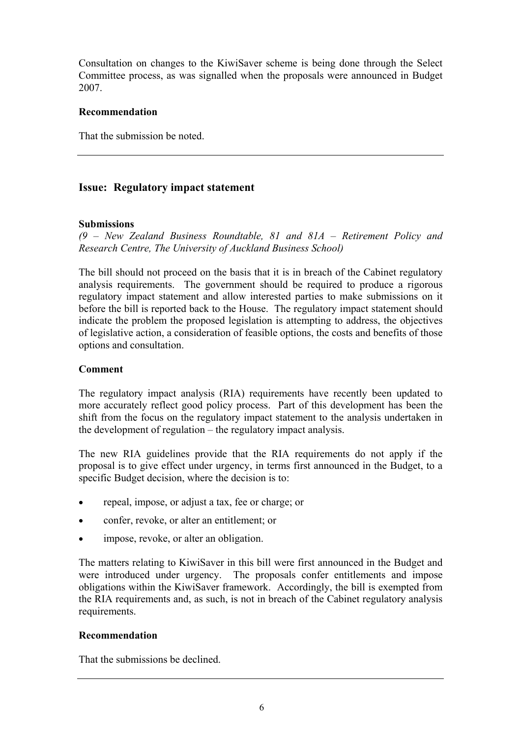Consultation on changes to the KiwiSaver scheme is being done through the Select Committee process, as was signalled when the proposals were announced in Budget 2007.

**Recommendation**

That the submission be noted.

---

## Issue: Regulatory impact statement

**Submissions**

*(9 – New Zealand Business Roundtable, 81 and 81A – Retirement Policy and Research Centre, The University of Auckland Business School)*

The bill should not proceed on the basis that it is in breach of the Cabinet regulatory analysis requirements. The government should be required to produce a rigorous regulatory impact statement and allow interested parties to make submissions on it before the bill is reported back to the House. The regulatory impact statement should indicate the problem the proposed legislation is attempting to address, the objectives of legislative action, a consideration of feasible options, the costs and benefits of those options and consultation.

**Comment**

The regulatory impact analysis (RIA) requirements have recently been updated to more accurately reflect good policy process. Part of this development has been the shift from the focus on the regulatory impact statement to the analysis undertaken in the development of regulation – the regulatory impact analysis.

The new RIA guidelines provide that the RIA requirements do not apply if the proposal is to give effect under urgency, in terms first announced in the Budget, to a specific Budget decision, where the decision is to:

- repeal, impose, or adjust a tax, fee or charge; or
- confer, revoke, or alter an entitlement; or
- impose, revoke, or alter an obligation.

The matters relating to KiwiSaver in this bill were first announced in the Budget and were introduced under urgency. The proposals confer entitlements and impose obligations within the KiwiSaver framework. Accordingly, the bill is exempted from the RIA requirements and, as such, is not in breach of the Cabinet regulatory analysis requirements.

**Recommendation**

That the submissions be declined.

---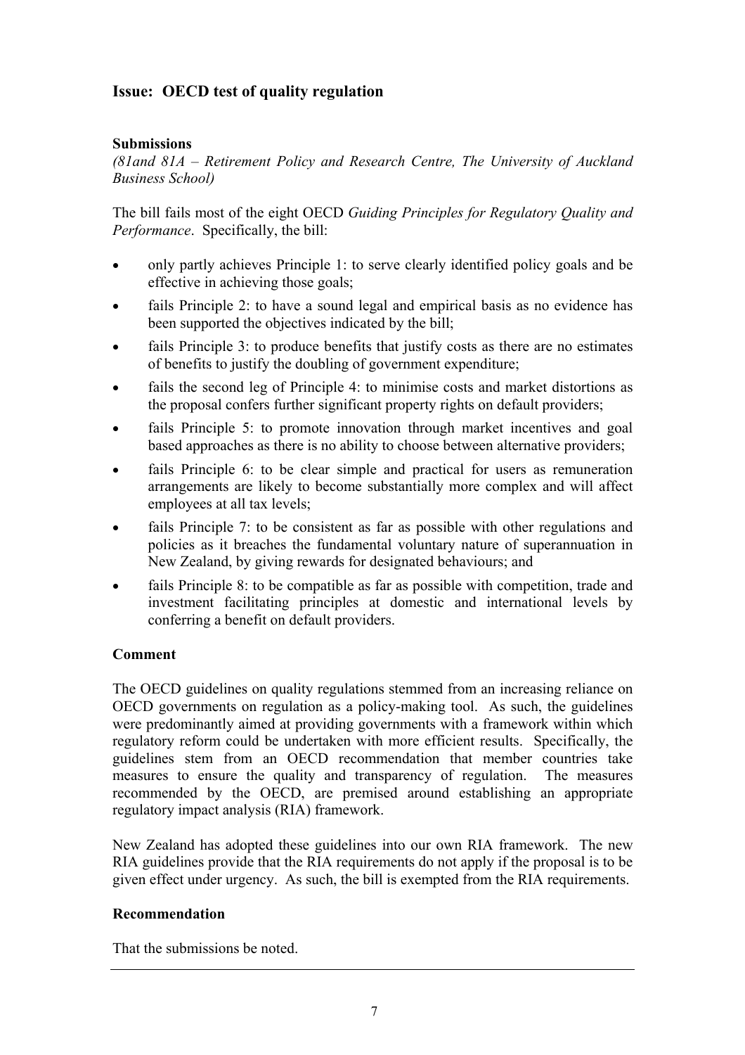## Issue: OECD test of quality regulation

### Submissions

*(81and 81A – Retirement Policy and Research Centre, The University of Auckland Business School)*

The bill fails most of the eight OECD *Guiding Principles for Regulatory Quality and Performance*. Specifically, the bill:

- only partly achieves Principle 1: to serve clearly identified policy goals and be effective in achieving those goals;
- fails Principle 2: to have a sound legal and empirical basis as no evidence has been supported the objectives indicated by the bill;
- fails Principle 3: to produce benefits that justify costs as there are no estimates of benefits to justify the doubling of government expenditure;
- fails the second leg of Principle 4: to minimise costs and market distortions as the proposal confers further significant property rights on default providers;
- fails Principle 5: to promote innovation through market incentives and goal based approaches as there is no ability to choose between alternative providers;
- fails Principle 6: to be clear simple and practical for users as remuneration arrangements are likely to become substantially more complex and will affect employees at all tax levels;
- fails Principle 7: to be consistent as far as possible with other regulations and policies as it breaches the fundamental voluntary nature of superannuation in New Zealand, by giving rewards for designated behaviours; and
- fails Principle 8: to be compatible as far as possible with competition, trade and investment facilitating principles at domestic and international levels by conferring a benefit on default providers.

### Comment

The OECD guidelines on quality regulations stemmed from an increasing reliance on OECD governments on regulation as a policy-making tool. As such, the guidelines were predominantly aimed at providing governments with a framework within which regulatory reform could be undertaken with more efficient results. Specifically, the guidelines stem from an OECD recommendation that member countries take measures to ensure the quality and transparency of regulation. The measures recommended by the OECD, are premised around establishing an appropriate regulatory impact analysis (RIA) framework.

New Zealand has adopted these guidelines into our own RIA framework. The new RIA guidelines provide that the RIA requirements do not apply if the proposal is to be given effect under urgency. As such, the bill is exempted from the RIA requirements.

### Recommendation

That the submissions be noted.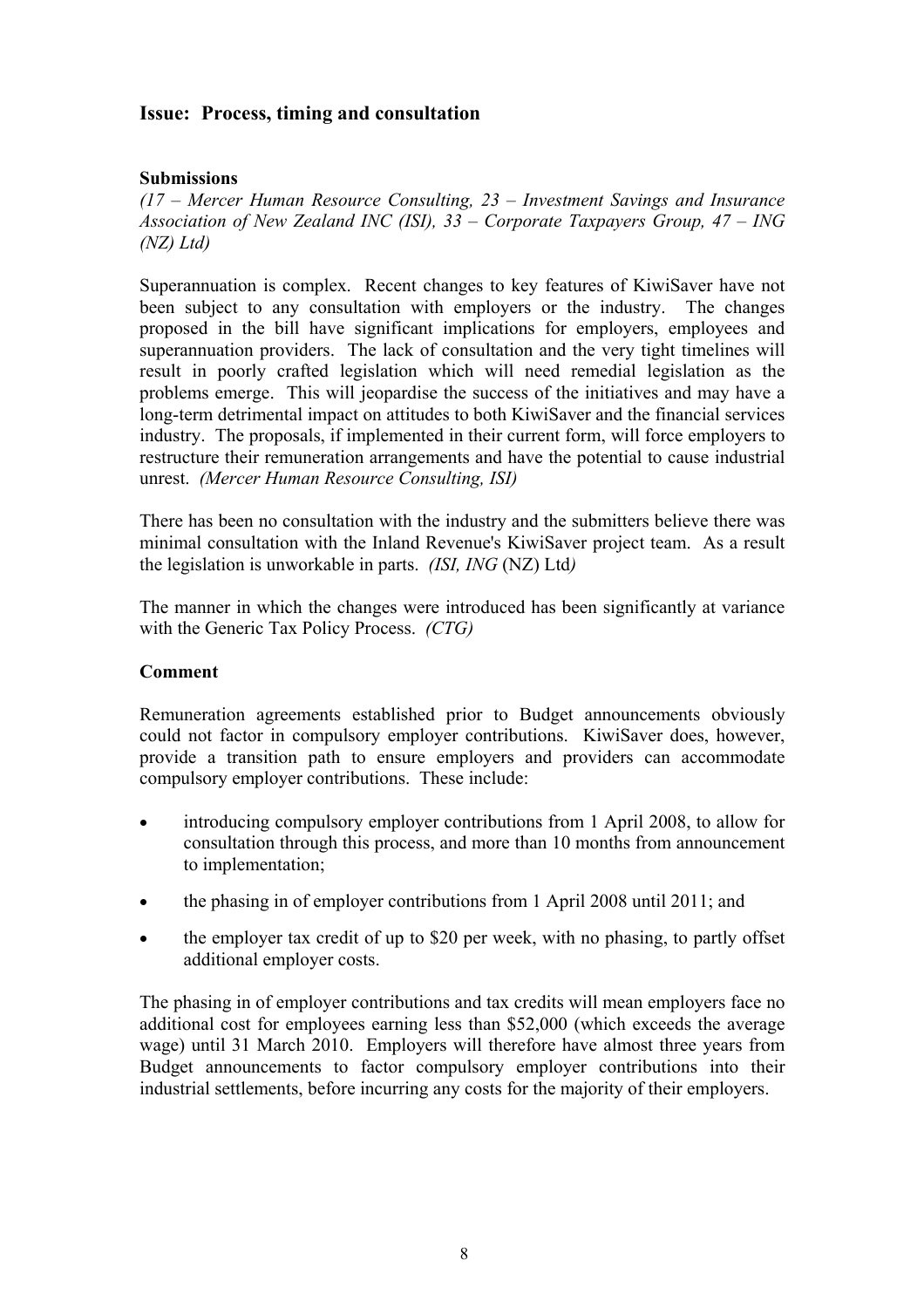## Issue: Process, timing and consultation

### Submissions

*(17 – Mercer Human Resource Consulting, 23 – Investment Savings and Insurance Association of New Zealand INC (ISI), 33 – Corporate Taxpayers Group, 47 – ING (NZ) Ltd)*

Superannuation is complex. Recent changes to key features of KiwiSaver have not been subject to any consultation with employers or the industry. The changes proposed in the bill have significant implications for employers, employees and superannuation providers. The lack of consultation and the very tight timelines will result in poorly crafted legislation which will need remedial legislation as the problems emerge. This will jeopardise the success of the initiatives and may have a long-term detrimental impact on attitudes to both KiwiSaver and the financial services industry. The proposals, if implemented in their current form, will force employers to restructure their remuneration arrangements and have the potential to cause industrial unrest. *(Mercer Human Resource Consulting, ISI)*

There has been no consultation with the industry and the submitters believe there was minimal consultation with the Inland Revenue's KiwiSaver project team. As a result the legislation is unworkable in parts. *(ISI, ING* (NZ) Ltd*)*

The manner in which the changes were introduced has been significantly at variance with the Generic Tax Policy Process. *(CTG)*

### Comment

Remuneration agreements established prior to Budget announcements obviously could not factor in compulsory employer contributions. KiwiSaver does, however, provide a transition path to ensure employers and providers can accommodate compulsory employer contributions. These include:

- introducing compulsory employer contributions from 1 April 2008, to allow for consultation through this process, and more than 10 months from announcement to implementation;
- the phasing in of employer contributions from 1 April 2008 until 2011; and
- the employer tax credit of up to $20 per week, with no phasing, to partly offset additional employer costs.

The phasing in of employer contributions and tax credits will mean employers face no additional cost for employees earning less than $52,000 (which exceeds the average wage) until 31 March 2010. Employers will therefore have almost three years from Budget announcements to factor compulsory employer contributions into their industrial settlements, before incurring any costs for the majority of their employers.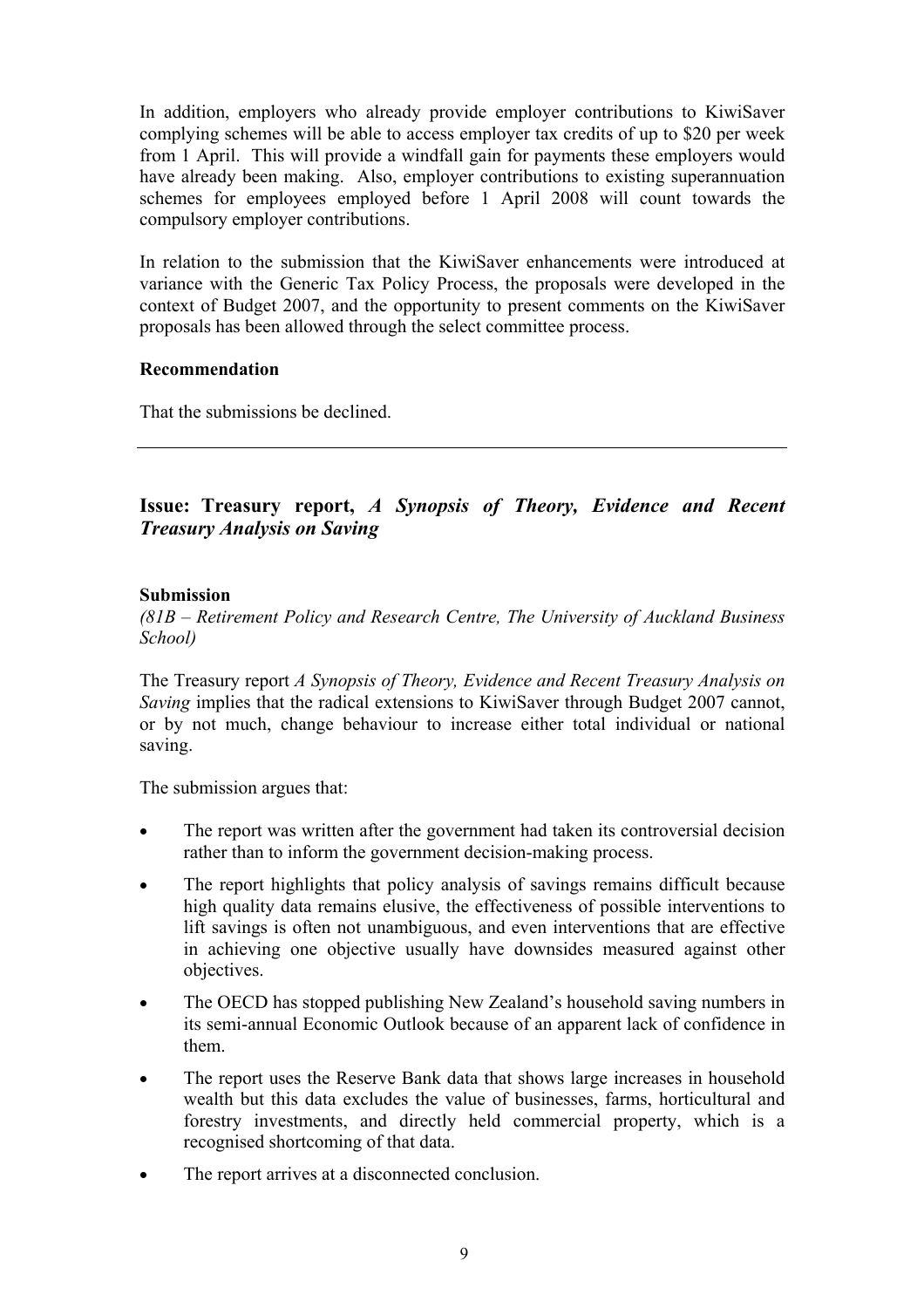In addition, employers who already provide employer contributions to KiwiSaver complying schemes will be able to access employer tax credits of up to $20 per week from 1 April. This will provide a windfall gain for payments these employers would have already been making. Also, employer contributions to existing superannuation schemes for employees employed before 1 April 2008 will count towards the compulsory employer contributions.

In relation to the submission that the KiwiSaver enhancements were introduced at variance with the Generic Tax Policy Process, the proposals were developed in the context of Budget 2007, and the opportunity to present comments on the KiwiSaver proposals has been allowed through the select committee process.

**Recommendation**

That the submissions be declined.

---

## Issue: Treasury report, *A Synopsis of Theory, Evidence and Recent Treasury Analysis on Saving*

**Submission**

*(81B – Retirement Policy and Research Centre, The University of Auckland Business School)*

The Treasury report *A Synopsis of Theory, Evidence and Recent Treasury Analysis on Saving* implies that the radical extensions to KiwiSaver through Budget 2007 cannot, or by not much, change behaviour to increase either total individual or national saving.

The submission argues that:

- The report was written after the government had taken its controversial decision rather than to inform the government decision-making process.
- The report highlights that policy analysis of savings remains difficult because high quality data remains elusive, the effectiveness of possible interventions to lift savings is often not unambiguous, and even interventions that are effective in achieving one objective usually have downsides measured against other objectives.
- The OECD has stopped publishing New Zealand's household saving numbers in its semi-annual Economic Outlook because of an apparent lack of confidence in them.
- The report uses the Reserve Bank data that shows large increases in household wealth but this data excludes the value of businesses, farms, horticultural and forestry investments, and directly held commercial property, which is a recognised shortcoming of that data.
- The report arrives at a disconnected conclusion.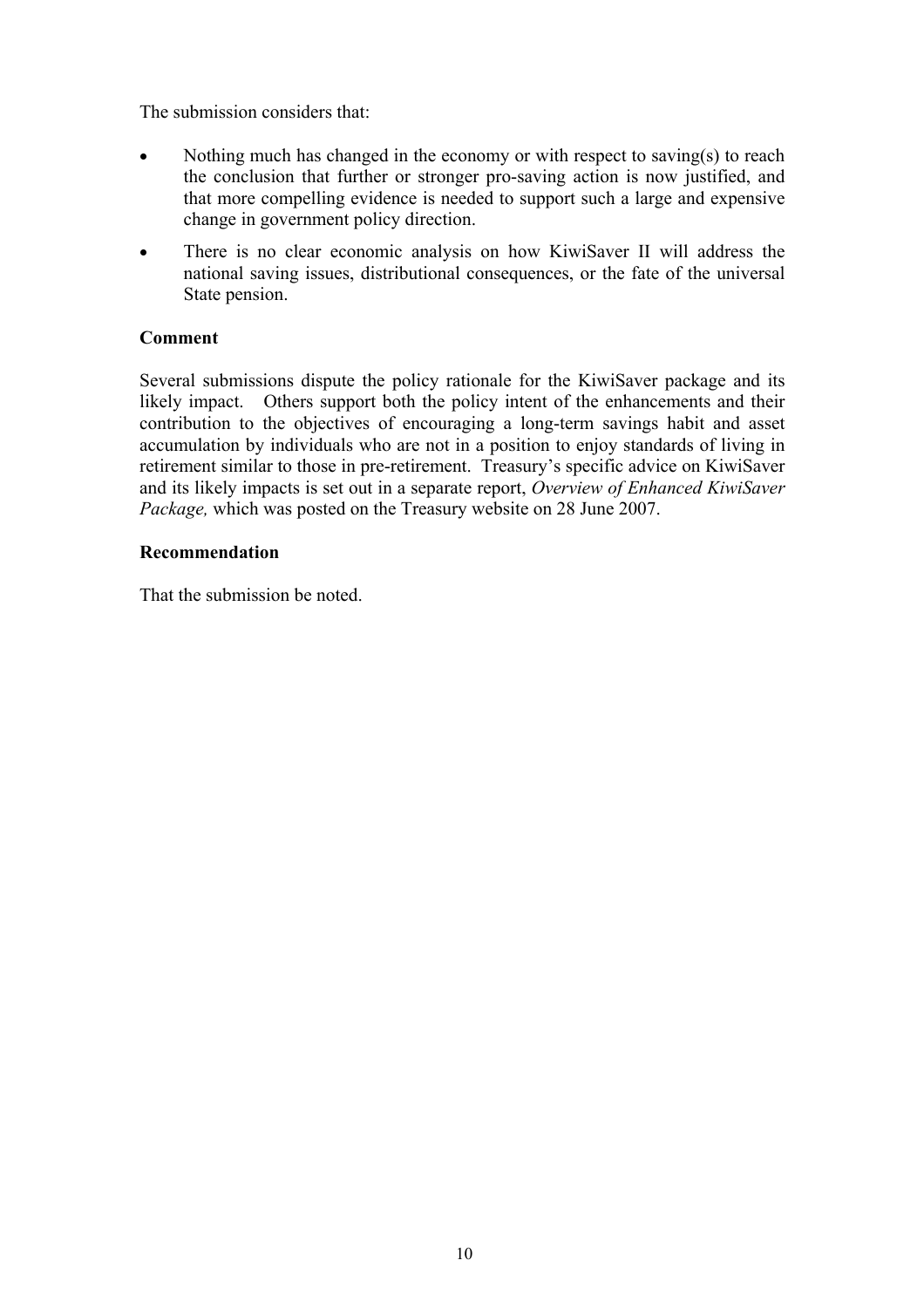The submission considers that:

- Nothing much has changed in the economy or with respect to saving(s) to reach the conclusion that further or stronger pro-saving action is now justified, and that more compelling evidence is needed to support such a large and expensive change in government policy direction.
- There is no clear economic analysis on how KiwiSaver II will address the national saving issues, distributional consequences, or the fate of the universal State pension.

**Comment**

Several submissions dispute the policy rationale for the KiwiSaver package and its likely impact. Others support both the policy intent of the enhancements and their contribution to the objectives of encouraging a long-term savings habit and asset accumulation by individuals who are not in a position to enjoy standards of living in retirement similar to those in pre-retirement. Treasury's specific advice on KiwiSaver and its likely impacts is set out in a separate report, *Overview of Enhanced KiwiSaver Package,* which was posted on the Treasury website on 28 June 2007.

**Recommendation**

That the submission be noted.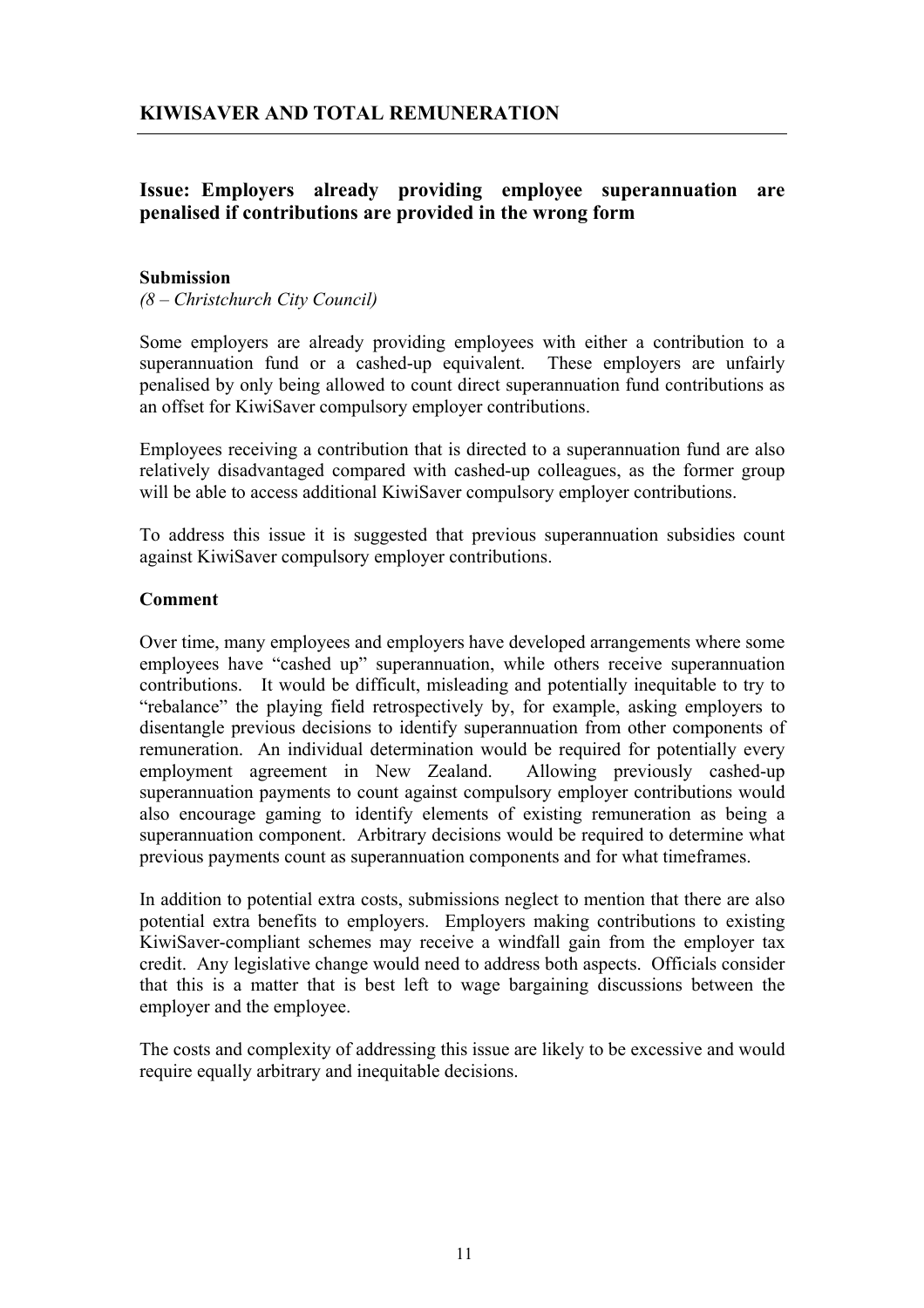## KIWISAVER AND TOTAL REMUNERATION

### Issue: Employers already providing employee superannuation are penalised if contributions are provided in the wrong form

**Submission**

*(8 – Christchurch City Council)*

Some employers are already providing employees with either a contribution to a superannuation fund or a cashed-up equivalent. These employers are unfairly penalised by only being allowed to count direct superannuation fund contributions as an offset for KiwiSaver compulsory employer contributions.

Employees receiving a contribution that is directed to a superannuation fund are also relatively disadvantaged compared with cashed-up colleagues, as the former group will be able to access additional KiwiSaver compulsory employer contributions.

To address this issue it is suggested that previous superannuation subsidies count against KiwiSaver compulsory employer contributions.

**Comment**

Over time, many employees and employers have developed arrangements where some employees have "cashed up" superannuation, while others receive superannuation contributions. It would be difficult, misleading and potentially inequitable to try to "rebalance" the playing field retrospectively by, for example, asking employers to disentangle previous decisions to identify superannuation from other components of remuneration. An individual determination would be required for potentially every employment agreement in New Zealand. Allowing previously cashed-up superannuation payments to count against compulsory employer contributions would also encourage gaming to identify elements of existing remuneration as being a superannuation component. Arbitrary decisions would be required to determine what previous payments count as superannuation components and for what timeframes.

In addition to potential extra costs, submissions neglect to mention that there are also potential extra benefits to employers. Employers making contributions to existing KiwiSaver-compliant schemes may receive a windfall gain from the employer tax credit. Any legislative change would need to address both aspects. Officials consider that this is a matter that is best left to wage bargaining discussions between the employer and the employee.

The costs and complexity of addressing this issue are likely to be excessive and would require equally arbitrary and inequitable decisions.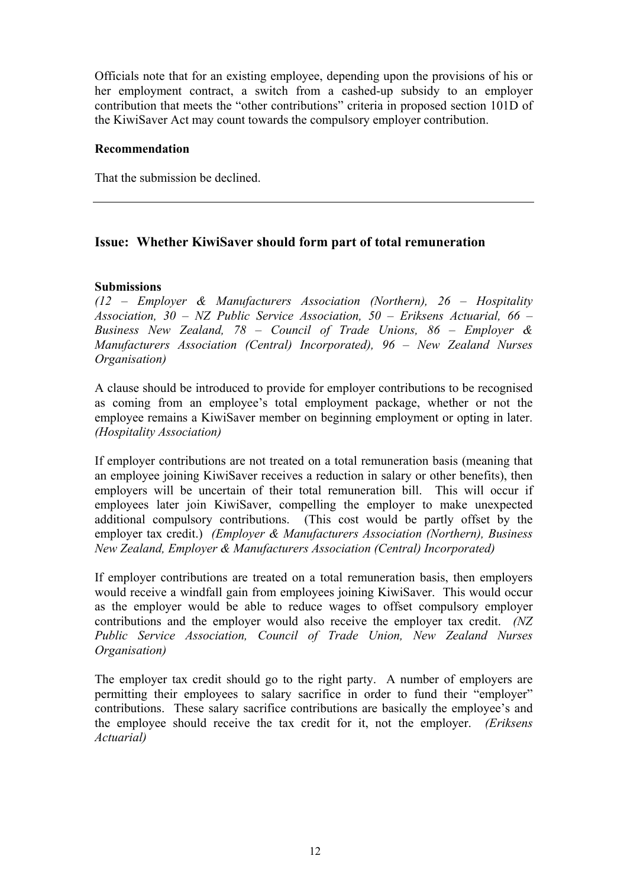Officials note that for an existing employee, depending upon the provisions of his or her employment contract, a switch from a cashed-up subsidy to an employer contribution that meets the "other contributions" criteria in proposed section 101D of the KiwiSaver Act may count towards the compulsory employer contribution.

**Recommendation**

That the submission be declined.

---

## Issue: Whether KiwiSaver should form part of total remuneration

**Submissions**

*(12 – Employer & Manufacturers Association (Northern), 26 – Hospitality Association, 30 – NZ Public Service Association, 50 – Eriksens Actuarial, 66 – Business New Zealand, 78 – Council of Trade Unions, 86 – Employer & Manufacturers Association (Central) Incorporated), 96 – New Zealand Nurses Organisation)*

A clause should be introduced to provide for employer contributions to be recognised as coming from an employee's total employment package, whether or not the employee remains a KiwiSaver member on beginning employment or opting in later. *(Hospitality Association)*

If employer contributions are not treated on a total remuneration basis (meaning that an employee joining KiwiSaver receives a reduction in salary or other benefits), then employers will be uncertain of their total remuneration bill. This will occur if employees later join KiwiSaver, compelling the employer to make unexpected additional compulsory contributions. (This cost would be partly offset by the employer tax credit.) *(Employer & Manufacturers Association (Northern), Business New Zealand, Employer & Manufacturers Association (Central) Incorporated)*

If employer contributions are treated on a total remuneration basis, then employers would receive a windfall gain from employees joining KiwiSaver. This would occur as the employer would be able to reduce wages to offset compulsory employer contributions and the employer would also receive the employer tax credit. *(NZ Public Service Association, Council of Trade Union, New Zealand Nurses Organisation)*

The employer tax credit should go to the right party. A number of employers are permitting their employees to salary sacrifice in order to fund their "employer" contributions. These salary sacrifice contributions are basically the employee's and the employee should receive the tax credit for it, not the employer. *(Eriksens Actuarial)*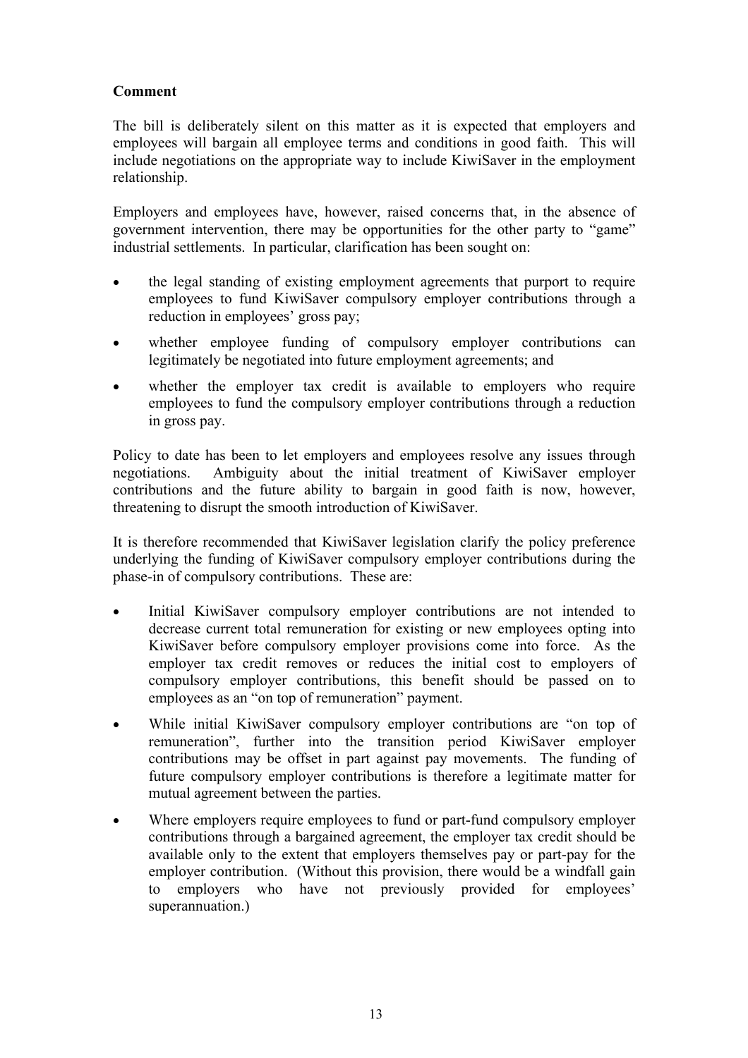**Comment**

The bill is deliberately silent on this matter as it is expected that employers and employees will bargain all employee terms and conditions in good faith. This will include negotiations on the appropriate way to include KiwiSaver in the employment relationship.

Employers and employees have, however, raised concerns that, in the absence of government intervention, there may be opportunities for the other party to "game" industrial settlements. In particular, clarification has been sought on:

- the legal standing of existing employment agreements that purport to require employees to fund KiwiSaver compulsory employer contributions through a reduction in employees' gross pay;
- whether employee funding of compulsory employer contributions can legitimately be negotiated into future employment agreements; and
- whether the employer tax credit is available to employers who require employees to fund the compulsory employer contributions through a reduction in gross pay.

Policy to date has been to let employers and employees resolve any issues through negotiations. Ambiguity about the initial treatment of KiwiSaver employer contributions and the future ability to bargain in good faith is now, however, threatening to disrupt the smooth introduction of KiwiSaver.

It is therefore recommended that KiwiSaver legislation clarify the policy preference underlying the funding of KiwiSaver compulsory employer contributions during the phase-in of compulsory contributions. These are:

- Initial KiwiSaver compulsory employer contributions are not intended to decrease current total remuneration for existing or new employees opting into KiwiSaver before compulsory employer provisions come into force. As the employer tax credit removes or reduces the initial cost to employers of compulsory employer contributions, this benefit should be passed on to employees as an "on top of remuneration" payment.
- While initial KiwiSaver compulsory employer contributions are "on top of remuneration", further into the transition period KiwiSaver employer contributions may be offset in part against pay movements. The funding of future compulsory employer contributions is therefore a legitimate matter for mutual agreement between the parties.
- Where employers require employees to fund or part-fund compulsory employer contributions through a bargained agreement, the employer tax credit should be available only to the extent that employers themselves pay or part-pay for the employer contribution. (Without this provision, there would be a windfall gain to employers who have not previously provided for employees' superannuation.)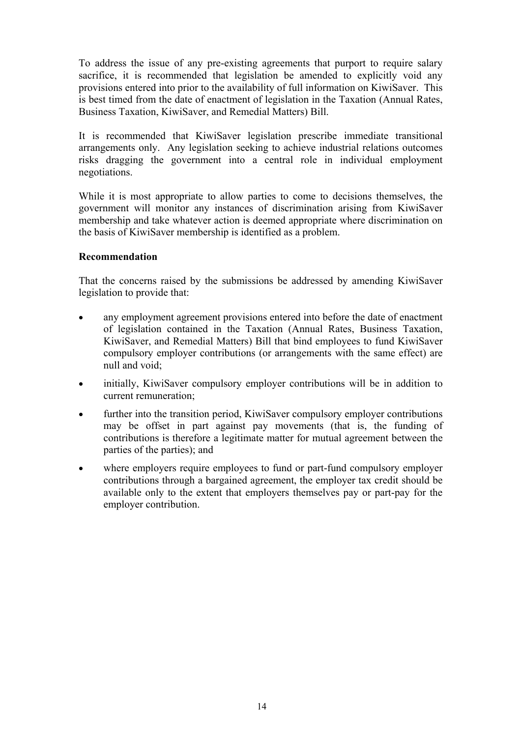To address the issue of any pre-existing agreements that purport to require salary sacrifice, it is recommended that legislation be amended to explicitly void any provisions entered into prior to the availability of full information on KiwiSaver. This is best timed from the date of enactment of legislation in the Taxation (Annual Rates, Business Taxation, KiwiSaver, and Remedial Matters) Bill.

It is recommended that KiwiSaver legislation prescribe immediate transitional arrangements only. Any legislation seeking to achieve industrial relations outcomes risks dragging the government into a central role in individual employment negotiations.

While it is most appropriate to allow parties to come to decisions themselves, the government will monitor any instances of discrimination arising from KiwiSaver membership and take whatever action is deemed appropriate where discrimination on the basis of KiwiSaver membership is identified as a problem.

**Recommendation**

That the concerns raised by the submissions be addressed by amending KiwiSaver legislation to provide that:

- any employment agreement provisions entered into before the date of enactment of legislation contained in the Taxation (Annual Rates, Business Taxation, KiwiSaver, and Remedial Matters) Bill that bind employees to fund KiwiSaver compulsory employer contributions (or arrangements with the same effect) are null and void;
- initially, KiwiSaver compulsory employer contributions will be in addition to current remuneration;
- further into the transition period, KiwiSaver compulsory employer contributions may be offset in part against pay movements (that is, the funding of contributions is therefore a legitimate matter for mutual agreement between the parties of the parties); and
- where employers require employees to fund or part-fund compulsory employer contributions through a bargained agreement, the employer tax credit should be available only to the extent that employers themselves pay or part-pay for the employer contribution.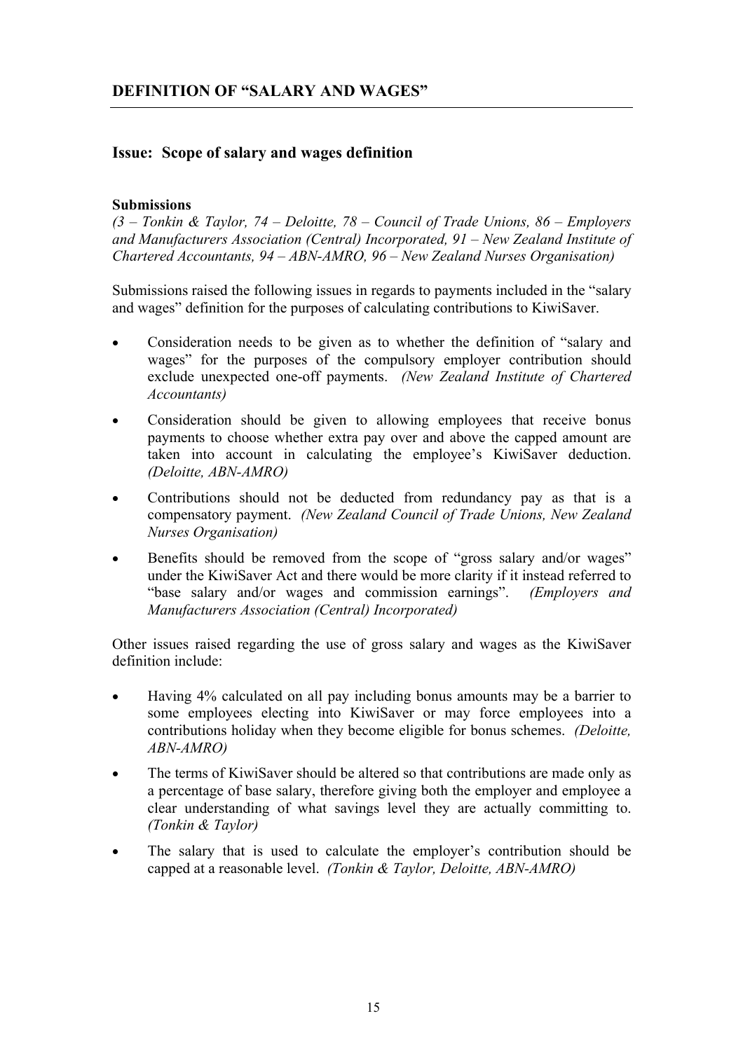## DEFINITION OF "SALARY AND WAGES"

### Issue: Scope of salary and wages definition

**Submissions**

*(3 – Tonkin & Taylor, 74 – Deloitte, 78 – Council of Trade Unions, 86 – Employers and Manufacturers Association (Central) Incorporated, 91 – New Zealand Institute of Chartered Accountants, 94 – ABN-AMRO, 96 – New Zealand Nurses Organisation)*

Submissions raised the following issues in regards to payments included in the "salary and wages" definition for the purposes of calculating contributions to KiwiSaver.

- Consideration needs to be given as to whether the definition of "salary and wages" for the purposes of the compulsory employer contribution should exclude unexpected one-off payments. *(New Zealand Institute of Chartered Accountants)*
- Consideration should be given to allowing employees that receive bonus payments to choose whether extra pay over and above the capped amount are taken into account in calculating the employee's KiwiSaver deduction. *(Deloitte, ABN-AMRO)*
- Contributions should not be deducted from redundancy pay as that is a compensatory payment. *(New Zealand Council of Trade Unions, New Zealand Nurses Organisation)*
- Benefits should be removed from the scope of "gross salary and/or wages" under the KiwiSaver Act and there would be more clarity if it instead referred to "base salary and/or wages and commission earnings". *(Employers and Manufacturers Association (Central) Incorporated)*

Other issues raised regarding the use of gross salary and wages as the KiwiSaver definition include:

- Having 4% calculated on all pay including bonus amounts may be a barrier to some employees electing into KiwiSaver or may force employees into a contributions holiday when they become eligible for bonus schemes. *(Deloitte, ABN-AMRO)*
- The terms of KiwiSaver should be altered so that contributions are made only as a percentage of base salary, therefore giving both the employer and employee a clear understanding of what savings level they are actually committing to. *(Tonkin & Taylor)*
- The salary that is used to calculate the employer's contribution should be capped at a reasonable level. *(Tonkin & Taylor, Deloitte, ABN-AMRO)*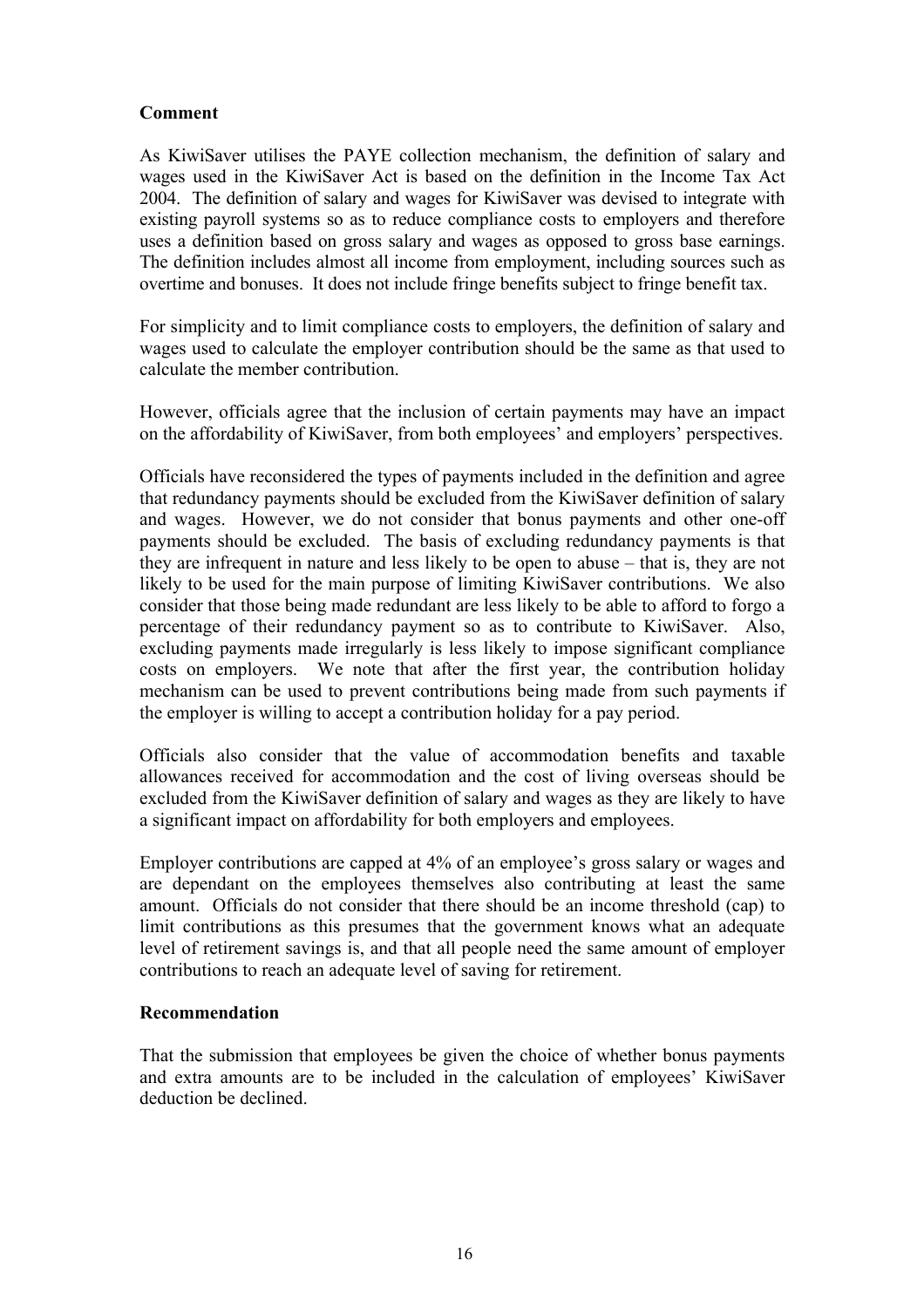**Comment**

As KiwiSaver utilises the PAYE collection mechanism, the definition of salary and wages used in the KiwiSaver Act is based on the definition in the Income Tax Act 2004. The definition of salary and wages for KiwiSaver was devised to integrate with existing payroll systems so as to reduce compliance costs to employers and therefore uses a definition based on gross salary and wages as opposed to gross base earnings. The definition includes almost all income from employment, including sources such as overtime and bonuses. It does not include fringe benefits subject to fringe benefit tax.

For simplicity and to limit compliance costs to employers, the definition of salary and wages used to calculate the employer contribution should be the same as that used to calculate the member contribution.

However, officials agree that the inclusion of certain payments may have an impact on the affordability of KiwiSaver, from both employees' and employers' perspectives.

Officials have reconsidered the types of payments included in the definition and agree that redundancy payments should be excluded from the KiwiSaver definition of salary and wages. However, we do not consider that bonus payments and other one-off payments should be excluded. The basis of excluding redundancy payments is that they are infrequent in nature and less likely to be open to abuse – that is, they are not likely to be used for the main purpose of limiting KiwiSaver contributions. We also consider that those being made redundant are less likely to be able to afford to forgo a percentage of their redundancy payment so as to contribute to KiwiSaver. Also, excluding payments made irregularly is less likely to impose significant compliance costs on employers. We note that after the first year, the contribution holiday mechanism can be used to prevent contributions being made from such payments if the employer is willing to accept a contribution holiday for a pay period.

Officials also consider that the value of accommodation benefits and taxable allowances received for accommodation and the cost of living overseas should be excluded from the KiwiSaver definition of salary and wages as they are likely to have a significant impact on affordability for both employers and employees.

Employer contributions are capped at 4% of an employee's gross salary or wages and are dependant on the employees themselves also contributing at least the same amount. Officials do not consider that there should be an income threshold (cap) to limit contributions as this presumes that the government knows what an adequate level of retirement savings is, and that all people need the same amount of employer contributions to reach an adequate level of saving for retirement.

**Recommendation**

That the submission that employees be given the choice of whether bonus payments and extra amounts are to be included in the calculation of employees' KiwiSaver deduction be declined.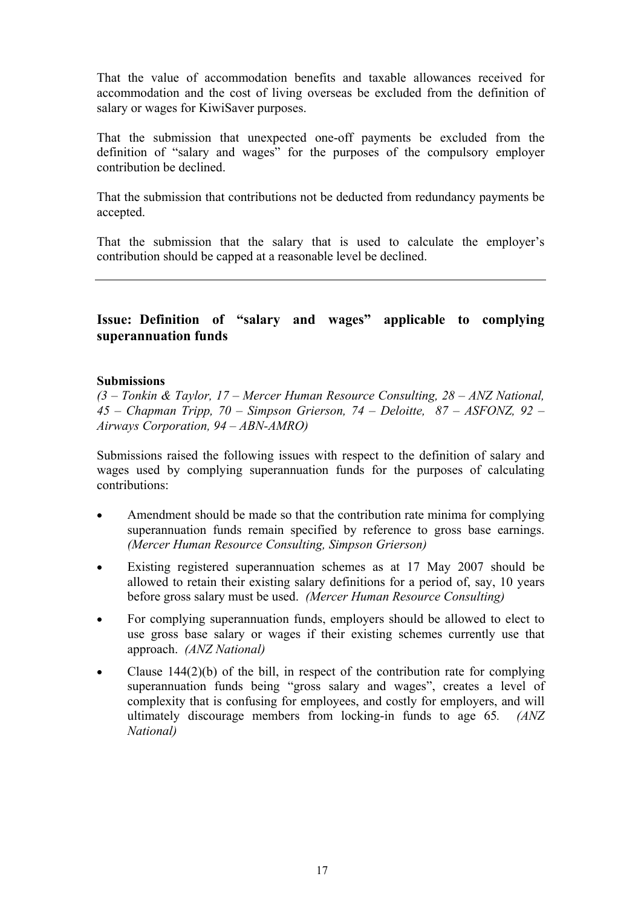That the value of accommodation benefits and taxable allowances received for accommodation and the cost of living overseas be excluded from the definition of salary or wages for KiwiSaver purposes.

That the submission that unexpected one-off payments be excluded from the definition of "salary and wages" for the purposes of the compulsory employer contribution be declined.

That the submission that contributions not be deducted from redundancy payments be accepted.

That the submission that the salary that is used to calculate the employer's contribution should be capped at a reasonable level be declined.

---

## Issue: Definition of "salary and wages" applicable to complying superannuation funds

**Submissions**

*(3 – Tonkin & Taylor, 17 – Mercer Human Resource Consulting, 28 – ANZ National, 45 – Chapman Tripp, 70 – Simpson Grierson, 74 – Deloitte, 87 – ASFONZ, 92 – Airways Corporation, 94 – ABN-AMRO)*

Submissions raised the following issues with respect to the definition of salary and wages used by complying superannuation funds for the purposes of calculating contributions:

- Amendment should be made so that the contribution rate minima for complying superannuation funds remain specified by reference to gross base earnings. *(Mercer Human Resource Consulting, Simpson Grierson)*
- Existing registered superannuation schemes as at 17 May 2007 should be allowed to retain their existing salary definitions for a period of, say, 10 years before gross salary must be used. *(Mercer Human Resource Consulting)*
- For complying superannuation funds, employers should be allowed to elect to use gross base salary or wages if their existing schemes currently use that approach. *(ANZ National)*
- Clause 144(2)(b) of the bill, in respect of the contribution rate for complying superannuation funds being "gross salary and wages", creates a level of complexity that is confusing for employees, and costly for employers, and will ultimately discourage members from locking-in funds to age 65. *(ANZ National)*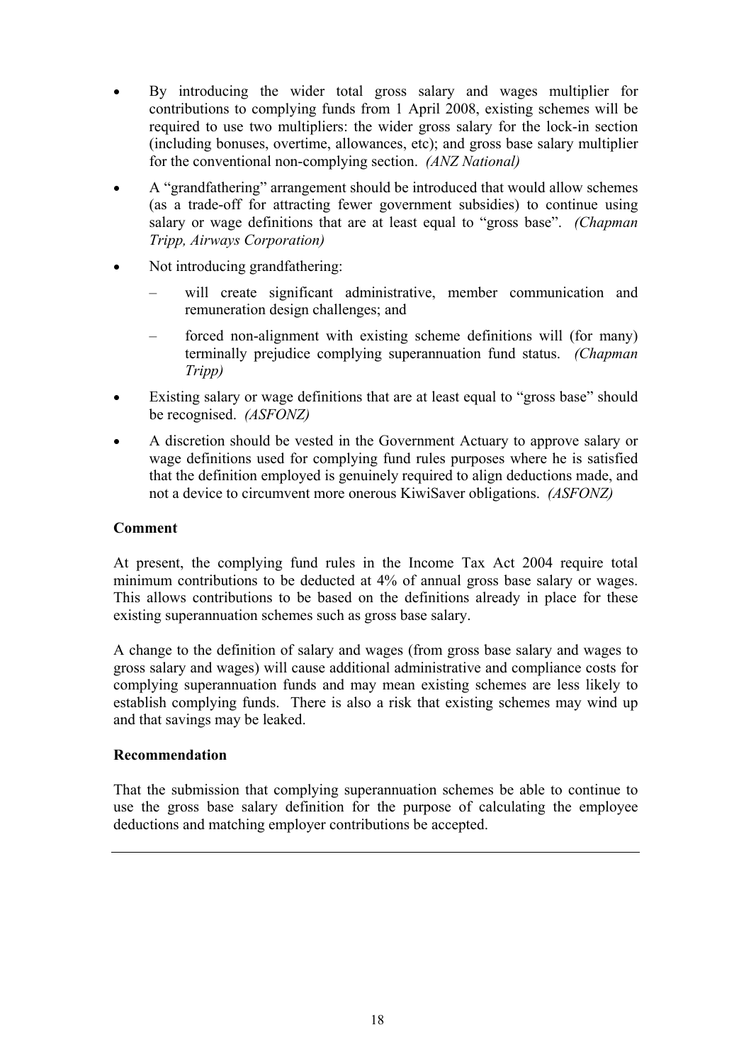- By introducing the wider total gross salary and wages multiplier for contributions to complying funds from 1 April 2008, existing schemes will be required to use two multipliers: the wider gross salary for the lock-in section (including bonuses, overtime, allowances, etc); and gross base salary multiplier for the conventional non-complying section. *(ANZ National)*
- A "grandfathering" arrangement should be introduced that would allow schemes (as a trade-off for attracting fewer government subsidies) to continue using salary or wage definitions that are at least equal to "gross base". *(Chapman Tripp, Airways Corporation)*
- Not introducing grandfathering:
  - will create significant administrative, member communication and remuneration design challenges; and
  - forced non-alignment with existing scheme definitions will (for many) terminally prejudice complying superannuation fund status. *(Chapman Tripp)*
- Existing salary or wage definitions that are at least equal to "gross base" should be recognised. *(ASFONZ)*
- A discretion should be vested in the Government Actuary to approve salary or wage definitions used for complying fund rules purposes where he is satisfied that the definition employed is genuinely required to align deductions made, and not a device to circumvent more onerous KiwiSaver obligations. *(ASFONZ)*

**Comment**

At present, the complying fund rules in the Income Tax Act 2004 require total minimum contributions to be deducted at 4% of annual gross base salary or wages. This allows contributions to be based on the definitions already in place for these existing superannuation schemes such as gross base salary.

A change to the definition of salary and wages (from gross base salary and wages to gross salary and wages) will cause additional administrative and compliance costs for complying superannuation funds and may mean existing schemes are less likely to establish complying funds. There is also a risk that existing schemes may wind up and that savings may be leaked.

**Recommendation**

That the submission that complying superannuation schemes be able to continue to use the gross base salary definition for the purpose of calculating the employee deductions and matching employer contributions be accepted.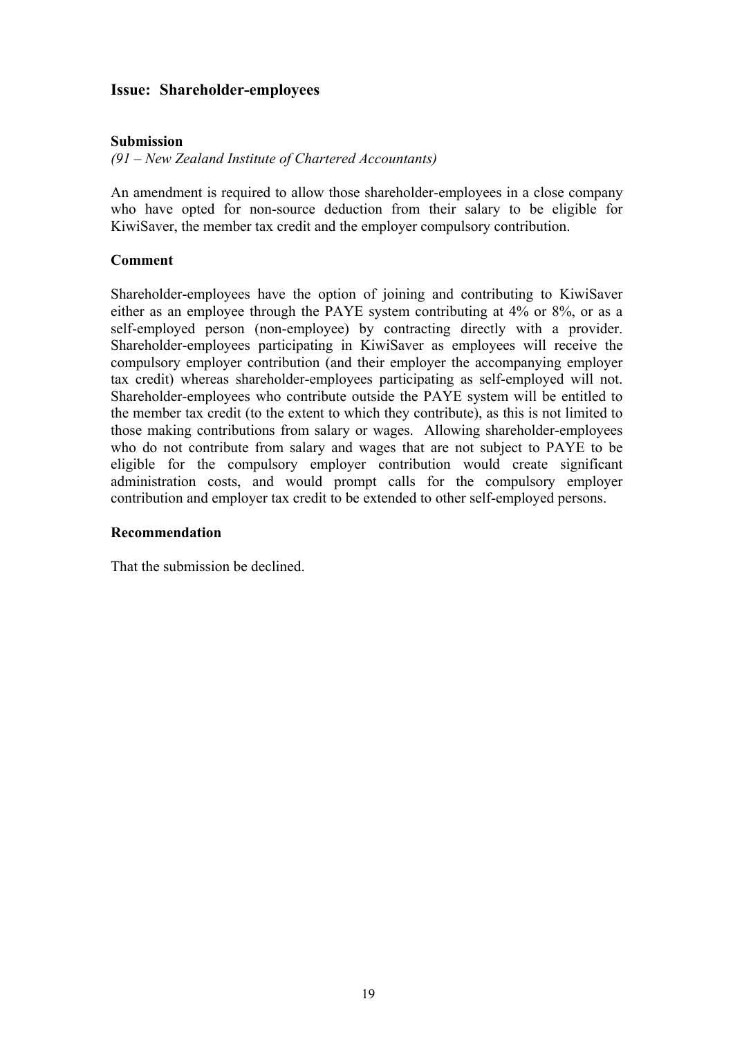## Issue: Shareholder-employees

### Submission

*(91 – New Zealand Institute of Chartered Accountants)*

An amendment is required to allow those shareholder-employees in a close company who have opted for non-source deduction from their salary to be eligible for KiwiSaver, the member tax credit and the employer compulsory contribution.

### Comment

Shareholder-employees have the option of joining and contributing to KiwiSaver either as an employee through the PAYE system contributing at 4% or 8%, or as a self-employed person (non-employee) by contracting directly with a provider. Shareholder-employees participating in KiwiSaver as employees will receive the compulsory employer contribution (and their employer the accompanying employer tax credit) whereas shareholder-employees participating as self-employed will not. Shareholder-employees who contribute outside the PAYE system will be entitled to the member tax credit (to the extent to which they contribute), as this is not limited to those making contributions from salary or wages. Allowing shareholder-employees who do not contribute from salary and wages that are not subject to PAYE to be eligible for the compulsory employer contribution would create significant administration costs, and would prompt calls for the compulsory employer contribution and employer tax credit to be extended to other self-employed persons.

### Recommendation

That the submission be declined.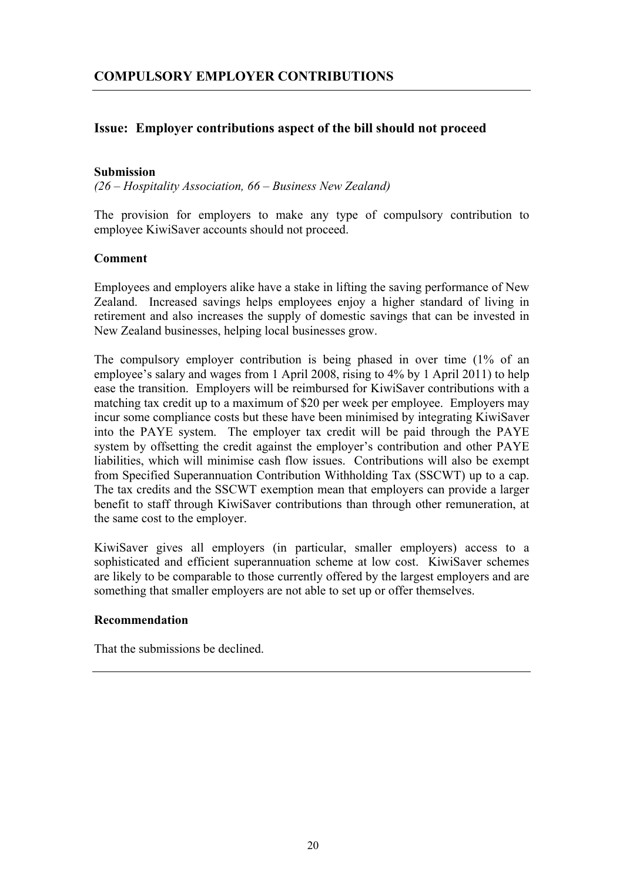## COMPULSORY EMPLOYER CONTRIBUTIONS

### Issue: Employer contributions aspect of the bill should not proceed

**Submission**

*(26 – Hospitality Association, 66 – Business New Zealand)*

The provision for employers to make any type of compulsory contribution to employee KiwiSaver accounts should not proceed.

**Comment**

Employees and employers alike have a stake in lifting the saving performance of New Zealand. Increased savings helps employees enjoy a higher standard of living in retirement and also increases the supply of domestic savings that can be invested in New Zealand businesses, helping local businesses grow.

The compulsory employer contribution is being phased in over time (1% of an employee's salary and wages from 1 April 2008, rising to 4% by 1 April 2011) to help ease the transition. Employers will be reimbursed for KiwiSaver contributions with a matching tax credit up to a maximum of $20 per week per employee. Employers may incur some compliance costs but these have been minimised by integrating KiwiSaver into the PAYE system. The employer tax credit will be paid through the PAYE system by offsetting the credit against the employer's contribution and other PAYE liabilities, which will minimise cash flow issues. Contributions will also be exempt from Specified Superannuation Contribution Withholding Tax (SSCWT) up to a cap. The tax credits and the SSCWT exemption mean that employers can provide a larger benefit to staff through KiwiSaver contributions than through other remuneration, at the same cost to the employer.

KiwiSaver gives all employers (in particular, smaller employers) access to a sophisticated and efficient superannuation scheme at low cost. KiwiSaver schemes are likely to be comparable to those currently offered by the largest employers and are something that smaller employers are not able to set up or offer themselves.

**Recommendation**

That the submissions be declined.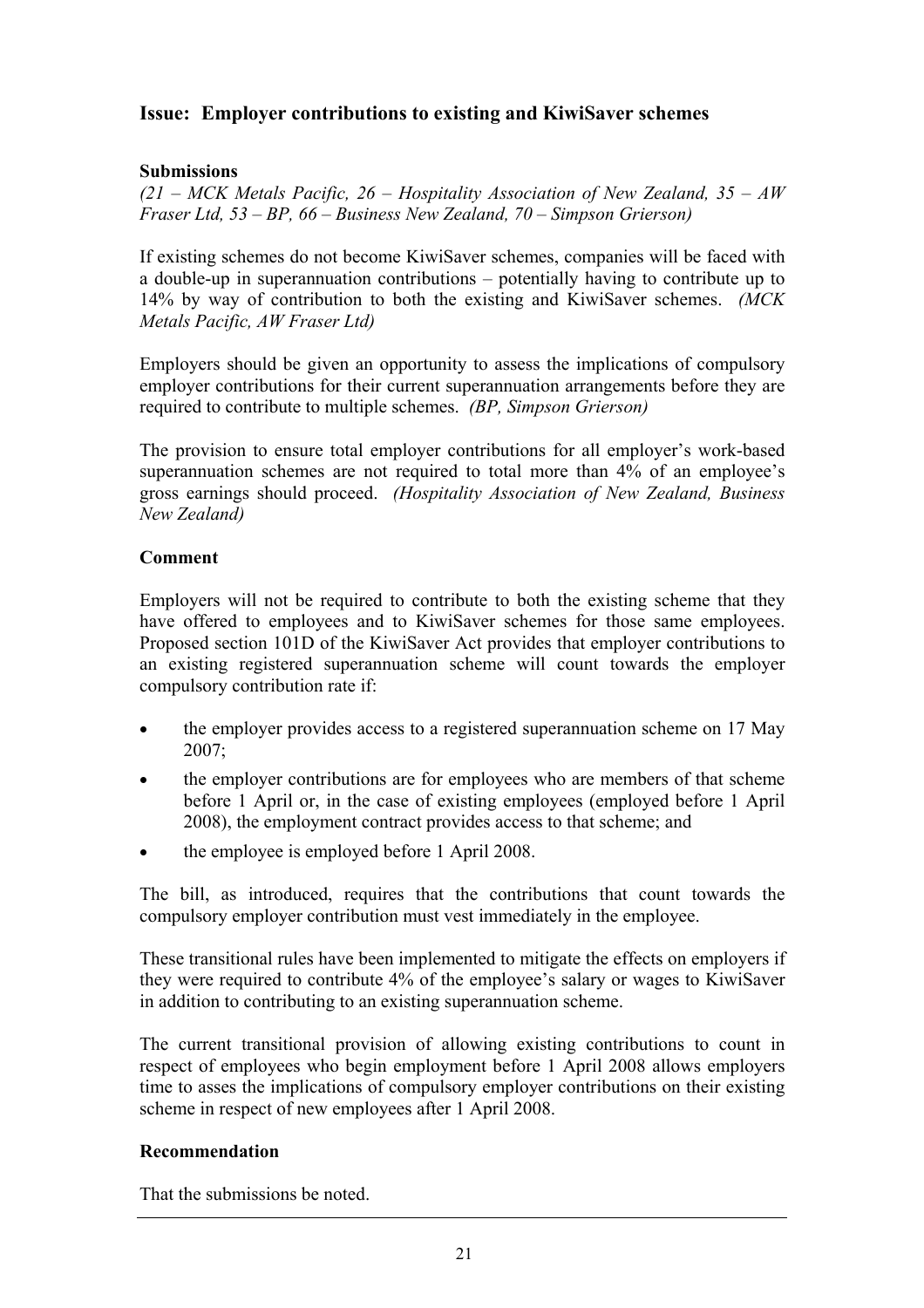## Issue: Employer contributions to existing and KiwiSaver schemes

### Submissions

*(21 – MCK Metals Pacific, 26 – Hospitality Association of New Zealand, 35 – AW Fraser Ltd, 53 – BP, 66 – Business New Zealand, 70 – Simpson Grierson)*

If existing schemes do not become KiwiSaver schemes, companies will be faced with a double-up in superannuation contributions – potentially having to contribute up to 14% by way of contribution to both the existing and KiwiSaver schemes. *(MCK Metals Pacific, AW Fraser Ltd)*

Employers should be given an opportunity to assess the implications of compulsory employer contributions for their current superannuation arrangements before they are required to contribute to multiple schemes. *(BP, Simpson Grierson)*

The provision to ensure total employer contributions for all employer's work-based superannuation schemes are not required to total more than 4% of an employee's gross earnings should proceed. *(Hospitality Association of New Zealand, Business New Zealand)*

### Comment

Employers will not be required to contribute to both the existing scheme that they have offered to employees and to KiwiSaver schemes for those same employees. Proposed section 101D of the KiwiSaver Act provides that employer contributions to an existing registered superannuation scheme will count towards the employer compulsory contribution rate if:

- the employer provides access to a registered superannuation scheme on 17 May 2007;
- the employer contributions are for employees who are members of that scheme before 1 April or, in the case of existing employees (employed before 1 April 2008), the employment contract provides access to that scheme; and
- the employee is employed before 1 April 2008.

The bill, as introduced, requires that the contributions that count towards the compulsory employer contribution must vest immediately in the employee.

These transitional rules have been implemented to mitigate the effects on employers if they were required to contribute 4% of the employee's salary or wages to KiwiSaver in addition to contributing to an existing superannuation scheme.

The current transitional provision of allowing existing contributions to count in respect of employees who begin employment before 1 April 2008 allows employers time to asses the implications of compulsory employer contributions on their existing scheme in respect of new employees after 1 April 2008.

### Recommendation

That the submissions be noted.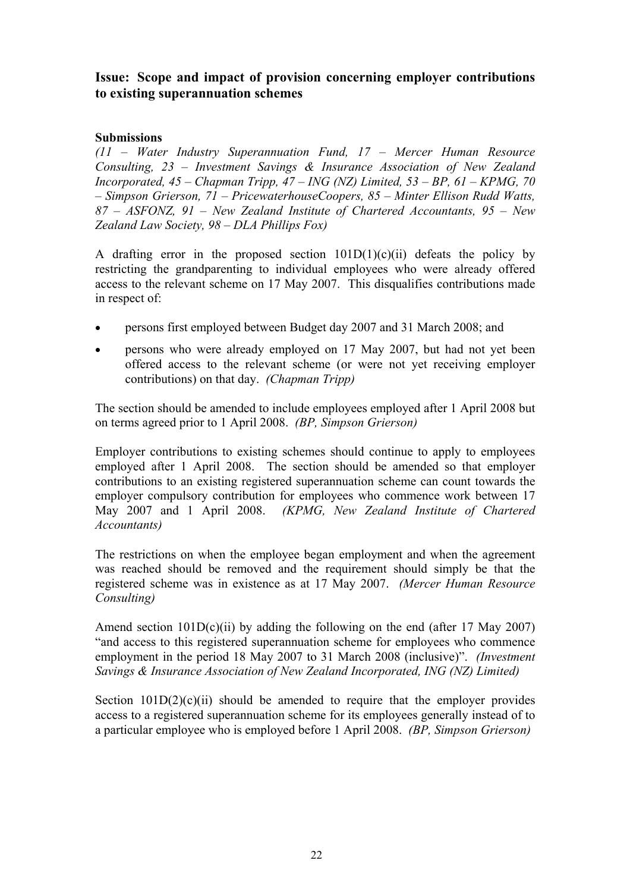## Issue: Scope and impact of provision concerning employer contributions to existing superannuation schemes

### Submissions

*(11 – Water Industry Superannuation Fund, 17 – Mercer Human Resource Consulting, 23 – Investment Savings & Insurance Association of New Zealand Incorporated, 45 – Chapman Tripp, 47 – ING (NZ) Limited, 53 – BP, 61 – KPMG, 70 – Simpson Grierson, 71 – PricewaterhouseCoopers, 85 – Minter Ellison Rudd Watts, 87 – ASFONZ, 91 – New Zealand Institute of Chartered Accountants, 95 – New Zealand Law Society, 98 – DLA Phillips Fox)*

A drafting error in the proposed section 101D(1)(c)(ii) defeats the policy by restricting the grandparenting to individual employees who were already offered access to the relevant scheme on 17 May 2007. This disqualifies contributions made in respect of:

- persons first employed between Budget day 2007 and 31 March 2008; and
- persons who were already employed on 17 May 2007, but had not yet been offered access to the relevant scheme (or were not yet receiving employer contributions) on that day. *(Chapman Tripp)*

The section should be amended to include employees employed after 1 April 2008 but on terms agreed prior to 1 April 2008. *(BP, Simpson Grierson)*

Employer contributions to existing schemes should continue to apply to employees employed after 1 April 2008. The section should be amended so that employer contributions to an existing registered superannuation scheme can count towards the employer compulsory contribution for employees who commence work between 17 May 2007 and 1 April 2008. *(KPMG, New Zealand Institute of Chartered Accountants)*

The restrictions on when the employee began employment and when the agreement was reached should be removed and the requirement should simply be that the registered scheme was in existence as at 17 May 2007. *(Mercer Human Resource Consulting)*

Amend section 101D(c)(ii) by adding the following on the end (after 17 May 2007) "and access to this registered superannuation scheme for employees who commence employment in the period 18 May 2007 to 31 March 2008 (inclusive)". *(Investment Savings & Insurance Association of New Zealand Incorporated, ING (NZ) Limited)*

Section 101D(2)(c)(ii) should be amended to require that the employer provides access to a registered superannuation scheme for its employees generally instead of to a particular employee who is employed before 1 April 2008. *(BP, Simpson Grierson)*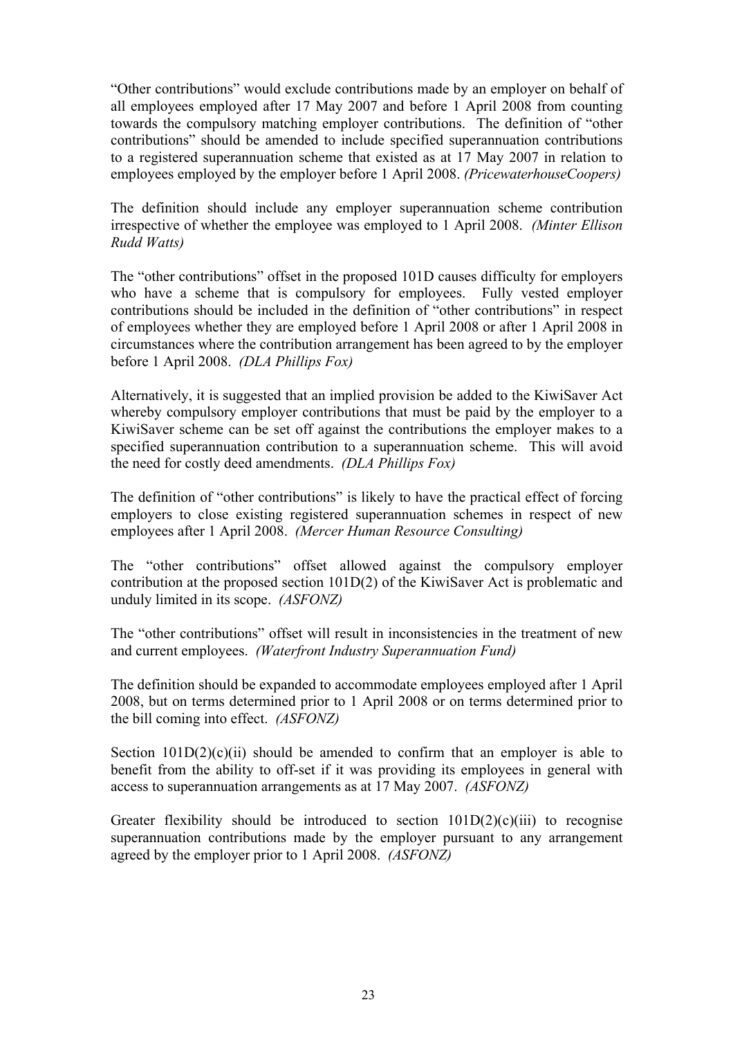"Other contributions" would exclude contributions made by an employer on behalf of all employees employed after 17 May 2007 and before 1 April 2008 from counting towards the compulsory matching employer contributions. The definition of "other contributions" should be amended to include specified superannuation contributions to a registered superannuation scheme that existed as at 17 May 2007 in relation to employees employed by the employer before 1 April 2008. *(PricewaterhouseCoopers)*

The definition should include any employer superannuation scheme contribution irrespective of whether the employee was employed to 1 April 2008. *(Minter Ellison Rudd Watts)*

The "other contributions" offset in the proposed 101D causes difficulty for employers who have a scheme that is compulsory for employees. Fully vested employer contributions should be included in the definition of "other contributions" in respect of employees whether they are employed before 1 April 2008 or after 1 April 2008 in circumstances where the contribution arrangement has been agreed to by the employer before 1 April 2008. *(DLA Phillips Fox)*

Alternatively, it is suggested that an implied provision be added to the KiwiSaver Act whereby compulsory employer contributions that must be paid by the employer to a KiwiSaver scheme can be set off against the contributions the employer makes to a specified superannuation contribution to a superannuation scheme. This will avoid the need for costly deed amendments. *(DLA Phillips Fox)*

The definition of "other contributions" is likely to have the practical effect of forcing employers to close existing registered superannuation schemes in respect of new employees after 1 April 2008. *(Mercer Human Resource Consulting)*

The "other contributions" offset allowed against the compulsory employer contribution at the proposed section 101D(2) of the KiwiSaver Act is problematic and unduly limited in its scope. *(ASFONZ)*

The "other contributions" offset will result in inconsistencies in the treatment of new and current employees. *(Waterfront Industry Superannuation Fund)*

The definition should be expanded to accommodate employees employed after 1 April 2008, but on terms determined prior to 1 April 2008 or on terms determined prior to the bill coming into effect. *(ASFONZ)*

Section 101D(2)(c)(ii) should be amended to confirm that an employer is able to benefit from the ability to off-set if it was providing its employees in general with access to superannuation arrangements as at 17 May 2007. *(ASFONZ)*

Greater flexibility should be introduced to section 101D(2)(c)(iii) to recognise superannuation contributions made by the employer pursuant to any arrangement agreed by the employer prior to 1 April 2008. *(ASFONZ)*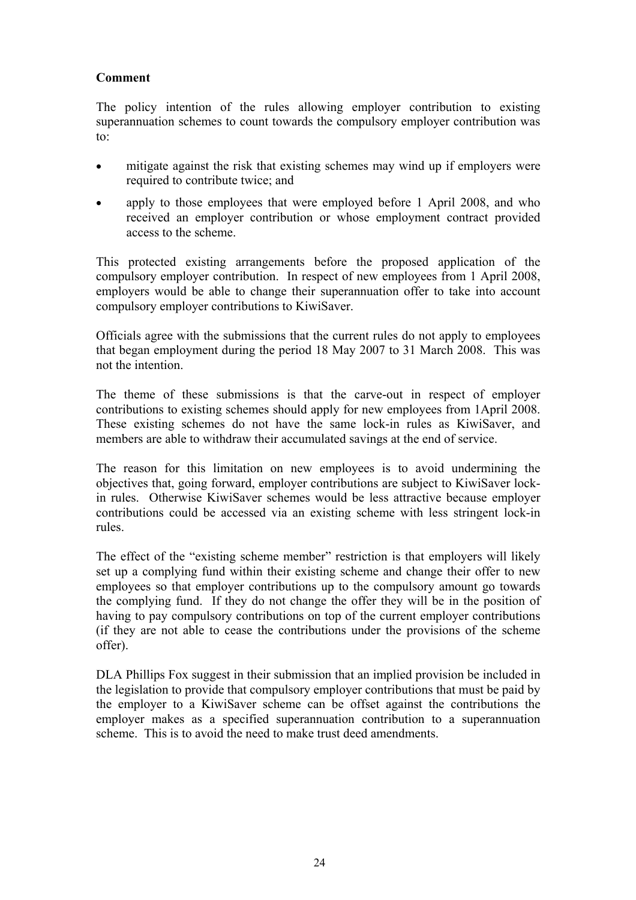**Comment**

The policy intention of the rules allowing employer contribution to existing superannuation schemes to count towards the compulsory employer contribution was to:

- mitigate against the risk that existing schemes may wind up if employers were required to contribute twice; and
- apply to those employees that were employed before 1 April 2008, and who received an employer contribution or whose employment contract provided access to the scheme.

This protected existing arrangements before the proposed application of the compulsory employer contribution. In respect of new employees from 1 April 2008, employers would be able to change their superannuation offer to take into account compulsory employer contributions to KiwiSaver.

Officials agree with the submissions that the current rules do not apply to employees that began employment during the period 18 May 2007 to 31 March 2008. This was not the intention.

The theme of these submissions is that the carve-out in respect of employer contributions to existing schemes should apply for new employees from 1April 2008. These existing schemes do not have the same lock-in rules as KiwiSaver, and members are able to withdraw their accumulated savings at the end of service.

The reason for this limitation on new employees is to avoid undermining the objectives that, going forward, employer contributions are subject to KiwiSaver lock-in rules. Otherwise KiwiSaver schemes would be less attractive because employer contributions could be accessed via an existing scheme with less stringent lock-in rules.

The effect of the "existing scheme member" restriction is that employers will likely set up a complying fund within their existing scheme and change their offer to new employees so that employer contributions up to the compulsory amount go towards the complying fund. If they do not change the offer they will be in the position of having to pay compulsory contributions on top of the current employer contributions (if they are not able to cease the contributions under the provisions of the scheme offer).

DLA Phillips Fox suggest in their submission that an implied provision be included in the legislation to provide that compulsory employer contributions that must be paid by the employer to a KiwiSaver scheme can be offset against the contributions the employer makes as a specified superannuation contribution to a superannuation scheme. This is to avoid the need to make trust deed amendments.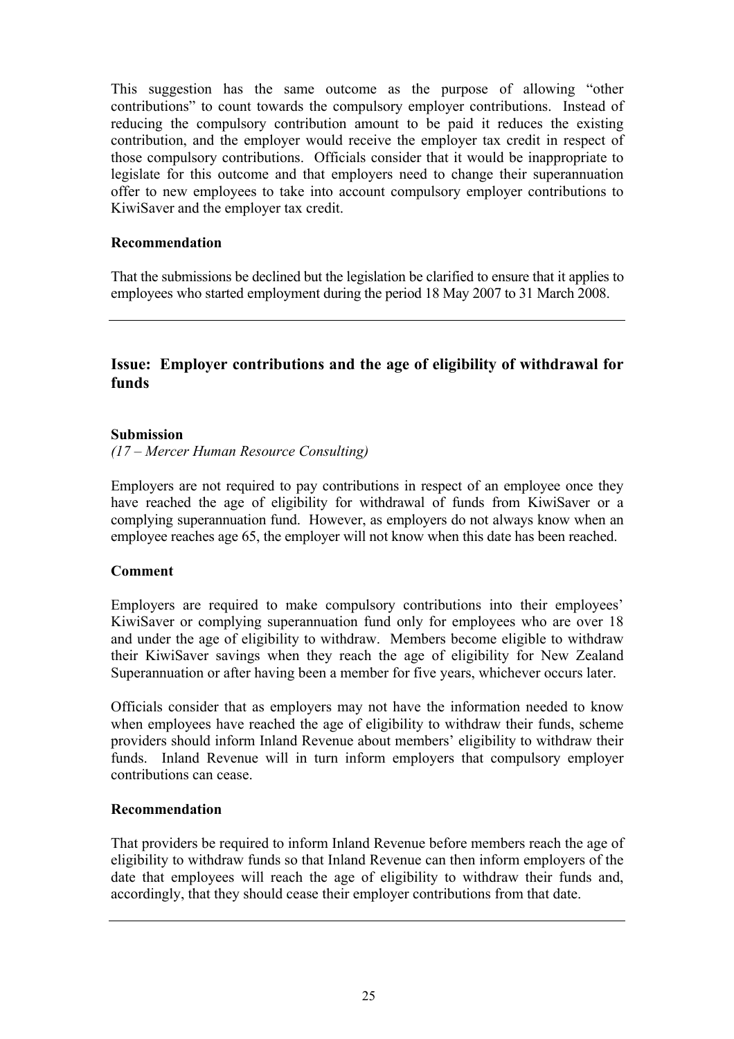This suggestion has the same outcome as the purpose of allowing "other contributions" to count towards the compulsory employer contributions. Instead of reducing the compulsory contribution amount to be paid it reduces the existing contribution, and the employer would receive the employer tax credit in respect of those compulsory contributions. Officials consider that it would be inappropriate to legislate for this outcome and that employers need to change their superannuation offer to new employees to take into account compulsory employer contributions to KiwiSaver and the employer tax credit.

**Recommendation**

That the submissions be declined but the legislation be clarified to ensure that it applies to employees who started employment during the period 18 May 2007 to 31 March 2008.

---

## Issue: Employer contributions and the age of eligibility of withdrawal for funds

**Submission**

*(17 – Mercer Human Resource Consulting)*

Employers are not required to pay contributions in respect of an employee once they have reached the age of eligibility for withdrawal of funds from KiwiSaver or a complying superannuation fund. However, as employers do not always know when an employee reaches age 65, the employer will not know when this date has been reached.

**Comment**

Employers are required to make compulsory contributions into their employees' KiwiSaver or complying superannuation fund only for employees who are over 18 and under the age of eligibility to withdraw. Members become eligible to withdraw their KiwiSaver savings when they reach the age of eligibility for New Zealand Superannuation or after having been a member for five years, whichever occurs later.

Officials consider that as employers may not have the information needed to know when employees have reached the age of eligibility to withdraw their funds, scheme providers should inform Inland Revenue about members' eligibility to withdraw their funds. Inland Revenue will in turn inform employers that compulsory employer contributions can cease.

**Recommendation**

That providers be required to inform Inland Revenue before members reach the age of eligibility to withdraw funds so that Inland Revenue can then inform employers of the date that employees will reach the age of eligibility to withdraw their funds and, accordingly, that they should cease their employer contributions from that date.

---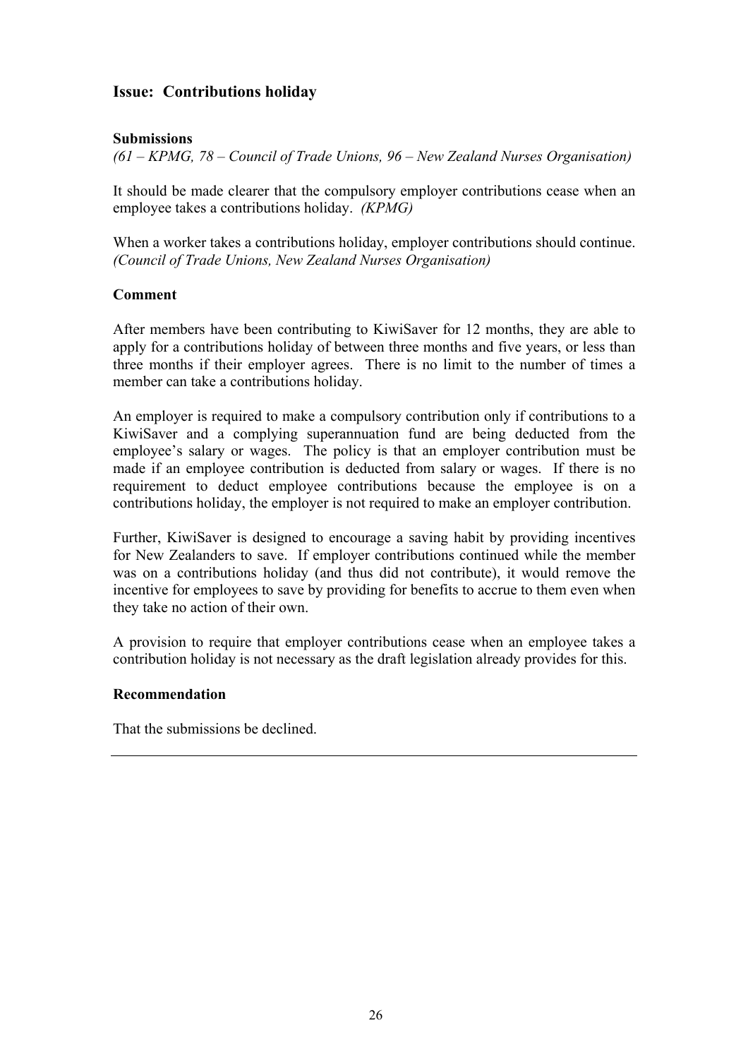## Issue: Contributions holiday

**Submissions**

*(61 – KPMG, 78 – Council of Trade Unions, 96 – New Zealand Nurses Organisation)*

It should be made clearer that the compulsory employer contributions cease when an employee takes a contributions holiday. *(KPMG)*

When a worker takes a contributions holiday, employer contributions should continue. *(Council of Trade Unions, New Zealand Nurses Organisation)*

**Comment**

After members have been contributing to KiwiSaver for 12 months, they are able to apply for a contributions holiday of between three months and five years, or less than three months if their employer agrees. There is no limit to the number of times a member can take a contributions holiday.

An employer is required to make a compulsory contribution only if contributions to a KiwiSaver and a complying superannuation fund are being deducted from the employee's salary or wages. The policy is that an employer contribution must be made if an employee contribution is deducted from salary or wages. If there is no requirement to deduct employee contributions because the employee is on a contributions holiday, the employer is not required to make an employer contribution.

Further, KiwiSaver is designed to encourage a saving habit by providing incentives for New Zealanders to save. If employer contributions continued while the member was on a contributions holiday (and thus did not contribute), it would remove the incentive for employees to save by providing for benefits to accrue to them even when they take no action of their own.

A provision to require that employer contributions cease when an employee takes a contribution holiday is not necessary as the draft legislation already provides for this.

**Recommendation**

That the submissions be declined.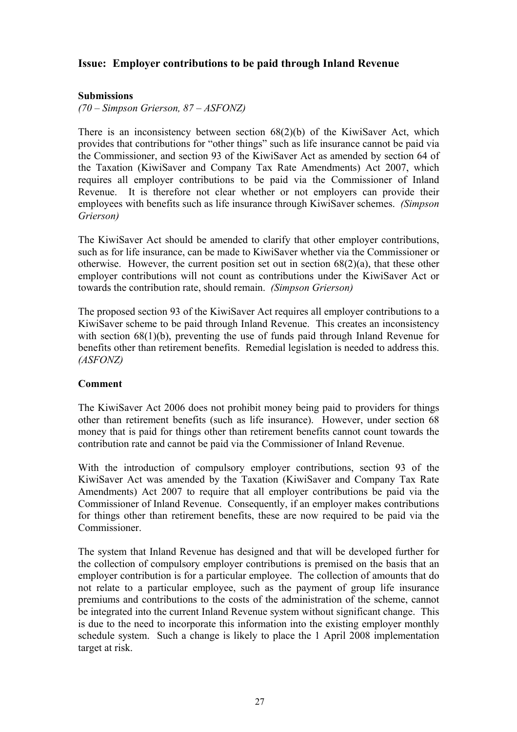## Issue: Employer contributions to be paid through Inland Revenue

**Submissions**

*(70 – Simpson Grierson, 87 – ASFONZ)*

There is an inconsistency between section 68(2)(b) of the KiwiSaver Act, which provides that contributions for "other things" such as life insurance cannot be paid via the Commissioner, and section 93 of the KiwiSaver Act as amended by section 64 of the Taxation (KiwiSaver and Company Tax Rate Amendments) Act 2007, which requires all employer contributions to be paid via the Commissioner of Inland Revenue. It is therefore not clear whether or not employers can provide their employees with benefits such as life insurance through KiwiSaver schemes. *(Simpson Grierson)*

The KiwiSaver Act should be amended to clarify that other employer contributions, such as for life insurance, can be made to KiwiSaver whether via the Commissioner or otherwise. However, the current position set out in section 68(2)(a), that these other employer contributions will not count as contributions under the KiwiSaver Act or towards the contribution rate, should remain. *(Simpson Grierson)*

The proposed section 93 of the KiwiSaver Act requires all employer contributions to a KiwiSaver scheme to be paid through Inland Revenue. This creates an inconsistency with section 68(1)(b), preventing the use of funds paid through Inland Revenue for benefits other than retirement benefits. Remedial legislation is needed to address this. *(ASFONZ)*

**Comment**

The KiwiSaver Act 2006 does not prohibit money being paid to providers for things other than retirement benefits (such as life insurance). However, under section 68 money that is paid for things other than retirement benefits cannot count towards the contribution rate and cannot be paid via the Commissioner of Inland Revenue.

With the introduction of compulsory employer contributions, section 93 of the KiwiSaver Act was amended by the Taxation (KiwiSaver and Company Tax Rate Amendments) Act 2007 to require that all employer contributions be paid via the Commissioner of Inland Revenue. Consequently, if an employer makes contributions for things other than retirement benefits, these are now required to be paid via the Commissioner.

The system that Inland Revenue has designed and that will be developed further for the collection of compulsory employer contributions is premised on the basis that an employer contribution is for a particular employee. The collection of amounts that do not relate to a particular employee, such as the payment of group life insurance premiums and contributions to the costs of the administration of the scheme, cannot be integrated into the current Inland Revenue system without significant change. This is due to the need to incorporate this information into the existing employer monthly schedule system. Such a change is likely to place the 1 April 2008 implementation target at risk.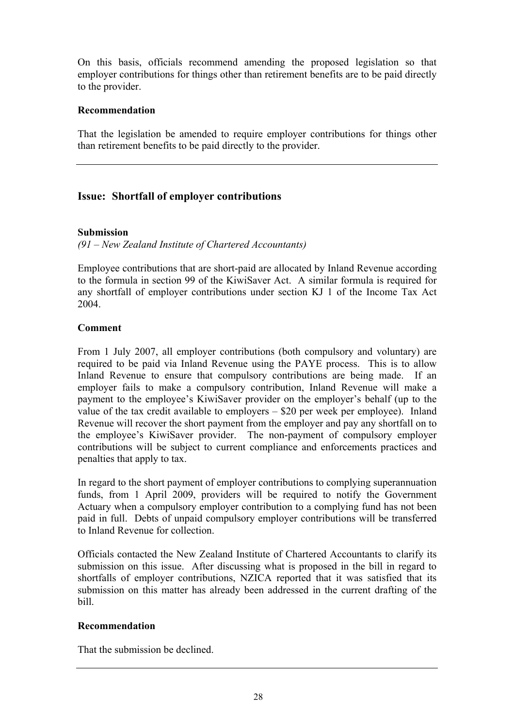On this basis, officials recommend amending the proposed legislation so that employer contributions for things other than retirement benefits are to be paid directly to the provider.

**Recommendation**

That the legislation be amended to require employer contributions for things other than retirement benefits to be paid directly to the provider.

---

## Issue: Shortfall of employer contributions

**Submission**

*(91 – New Zealand Institute of Chartered Accountants)*

Employee contributions that are short-paid are allocated by Inland Revenue according to the formula in section 99 of the KiwiSaver Act. A similar formula is required for any shortfall of employer contributions under section KJ 1 of the Income Tax Act 2004.

**Comment**

From 1 July 2007, all employer contributions (both compulsory and voluntary) are required to be paid via Inland Revenue using the PAYE process. This is to allow Inland Revenue to ensure that compulsory contributions are being made. If an employer fails to make a compulsory contribution, Inland Revenue will make a payment to the employee's KiwiSaver provider on the employer's behalf (up to the value of the tax credit available to employers – $20 per week per employee). Inland Revenue will recover the short payment from the employer and pay any shortfall on to the employee's KiwiSaver provider. The non-payment of compulsory employer contributions will be subject to current compliance and enforcements practices and penalties that apply to tax.

In regard to the short payment of employer contributions to complying superannuation funds, from 1 April 2009, providers will be required to notify the Government Actuary when a compulsory employer contribution to a complying fund has not been paid in full. Debts of unpaid compulsory employer contributions will be transferred to Inland Revenue for collection.

Officials contacted the New Zealand Institute of Chartered Accountants to clarify its submission on this issue. After discussing what is proposed in the bill in regard to shortfalls of employer contributions, NZICA reported that it was satisfied that its submission on this matter has already been addressed in the current drafting of the bill.

**Recommendation**

That the submission be declined.

---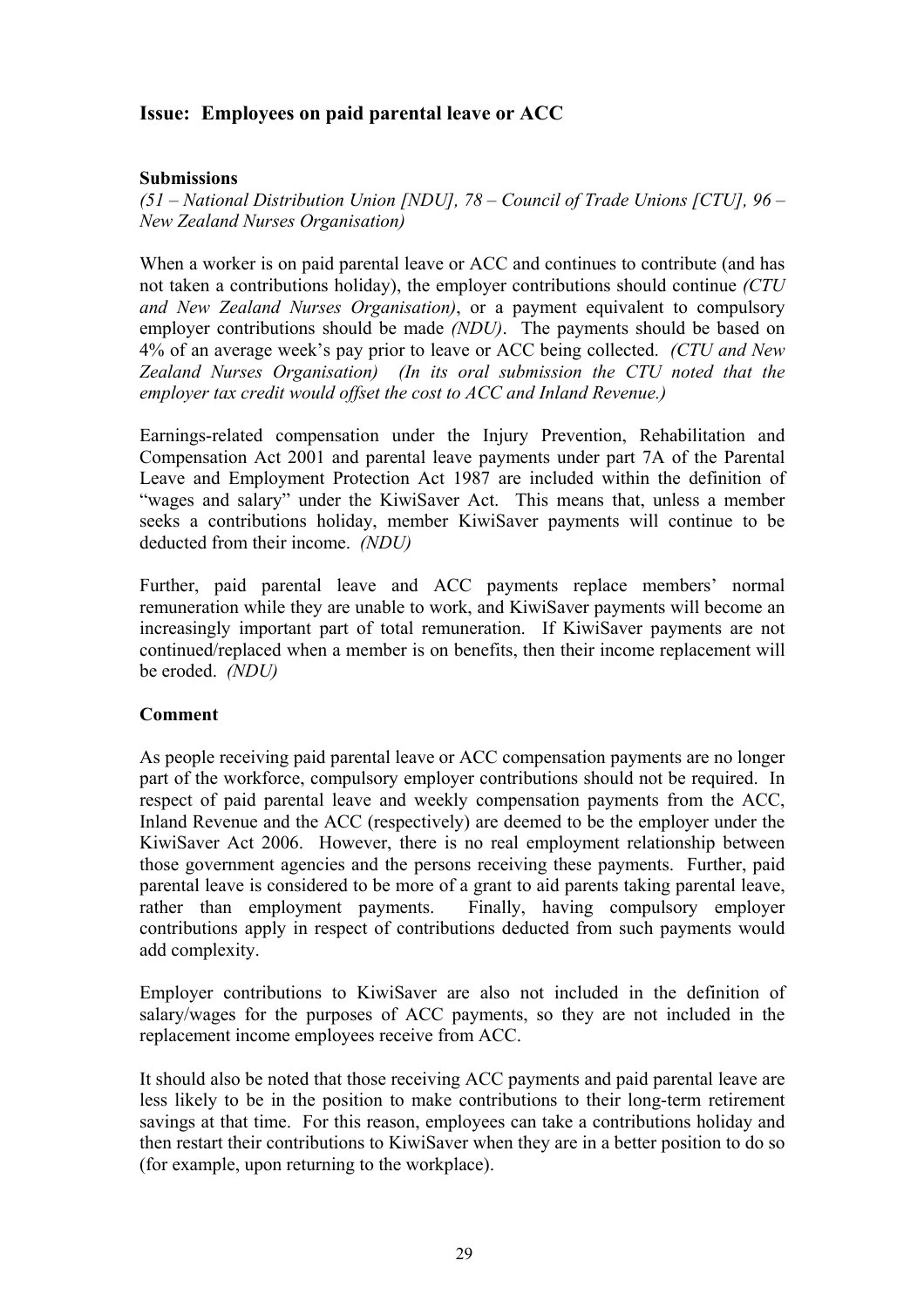## Issue: Employees on paid parental leave or ACC

**Submissions**

*(51 – National Distribution Union [NDU], 78 – Council of Trade Unions [CTU], 96 – New Zealand Nurses Organisation)*

When a worker is on paid parental leave or ACC and continues to contribute (and has not taken a contributions holiday), the employer contributions should continue *(CTU and New Zealand Nurses Organisation)*, or a payment equivalent to compulsory employer contributions should be made *(NDU)*. The payments should be based on 4% of an average week's pay prior to leave or ACC being collected. *(CTU and New Zealand Nurses Organisation) (In its oral submission the CTU noted that the employer tax credit would offset the cost to ACC and Inland Revenue.)*

Earnings-related compensation under the Injury Prevention, Rehabilitation and Compensation Act 2001 and parental leave payments under part 7A of the Parental Leave and Employment Protection Act 1987 are included within the definition of "wages and salary" under the KiwiSaver Act. This means that, unless a member seeks a contributions holiday, member KiwiSaver payments will continue to be deducted from their income. *(NDU)*

Further, paid parental leave and ACC payments replace members' normal remuneration while they are unable to work, and KiwiSaver payments will become an increasingly important part of total remuneration. If KiwiSaver payments are not continued/replaced when a member is on benefits, then their income replacement will be eroded. *(NDU)*

**Comment**

As people receiving paid parental leave or ACC compensation payments are no longer part of the workforce, compulsory employer contributions should not be required. In respect of paid parental leave and weekly compensation payments from the ACC, Inland Revenue and the ACC (respectively) are deemed to be the employer under the KiwiSaver Act 2006. However, there is no real employment relationship between those government agencies and the persons receiving these payments. Further, paid parental leave is considered to be more of a grant to aid parents taking parental leave, rather than employment payments. Finally, having compulsory employer contributions apply in respect of contributions deducted from such payments would add complexity.

Employer contributions to KiwiSaver are also not included in the definition of salary/wages for the purposes of ACC payments, so they are not included in the replacement income employees receive from ACC.

It should also be noted that those receiving ACC payments and paid parental leave are less likely to be in the position to make contributions to their long-term retirement savings at that time. For this reason, employees can take a contributions holiday and then restart their contributions to KiwiSaver when they are in a better position to do so (for example, upon returning to the workplace).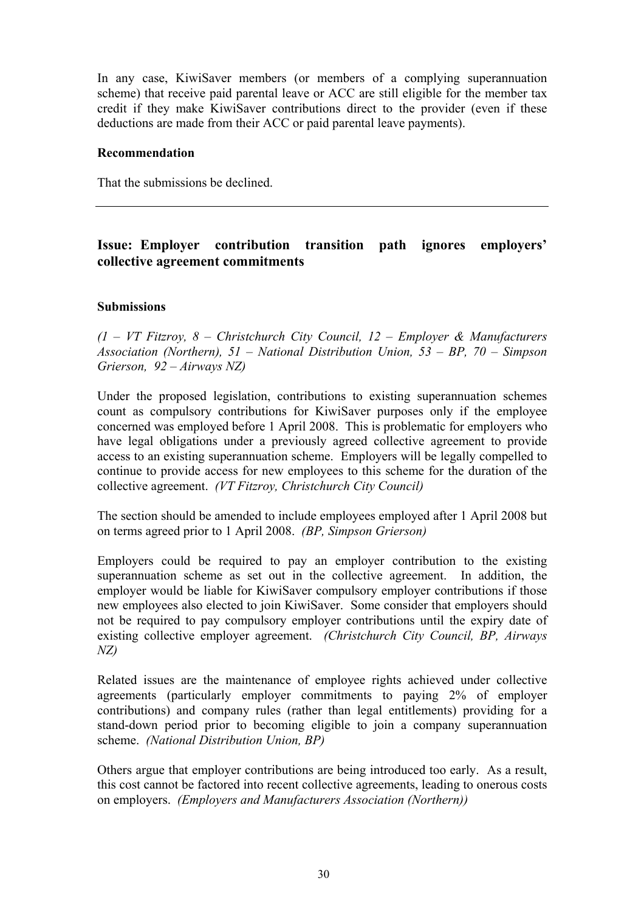In any case, KiwiSaver members (or members of a complying superannuation scheme) that receive paid parental leave or ACC are still eligible for the member tax credit if they make KiwiSaver contributions direct to the provider (even if these deductions are made from their ACC or paid parental leave payments).

**Recommendation**

That the submissions be declined.

---

## Issue: Employer contribution transition path ignores employers' collective agreement commitments

**Submissions**

*(1 – VT Fitzroy, 8 – Christchurch City Council, 12 – Employer & Manufacturers Association (Northern), 51 – National Distribution Union, 53 – BP, 70 – Simpson Grierson, 92 – Airways NZ)*

Under the proposed legislation, contributions to existing superannuation schemes count as compulsory contributions for KiwiSaver purposes only if the employee concerned was employed before 1 April 2008. This is problematic for employers who have legal obligations under a previously agreed collective agreement to provide access to an existing superannuation scheme. Employers will be legally compelled to continue to provide access for new employees to this scheme for the duration of the collective agreement. *(VT Fitzroy, Christchurch City Council)*

The section should be amended to include employees employed after 1 April 2008 but on terms agreed prior to 1 April 2008. *(BP, Simpson Grierson)*

Employers could be required to pay an employer contribution to the existing superannuation scheme as set out in the collective agreement. In addition, the employer would be liable for KiwiSaver compulsory employer contributions if those new employees also elected to join KiwiSaver. Some consider that employers should not be required to pay compulsory employer contributions until the expiry date of existing collective employer agreement. *(Christchurch City Council, BP, Airways NZ)*

Related issues are the maintenance of employee rights achieved under collective agreements (particularly employer commitments to paying 2% of employer contributions) and company rules (rather than legal entitlements) providing for a stand-down period prior to becoming eligible to join a company superannuation scheme. *(National Distribution Union, BP)*

Others argue that employer contributions are being introduced too early. As a result, this cost cannot be factored into recent collective agreements, leading to onerous costs on employers. *(Employers and Manufacturers Association (Northern))*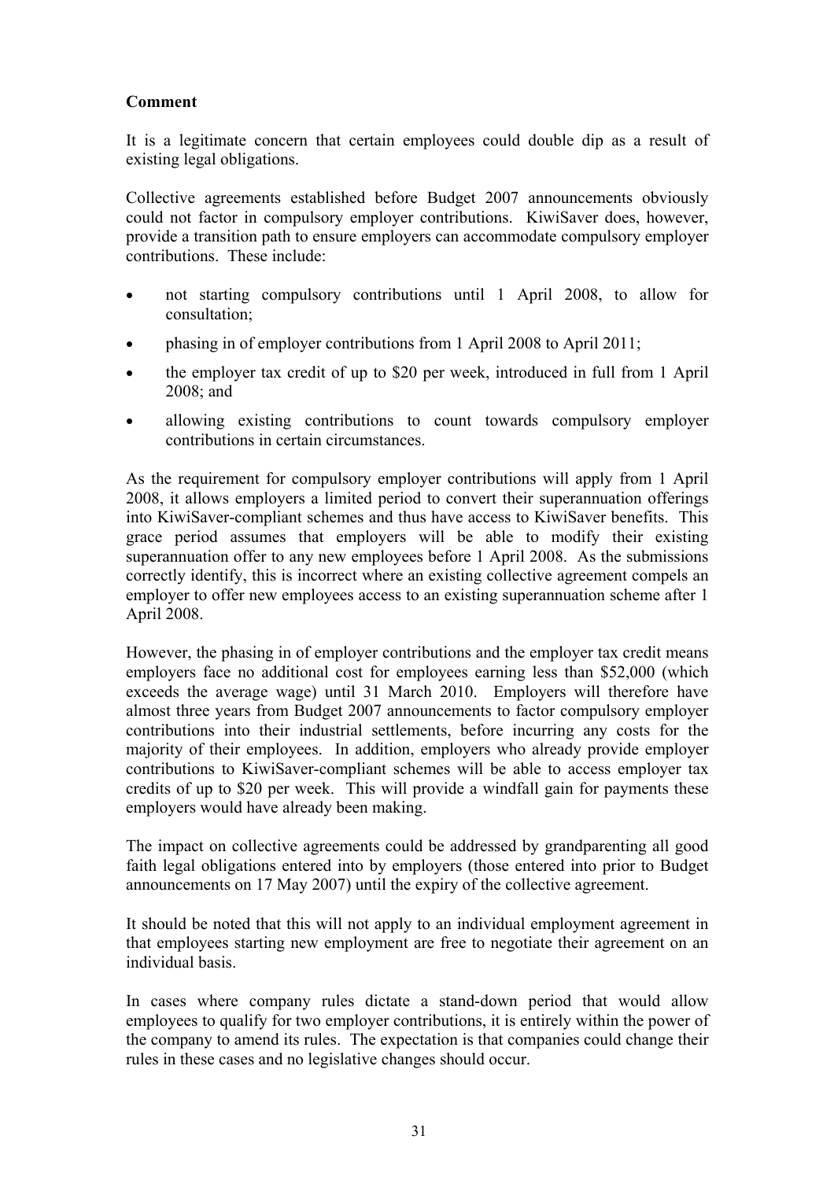**Comment**

It is a legitimate concern that certain employees could double dip as a result of existing legal obligations.

Collective agreements established before Budget 2007 announcements obviously could not factor in compulsory employer contributions. KiwiSaver does, however, provide a transition path to ensure employers can accommodate compulsory employer contributions. These include:

- not starting compulsory contributions until 1 April 2008, to allow for consultation;
- phasing in of employer contributions from 1 April 2008 to April 2011;
- the employer tax credit of up to $20 per week, introduced in full from 1 April 2008; and
- allowing existing contributions to count towards compulsory employer contributions in certain circumstances.

As the requirement for compulsory employer contributions will apply from 1 April 2008, it allows employers a limited period to convert their superannuation offerings into KiwiSaver-compliant schemes and thus have access to KiwiSaver benefits. This grace period assumes that employers will be able to modify their existing superannuation offer to any new employees before 1 April 2008. As the submissions correctly identify, this is incorrect where an existing collective agreement compels an employer to offer new employees access to an existing superannuation scheme after 1 April 2008.

However, the phasing in of employer contributions and the employer tax credit means employers face no additional cost for employees earning less than $52,000 (which exceeds the average wage) until 31 March 2010. Employers will therefore have almost three years from Budget 2007 announcements to factor compulsory employer contributions into their industrial settlements, before incurring any costs for the majority of their employees. In addition, employers who already provide employer contributions to KiwiSaver-compliant schemes will be able to access employer tax credits of up to $20 per week. This will provide a windfall gain for payments these employers would have already been making.

The impact on collective agreements could be addressed by grandparenting all good faith legal obligations entered into by employers (those entered into prior to Budget announcements on 17 May 2007) until the expiry of the collective agreement.

It should be noted that this will not apply to an individual employment agreement in that employees starting new employment are free to negotiate their agreement on an individual basis.

In cases where company rules dictate a stand-down period that would allow employees to qualify for two employer contributions, it is entirely within the power of the company to amend its rules. The expectation is that companies could change their rules in these cases and no legislative changes should occur.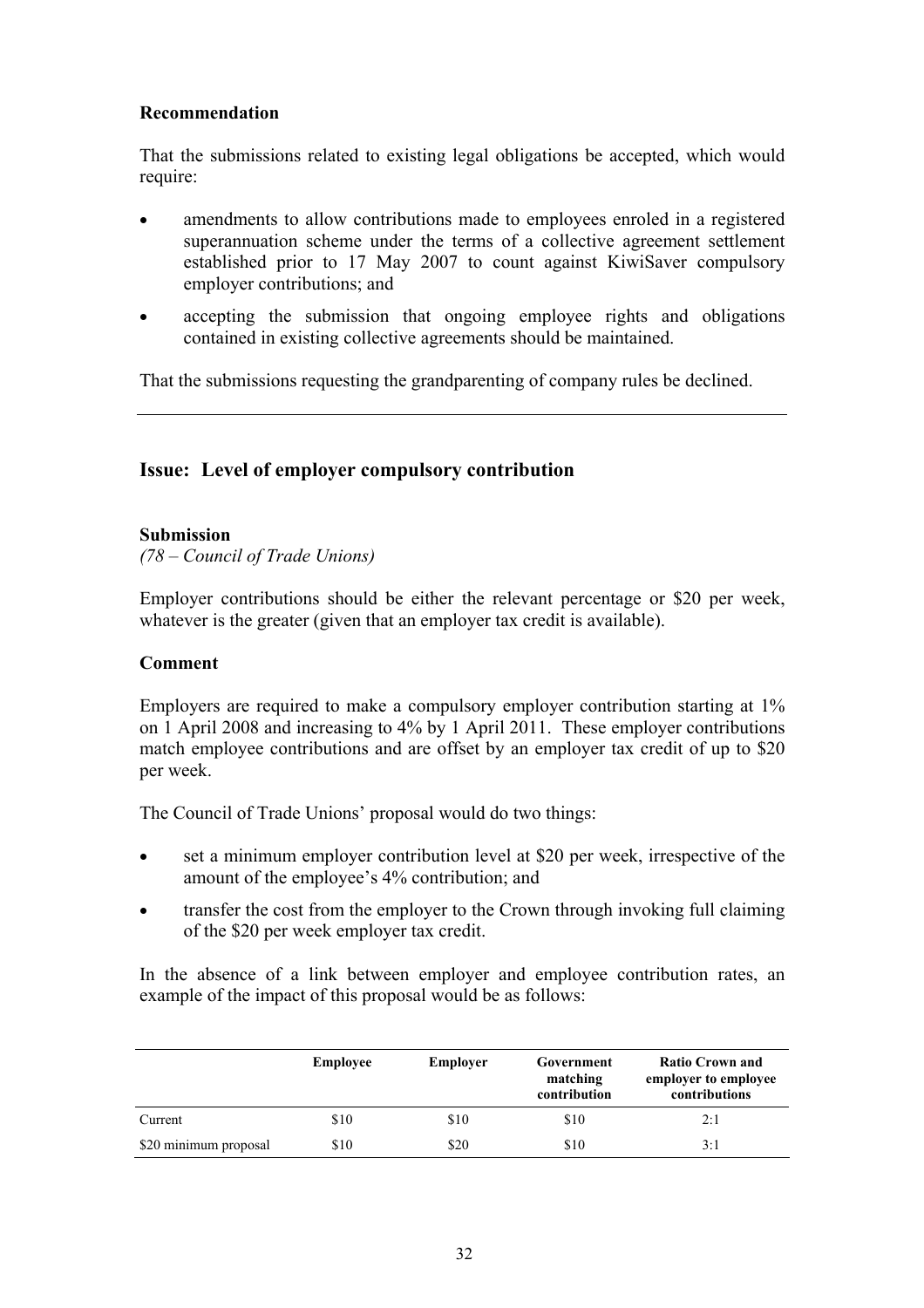**Recommendation**

That the submissions related to existing legal obligations be accepted, which would require:

- amendments to allow contributions made to employees enroled in a registered superannuation scheme under the terms of a collective agreement settlement established prior to 17 May 2007 to count against KiwiSaver compulsory employer contributions; and
- accepting the submission that ongoing employee rights and obligations contained in existing collective agreements should be maintained.

That the submissions requesting the grandparenting of company rules be declined.

---

## Issue: Level of employer compulsory contribution

**Submission**

*(78 – Council of Trade Unions)*

Employer contributions should be either the relevant percentage or $20 per week, whatever is the greater (given that an employer tax credit is available).

**Comment**

Employers are required to make a compulsory employer contribution starting at 1% on 1 April 2008 and increasing to 4% by 1 April 2011. These employer contributions match employee contributions and are offset by an employer tax credit of up to $20 per week.

The Council of Trade Unions' proposal would do two things:

- set a minimum employer contribution level at $20 per week, irrespective of the amount of the employee's 4% contribution; and
- transfer the cost from the employer to the Crown through invoking full claiming of the $20 per week employer tax credit.

In the absence of a link between employer and employee contribution rates, an example of the impact of this proposal would be as follows:

| | Employee | Employer | Government matching contribution | Ratio Crown and employer to employee contributions |
|---|---|---|---|---|
| Current | $10 | $10 | $10 | 2:1 |
| $20 minimum proposal | $10 | $20 | $10 | 3:1 |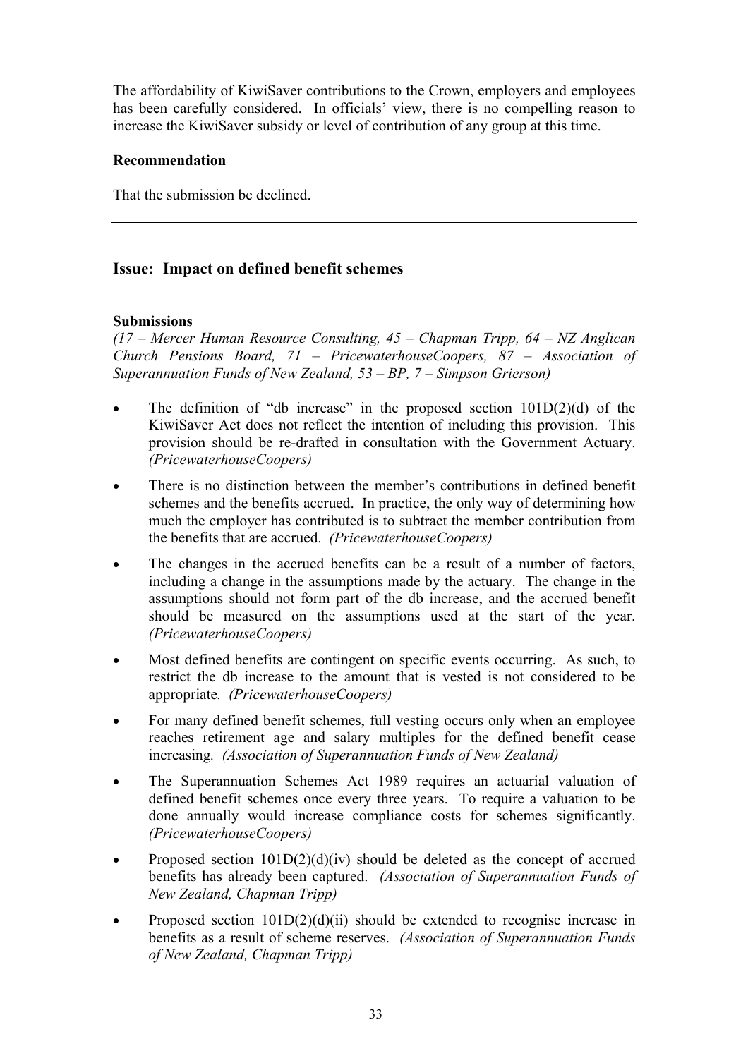The affordability of KiwiSaver contributions to the Crown, employers and employees has been carefully considered. In officials' view, there is no compelling reason to increase the KiwiSaver subsidy or level of contribution of any group at this time.

**Recommendation**

That the submission be declined.

---

## Issue: Impact on defined benefit schemes

**Submissions**

*(17 – Mercer Human Resource Consulting, 45 – Chapman Tripp, 64 – NZ Anglican Church Pensions Board, 71 – PricewaterhouseCoopers, 87 – Association of Superannuation Funds of New Zealand, 53 – BP, 7 – Simpson Grierson)*

- The definition of "db increase" in the proposed section 101D(2)(d) of the KiwiSaver Act does not reflect the intention of including this provision. This provision should be re-drafted in consultation with the Government Actuary. *(PricewaterhouseCoopers)*
- There is no distinction between the member's contributions in defined benefit schemes and the benefits accrued. In practice, the only way of determining how much the employer has contributed is to subtract the member contribution from the benefits that are accrued. *(PricewaterhouseCoopers)*
- The changes in the accrued benefits can be a result of a number of factors, including a change in the assumptions made by the actuary. The change in the assumptions should not form part of the db increase, and the accrued benefit should be measured on the assumptions used at the start of the year. *(PricewaterhouseCoopers)*
- Most defined benefits are contingent on specific events occurring. As such, to restrict the db increase to the amount that is vested is not considered to be appropriate. *(PricewaterhouseCoopers)*
- For many defined benefit schemes, full vesting occurs only when an employee reaches retirement age and salary multiples for the defined benefit cease increasing. *(Association of Superannuation Funds of New Zealand)*
- The Superannuation Schemes Act 1989 requires an actuarial valuation of defined benefit schemes once every three years. To require a valuation to be done annually would increase compliance costs for schemes significantly. *(PricewaterhouseCoopers)*
- Proposed section 101D(2)(d)(iv) should be deleted as the concept of accrued benefits has already been captured. *(Association of Superannuation Funds of New Zealand, Chapman Tripp)*
- Proposed section 101D(2)(d)(ii) should be extended to recognise increase in benefits as a result of scheme reserves. *(Association of Superannuation Funds of New Zealand, Chapman Tripp)*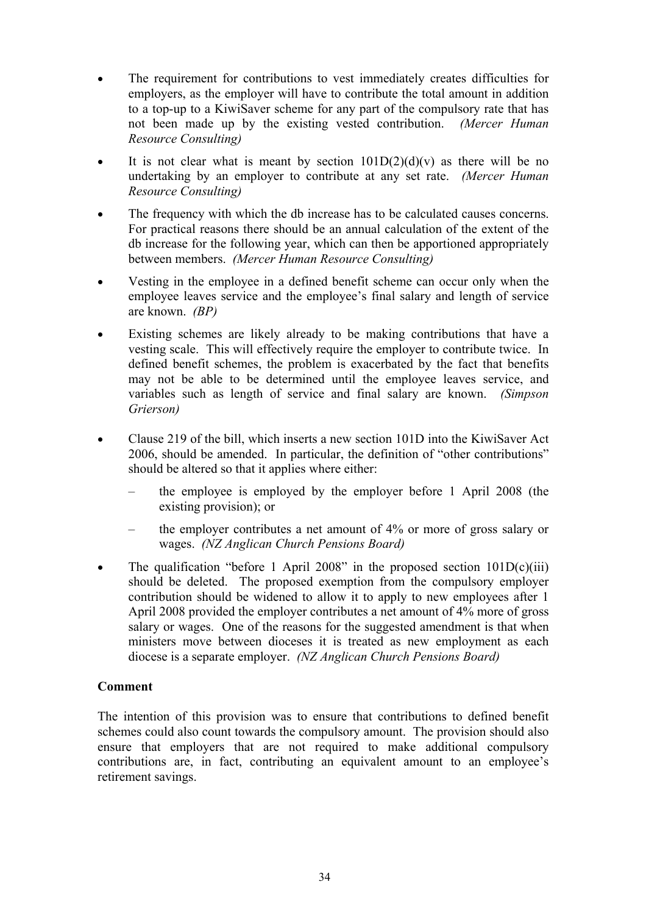- The requirement for contributions to vest immediately creates difficulties for employers, as the employer will have to contribute the total amount in addition to a top-up to a KiwiSaver scheme for any part of the compulsory rate that has not been made up by the existing vested contribution. *(Mercer Human Resource Consulting)*
- It is not clear what is meant by section 101D(2)(d)(v) as there will be no undertaking by an employer to contribute at any set rate. *(Mercer Human Resource Consulting)*
- The frequency with which the db increase has to be calculated causes concerns. For practical reasons there should be an annual calculation of the extent of the db increase for the following year, which can then be apportioned appropriately between members. *(Mercer Human Resource Consulting)*
- Vesting in the employee in a defined benefit scheme can occur only when the employee leaves service and the employee's final salary and length of service are known. *(BP)*
- Existing schemes are likely already to be making contributions that have a vesting scale. This will effectively require the employer to contribute twice. In defined benefit schemes, the problem is exacerbated by the fact that benefits may not be able to be determined until the employee leaves service, and variables such as length of service and final salary are known. *(Simpson Grierson)*
- Clause 219 of the bill, which inserts a new section 101D into the KiwiSaver Act 2006, should be amended. In particular, the definition of "other contributions" should be altered so that it applies where either:
  - the employee is employed by the employer before 1 April 2008 (the existing provision); or
  - the employer contributes a net amount of 4% or more of gross salary or wages. *(NZ Anglican Church Pensions Board)*
- The qualification "before 1 April 2008" in the proposed section 101D(c)(iii) should be deleted. The proposed exemption from the compulsory employer contribution should be widened to allow it to apply to new employees after 1 April 2008 provided the employer contributes a net amount of 4% more of gross salary or wages. One of the reasons for the suggested amendment is that when ministers move between dioceses it is treated as new employment as each diocese is a separate employer. *(NZ Anglican Church Pensions Board)*

**Comment**

The intention of this provision was to ensure that contributions to defined benefit schemes could also count towards the compulsory amount. The provision should also ensure that employers that are not required to make additional compulsory contributions are, in fact, contributing an equivalent amount to an employee's retirement savings.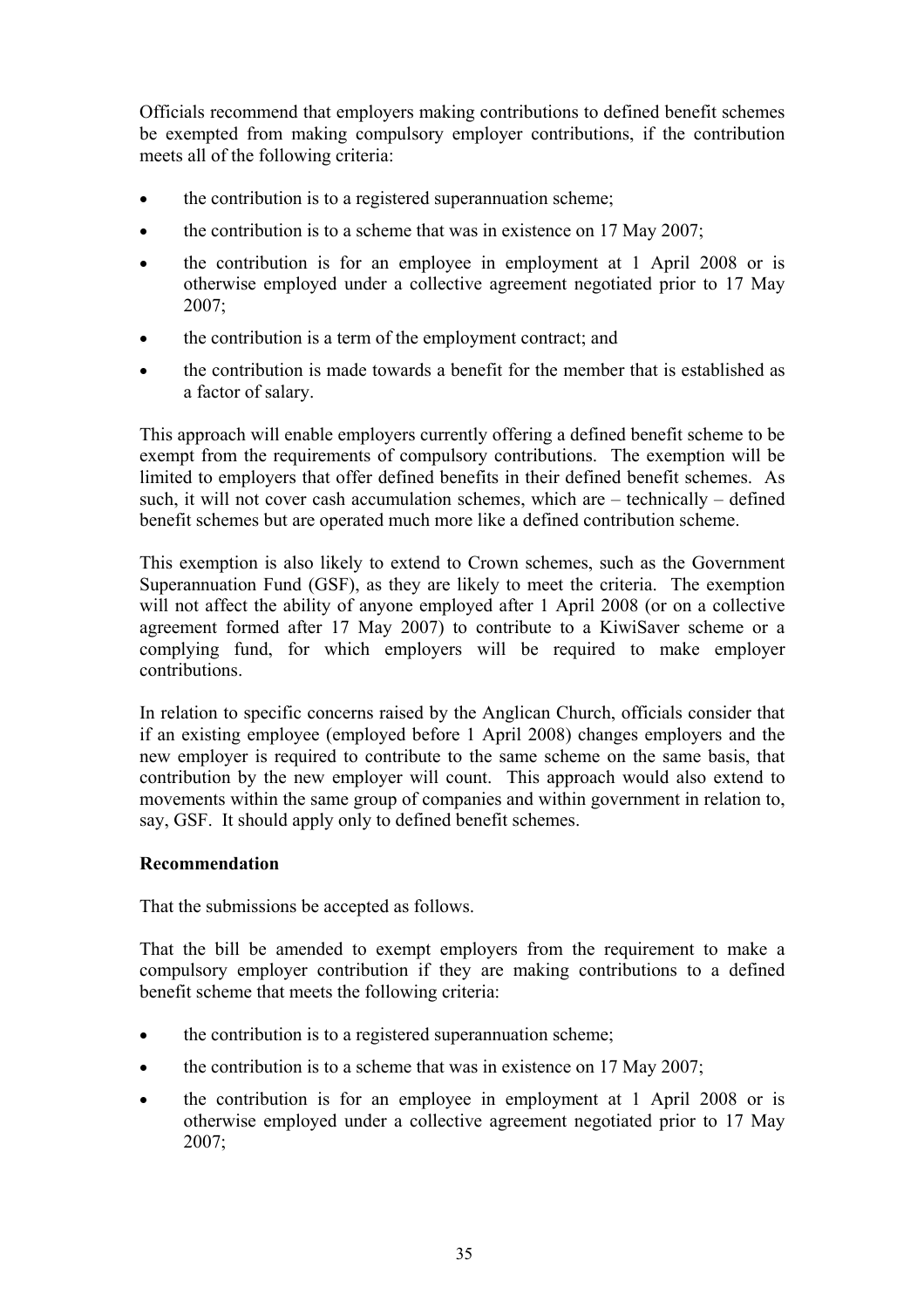Officials recommend that employers making contributions to defined benefit schemes be exempted from making compulsory employer contributions, if the contribution meets all of the following criteria:

- the contribution is to a registered superannuation scheme;
- the contribution is to a scheme that was in existence on 17 May 2007;
- the contribution is for an employee in employment at 1 April 2008 or is otherwise employed under a collective agreement negotiated prior to 17 May 2007;
- the contribution is a term of the employment contract; and
- the contribution is made towards a benefit for the member that is established as a factor of salary.

This approach will enable employers currently offering a defined benefit scheme to be exempt from the requirements of compulsory contributions. The exemption will be limited to employers that offer defined benefits in their defined benefit schemes. As such, it will not cover cash accumulation schemes, which are – technically – defined benefit schemes but are operated much more like a defined contribution scheme.

This exemption is also likely to extend to Crown schemes, such as the Government Superannuation Fund (GSF), as they are likely to meet the criteria. The exemption will not affect the ability of anyone employed after 1 April 2008 (or on a collective agreement formed after 17 May 2007) to contribute to a KiwiSaver scheme or a complying fund, for which employers will be required to make employer contributions.

In relation to specific concerns raised by the Anglican Church, officials consider that if an existing employee (employed before 1 April 2008) changes employers and the new employer is required to contribute to the same scheme on the same basis, that contribution by the new employer will count. This approach would also extend to movements within the same group of companies and within government in relation to, say, GSF. It should apply only to defined benefit schemes.

**Recommendation**

That the submissions be accepted as follows.

That the bill be amended to exempt employers from the requirement to make a compulsory employer contribution if they are making contributions to a defined benefit scheme that meets the following criteria:

- the contribution is to a registered superannuation scheme;
- the contribution is to a scheme that was in existence on 17 May 2007;
- the contribution is for an employee in employment at 1 April 2008 or is otherwise employed under a collective agreement negotiated prior to 17 May 2007;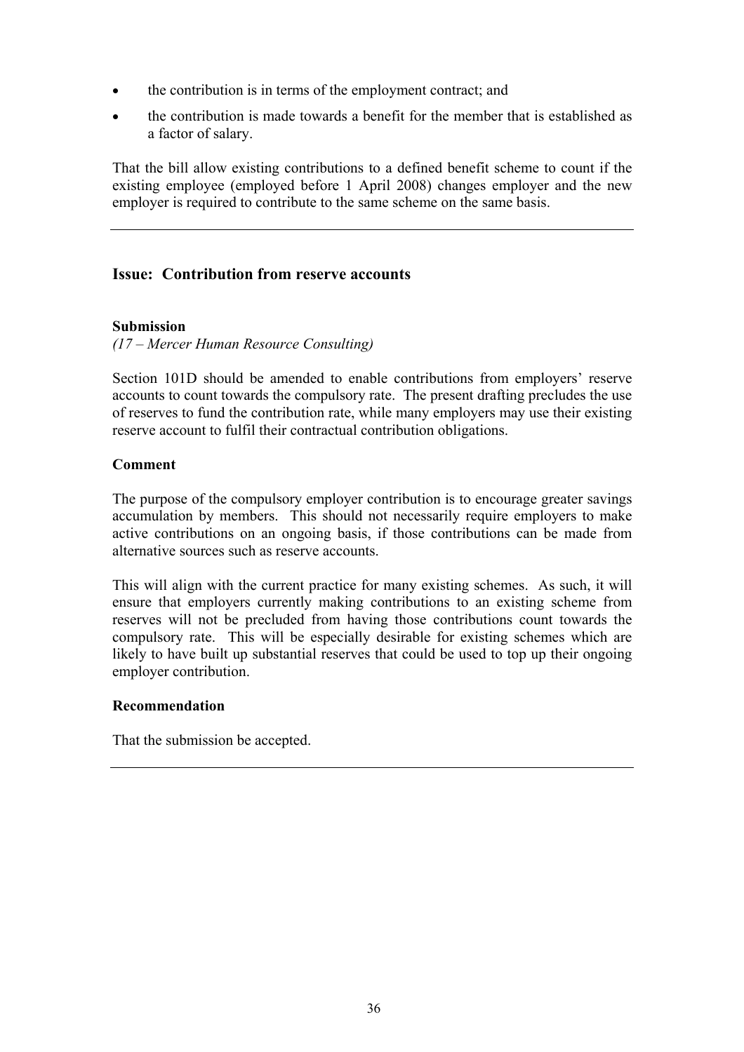- the contribution is in terms of the employment contract; and
- the contribution is made towards a benefit for the member that is established as a factor of salary.

That the bill allow existing contributions to a defined benefit scheme to count if the existing employee (employed before 1 April 2008) changes employer and the new employer is required to contribute to the same scheme on the same basis.

---

## Issue: Contribution from reserve accounts

### Submission

*(17 – Mercer Human Resource Consulting)*

Section 101D should be amended to enable contributions from employers' reserve accounts to count towards the compulsory rate. The present drafting precludes the use of reserves to fund the contribution rate, while many employers may use their existing reserve account to fulfil their contractual contribution obligations.

### Comment

The purpose of the compulsory employer contribution is to encourage greater savings accumulation by members. This should not necessarily require employers to make active contributions on an ongoing basis, if those contributions can be made from alternative sources such as reserve accounts.

This will align with the current practice for many existing schemes. As such, it will ensure that employers currently making contributions to an existing scheme from reserves will not be precluded from having those contributions count towards the compulsory rate. This will be especially desirable for existing schemes which are likely to have built up substantial reserves that could be used to top up their ongoing employer contribution.

### Recommendation

That the submission be accepted.

---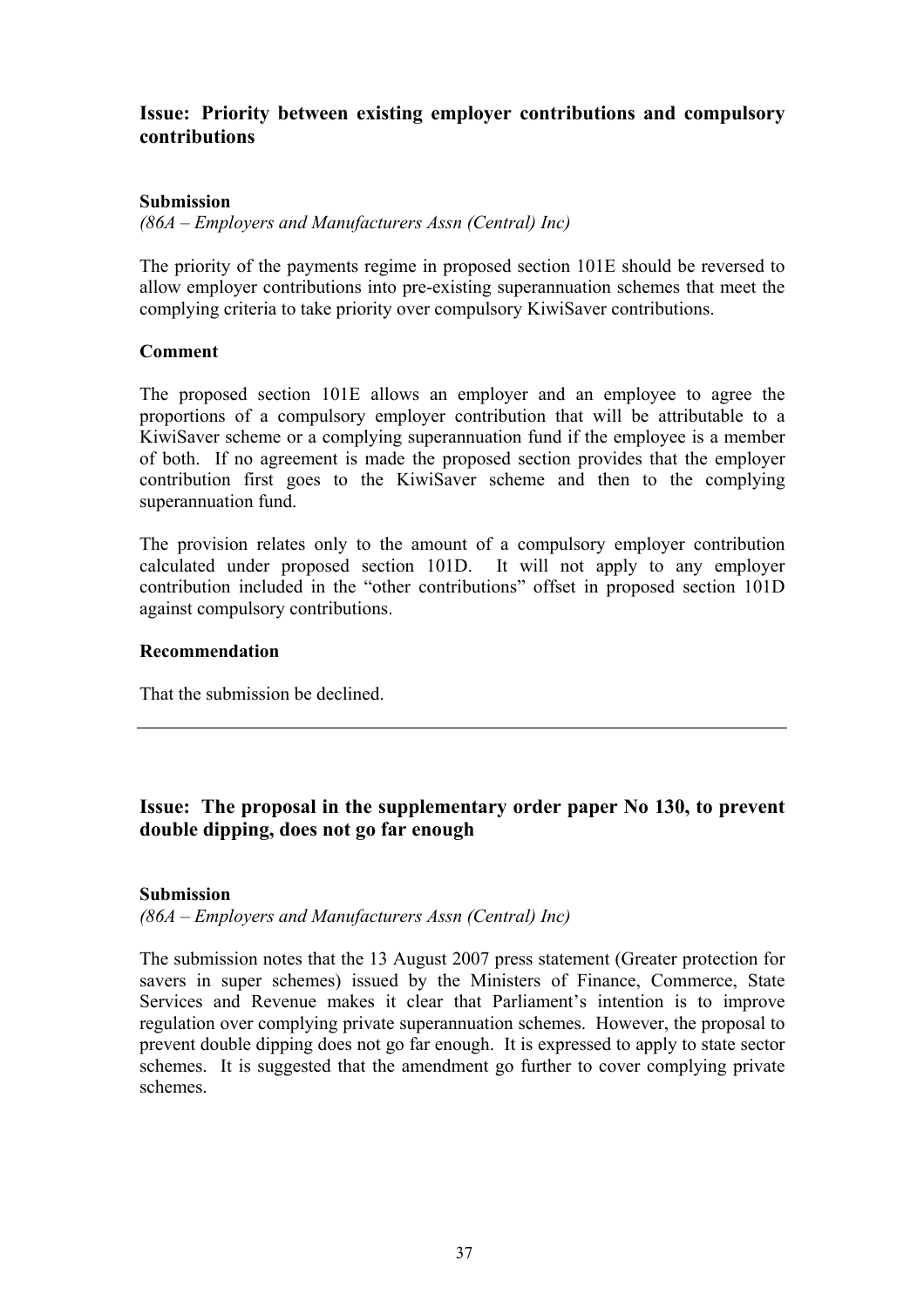## Issue: Priority between existing employer contributions and compulsory contributions

### Submission

*(86A – Employers and Manufacturers Assn (Central) Inc)*

The priority of the payments regime in proposed section 101E should be reversed to allow employer contributions into pre-existing superannuation schemes that meet the complying criteria to take priority over compulsory KiwiSaver contributions.

### Comment

The proposed section 101E allows an employer and an employee to agree the proportions of a compulsory employer contribution that will be attributable to a KiwiSaver scheme or a complying superannuation fund if the employee is a member of both. If no agreement is made the proposed section provides that the employer contribution first goes to the KiwiSaver scheme and then to the complying superannuation fund.

The provision relates only to the amount of a compulsory employer contribution calculated under proposed section 101D. It will not apply to any employer contribution included in the "other contributions" offset in proposed section 101D against compulsory contributions.

### Recommendation

That the submission be declined.

---

## Issue: The proposal in the supplementary order paper No 130, to prevent double dipping, does not go far enough

### Submission

*(86A – Employers and Manufacturers Assn (Central) Inc)*

The submission notes that the 13 August 2007 press statement (Greater protection for savers in super schemes) issued by the Ministers of Finance, Commerce, State Services and Revenue makes it clear that Parliament's intention is to improve regulation over complying private superannuation schemes. However, the proposal to prevent double dipping does not go far enough. It is expressed to apply to state sector schemes. It is suggested that the amendment go further to cover complying private schemes.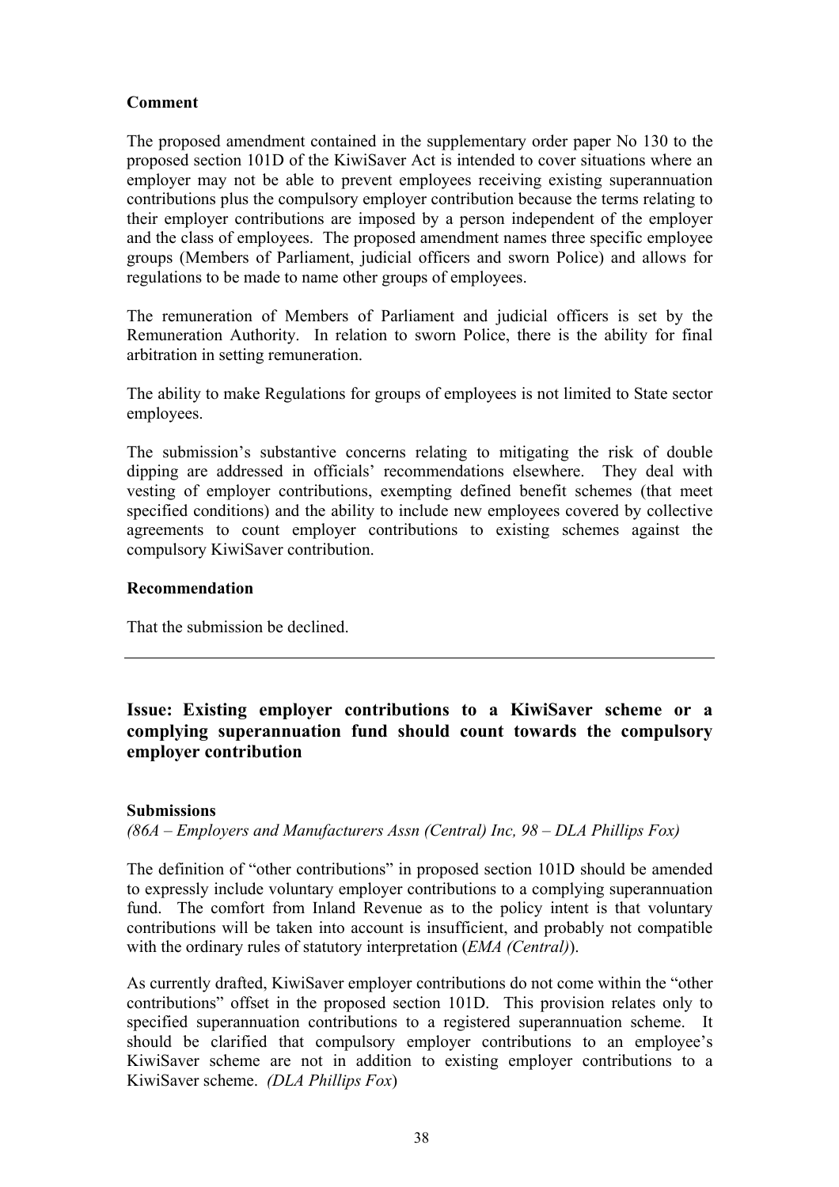**Comment**

The proposed amendment contained in the supplementary order paper No 130 to the proposed section 101D of the KiwiSaver Act is intended to cover situations where an employer may not be able to prevent employees receiving existing superannuation contributions plus the compulsory employer contribution because the terms relating to their employer contributions are imposed by a person independent of the employer and the class of employees. The proposed amendment names three specific employee groups (Members of Parliament, judicial officers and sworn Police) and allows for regulations to be made to name other groups of employees.

The remuneration of Members of Parliament and judicial officers is set by the Remuneration Authority. In relation to sworn Police, there is the ability for final arbitration in setting remuneration.

The ability to make Regulations for groups of employees is not limited to State sector employees.

The submission's substantive concerns relating to mitigating the risk of double dipping are addressed in officials' recommendations elsewhere. They deal with vesting of employer contributions, exempting defined benefit schemes (that meet specified conditions) and the ability to include new employees covered by collective agreements to count employer contributions to existing schemes against the compulsory KiwiSaver contribution.

**Recommendation**

That the submission be declined.

---

## Issue: Existing employer contributions to a KiwiSaver scheme or a complying superannuation fund should count towards the compulsory employer contribution

**Submissions**

*(86A – Employers and Manufacturers Assn (Central) Inc, 98 – DLA Phillips Fox)*

The definition of "other contributions" in proposed section 101D should be amended to expressly include voluntary employer contributions to a complying superannuation fund. The comfort from Inland Revenue as to the policy intent is that voluntary contributions will be taken into account is insufficient, and probably not compatible with the ordinary rules of statutory interpretation (*EMA (Central)*).

As currently drafted, KiwiSaver employer contributions do not come within the "other contributions" offset in the proposed section 101D. This provision relates only to specified superannuation contributions to a registered superannuation scheme. It should be clarified that compulsory employer contributions to an employee's KiwiSaver scheme are not in addition to existing employer contributions to a KiwiSaver scheme. *(DLA Phillips Fox)*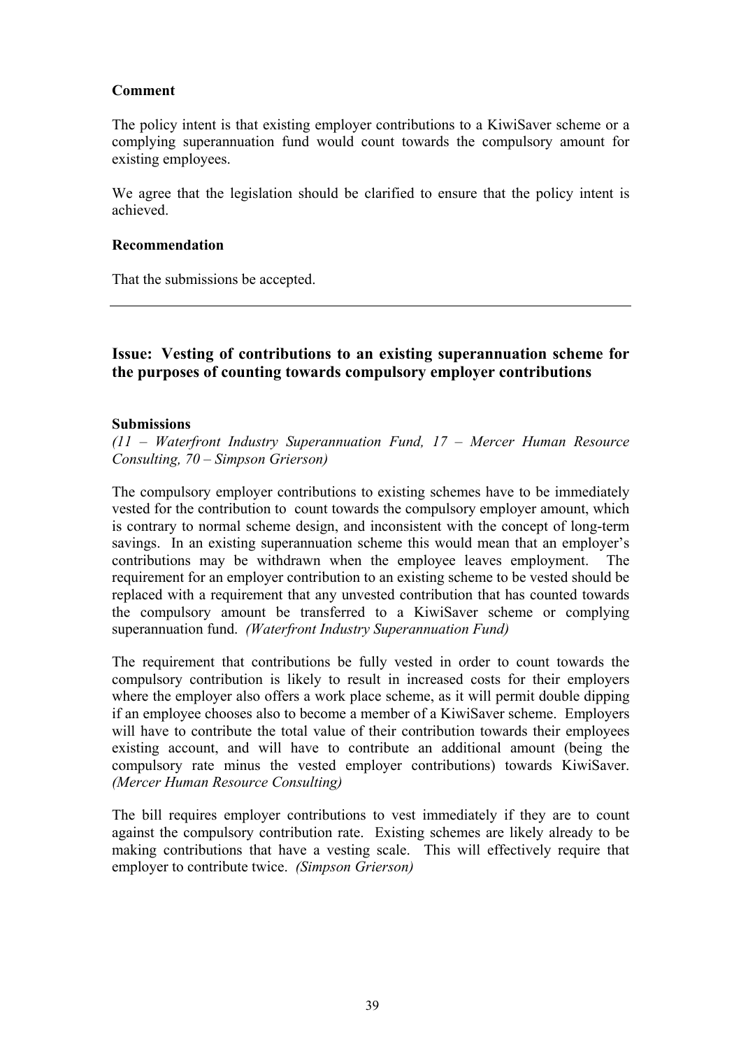**Comment**

The policy intent is that existing employer contributions to a KiwiSaver scheme or a complying superannuation fund would count towards the compulsory amount for existing employees.

We agree that the legislation should be clarified to ensure that the policy intent is achieved.

**Recommendation**

That the submissions be accepted.

---

### Issue: Vesting of contributions to an existing superannuation scheme for the purposes of counting towards compulsory employer contributions

**Submissions**

*(11 – Waterfront Industry Superannuation Fund, 17 – Mercer Human Resource Consulting, 70 – Simpson Grierson)*

The compulsory employer contributions to existing schemes have to be immediately vested for the contribution to count towards the compulsory employer amount, which is contrary to normal scheme design, and inconsistent with the concept of long-term savings. In an existing superannuation scheme this would mean that an employer's contributions may be withdrawn when the employee leaves employment. The requirement for an employer contribution to an existing scheme to be vested should be replaced with a requirement that any unvested contribution that has counted towards the compulsory amount be transferred to a KiwiSaver scheme or complying superannuation fund. *(Waterfront Industry Superannuation Fund)*

The requirement that contributions be fully vested in order to count towards the compulsory contribution is likely to result in increased costs for their employers where the employer also offers a work place scheme, as it will permit double dipping if an employee chooses also to become a member of a KiwiSaver scheme. Employers will have to contribute the total value of their contribution towards their employees existing account, and will have to contribute an additional amount (being the compulsory rate minus the vested employer contributions) towards KiwiSaver. *(Mercer Human Resource Consulting)*

The bill requires employer contributions to vest immediately if they are to count against the compulsory contribution rate. Existing schemes are likely already to be making contributions that have a vesting scale. This will effectively require that employer to contribute twice. *(Simpson Grierson)*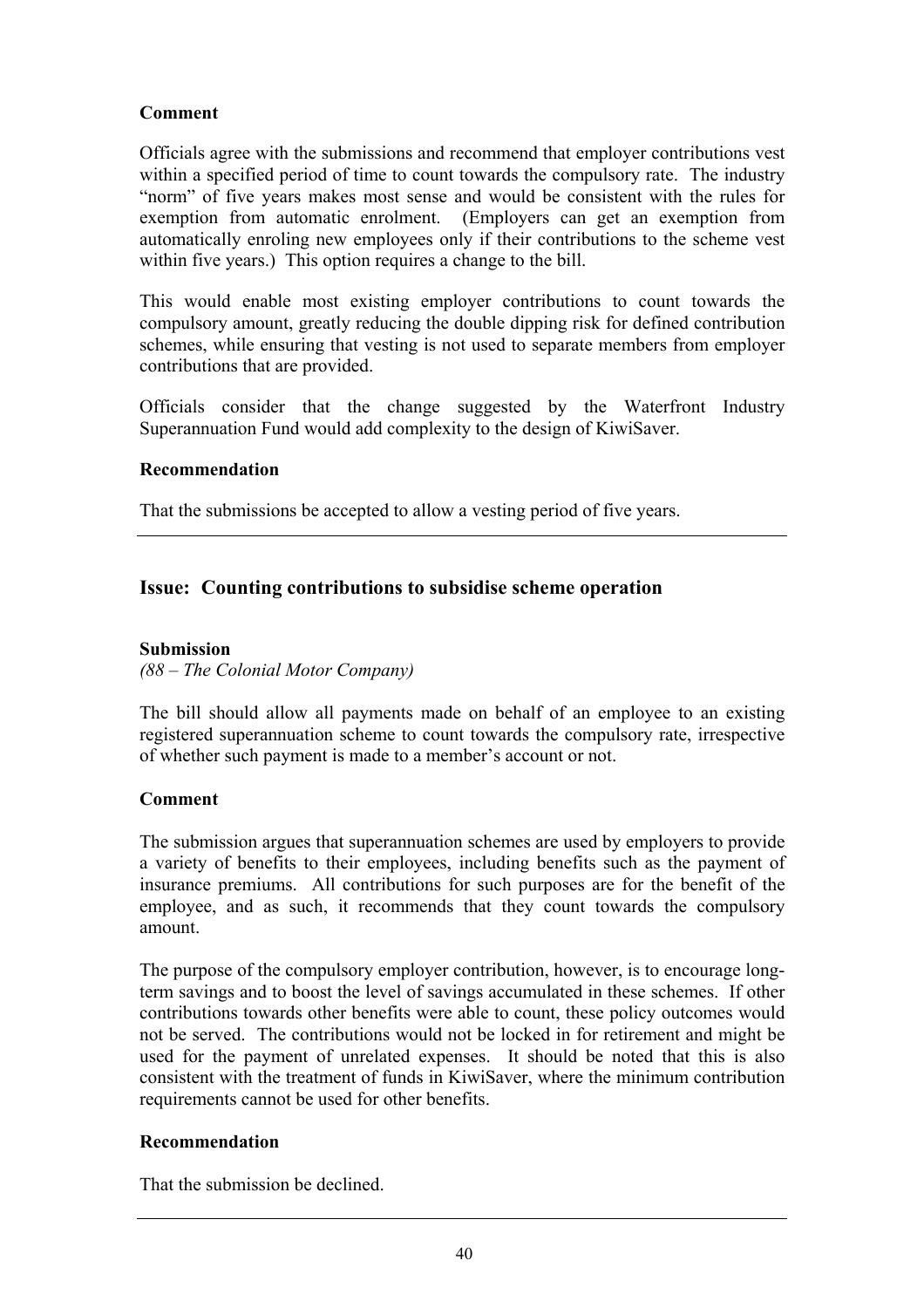**Comment**

Officials agree with the submissions and recommend that employer contributions vest within a specified period of time to count towards the compulsory rate. The industry "norm" of five years makes most sense and would be consistent with the rules for exemption from automatic enrolment. (Employers can get an exemption from automatically enroling new employees only if their contributions to the scheme vest within five years.) This option requires a change to the bill.

This would enable most existing employer contributions to count towards the compulsory amount, greatly reducing the double dipping risk for defined contribution schemes, while ensuring that vesting is not used to separate members from employer contributions that are provided.

Officials consider that the change suggested by the Waterfront Industry Superannuation Fund would add complexity to the design of KiwiSaver.

**Recommendation**

That the submissions be accepted to allow a vesting period of five years.

---

## Issue: Counting contributions to subsidise scheme operation

**Submission**

*(88 – The Colonial Motor Company)*

The bill should allow all payments made on behalf of an employee to an existing registered superannuation scheme to count towards the compulsory rate, irrespective of whether such payment is made to a member's account or not.

**Comment**

The submission argues that superannuation schemes are used by employers to provide a variety of benefits to their employees, including benefits such as the payment of insurance premiums. All contributions for such purposes are for the benefit of the employee, and as such, it recommends that they count towards the compulsory amount.

The purpose of the compulsory employer contribution, however, is to encourage long-term savings and to boost the level of savings accumulated in these schemes. If other contributions towards other benefits were able to count, these policy outcomes would not be served. The contributions would not be locked in for retirement and might be used for the payment of unrelated expenses. It should be noted that this is also consistent with the treatment of funds in KiwiSaver, where the minimum contribution requirements cannot be used for other benefits.

**Recommendation**

That the submission be declined.

---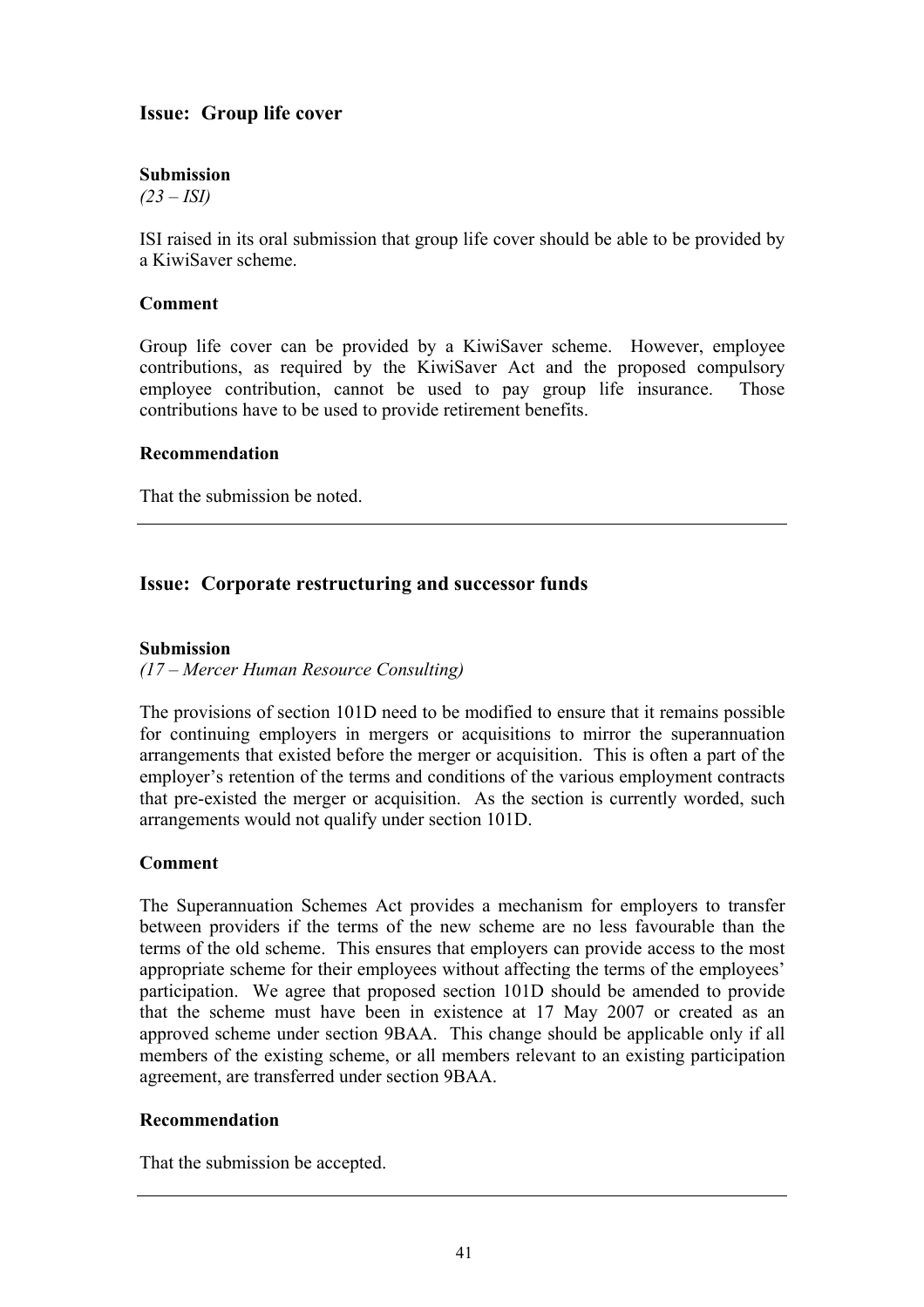## Issue: Group life cover

**Submission**

*(23 – ISI)*

ISI raised in its oral submission that group life cover should be able to be provided by a KiwiSaver scheme.

**Comment**

Group life cover can be provided by a KiwiSaver scheme. However, employee contributions, as required by the KiwiSaver Act and the proposed compulsory employee contribution, cannot be used to pay group life insurance. Those contributions have to be used to provide retirement benefits.

**Recommendation**

That the submission be noted.

---

## Issue: Corporate restructuring and successor funds

**Submission**

*(17 – Mercer Human Resource Consulting)*

The provisions of section 101D need to be modified to ensure that it remains possible for continuing employers in mergers or acquisitions to mirror the superannuation arrangements that existed before the merger or acquisition. This is often a part of the employer's retention of the terms and conditions of the various employment contracts that pre-existed the merger or acquisition. As the section is currently worded, such arrangements would not qualify under section 101D.

**Comment**

The Superannuation Schemes Act provides a mechanism for employers to transfer between providers if the terms of the new scheme are no less favourable than the terms of the old scheme. This ensures that employers can provide access to the most appropriate scheme for their employees without affecting the terms of the employees' participation. We agree that proposed section 101D should be amended to provide that the scheme must have been in existence at 17 May 2007 or created as an approved scheme under section 9BAA. This change should be applicable only if all members of the existing scheme, or all members relevant to an existing participation agreement, are transferred under section 9BAA.

**Recommendation**

That the submission be accepted.

---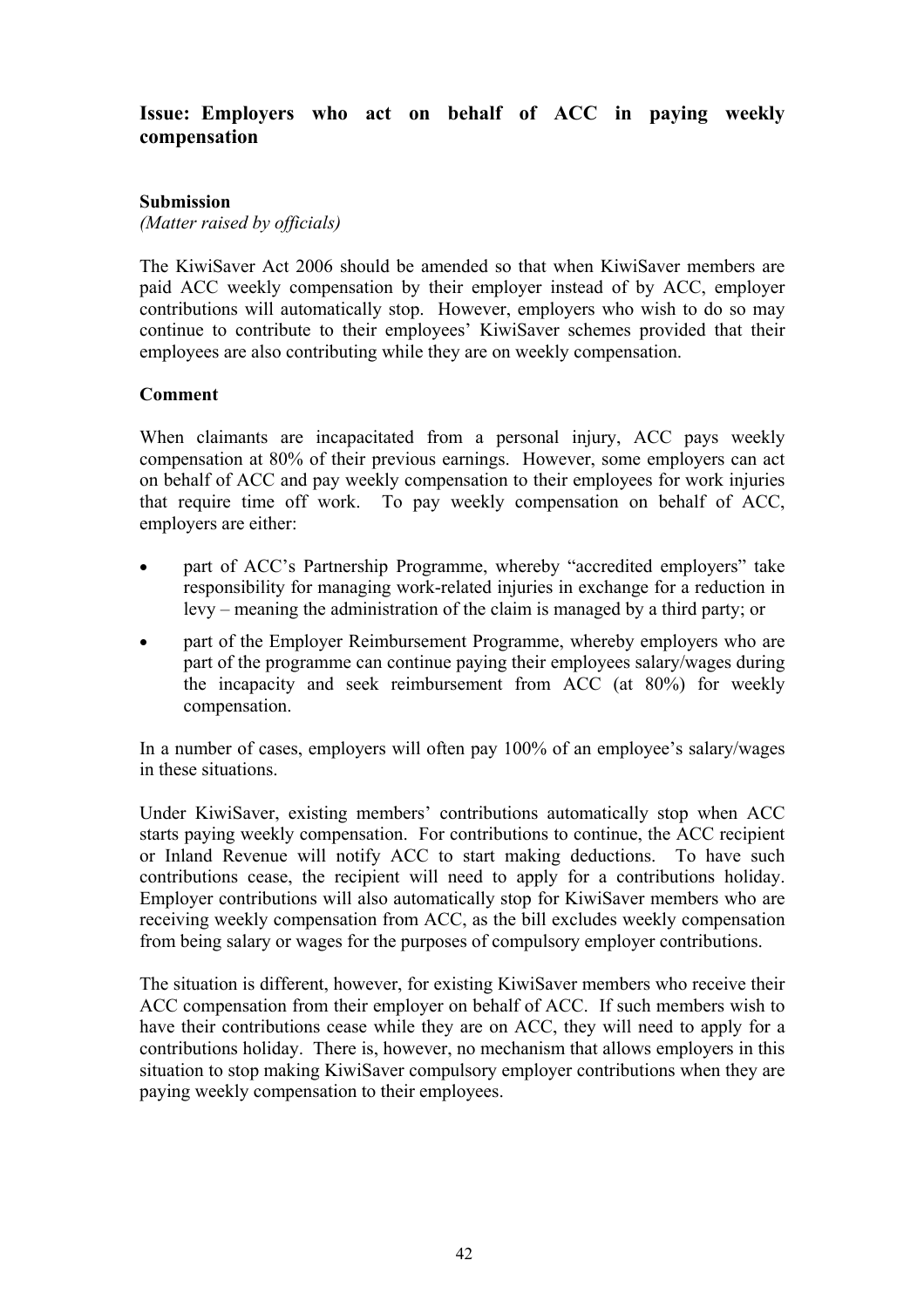## Issue: Employers who act on behalf of ACC in paying weekly compensation

**Submission**

*(Matter raised by officials)*

The KiwiSaver Act 2006 should be amended so that when KiwiSaver members are paid ACC weekly compensation by their employer instead of by ACC, employer contributions will automatically stop. However, employers who wish to do so may continue to contribute to their employees' KiwiSaver schemes provided that their employees are also contributing while they are on weekly compensation.

**Comment**

When claimants are incapacitated from a personal injury, ACC pays weekly compensation at 80% of their previous earnings. However, some employers can act on behalf of ACC and pay weekly compensation to their employees for work injuries that require time off work. To pay weekly compensation on behalf of ACC, employers are either:

- part of ACC's Partnership Programme, whereby "accredited employers" take responsibility for managing work-related injuries in exchange for a reduction in levy – meaning the administration of the claim is managed by a third party; or
- part of the Employer Reimbursement Programme, whereby employers who are part of the programme can continue paying their employees salary/wages during the incapacity and seek reimbursement from ACC (at 80%) for weekly compensation.

In a number of cases, employers will often pay 100% of an employee's salary/wages in these situations.

Under KiwiSaver, existing members' contributions automatically stop when ACC starts paying weekly compensation. For contributions to continue, the ACC recipient or Inland Revenue will notify ACC to start making deductions. To have such contributions cease, the recipient will need to apply for a contributions holiday. Employer contributions will also automatically stop for KiwiSaver members who are receiving weekly compensation from ACC, as the bill excludes weekly compensation from being salary or wages for the purposes of compulsory employer contributions.

The situation is different, however, for existing KiwiSaver members who receive their ACC compensation from their employer on behalf of ACC. If such members wish to have their contributions cease while they are on ACC, they will need to apply for a contributions holiday. There is, however, no mechanism that allows employers in this situation to stop making KiwiSaver compulsory employer contributions when they are paying weekly compensation to their employees.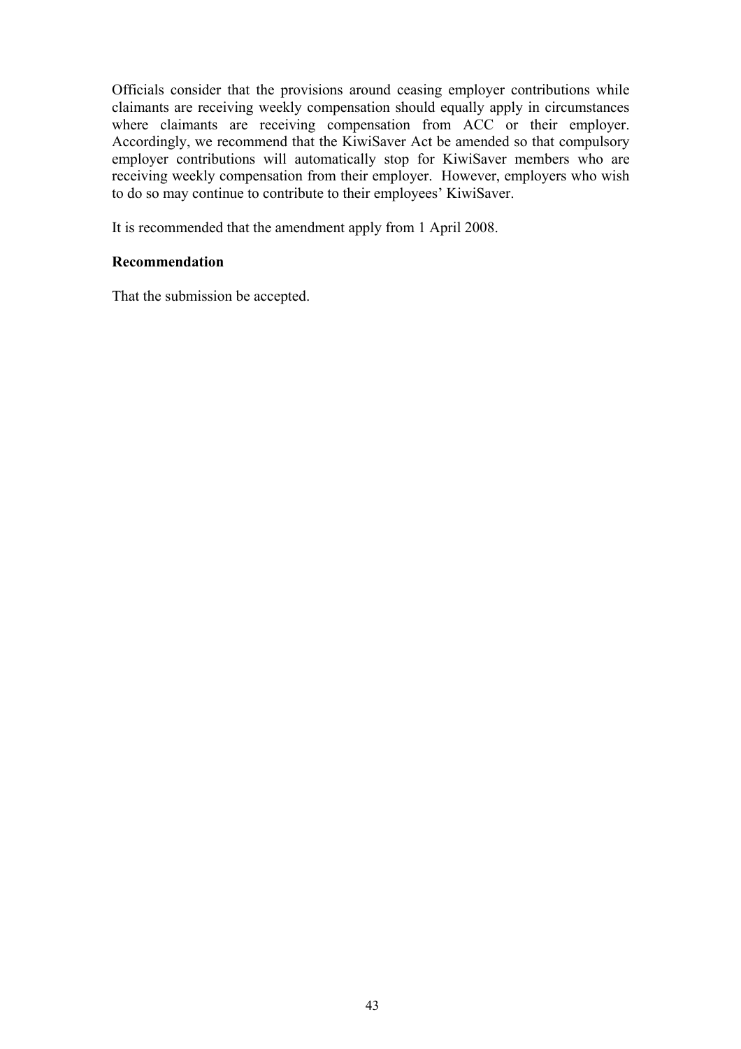Officials consider that the provisions around ceasing employer contributions while claimants are receiving weekly compensation should equally apply in circumstances where claimants are receiving compensation from ACC or their employer. Accordingly, we recommend that the KiwiSaver Act be amended so that compulsory employer contributions will automatically stop for KiwiSaver members who are receiving weekly compensation from their employer. However, employers who wish to do so may continue to contribute to their employees' KiwiSaver.

It is recommended that the amendment apply from 1 April 2008.

**Recommendation**

That the submission be accepted.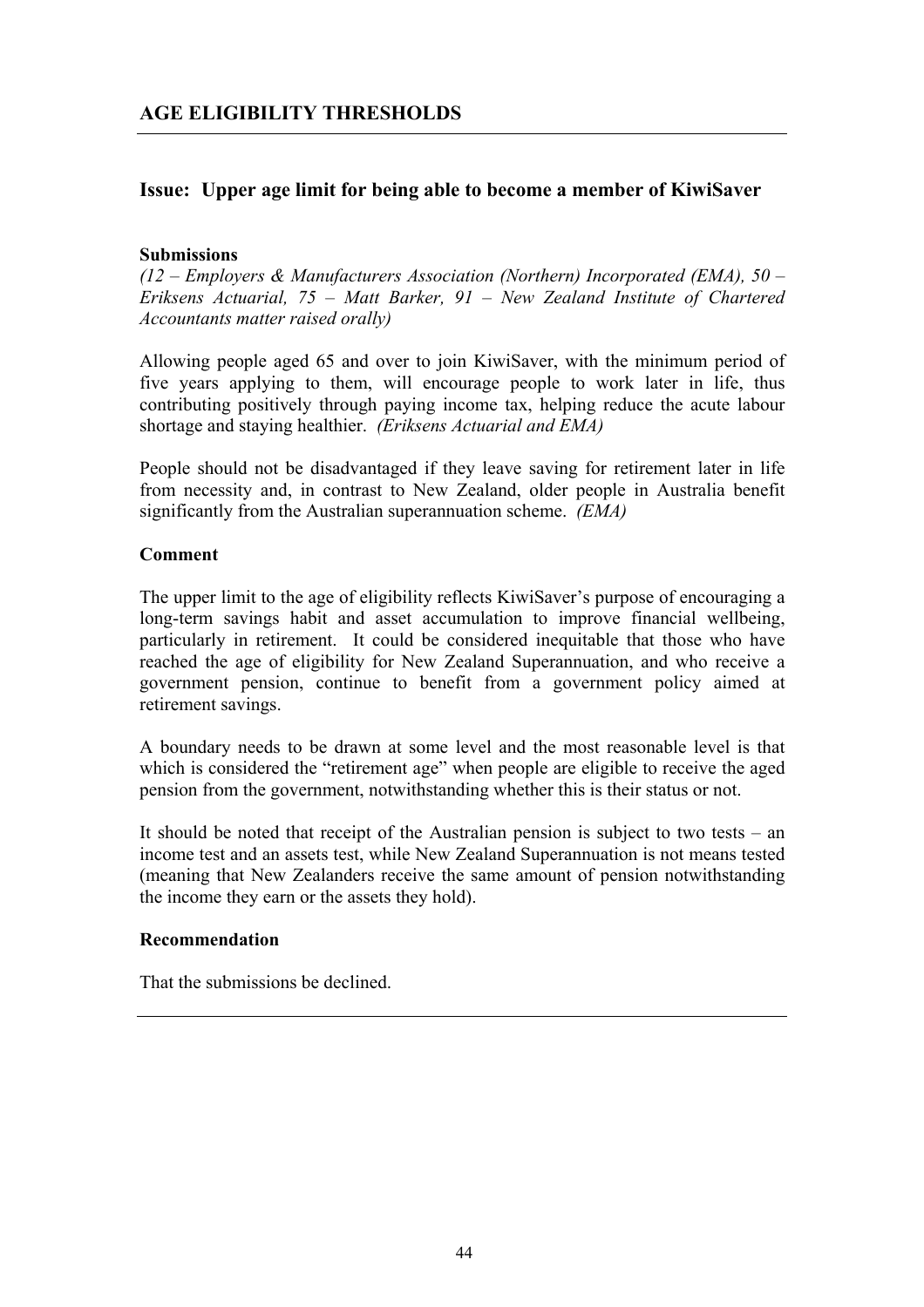## AGE ELIGIBILITY THRESHOLDS

### Issue: Upper age limit for being able to become a member of KiwiSaver

**Submissions**

*(12 – Employers & Manufacturers Association (Northern) Incorporated (EMA), 50 – Eriksens Actuarial, 75 – Matt Barker, 91 – New Zealand Institute of Chartered Accountants matter raised orally)*

Allowing people aged 65 and over to join KiwiSaver, with the minimum period of five years applying to them, will encourage people to work later in life, thus contributing positively through paying income tax, helping reduce the acute labour shortage and staying healthier. *(Eriksens Actuarial and EMA)*

People should not be disadvantaged if they leave saving for retirement later in life from necessity and, in contrast to New Zealand, older people in Australia benefit significantly from the Australian superannuation scheme. *(EMA)*

**Comment**

The upper limit to the age of eligibility reflects KiwiSaver's purpose of encouraging a long-term savings habit and asset accumulation to improve financial wellbeing, particularly in retirement. It could be considered inequitable that those who have reached the age of eligibility for New Zealand Superannuation, and who receive a government pension, continue to benefit from a government policy aimed at retirement savings.

A boundary needs to be drawn at some level and the most reasonable level is that which is considered the "retirement age" when people are eligible to receive the aged pension from the government, notwithstanding whether this is their status or not.

It should be noted that receipt of the Australian pension is subject to two tests – an income test and an assets test, while New Zealand Superannuation is not means tested (meaning that New Zealanders receive the same amount of pension notwithstanding the income they earn or the assets they hold).

**Recommendation**

That the submissions be declined.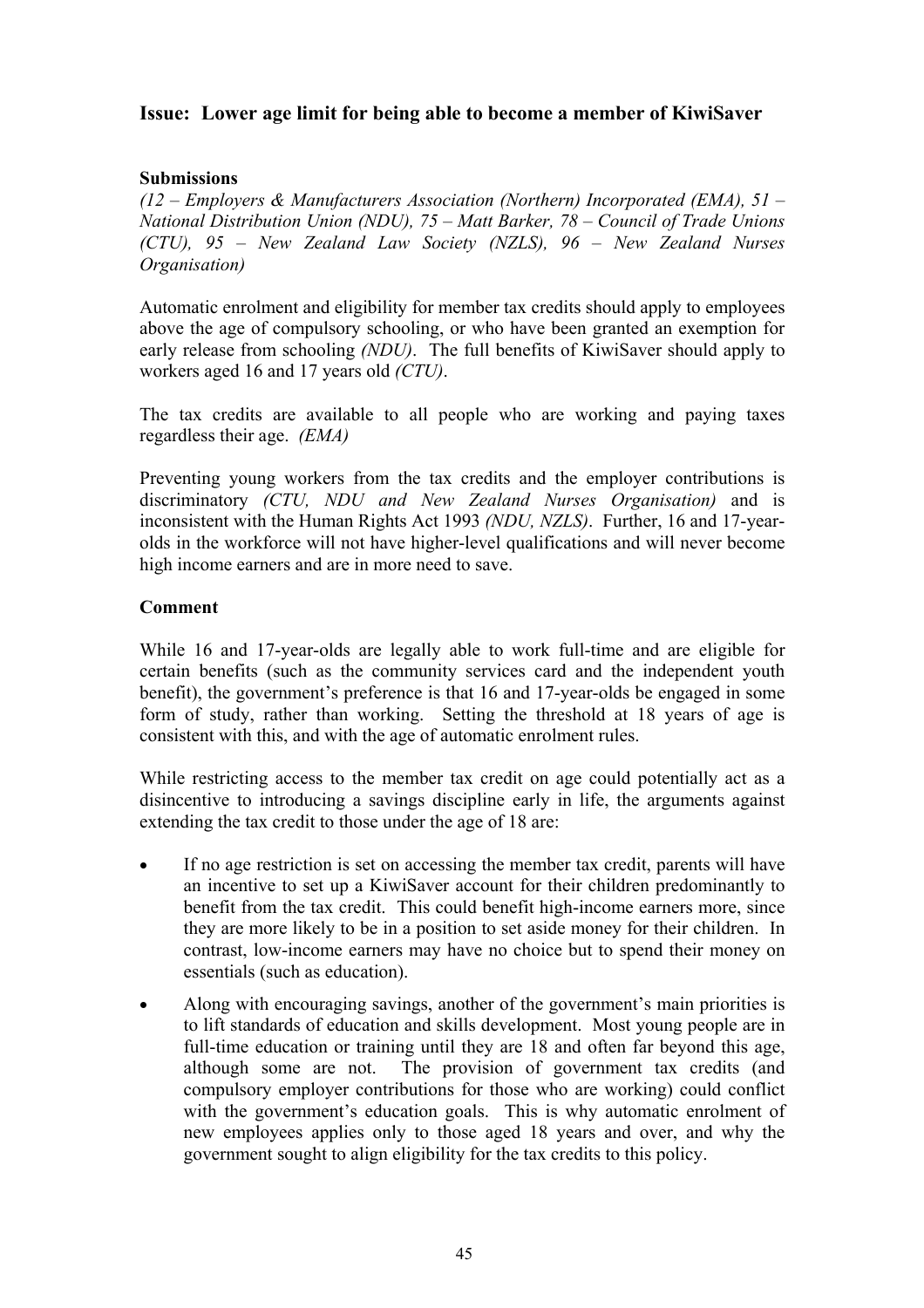## Issue: Lower age limit for being able to become a member of KiwiSaver

### Submissions

*(12 – Employers & Manufacturers Association (Northern) Incorporated (EMA), 51 – National Distribution Union (NDU), 75 – Matt Barker, 78 – Council of Trade Unions (CTU), 95 – New Zealand Law Society (NZLS), 96 – New Zealand Nurses Organisation)*

Automatic enrolment and eligibility for member tax credits should apply to employees above the age of compulsory schooling, or who have been granted an exemption for early release from schooling *(NDU)*. The full benefits of KiwiSaver should apply to workers aged 16 and 17 years old *(CTU)*.

The tax credits are available to all people who are working and paying taxes regardless their age. *(EMA)*

Preventing young workers from the tax credits and the employer contributions is discriminatory *(CTU, NDU and New Zealand Nurses Organisation)* and is inconsistent with the Human Rights Act 1993 *(NDU, NZLS)*. Further, 16 and 17-year-olds in the workforce will not have higher-level qualifications and will never become high income earners and are in more need to save.

### Comment

While 16 and 17-year-olds are legally able to work full-time and are eligible for certain benefits (such as the community services card and the independent youth benefit), the government's preference is that 16 and 17-year-olds be engaged in some form of study, rather than working. Setting the threshold at 18 years of age is consistent with this, and with the age of automatic enrolment rules.

While restricting access to the member tax credit on age could potentially act as a disincentive to introducing a savings discipline early in life, the arguments against extending the tax credit to those under the age of 18 are:

- If no age restriction is set on accessing the member tax credit, parents will have an incentive to set up a KiwiSaver account for their children predominantly to benefit from the tax credit. This could benefit high-income earners more, since they are more likely to be in a position to set aside money for their children. In contrast, low-income earners may have no choice but to spend their money on essentials (such as education).
- Along with encouraging savings, another of the government's main priorities is to lift standards of education and skills development. Most young people are in full-time education or training until they are 18 and often far beyond this age, although some are not. The provision of government tax credits (and compulsory employer contributions for those who are working) could conflict with the government's education goals. This is why automatic enrolment of new employees applies only to those aged 18 years and over, and why the government sought to align eligibility for the tax credits to this policy.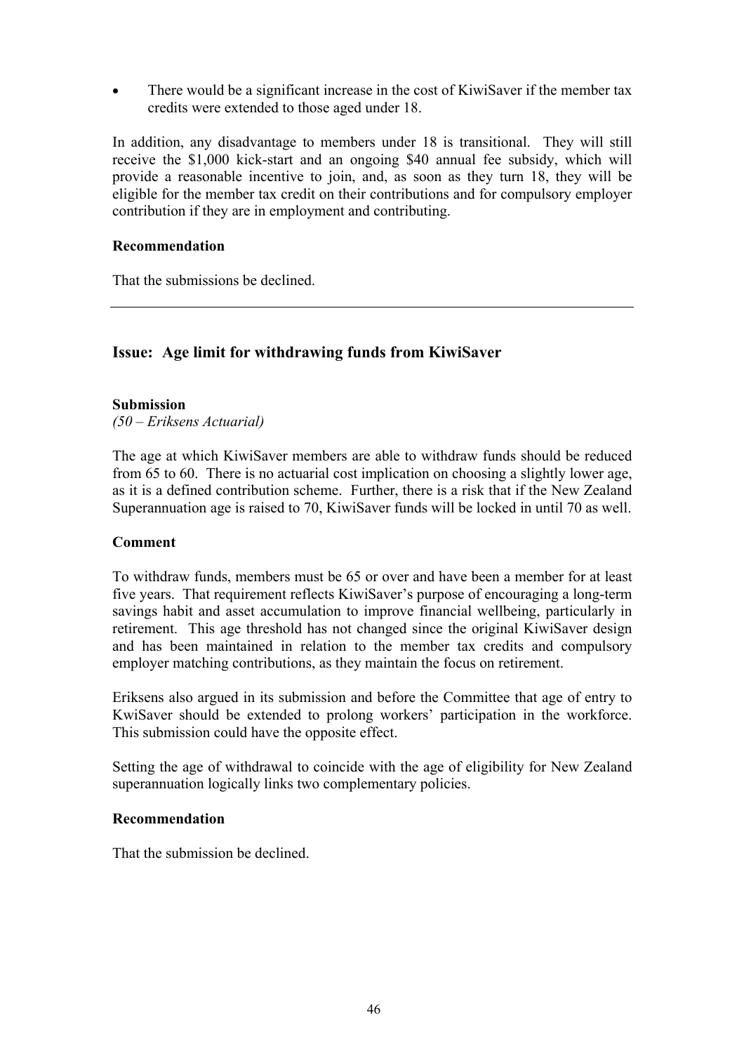- There would be a significant increase in the cost of KiwiSaver if the member tax credits were extended to those aged under 18.

In addition, any disadvantage to members under 18 is transitional. They will still receive the $1,000 kick-start and an ongoing $40 annual fee subsidy, which will provide a reasonable incentive to join, and, as soon as they turn 18, they will be eligible for the member tax credit on their contributions and for compulsory employer contribution if they are in employment and contributing.

**Recommendation**

That the submissions be declined.

---

## Issue: Age limit for withdrawing funds from KiwiSaver

**Submission**

*(50 – Eriksens Actuarial)*

The age at which KiwiSaver members are able to withdraw funds should be reduced from 65 to 60. There is no actuarial cost implication on choosing a slightly lower age, as it is a defined contribution scheme. Further, there is a risk that if the New Zealand Superannuation age is raised to 70, KiwiSaver funds will be locked in until 70 as well.

**Comment**

To withdraw funds, members must be 65 or over and have been a member for at least five years. That requirement reflects KiwiSaver's purpose of encouraging a long-term savings habit and asset accumulation to improve financial wellbeing, particularly in retirement. This age threshold has not changed since the original KiwiSaver design and has been maintained in relation to the member tax credits and compulsory employer matching contributions, as they maintain the focus on retirement.

Eriksens also argued in its submission and before the Committee that age of entry to KwiSaver should be extended to prolong workers' participation in the workforce. This submission could have the opposite effect.

Setting the age of withdrawal to coincide with the age of eligibility for New Zealand superannuation logically links two complementary policies.

**Recommendation**

That the submission be declined.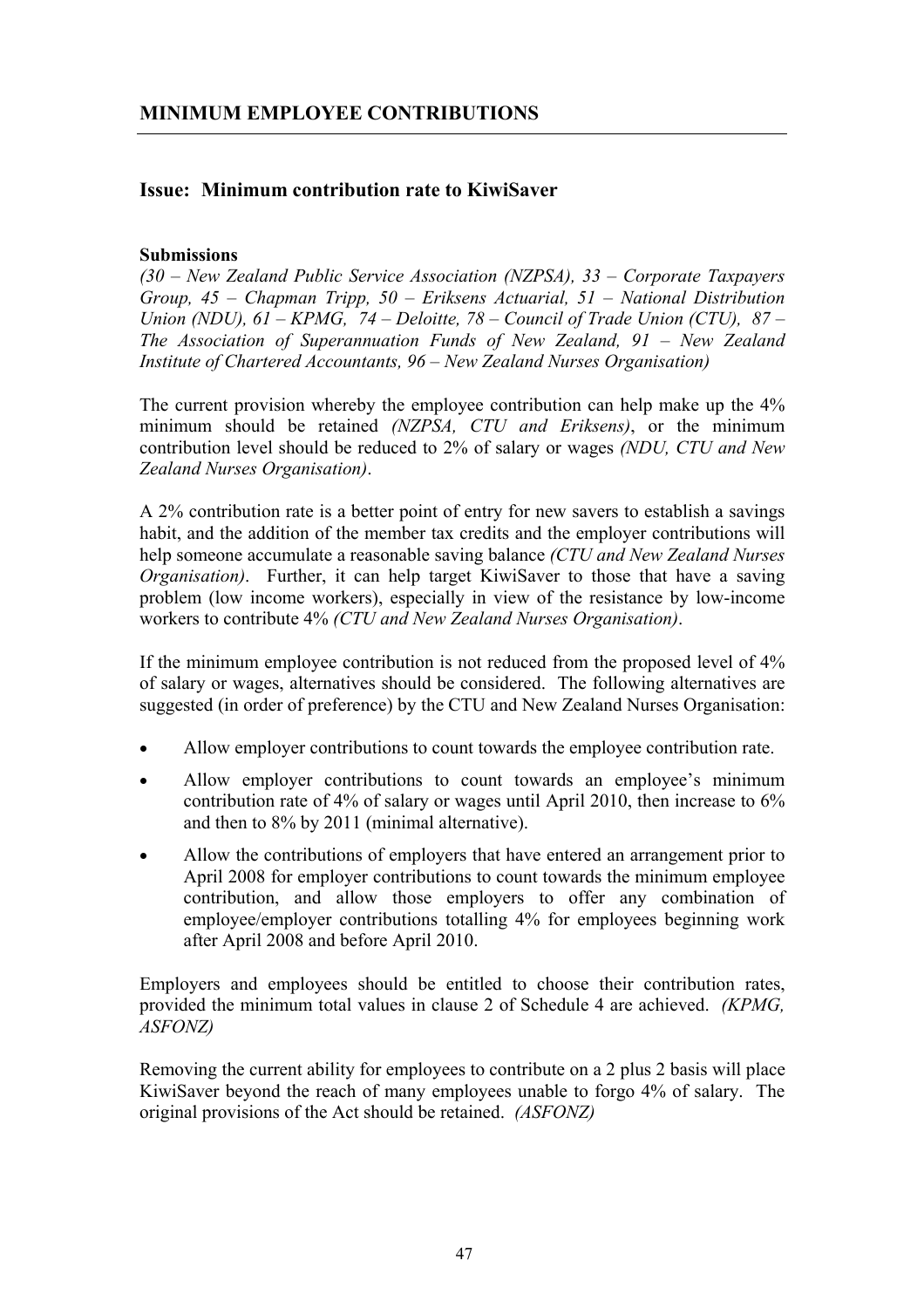## MINIMUM EMPLOYEE CONTRIBUTIONS

### Issue: Minimum contribution rate to KiwiSaver

**Submissions**

*(30 – New Zealand Public Service Association (NZPSA), 33 – Corporate Taxpayers Group, 45 – Chapman Tripp, 50 – Eriksens Actuarial, 51 – National Distribution Union (NDU), 61 – KPMG, 74 – Deloitte, 78 – Council of Trade Union (CTU), 87 – The Association of Superannuation Funds of New Zealand, 91 – New Zealand Institute of Chartered Accountants, 96 – New Zealand Nurses Organisation)*

The current provision whereby the employee contribution can help make up the 4% minimum should be retained *(NZPSA, CTU and Eriksens)*, or the minimum contribution level should be reduced to 2% of salary or wages *(NDU, CTU and New Zealand Nurses Organisation)*.

A 2% contribution rate is a better point of entry for new savers to establish a savings habit, and the addition of the member tax credits and the employer contributions will help someone accumulate a reasonable saving balance *(CTU and New Zealand Nurses Organisation)*. Further, it can help target KiwiSaver to those that have a saving problem (low income workers), especially in view of the resistance by low-income workers to contribute 4% *(CTU and New Zealand Nurses Organisation)*.

If the minimum employee contribution is not reduced from the proposed level of 4% of salary or wages, alternatives should be considered. The following alternatives are suggested (in order of preference) by the CTU and New Zealand Nurses Organisation:

- Allow employer contributions to count towards the employee contribution rate.
- Allow employer contributions to count towards an employee's minimum contribution rate of 4% of salary or wages until April 2010, then increase to 6% and then to 8% by 2011 (minimal alternative).
- Allow the contributions of employers that have entered an arrangement prior to April 2008 for employer contributions to count towards the minimum employee contribution, and allow those employers to offer any combination of employee/employer contributions totalling 4% for employees beginning work after April 2008 and before April 2010.

Employers and employees should be entitled to choose their contribution rates, provided the minimum total values in clause 2 of Schedule 4 are achieved. *(KPMG, ASFONZ)*

Removing the current ability for employees to contribute on a 2 plus 2 basis will place KiwiSaver beyond the reach of many employees unable to forgo 4% of salary. The original provisions of the Act should be retained. *(ASFONZ)*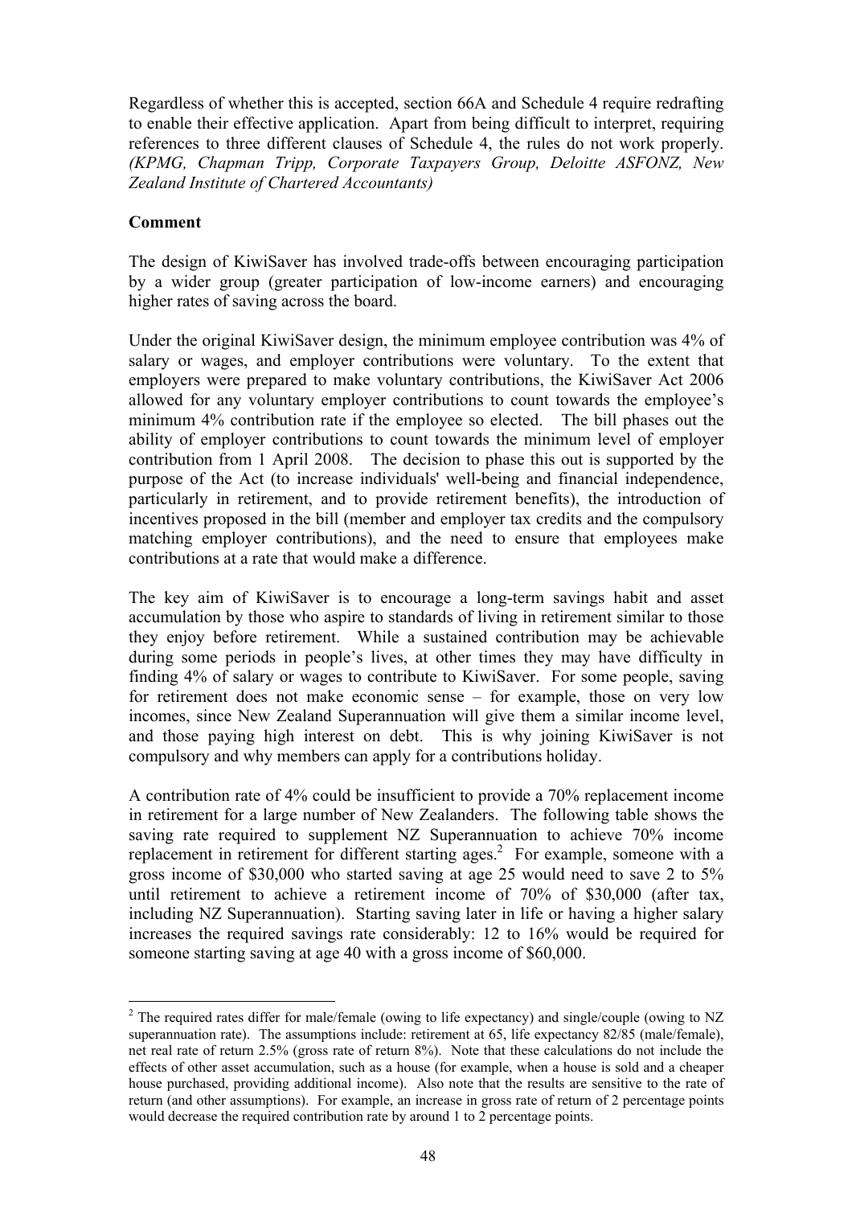Regardless of whether this is accepted, section 66A and Schedule 4 require redrafting to enable their effective application. Apart from being difficult to interpret, requiring references to three different clauses of Schedule 4, the rules do not work properly. *(KPMG, Chapman Tripp, Corporate Taxpayers Group, Deloitte ASFONZ, New Zealand Institute of Chartered Accountants)*

**Comment**

The design of KiwiSaver has involved trade-offs between encouraging participation by a wider group (greater participation of low-income earners) and encouraging higher rates of saving across the board.

Under the original KiwiSaver design, the minimum employee contribution was 4% of salary or wages, and employer contributions were voluntary. To the extent that employers were prepared to make voluntary contributions, the KiwiSaver Act 2006 allowed for any voluntary employer contributions to count towards the employee's minimum 4% contribution rate if the employee so elected. The bill phases out the ability of employer contributions to count towards the minimum level of employer contribution from 1 April 2008. The decision to phase this out is supported by the purpose of the Act (to increase individuals' well-being and financial independence, particularly in retirement, and to provide retirement benefits), the introduction of incentives proposed in the bill (member and employer tax credits and the compulsory matching employer contributions), and the need to ensure that employees make contributions at a rate that would make a difference.

The key aim of KiwiSaver is to encourage a long-term savings habit and asset accumulation by those who aspire to standards of living in retirement similar to those they enjoy before retirement. While a sustained contribution may be achievable during some periods in people's lives, at other times they may have difficulty in finding 4% of salary or wages to contribute to KiwiSaver. For some people, saving for retirement does not make economic sense – for example, those on very low incomes, since New Zealand Superannuation will give them a similar income level, and those paying high interest on debt. This is why joining KiwiSaver is not compulsory and why members can apply for a contributions holiday.

A contribution rate of 4% could be insufficient to provide a 70% replacement income in retirement for a large number of New Zealanders. The following table shows the saving rate required to supplement NZ Superannuation to achieve 70% income replacement in retirement for different starting ages.[2] For example, someone with a gross income of $30,000 who started saving at age 25 would need to save 2 to 5% until retirement to achieve a retirement income of 70% of $30,000 (after tax, including NZ Superannuation). Starting saving later in life or having a higher salary increases the required savings rate considerably: 12 to 16% would be required for someone starting saving at age 40 with a gross income of $60,000.

---

[2] The required rates differ for male/female (owing to life expectancy) and single/couple (owing to NZ superannuation rate). The assumptions include: retirement at 65, life expectancy 82/85 (male/female), net real rate of return 2.5% (gross rate of return 8%). Note that these calculations do not include the effects of other asset accumulation, such as a house (for example, when a house is sold and a cheaper house purchased, providing additional income). Also note that the results are sensitive to the rate of return (and other assumptions). For example, an increase in gross rate of return of 2 percentage points would decrease the required contribution rate by around 1 to 2 percentage points.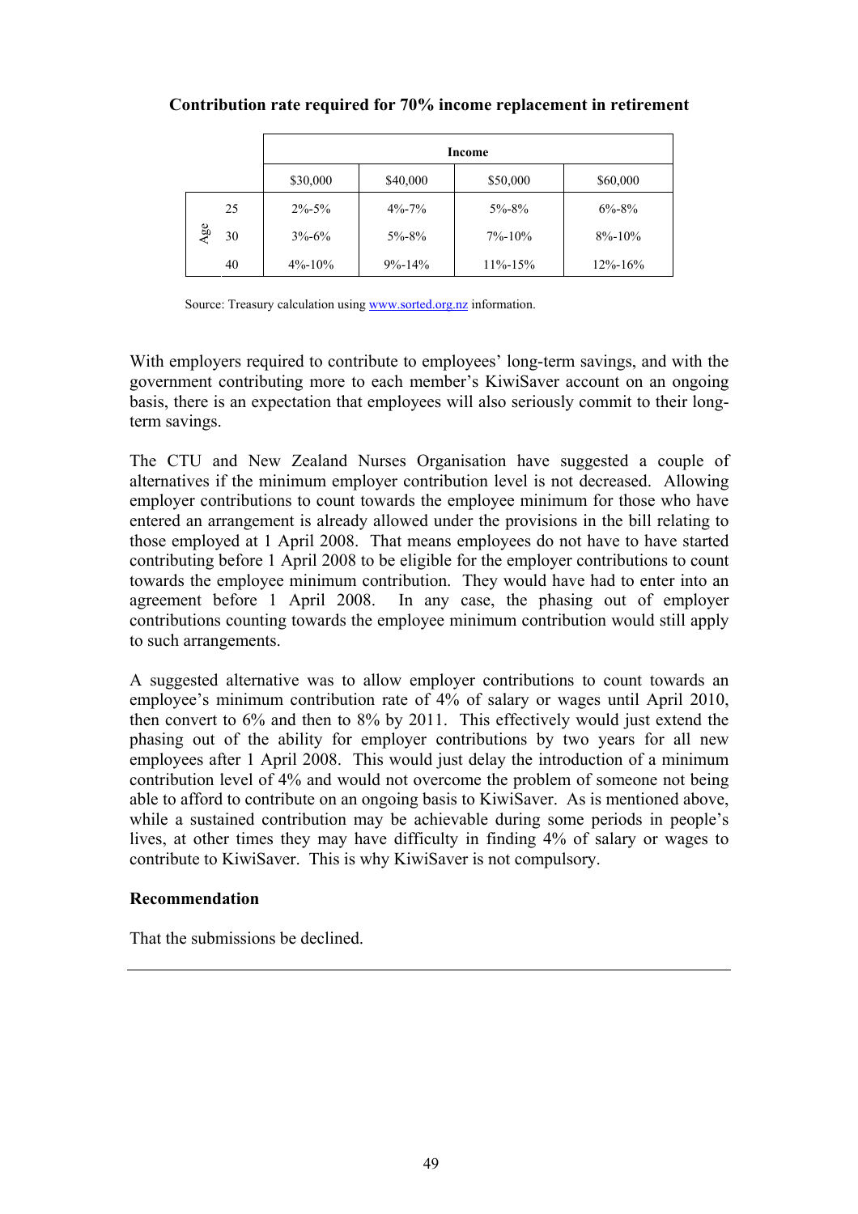**Contribution rate required for 70% income replacement in retirement**

| | | Income | | | |
|---|---|---|---|---|---|
| | | \$30,000 | \$40,000 | \$50,000 | \$60,000 |
| Age | 25 | 2%-5% | 4%-7% | 5%-8% | 6%-8% |
| | 30 | 3%-6% | 5%-8% | 7%-10% | 8%-10% |
| | 40 | 4%-10% | 9%-14% | 11%-15% | 12%-16% |

Source: Treasury calculation using www.sorted.org.nz information.

With employers required to contribute to employees' long-term savings, and with the government contributing more to each member's KiwiSaver account on an ongoing basis, there is an expectation that employees will also seriously commit to their long-term savings.

The CTU and New Zealand Nurses Organisation have suggested a couple of alternatives if the minimum employer contribution level is not decreased. Allowing employer contributions to count towards the employee minimum for those who have entered an arrangement is already allowed under the provisions in the bill relating to those employed at 1 April 2008. That means employees do not have to have started contributing before 1 April 2008 to be eligible for the employer contributions to count towards the employee minimum contribution. They would have had to enter into an agreement before 1 April 2008. In any case, the phasing out of employer contributions counting towards the employee minimum contribution would still apply to such arrangements.

A suggested alternative was to allow employer contributions to count towards an employee's minimum contribution rate of 4% of salary or wages until April 2010, then convert to 6% and then to 8% by 2011. This effectively would just extend the phasing out of the ability for employer contributions by two years for all new employees after 1 April 2008. This would just delay the introduction of a minimum contribution level of 4% and would not overcome the problem of someone not being able to afford to contribute on an ongoing basis to KiwiSaver. As is mentioned above, while a sustained contribution may be achievable during some periods in people's lives, at other times they may have difficulty in finding 4% of salary or wages to contribute to KiwiSaver. This is why KiwiSaver is not compulsory.

**Recommendation**

That the submissions be declined.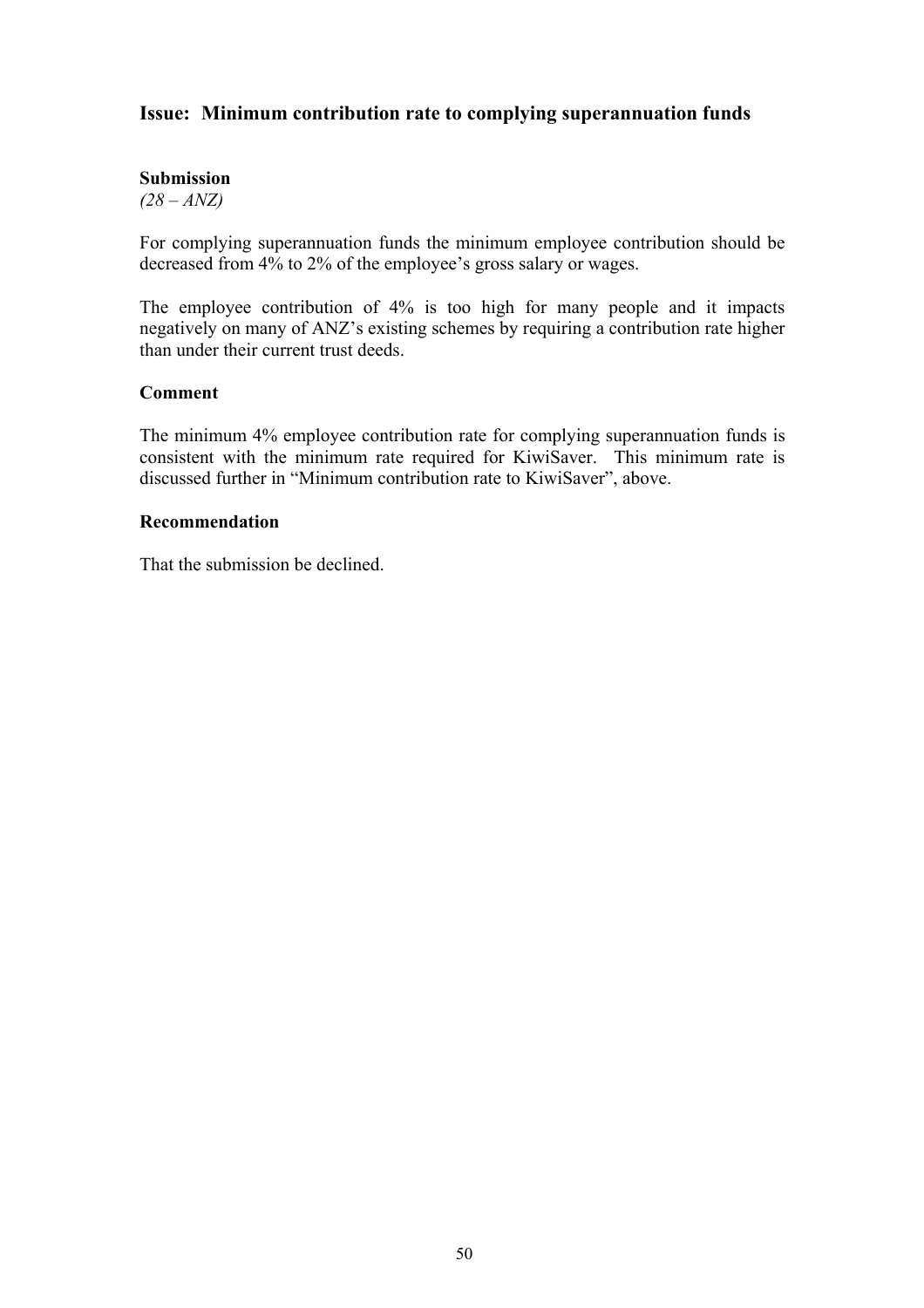## Issue: Minimum contribution rate to complying superannuation funds

**Submission**
*(28 – ANZ)*

For complying superannuation funds the minimum employee contribution should be decreased from 4% to 2% of the employee's gross salary or wages.

The employee contribution of 4% is too high for many people and it impacts negatively on many of ANZ's existing schemes by requiring a contribution rate higher than under their current trust deeds.

**Comment**

The minimum 4% employee contribution rate for complying superannuation funds is consistent with the minimum rate required for KiwiSaver. This minimum rate is discussed further in "Minimum contribution rate to KiwiSaver", above.

**Recommendation**

That the submission be declined.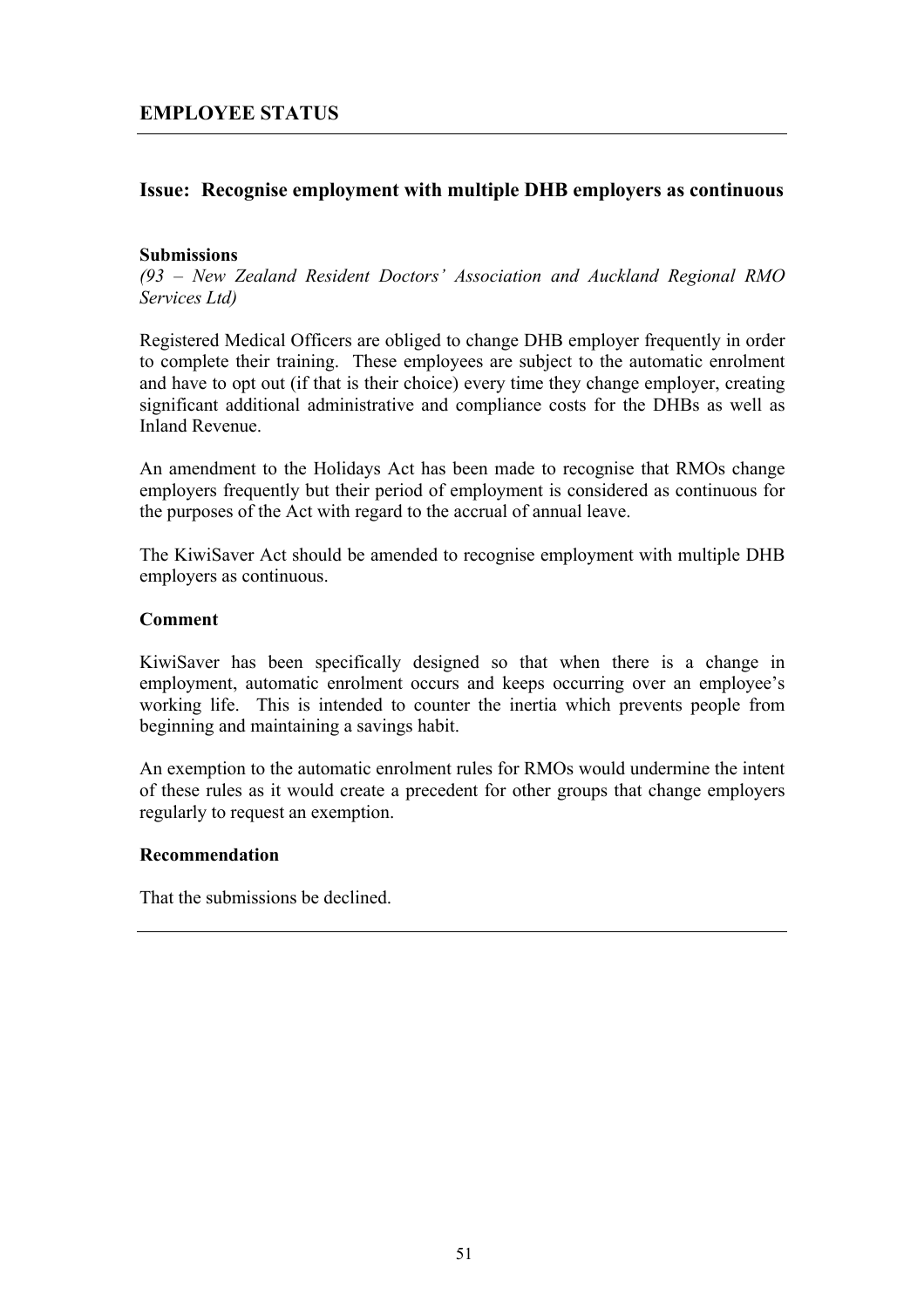## EMPLOYEE STATUS

### Issue: Recognise employment with multiple DHB employers as continuous

**Submissions**

*(93 – New Zealand Resident Doctors' Association and Auckland Regional RMO Services Ltd)*

Registered Medical Officers are obliged to change DHB employer frequently in order to complete their training. These employees are subject to the automatic enrolment and have to opt out (if that is their choice) every time they change employer, creating significant additional administrative and compliance costs for the DHBs as well as Inland Revenue.

An amendment to the Holidays Act has been made to recognise that RMOs change employers frequently but their period of employment is considered as continuous for the purposes of the Act with regard to the accrual of annual leave.

The KiwiSaver Act should be amended to recognise employment with multiple DHB employers as continuous.

**Comment**

KiwiSaver has been specifically designed so that when there is a change in employment, automatic enrolment occurs and keeps occurring over an employee's working life. This is intended to counter the inertia which prevents people from beginning and maintaining a savings habit.

An exemption to the automatic enrolment rules for RMOs would undermine the intent of these rules as it would create a precedent for other groups that change employers regularly to request an exemption.

**Recommendation**

That the submissions be declined.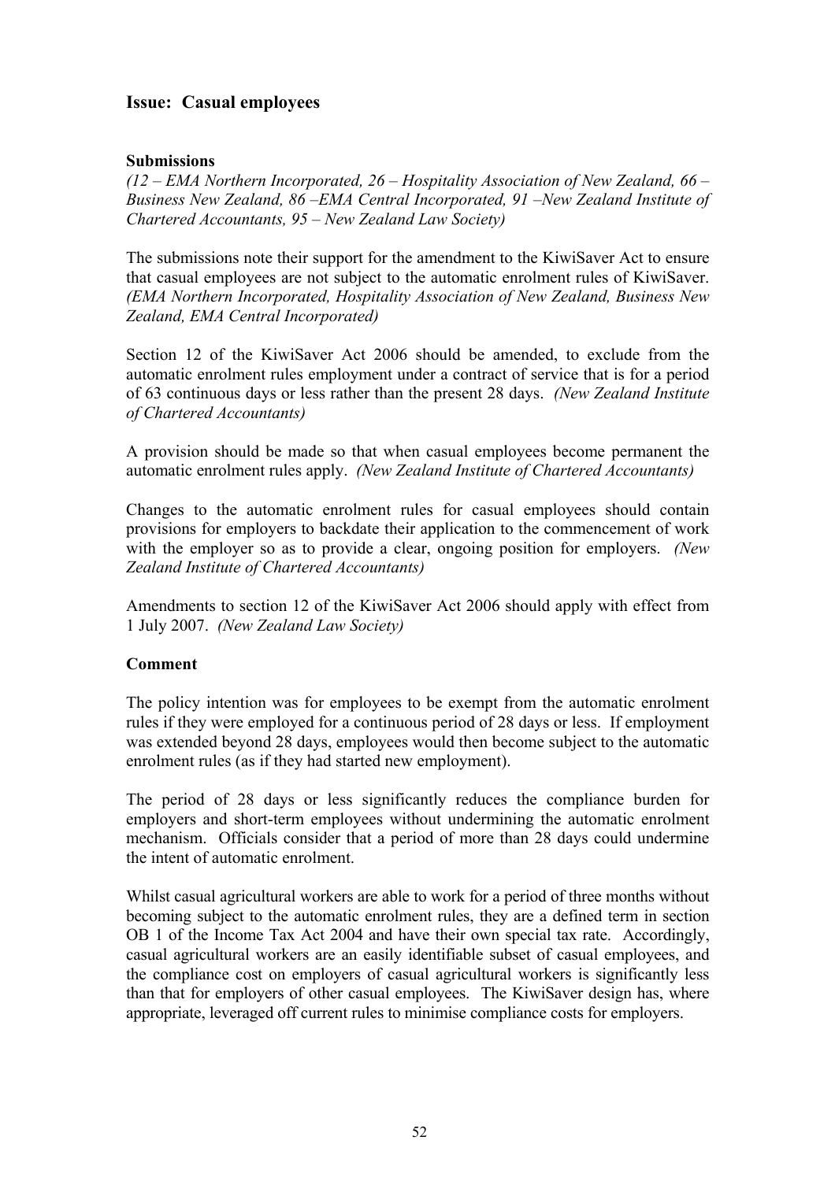## Issue: Casual employees

### Submissions

*(12 – EMA Northern Incorporated, 26 – Hospitality Association of New Zealand, 66 – Business New Zealand, 86 –EMA Central Incorporated, 91 –New Zealand Institute of Chartered Accountants, 95 – New Zealand Law Society)*

The submissions note their support for the amendment to the KiwiSaver Act to ensure that casual employees are not subject to the automatic enrolment rules of KiwiSaver. *(EMA Northern Incorporated, Hospitality Association of New Zealand, Business New Zealand, EMA Central Incorporated)*

Section 12 of the KiwiSaver Act 2006 should be amended, to exclude from the automatic enrolment rules employment under a contract of service that is for a period of 63 continuous days or less rather than the present 28 days. *(New Zealand Institute of Chartered Accountants)*

A provision should be made so that when casual employees become permanent the automatic enrolment rules apply. *(New Zealand Institute of Chartered Accountants)*

Changes to the automatic enrolment rules for casual employees should contain provisions for employers to backdate their application to the commencement of work with the employer so as to provide a clear, ongoing position for employers. *(New Zealand Institute of Chartered Accountants)*

Amendments to section 12 of the KiwiSaver Act 2006 should apply with effect from 1 July 2007. *(New Zealand Law Society)*

### Comment

The policy intention was for employees to be exempt from the automatic enrolment rules if they were employed for a continuous period of 28 days or less. If employment was extended beyond 28 days, employees would then become subject to the automatic enrolment rules (as if they had started new employment).

The period of 28 days or less significantly reduces the compliance burden for employers and short-term employees without undermining the automatic enrolment mechanism. Officials consider that a period of more than 28 days could undermine the intent of automatic enrolment.

Whilst casual agricultural workers are able to work for a period of three months without becoming subject to the automatic enrolment rules, they are a defined term in section OB 1 of the Income Tax Act 2004 and have their own special tax rate. Accordingly, casual agricultural workers are an easily identifiable subset of casual employees, and the compliance cost on employers of casual agricultural workers is significantly less than that for employers of other casual employees. The KiwiSaver design has, where appropriate, leveraged off current rules to minimise compliance costs for employers.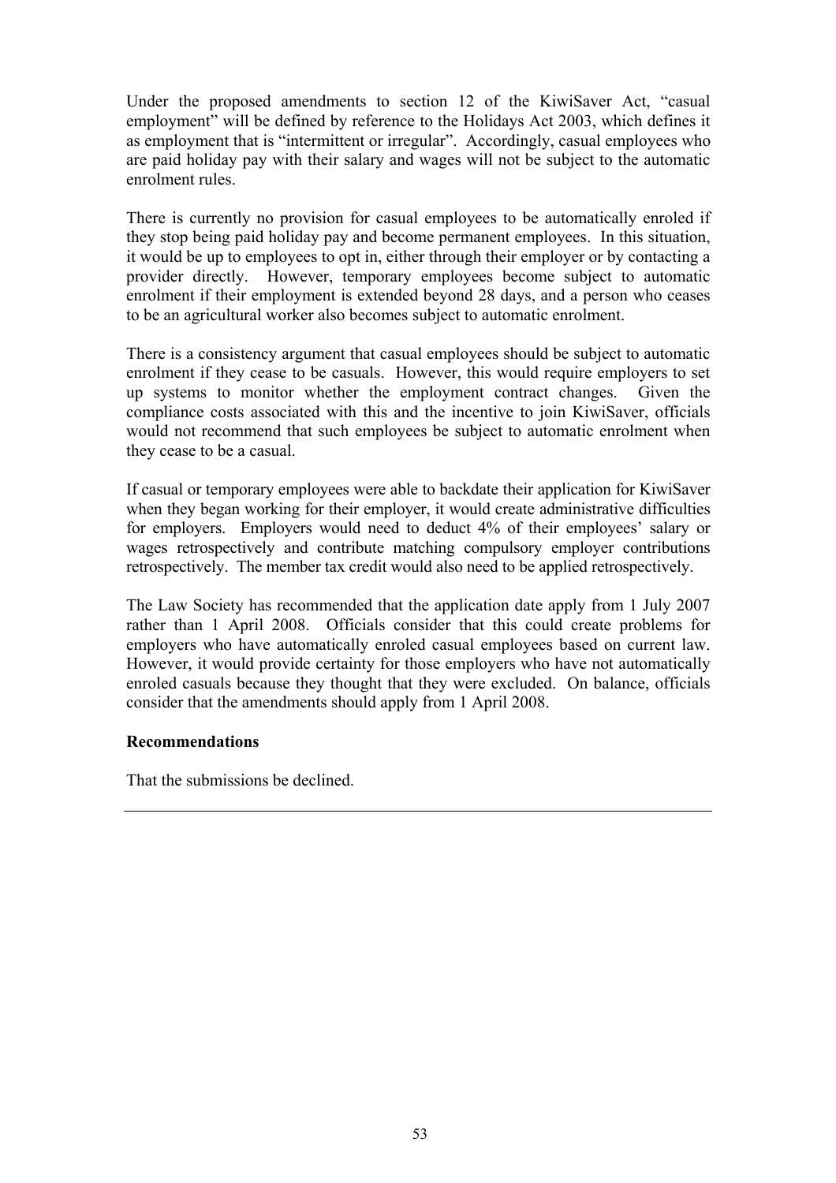Under the proposed amendments to section 12 of the KiwiSaver Act, "casual employment" will be defined by reference to the Holidays Act 2003, which defines it as employment that is "intermittent or irregular". Accordingly, casual employees who are paid holiday pay with their salary and wages will not be subject to the automatic enrolment rules.

There is currently no provision for casual employees to be automatically enroled if they stop being paid holiday pay and become permanent employees. In this situation, it would be up to employees to opt in, either through their employer or by contacting a provider directly. However, temporary employees become subject to automatic enrolment if their employment is extended beyond 28 days, and a person who ceases to be an agricultural worker also becomes subject to automatic enrolment.

There is a consistency argument that casual employees should be subject to automatic enrolment if they cease to be casuals. However, this would require employers to set up systems to monitor whether the employment contract changes. Given the compliance costs associated with this and the incentive to join KiwiSaver, officials would not recommend that such employees be subject to automatic enrolment when they cease to be a casual.

If casual or temporary employees were able to backdate their application for KiwiSaver when they began working for their employer, it would create administrative difficulties for employers. Employers would need to deduct 4% of their employees' salary or wages retrospectively and contribute matching compulsory employer contributions retrospectively. The member tax credit would also need to be applied retrospectively.

The Law Society has recommended that the application date apply from 1 July 2007 rather than 1 April 2008. Officials consider that this could create problems for employers who have automatically enroled casual employees based on current law. However, it would provide certainty for those employers who have not automatically enroled casuals because they thought that they were excluded. On balance, officials consider that the amendments should apply from 1 April 2008.

**Recommendations**

That the submissions be declined.

---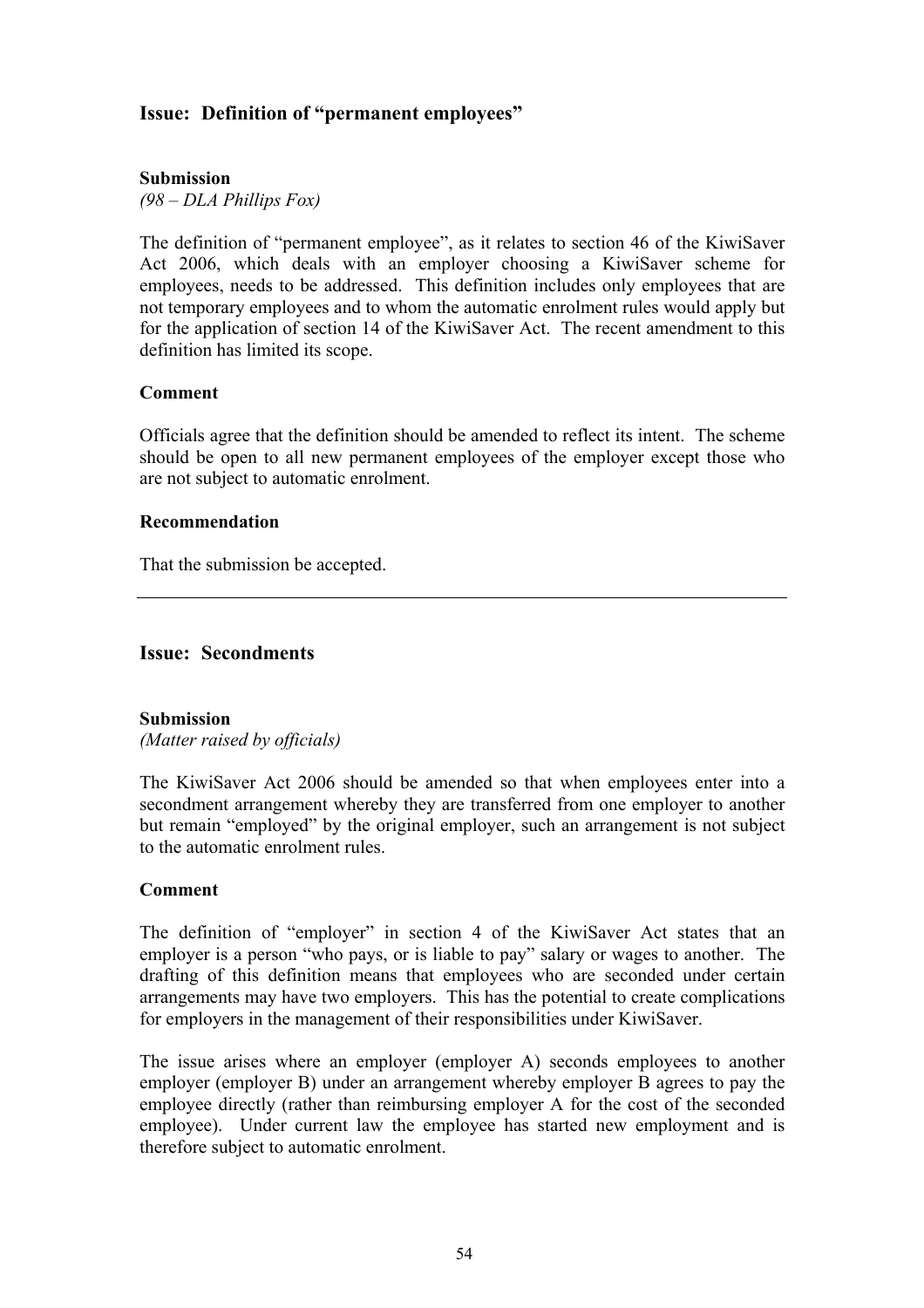## Issue: Definition of "permanent employees"

**Submission**

*(98 – DLA Phillips Fox)*

The definition of "permanent employee", as it relates to section 46 of the KiwiSaver Act 2006, which deals with an employer choosing a KiwiSaver scheme for employees, needs to be addressed. This definition includes only employees that are not temporary employees and to whom the automatic enrolment rules would apply but for the application of section 14 of the KiwiSaver Act. The recent amendment to this definition has limited its scope.

**Comment**

Officials agree that the definition should be amended to reflect its intent. The scheme should be open to all new permanent employees of the employer except those who are not subject to automatic enrolment.

**Recommendation**

That the submission be accepted.

---

## Issue: Secondments

**Submission**

*(Matter raised by officials)*

The KiwiSaver Act 2006 should be amended so that when employees enter into a secondment arrangement whereby they are transferred from one employer to another but remain "employed" by the original employer, such an arrangement is not subject to the automatic enrolment rules.

**Comment**

The definition of "employer" in section 4 of the KiwiSaver Act states that an employer is a person "who pays, or is liable to pay" salary or wages to another. The drafting of this definition means that employees who are seconded under certain arrangements may have two employers. This has the potential to create complications for employers in the management of their responsibilities under KiwiSaver.

The issue arises where an employer (employer A) seconds employees to another employer (employer B) under an arrangement whereby employer B agrees to pay the employee directly (rather than reimbursing employer A for the cost of the seconded employee). Under current law the employee has started new employment and is therefore subject to automatic enrolment.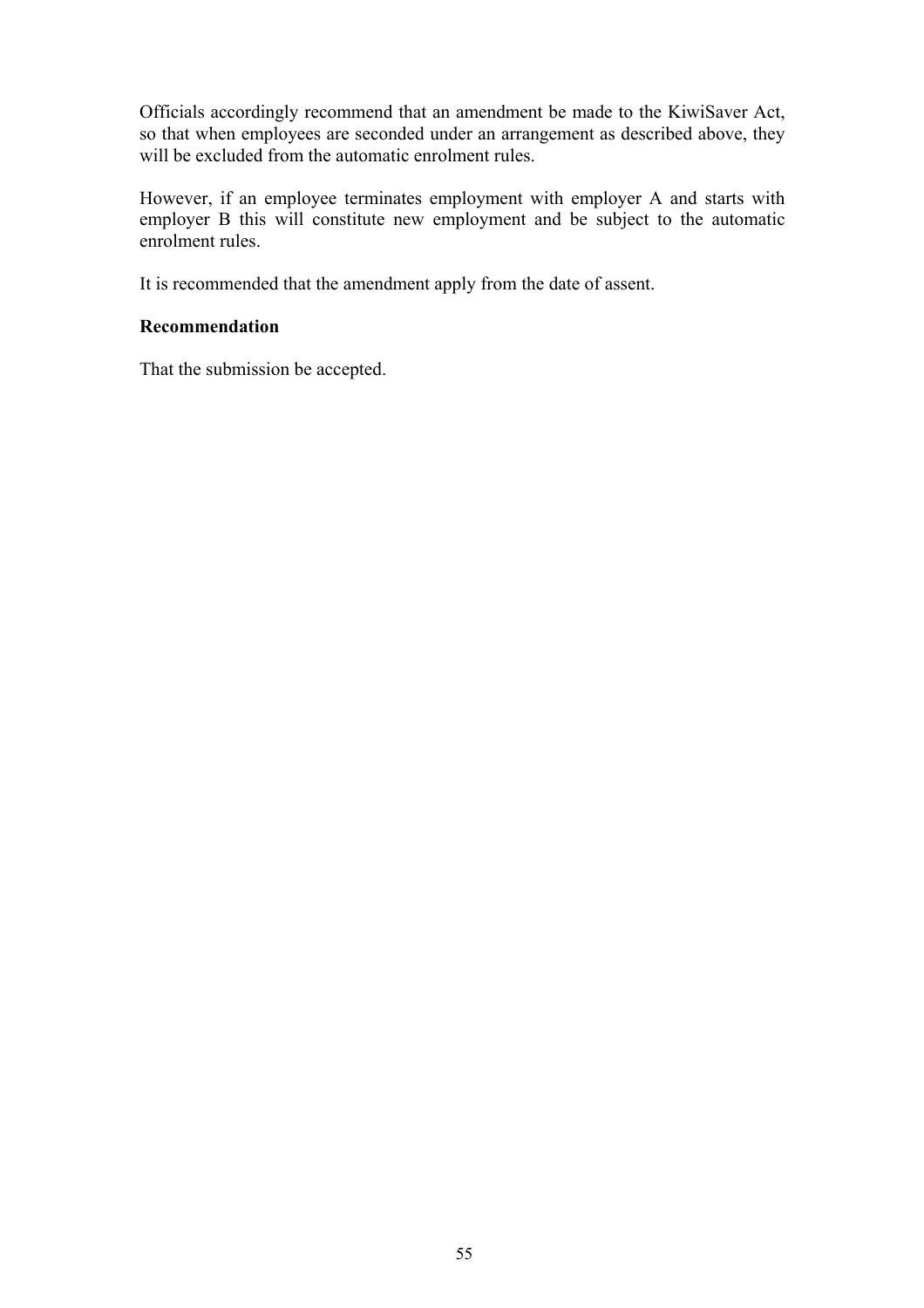Officials accordingly recommend that an amendment be made to the KiwiSaver Act, so that when employees are seconded under an arrangement as described above, they will be excluded from the automatic enrolment rules.

However, if an employee terminates employment with employer A and starts with employer B this will constitute new employment and be subject to the automatic enrolment rules.

It is recommended that the amendment apply from the date of assent.

**Recommendation**

That the submission be accepted.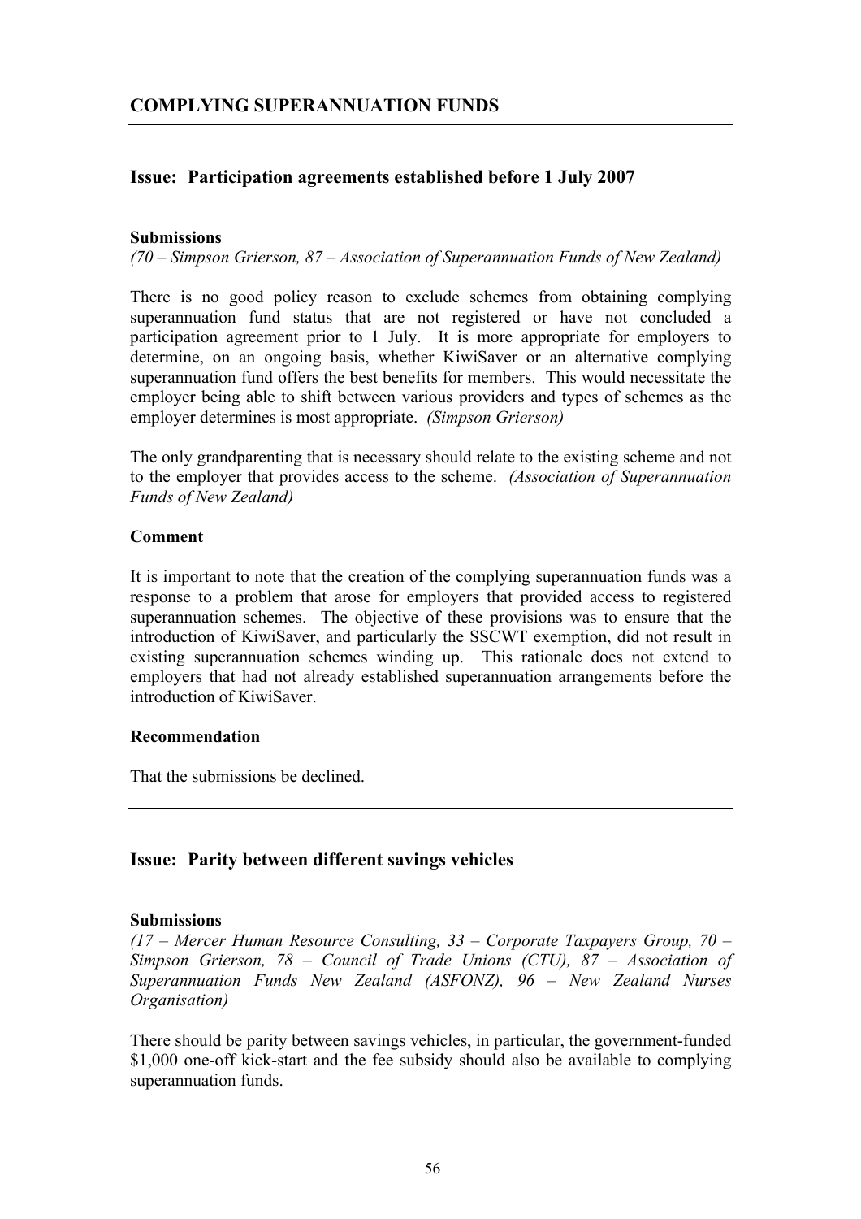## COMPLYING SUPERANNUATION FUNDS

### Issue: Participation agreements established before 1 July 2007

**Submissions**

*(70 – Simpson Grierson, 87 – Association of Superannuation Funds of New Zealand)*

There is no good policy reason to exclude schemes from obtaining complying superannuation fund status that are not registered or have not concluded a participation agreement prior to 1 July. It is more appropriate for employers to determine, on an ongoing basis, whether KiwiSaver or an alternative complying superannuation fund offers the best benefits for members. This would necessitate the employer being able to shift between various providers and types of schemes as the employer determines is most appropriate. *(Simpson Grierson)*

The only grandparenting that is necessary should relate to the existing scheme and not to the employer that provides access to the scheme. *(Association of Superannuation Funds of New Zealand)*

**Comment**

It is important to note that the creation of the complying superannuation funds was a response to a problem that arose for employers that provided access to registered superannuation schemes. The objective of these provisions was to ensure that the introduction of KiwiSaver, and particularly the SSCWT exemption, did not result in existing superannuation schemes winding up. This rationale does not extend to employers that had not already established superannuation arrangements before the introduction of KiwiSaver.

**Recommendation**

That the submissions be declined.

---

### Issue: Parity between different savings vehicles

**Submissions**

*(17 – Mercer Human Resource Consulting, 33 – Corporate Taxpayers Group, 70 – Simpson Grierson, 78 – Council of Trade Unions (CTU), 87 – Association of Superannuation Funds New Zealand (ASFONZ), 96 – New Zealand Nurses Organisation)*

There should be parity between savings vehicles, in particular, the government-funded $1,000 one-off kick-start and the fee subsidy should also be available to complying superannuation funds.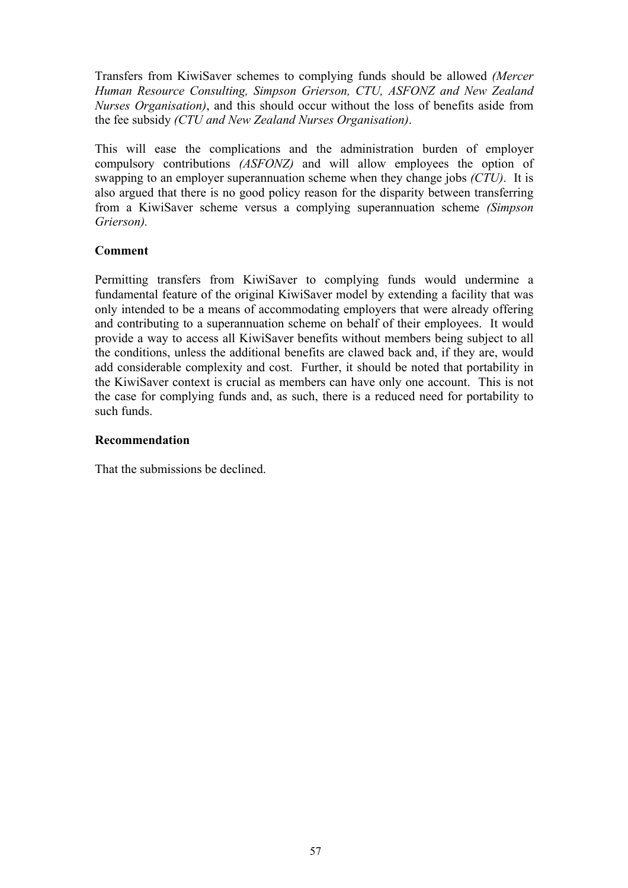Transfers from KiwiSaver schemes to complying funds should be allowed *(Mercer Human Resource Consulting, Simpson Grierson, CTU, ASFONZ and New Zealand Nurses Organisation)*, and this should occur without the loss of benefits aside from the fee subsidy *(CTU and New Zealand Nurses Organisation)*.

This will ease the complications and the administration burden of employer compulsory contributions *(ASFONZ)* and will allow employees the option of swapping to an employer superannuation scheme when they change jobs *(CTU)*. It is also argued that there is no good policy reason for the disparity between transferring from a KiwiSaver scheme versus a complying superannuation scheme *(Simpson Grierson).*

**Comment**

Permitting transfers from KiwiSaver to complying funds would undermine a fundamental feature of the original KiwiSaver model by extending a facility that was only intended to be a means of accommodating employers that were already offering and contributing to a superannuation scheme on behalf of their employees. It would provide a way to access all KiwiSaver benefits without members being subject to all the conditions, unless the additional benefits are clawed back and, if they are, would add considerable complexity and cost. Further, it should be noted that portability in the KiwiSaver context is crucial as members can have only one account. This is not the case for complying funds and, as such, there is a reduced need for portability to such funds.

**Recommendation**

That the submissions be declined.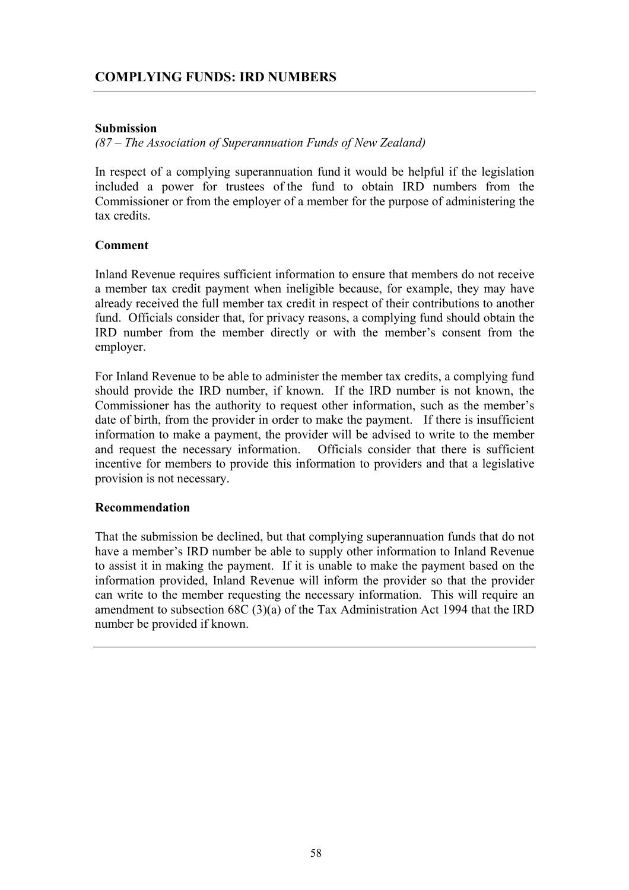## COMPLYING FUNDS: IRD NUMBERS

**Submission**

*(87 – The Association of Superannuation Funds of New Zealand)*

In respect of a complying superannuation fund it would be helpful if the legislation included a power for trustees of the fund to obtain IRD numbers from the Commissioner or from the employer of a member for the purpose of administering the tax credits.

**Comment**

Inland Revenue requires sufficient information to ensure that members do not receive a member tax credit payment when ineligible because, for example, they may have already received the full member tax credit in respect of their contributions to another fund. Officials consider that, for privacy reasons, a complying fund should obtain the IRD number from the member directly or with the member's consent from the employer.

For Inland Revenue to be able to administer the member tax credits, a complying fund should provide the IRD number, if known. If the IRD number is not known, the Commissioner has the authority to request other information, such as the member's date of birth, from the provider in order to make the payment. If there is insufficient information to make a payment, the provider will be advised to write to the member and request the necessary information. Officials consider that there is sufficient incentive for members to provide this information to providers and that a legislative provision is not necessary.

**Recommendation**

That the submission be declined, but that complying superannuation funds that do not have a member's IRD number be able to supply other information to Inland Revenue to assist it in making the payment. If it is unable to make the payment based on the information provided, Inland Revenue will inform the provider so that the provider can write to the member requesting the necessary information. This will require an amendment to subsection 68C (3)(a) of the Tax Administration Act 1994 that the IRD number be provided if known.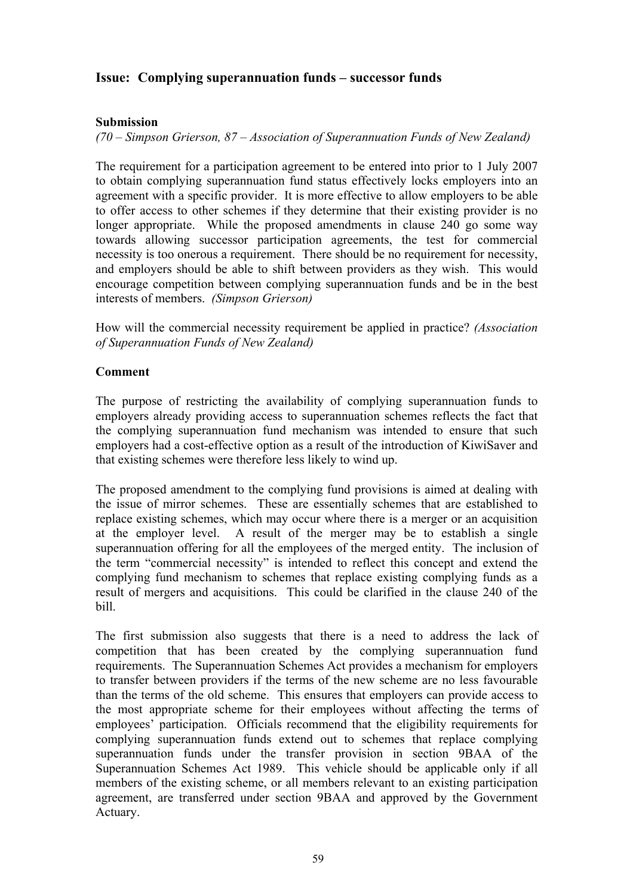## Issue: Complying superannuation funds – successor funds

### Submission

*(70 – Simpson Grierson, 87 – Association of Superannuation Funds of New Zealand)*

The requirement for a participation agreement to be entered into prior to 1 July 2007 to obtain complying superannuation fund status effectively locks employers into an agreement with a specific provider. It is more effective to allow employers to be able to offer access to other schemes if they determine that their existing provider is no longer appropriate. While the proposed amendments in clause 240 go some way towards allowing successor participation agreements, the test for commercial necessity is too onerous a requirement. There should be no requirement for necessity, and employers should be able to shift between providers as they wish. This would encourage competition between complying superannuation funds and be in the best interests of members. *(Simpson Grierson)*

How will the commercial necessity requirement be applied in practice? *(Association of Superannuation Funds of New Zealand)*

### Comment

The purpose of restricting the availability of complying superannuation funds to employers already providing access to superannuation schemes reflects the fact that the complying superannuation fund mechanism was intended to ensure that such employers had a cost-effective option as a result of the introduction of KiwiSaver and that existing schemes were therefore less likely to wind up.

The proposed amendment to the complying fund provisions is aimed at dealing with the issue of mirror schemes. These are essentially schemes that are established to replace existing schemes, which may occur where there is a merger or an acquisition at the employer level. A result of the merger may be to establish a single superannuation offering for all the employees of the merged entity. The inclusion of the term "commercial necessity" is intended to reflect this concept and extend the complying fund mechanism to schemes that replace existing complying funds as a result of mergers and acquisitions. This could be clarified in the clause 240 of the bill.

The first submission also suggests that there is a need to address the lack of competition that has been created by the complying superannuation fund requirements. The Superannuation Schemes Act provides a mechanism for employers to transfer between providers if the terms of the new scheme are no less favourable than the terms of the old scheme. This ensures that employers can provide access to the most appropriate scheme for their employees without affecting the terms of employees' participation. Officials recommend that the eligibility requirements for complying superannuation funds extend out to schemes that replace complying superannuation funds under the transfer provision in section 9BAA of the Superannuation Schemes Act 1989. This vehicle should be applicable only if all members of the existing scheme, or all members relevant to an existing participation agreement, are transferred under section 9BAA and approved by the Government Actuary.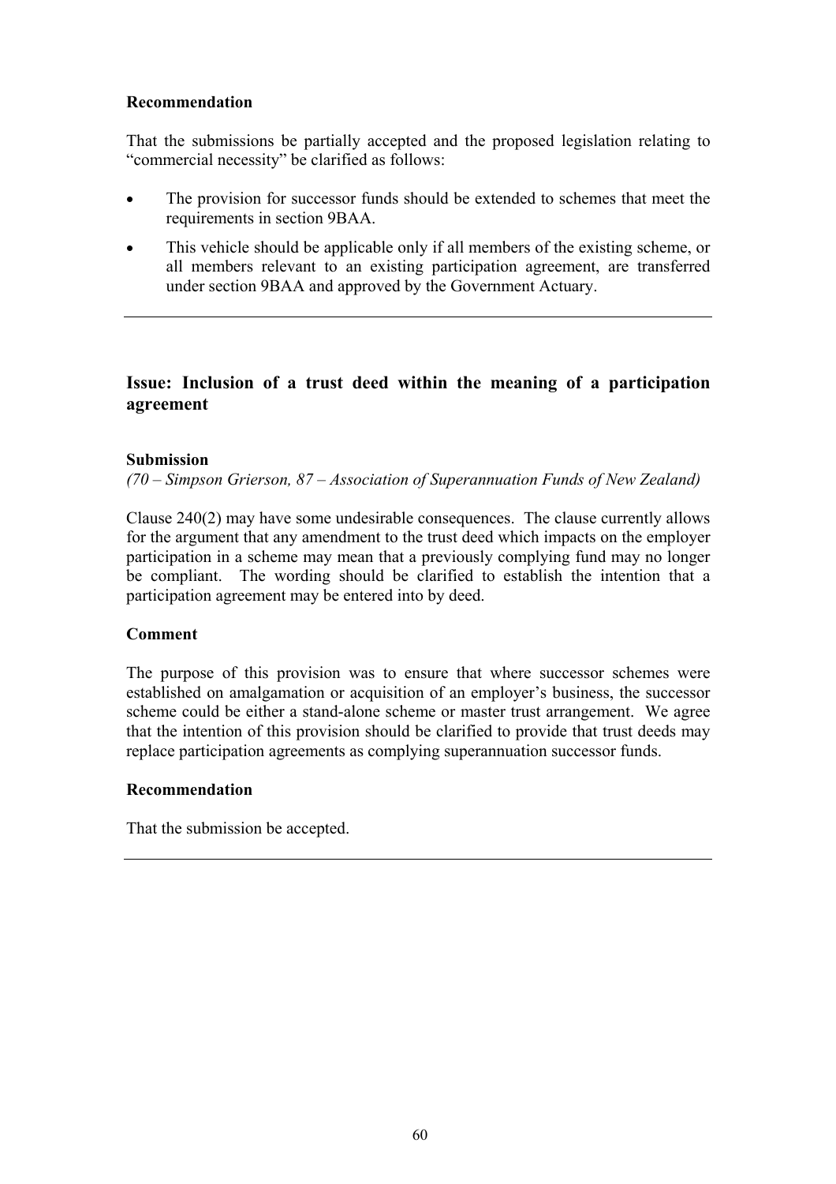**Recommendation**

That the submissions be partially accepted and the proposed legislation relating to "commercial necessity" be clarified as follows:

- The provision for successor funds should be extended to schemes that meet the requirements in section 9BAA.
- This vehicle should be applicable only if all members of the existing scheme, or all members relevant to an existing participation agreement, are transferred under section 9BAA and approved by the Government Actuary.

---

## Issue: Inclusion of a trust deed within the meaning of a participation agreement

**Submission**

*(70 – Simpson Grierson, 87 – Association of Superannuation Funds of New Zealand)*

Clause 240(2) may have some undesirable consequences. The clause currently allows for the argument that any amendment to the trust deed which impacts on the employer participation in a scheme may mean that a previously complying fund may no longer be compliant. The wording should be clarified to establish the intention that a participation agreement may be entered into by deed.

**Comment**

The purpose of this provision was to ensure that where successor schemes were established on amalgamation or acquisition of an employer's business, the successor scheme could be either a stand-alone scheme or master trust arrangement. We agree that the intention of this provision should be clarified to provide that trust deeds may replace participation agreements as complying superannuation successor funds.

**Recommendation**

That the submission be accepted.

---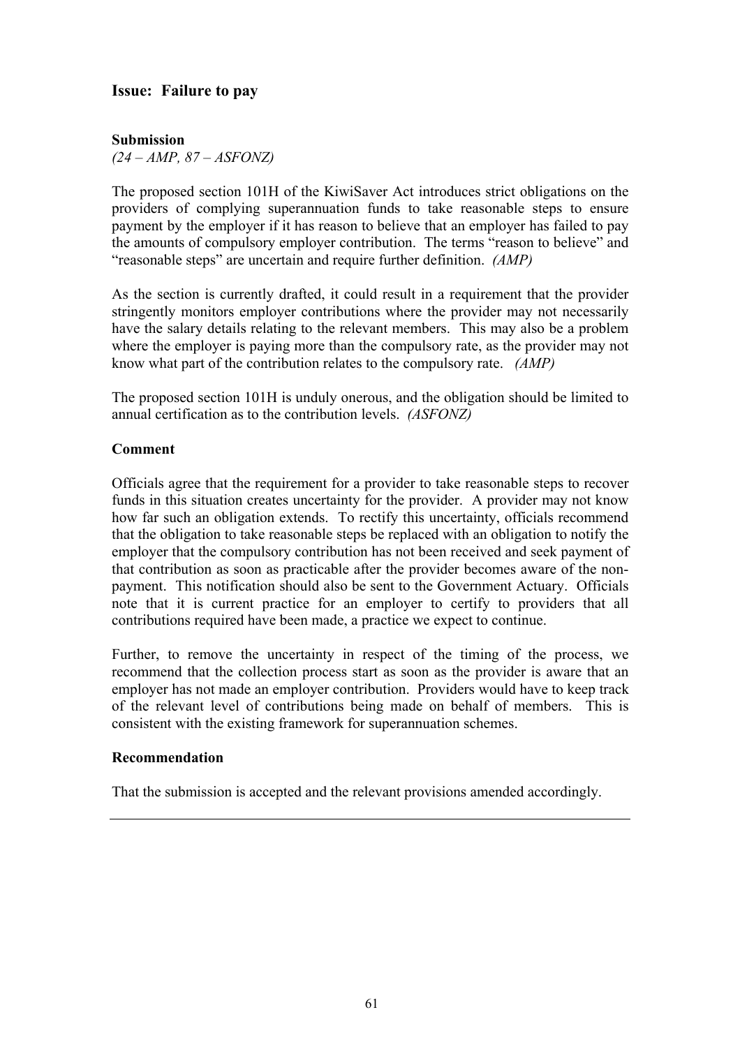## Issue: Failure to pay

**Submission**

*(24 – AMP, 87 – ASFONZ)*

The proposed section 101H of the KiwiSaver Act introduces strict obligations on the providers of complying superannuation funds to take reasonable steps to ensure payment by the employer if it has reason to believe that an employer has failed to pay the amounts of compulsory employer contribution. The terms "reason to believe" and "reasonable steps" are uncertain and require further definition. *(AMP)*

As the section is currently drafted, it could result in a requirement that the provider stringently monitors employer contributions where the provider may not necessarily have the salary details relating to the relevant members. This may also be a problem where the employer is paying more than the compulsory rate, as the provider may not know what part of the contribution relates to the compulsory rate. *(AMP)*

The proposed section 101H is unduly onerous, and the obligation should be limited to annual certification as to the contribution levels. *(ASFONZ)*

**Comment**

Officials agree that the requirement for a provider to take reasonable steps to recover funds in this situation creates uncertainty for the provider. A provider may not know how far such an obligation extends. To rectify this uncertainty, officials recommend that the obligation to take reasonable steps be replaced with an obligation to notify the employer that the compulsory contribution has not been received and seek payment of that contribution as soon as practicable after the provider becomes aware of the non-payment. This notification should also be sent to the Government Actuary. Officials note that it is current practice for an employer to certify to providers that all contributions required have been made, a practice we expect to continue.

Further, to remove the uncertainty in respect of the timing of the process, we recommend that the collection process start as soon as the provider is aware that an employer has not made an employer contribution. Providers would have to keep track of the relevant level of contributions being made on behalf of members. This is consistent with the existing framework for superannuation schemes.

**Recommendation**

That the submission is accepted and the relevant provisions amended accordingly.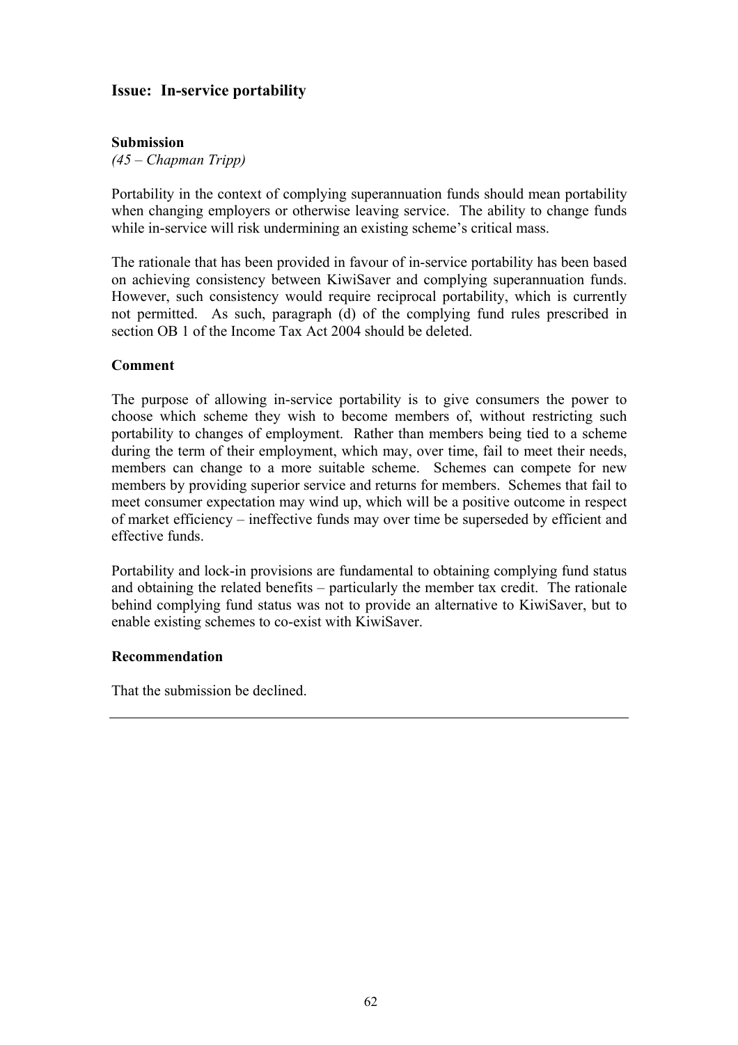## Issue: In-service portability

**Submission**

*(45 – Chapman Tripp)*

Portability in the context of complying superannuation funds should mean portability when changing employers or otherwise leaving service. The ability to change funds while in-service will risk undermining an existing scheme's critical mass.

The rationale that has been provided in favour of in-service portability has been based on achieving consistency between KiwiSaver and complying superannuation funds. However, such consistency would require reciprocal portability, which is currently not permitted. As such, paragraph (d) of the complying fund rules prescribed in section OB 1 of the Income Tax Act 2004 should be deleted.

**Comment**

The purpose of allowing in-service portability is to give consumers the power to choose which scheme they wish to become members of, without restricting such portability to changes of employment. Rather than members being tied to a scheme during the term of their employment, which may, over time, fail to meet their needs, members can change to a more suitable scheme. Schemes can compete for new members by providing superior service and returns for members. Schemes that fail to meet consumer expectation may wind up, which will be a positive outcome in respect of market efficiency – ineffective funds may over time be superseded by efficient and effective funds.

Portability and lock-in provisions are fundamental to obtaining complying fund status and obtaining the related benefits – particularly the member tax credit. The rationale behind complying fund status was not to provide an alternative to KiwiSaver, but to enable existing schemes to co-exist with KiwiSaver.

**Recommendation**

That the submission be declined.

---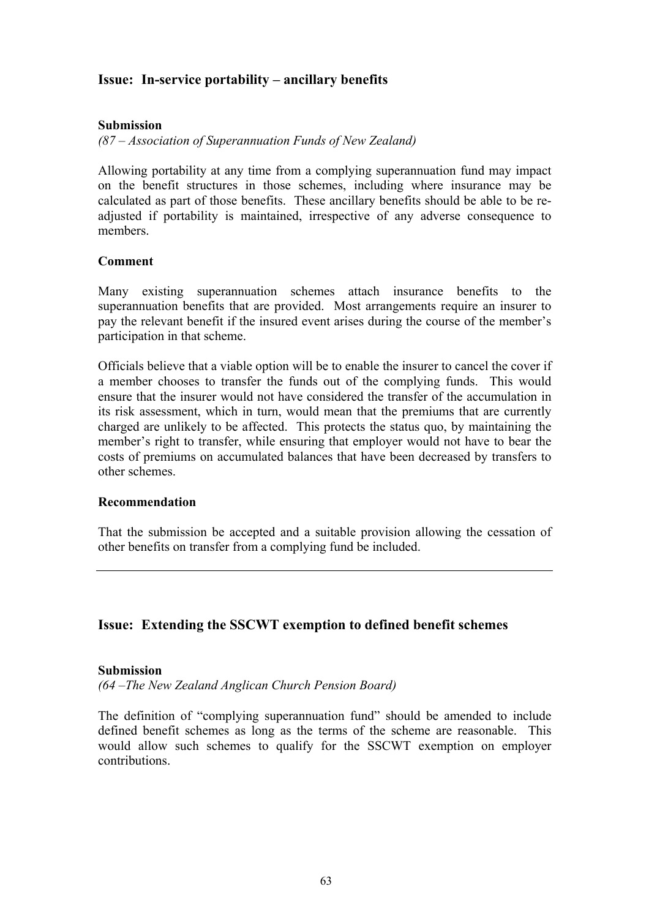## Issue: In-service portability – ancillary benefits

**Submission**

*(87 – Association of Superannuation Funds of New Zealand)*

Allowing portability at any time from a complying superannuation fund may impact on the benefit structures in those schemes, including where insurance may be calculated as part of those benefits. These ancillary benefits should be able to be re-adjusted if portability is maintained, irrespective of any adverse consequence to members.

**Comment**

Many existing superannuation schemes attach insurance benefits to the superannuation benefits that are provided. Most arrangements require an insurer to pay the relevant benefit if the insured event arises during the course of the member's participation in that scheme.

Officials believe that a viable option will be to enable the insurer to cancel the cover if a member chooses to transfer the funds out of the complying funds. This would ensure that the insurer would not have considered the transfer of the accumulation in its risk assessment, which in turn, would mean that the premiums that are currently charged are unlikely to be affected. This protects the status quo, by maintaining the member's right to transfer, while ensuring that employer would not have to bear the costs of premiums on accumulated balances that have been decreased by transfers to other schemes.

**Recommendation**

That the submission be accepted and a suitable provision allowing the cessation of other benefits on transfer from a complying fund be included.

---

## Issue: Extending the SSCWT exemption to defined benefit schemes

**Submission**

*(64 –The New Zealand Anglican Church Pension Board)*

The definition of "complying superannuation fund" should be amended to include defined benefit schemes as long as the terms of the scheme are reasonable. This would allow such schemes to qualify for the SSCWT exemption on employer contributions.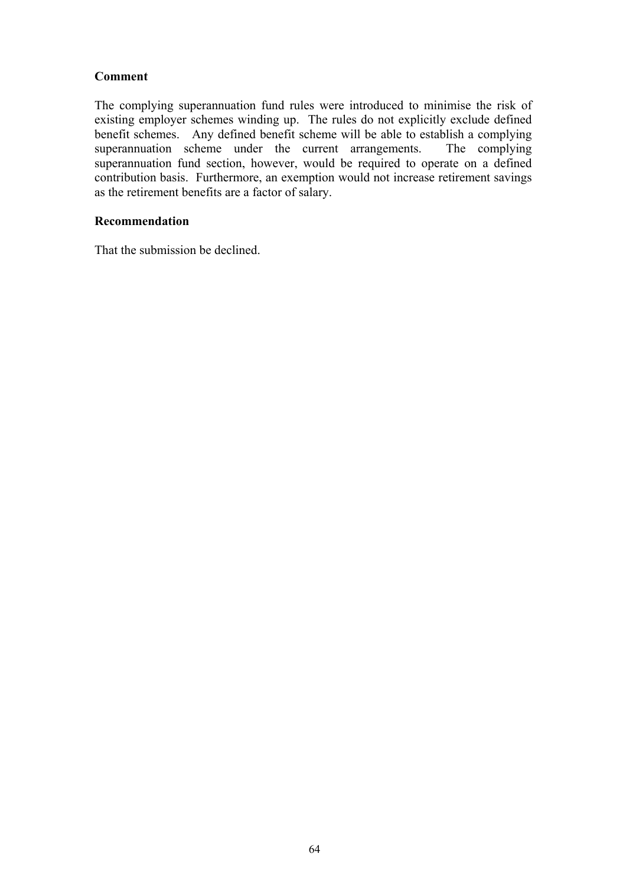**Comment**

The complying superannuation fund rules were introduced to minimise the risk of existing employer schemes winding up. The rules do not explicitly exclude defined benefit schemes. Any defined benefit scheme will be able to establish a complying superannuation scheme under the current arrangements. The complying superannuation fund section, however, would be required to operate on a defined contribution basis. Furthermore, an exemption would not increase retirement savings as the retirement benefits are a factor of salary.

**Recommendation**

That the submission be declined.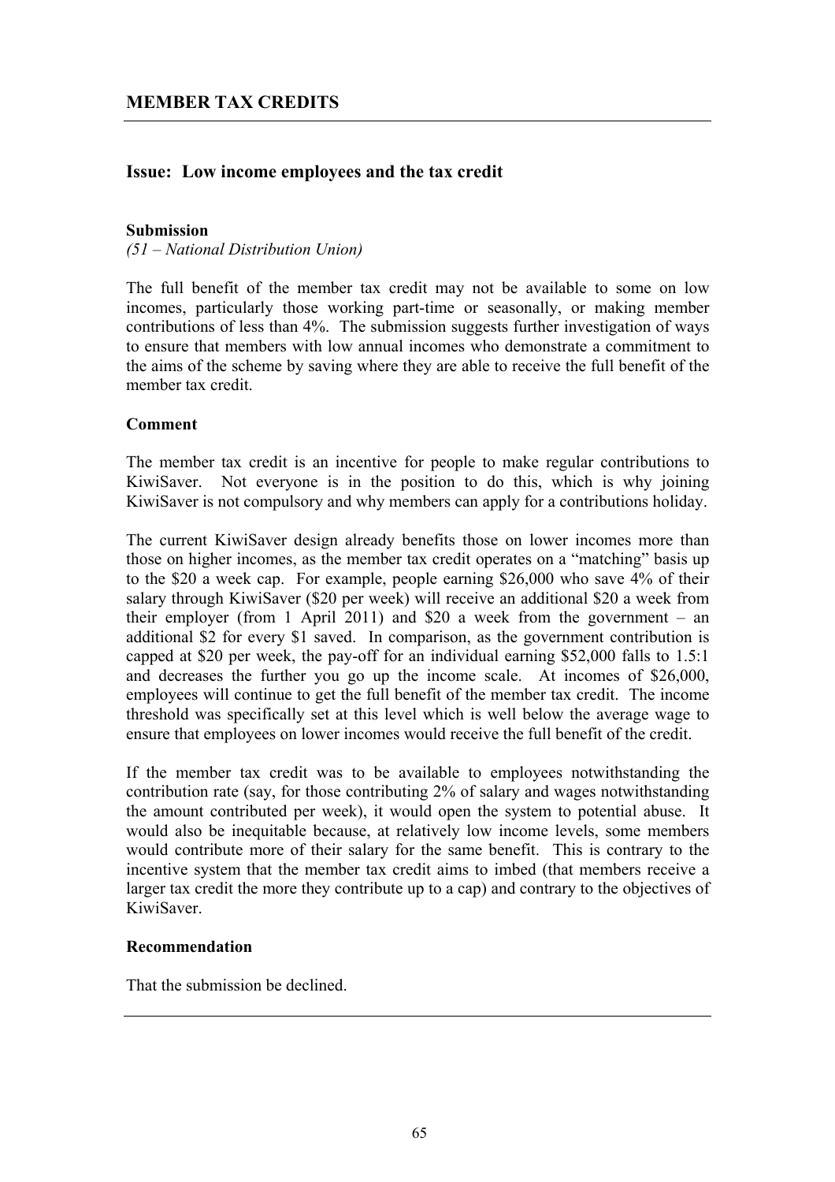## MEMBER TAX CREDITS

### Issue: Low income employees and the tax credit

**Submission**

*(51 – National Distribution Union)*

The full benefit of the member tax credit may not be available to some on low incomes, particularly those working part-time or seasonally, or making member contributions of less than 4%. The submission suggests further investigation of ways to ensure that members with low annual incomes who demonstrate a commitment to the aims of the scheme by saving where they are able to receive the full benefit of the member tax credit.

**Comment**

The member tax credit is an incentive for people to make regular contributions to KiwiSaver. Not everyone is in the position to do this, which is why joining KiwiSaver is not compulsory and why members can apply for a contributions holiday.

The current KiwiSaver design already benefits those on lower incomes more than those on higher incomes, as the member tax credit operates on a "matching" basis up to the $20 a week cap. For example, people earning $26,000 who save 4% of their salary through KiwiSaver ($20 per week) will receive an additional $20 a week from their employer (from 1 April 2011) and $20 a week from the government – an additional $2 for every $1 saved. In comparison, as the government contribution is capped at $20 per week, the pay-off for an individual earning $52,000 falls to 1.5:1 and decreases the further you go up the income scale. At incomes of $26,000, employees will continue to get the full benefit of the member tax credit. The income threshold was specifically set at this level which is well below the average wage to ensure that employees on lower incomes would receive the full benefit of the credit.

If the member tax credit was to be available to employees notwithstanding the contribution rate (say, for those contributing 2% of salary and wages notwithstanding the amount contributed per week), it would open the system to potential abuse. It would also be inequitable because, at relatively low income levels, some members would contribute more of their salary for the same benefit. This is contrary to the incentive system that the member tax credit aims to imbed (that members receive a larger tax credit the more they contribute up to a cap) and contrary to the objectives of KiwiSaver.

**Recommendation**

That the submission be declined.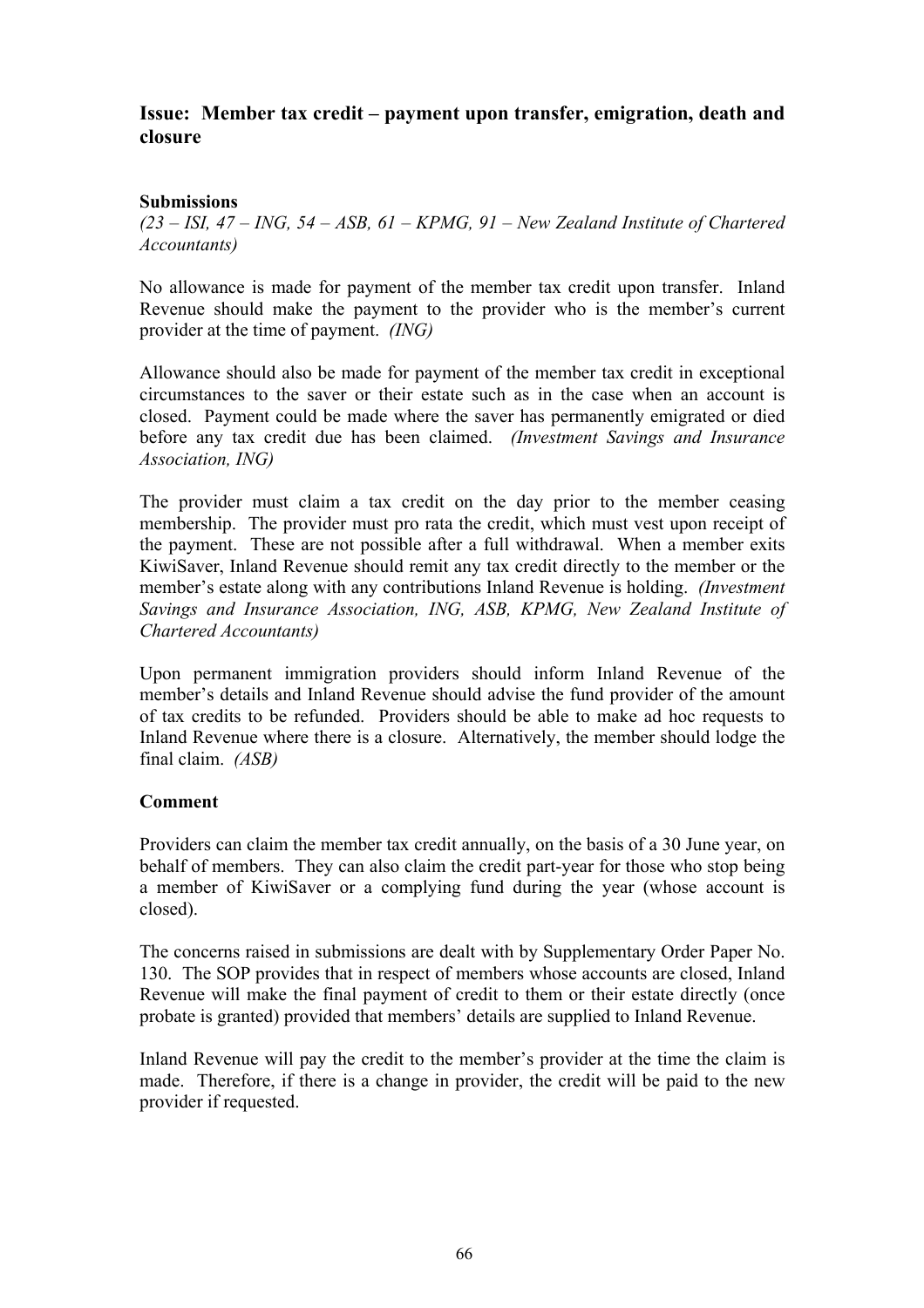### Issue: Member tax credit – payment upon transfer, emigration, death and closure

#### Submissions

*(23 – ISI, 47 – ING, 54 – ASB, 61 – KPMG, 91 – New Zealand Institute of Chartered Accountants)*

No allowance is made for payment of the member tax credit upon transfer. Inland Revenue should make the payment to the provider who is the member's current provider at the time of payment. *(ING)*

Allowance should also be made for payment of the member tax credit in exceptional circumstances to the saver or their estate such as in the case when an account is closed. Payment could be made where the saver has permanently emigrated or died before any tax credit due has been claimed. *(Investment Savings and Insurance Association, ING)*

The provider must claim a tax credit on the day prior to the member ceasing membership. The provider must pro rata the credit, which must vest upon receipt of the payment. These are not possible after a full withdrawal. When a member exits KiwiSaver, Inland Revenue should remit any tax credit directly to the member or the member's estate along with any contributions Inland Revenue is holding. *(Investment Savings and Insurance Association, ING, ASB, KPMG, New Zealand Institute of Chartered Accountants)*

Upon permanent immigration providers should inform Inland Revenue of the member's details and Inland Revenue should advise the fund provider of the amount of tax credits to be refunded. Providers should be able to make ad hoc requests to Inland Revenue where there is a closure. Alternatively, the member should lodge the final claim. *(ASB)*

#### Comment

Providers can claim the member tax credit annually, on the basis of a 30 June year, on behalf of members. They can also claim the credit part-year for those who stop being a member of KiwiSaver or a complying fund during the year (whose account is closed).

The concerns raised in submissions are dealt with by Supplementary Order Paper No. 130. The SOP provides that in respect of members whose accounts are closed, Inland Revenue will make the final payment of credit to them or their estate directly (once probate is granted) provided that members' details are supplied to Inland Revenue.

Inland Revenue will pay the credit to the member's provider at the time the claim is made. Therefore, if there is a change in provider, the credit will be paid to the new provider if requested.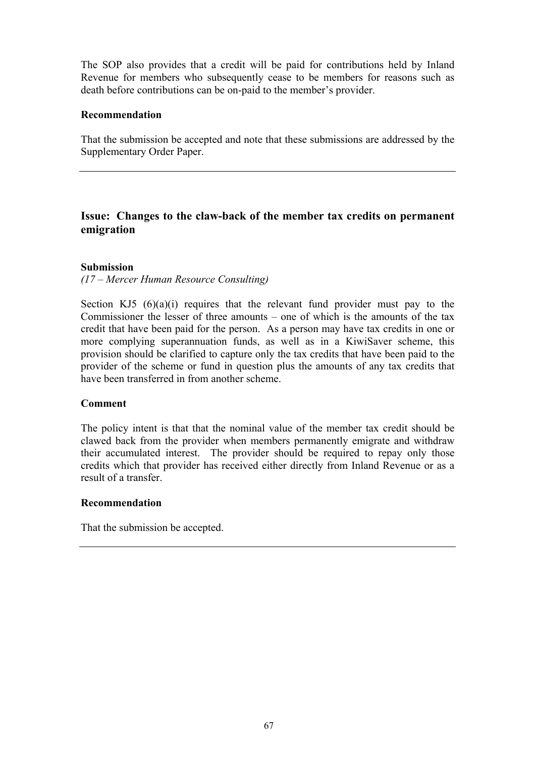The SOP also provides that a credit will be paid for contributions held by Inland Revenue for members who subsequently cease to be members for reasons such as death before contributions can be on-paid to the member's provider.

**Recommendation**

That the submission be accepted and note that these submissions are addressed by the Supplementary Order Paper.

---

## Issue: Changes to the claw-back of the member tax credits on permanent emigration

**Submission**

*(17 – Mercer Human Resource Consulting)*

Section KJ5 (6)(a)(i) requires that the relevant fund provider must pay to the Commissioner the lesser of three amounts – one of which is the amounts of the tax credit that have been paid for the person. As a person may have tax credits in one or more complying superannuation funds, as well as in a KiwiSaver scheme, this provision should be clarified to capture only the tax credits that have been paid to the provider of the scheme or fund in question plus the amounts of any tax credits that have been transferred in from another scheme.

**Comment**

The policy intent is that that the nominal value of the member tax credit should be clawed back from the provider when members permanently emigrate and withdraw their accumulated interest. The provider should be required to repay only those credits which that provider has received either directly from Inland Revenue or as a result of a transfer.

**Recommendation**

That the submission be accepted.

---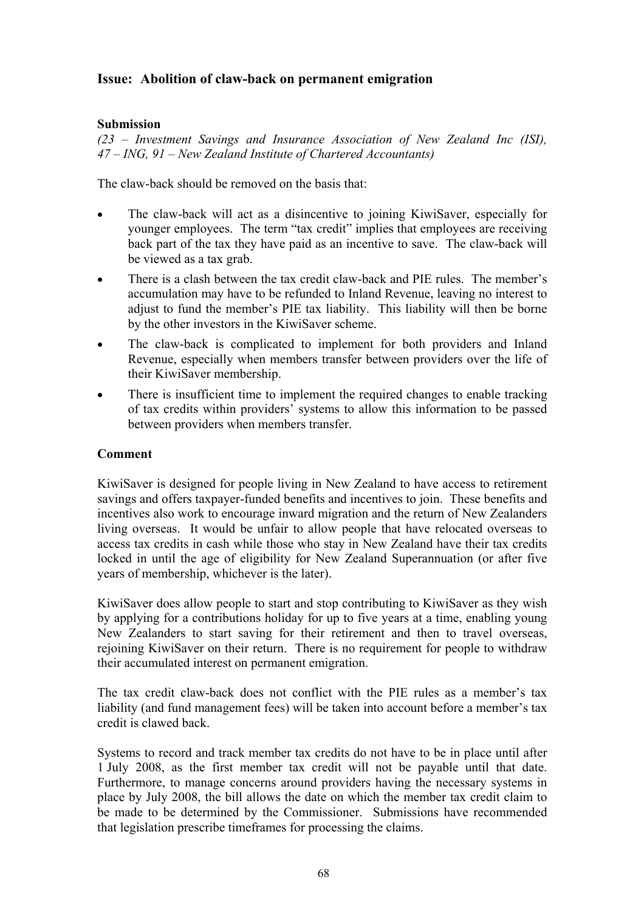## Issue: Abolition of claw-back on permanent emigration

### Submission

*(23 – Investment Savings and Insurance Association of New Zealand Inc (ISI), 47 – ING, 91 – New Zealand Institute of Chartered Accountants)*

The claw-back should be removed on the basis that:

- The claw-back will act as a disincentive to joining KiwiSaver, especially for younger employees. The term "tax credit" implies that employees are receiving back part of the tax they have paid as an incentive to save. The claw-back will be viewed as a tax grab.
- There is a clash between the tax credit claw-back and PIE rules. The member's accumulation may have to be refunded to Inland Revenue, leaving no interest to adjust to fund the member's PIE tax liability. This liability will then be borne by the other investors in the KiwiSaver scheme.
- The claw-back is complicated to implement for both providers and Inland Revenue, especially when members transfer between providers over the life of their KiwiSaver membership.
- There is insufficient time to implement the required changes to enable tracking of tax credits within providers' systems to allow this information to be passed between providers when members transfer.

### Comment

KiwiSaver is designed for people living in New Zealand to have access to retirement savings and offers taxpayer-funded benefits and incentives to join. These benefits and incentives also work to encourage inward migration and the return of New Zealanders living overseas. It would be unfair to allow people that have relocated overseas to access tax credits in cash while those who stay in New Zealand have their tax credits locked in until the age of eligibility for New Zealand Superannuation (or after five years of membership, whichever is the later).

KiwiSaver does allow people to start and stop contributing to KiwiSaver as they wish by applying for a contributions holiday for up to five years at a time, enabling young New Zealanders to start saving for their retirement and then to travel overseas, rejoining KiwiSaver on their return. There is no requirement for people to withdraw their accumulated interest on permanent emigration.

The tax credit claw-back does not conflict with the PIE rules as a member's tax liability (and fund management fees) will be taken into account before a member's tax credit is clawed back.

Systems to record and track member tax credits do not have to be in place until after 1 July 2008, as the first member tax credit will not be payable until that date. Furthermore, to manage concerns around providers having the necessary systems in place by July 2008, the bill allows the date on which the member tax credit claim to be made to be determined by the Commissioner. Submissions have recommended that legislation prescribe timeframes for processing the claims.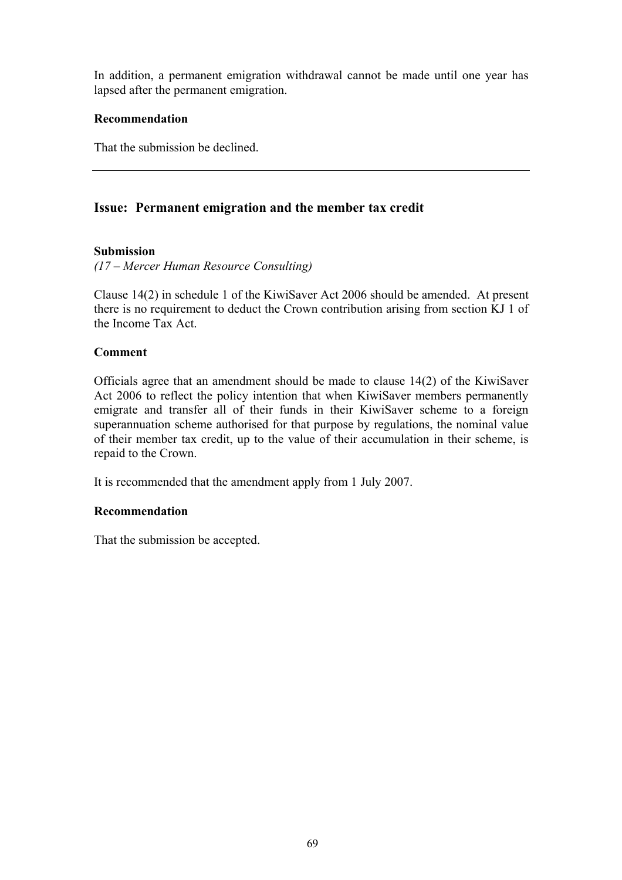In addition, a permanent emigration withdrawal cannot be made until one year has lapsed after the permanent emigration.

**Recommendation**

That the submission be declined.

---

## Issue: Permanent emigration and the member tax credit

**Submission**

*(17 – Mercer Human Resource Consulting)*

Clause 14(2) in schedule 1 of the KiwiSaver Act 2006 should be amended. At present there is no requirement to deduct the Crown contribution arising from section KJ 1 of the Income Tax Act.

**Comment**

Officials agree that an amendment should be made to clause 14(2) of the KiwiSaver Act 2006 to reflect the policy intention that when KiwiSaver members permanently emigrate and transfer all of their funds in their KiwiSaver scheme to a foreign superannuation scheme authorised for that purpose by regulations, the nominal value of their member tax credit, up to the value of their accumulation in their scheme, is repaid to the Crown.

It is recommended that the amendment apply from 1 July 2007.

**Recommendation**

That the submission be accepted.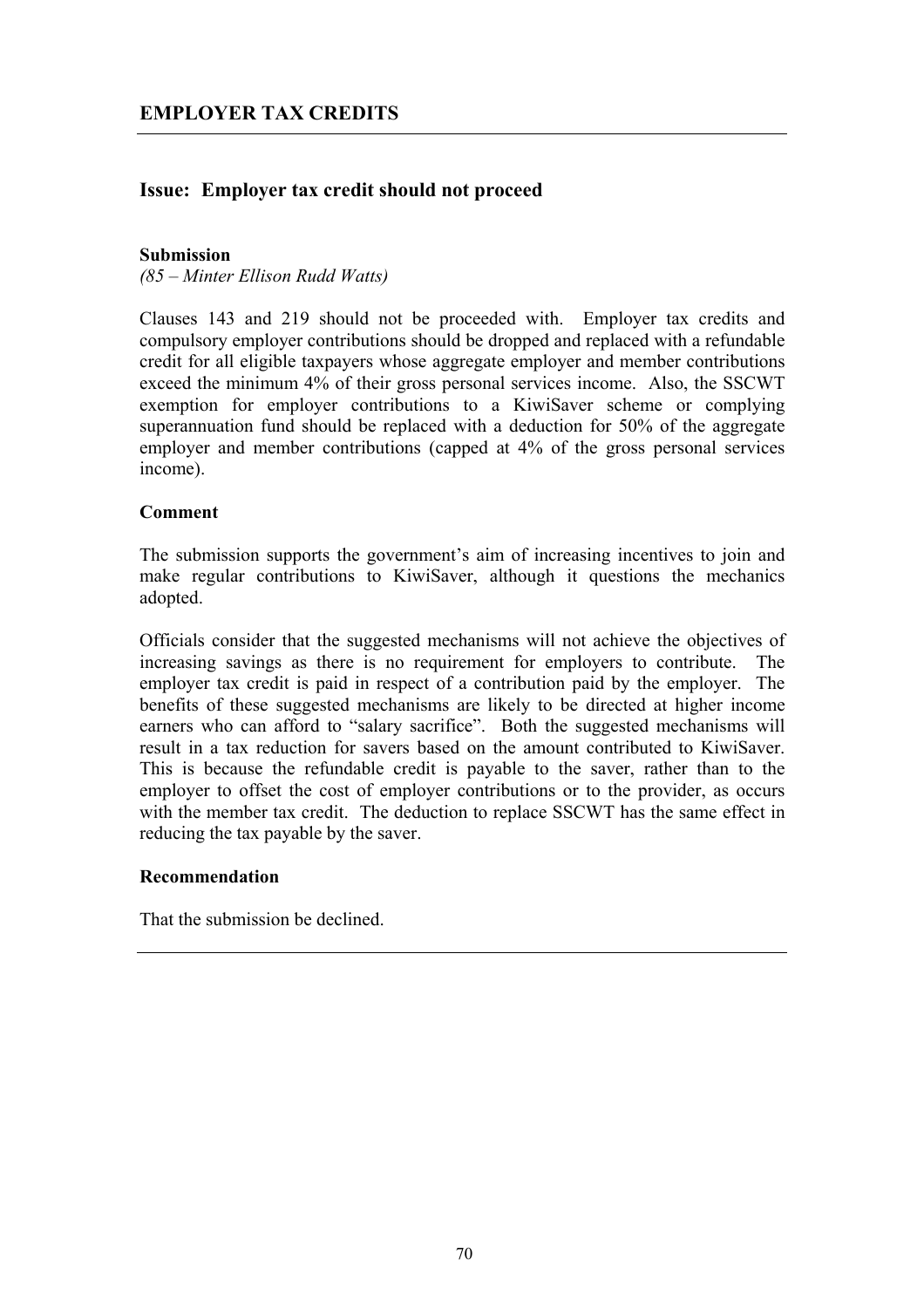## EMPLOYER TAX CREDITS

### Issue: Employer tax credit should not proceed

**Submission**

*(85 – Minter Ellison Rudd Watts)*

Clauses 143 and 219 should not be proceeded with. Employer tax credits and compulsory employer contributions should be dropped and replaced with a refundable credit for all eligible taxpayers whose aggregate employer and member contributions exceed the minimum 4% of their gross personal services income. Also, the SSCWT exemption for employer contributions to a KiwiSaver scheme or complying superannuation fund should be replaced with a deduction for 50% of the aggregate employer and member contributions (capped at 4% of the gross personal services income).

**Comment**

The submission supports the government's aim of increasing incentives to join and make regular contributions to KiwiSaver, although it questions the mechanics adopted.

Officials consider that the suggested mechanisms will not achieve the objectives of increasing savings as there is no requirement for employers to contribute. The employer tax credit is paid in respect of a contribution paid by the employer. The benefits of these suggested mechanisms are likely to be directed at higher income earners who can afford to "salary sacrifice". Both the suggested mechanisms will result in a tax reduction for savers based on the amount contributed to KiwiSaver. This is because the refundable credit is payable to the saver, rather than to the employer to offset the cost of employer contributions or to the provider, as occurs with the member tax credit. The deduction to replace SSCWT has the same effect in reducing the tax payable by the saver.

**Recommendation**

That the submission be declined.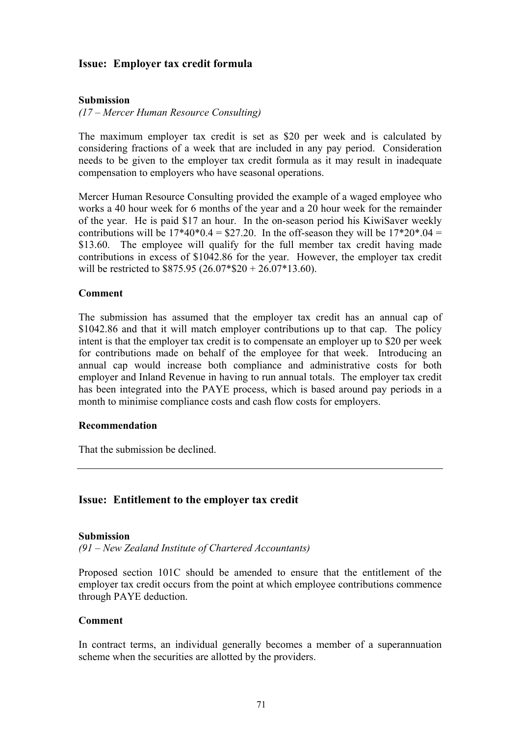## Issue: Employer tax credit formula

**Submission**

*(17 – Mercer Human Resource Consulting)*

The maximum employer tax credit is set as $20 per week and is calculated by considering fractions of a week that are included in any pay period. Consideration needs to be given to the employer tax credit formula as it may result in inadequate compensation to employers who have seasonal operations.

Mercer Human Resource Consulting provided the example of a waged employee who works a 40 hour week for 6 months of the year and a 20 hour week for the remainder of the year. He is paid $17 an hour. In the on-season period his KiwiSaver weekly contributions will be 17*40*0.4 = $27.20. In the off-season they will be 17*20*.04 = $13.60. The employee will qualify for the full member tax credit having made contributions in excess of $1042.86 for the year. However, the employer tax credit will be restricted to $875.95 (26.07*$20 + 26.07*13.60).

**Comment**

The submission has assumed that the employer tax credit has an annual cap of $1042.86 and that it will match employer contributions up to that cap. The policy intent is that the employer tax credit is to compensate an employer up to $20 per week for contributions made on behalf of the employee for that week. Introducing an annual cap would increase both compliance and administrative costs for both employer and Inland Revenue in having to run annual totals. The employer tax credit has been integrated into the PAYE process, which is based around pay periods in a month to minimise compliance costs and cash flow costs for employers.

**Recommendation**

That the submission be declined.

---

## Issue: Entitlement to the employer tax credit

**Submission**

*(91 – New Zealand Institute of Chartered Accountants)*

Proposed section 101C should be amended to ensure that the entitlement of the employer tax credit occurs from the point at which employee contributions commence through PAYE deduction.

**Comment**

In contract terms, an individual generally becomes a member of a superannuation scheme when the securities are allotted by the providers.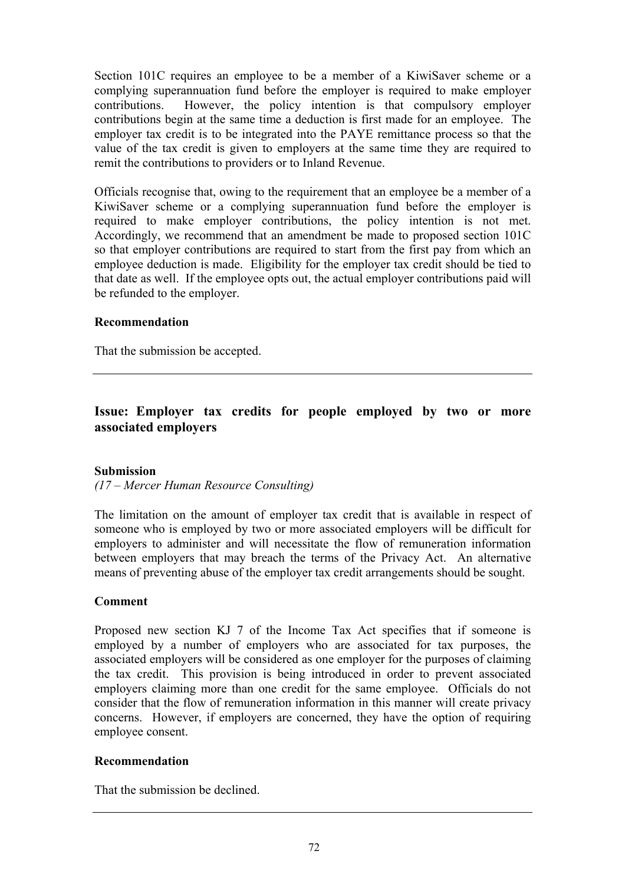Section 101C requires an employee to be a member of a KiwiSaver scheme or a complying superannuation fund before the employer is required to make employer contributions. However, the policy intention is that compulsory employer contributions begin at the same time a deduction is first made for an employee. The employer tax credit is to be integrated into the PAYE remittance process so that the value of the tax credit is given to employers at the same time they are required to remit the contributions to providers or to Inland Revenue.

Officials recognise that, owing to the requirement that an employee be a member of a KiwiSaver scheme or a complying superannuation fund before the employer is required to make employer contributions, the policy intention is not met. Accordingly, we recommend that an amendment be made to proposed section 101C so that employer contributions are required to start from the first pay from which an employee deduction is made. Eligibility for the employer tax credit should be tied to that date as well. If the employee opts out, the actual employer contributions paid will be refunded to the employer.

**Recommendation**

That the submission be accepted.

---

## Issue: Employer tax credits for people employed by two or more associated employers

**Submission**

*(17 – Mercer Human Resource Consulting)*

The limitation on the amount of employer tax credit that is available in respect of someone who is employed by two or more associated employers will be difficult for employers to administer and will necessitate the flow of remuneration information between employers that may breach the terms of the Privacy Act. An alternative means of preventing abuse of the employer tax credit arrangements should be sought.

**Comment**

Proposed new section KJ 7 of the Income Tax Act specifies that if someone is employed by a number of employers who are associated for tax purposes, the associated employers will be considered as one employer for the purposes of claiming the tax credit. This provision is being introduced in order to prevent associated employers claiming more than one credit for the same employee. Officials do not consider that the flow of remuneration information in this manner will create privacy concerns. However, if employers are concerned, they have the option of requiring employee consent.

**Recommendation**

That the submission be declined.

---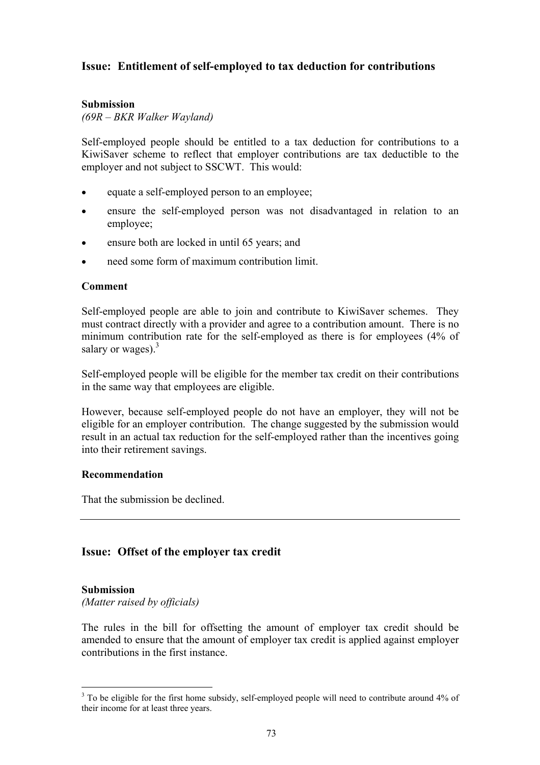## Issue: Entitlement of self-employed to tax deduction for contributions

### Submission

*(69R – BKR Walker Wayland)*

Self-employed people should be entitled to a tax deduction for contributions to a KiwiSaver scheme to reflect that employer contributions are tax deductible to the employer and not subject to SSCWT. This would:

- equate a self-employed person to an employee;
- ensure the self-employed person was not disadvantaged in relation to an employee;
- ensure both are locked in until 65 years; and
- need some form of maximum contribution limit.

### Comment

Self-employed people are able to join and contribute to KiwiSaver schemes. They must contract directly with a provider and agree to a contribution amount. There is no minimum contribution rate for the self-employed as there is for employees (4% of salary or wages).[3]

Self-employed people will be eligible for the member tax credit on their contributions in the same way that employees are eligible.

However, because self-employed people do not have an employer, they will not be eligible for an employer contribution. The change suggested by the submission would result in an actual tax reduction for the self-employed rather than the incentives going into their retirement savings.

### Recommendation

That the submission be declined.

---

## Issue: Offset of the employer tax credit

### Submission

*(Matter raised by officials)*

The rules in the bill for offsetting the amount of employer tax credit should be amended to ensure that the amount of employer tax credit is applied against employer contributions in the first instance.

[3] To be eligible for the first home subsidy, self-employed people will need to contribute around 4% of their income for at least three years.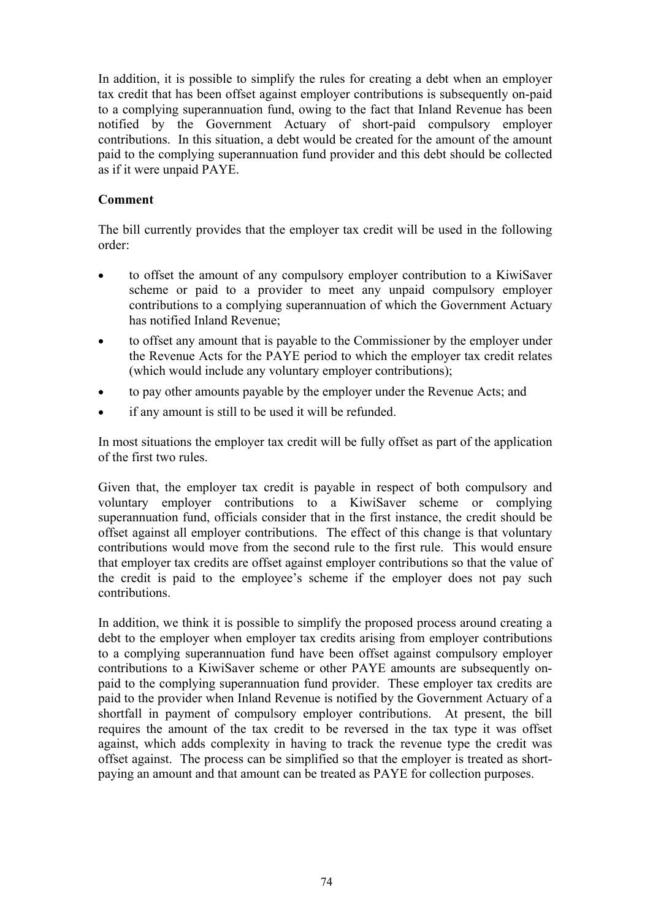In addition, it is possible to simplify the rules for creating a debt when an employer tax credit that has been offset against employer contributions is subsequently on-paid to a complying superannuation fund, owing to the fact that Inland Revenue has been notified by the Government Actuary of short-paid compulsory employer contributions. In this situation, a debt would be created for the amount of the amount paid to the complying superannuation fund provider and this debt should be collected as if it were unpaid PAYE.

**Comment**

The bill currently provides that the employer tax credit will be used in the following order:

- to offset the amount of any compulsory employer contribution to a KiwiSaver scheme or paid to a provider to meet any unpaid compulsory employer contributions to a complying superannuation of which the Government Actuary has notified Inland Revenue;
- to offset any amount that is payable to the Commissioner by the employer under the Revenue Acts for the PAYE period to which the employer tax credit relates (which would include any voluntary employer contributions);
- to pay other amounts payable by the employer under the Revenue Acts; and
- if any amount is still to be used it will be refunded.

In most situations the employer tax credit will be fully offset as part of the application of the first two rules.

Given that, the employer tax credit is payable in respect of both compulsory and voluntary employer contributions to a KiwiSaver scheme or complying superannuation fund, officials consider that in the first instance, the credit should be offset against all employer contributions. The effect of this change is that voluntary contributions would move from the second rule to the first rule. This would ensure that employer tax credits are offset against employer contributions so that the value of the credit is paid to the employee's scheme if the employer does not pay such contributions.

In addition, we think it is possible to simplify the proposed process around creating a debt to the employer when employer tax credits arising from employer contributions to a complying superannuation fund have been offset against compulsory employer contributions to a KiwiSaver scheme or other PAYE amounts are subsequently on-paid to the complying superannuation fund provider. These employer tax credits are paid to the provider when Inland Revenue is notified by the Government Actuary of a shortfall in payment of compulsory employer contributions. At present, the bill requires the amount of the tax credit to be reversed in the tax type it was offset against, which adds complexity in having to track the revenue type the credit was offset against. The process can be simplified so that the employer is treated as short-paying an amount and that amount can be treated as PAYE for collection purposes.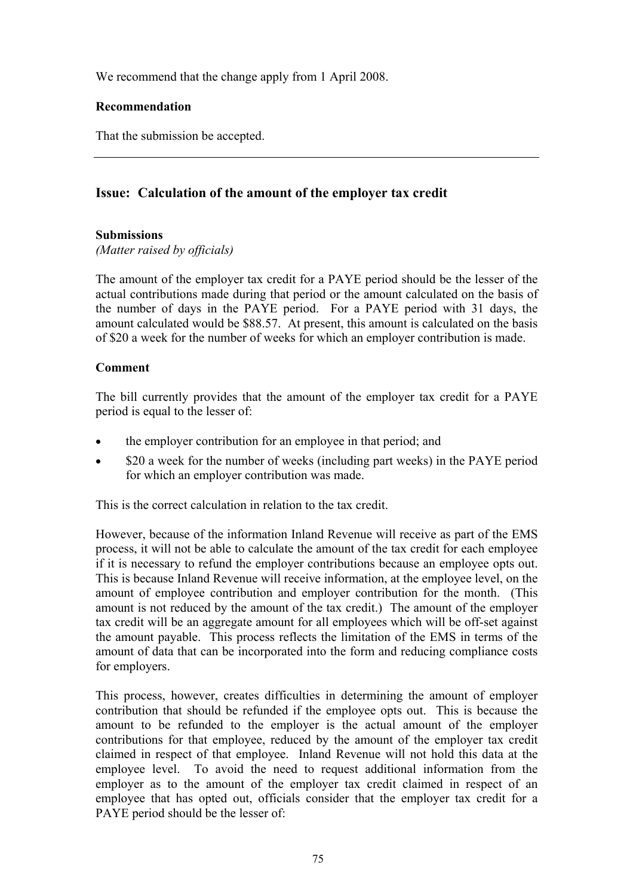We recommend that the change apply from 1 April 2008.

**Recommendation**

That the submission be accepted.

---

## Issue: Calculation of the amount of the employer tax credit

**Submissions**
*(Matter raised by officials)*

The amount of the employer tax credit for a PAYE period should be the lesser of the actual contributions made during that period or the amount calculated on the basis of the number of days in the PAYE period. For a PAYE period with 31 days, the amount calculated would be $88.57. At present, this amount is calculated on the basis of $20 a week for the number of weeks for which an employer contribution is made.

**Comment**

The bill currently provides that the amount of the employer tax credit for a PAYE period is equal to the lesser of:

- the employer contribution for an employee in that period; and
- $20 a week for the number of weeks (including part weeks) in the PAYE period for which an employer contribution was made.

This is the correct calculation in relation to the tax credit.

However, because of the information Inland Revenue will receive as part of the EMS process, it will not be able to calculate the amount of the tax credit for each employee if it is necessary to refund the employer contributions because an employee opts out. This is because Inland Revenue will receive information, at the employee level, on the amount of employee contribution and employer contribution for the month. (This amount is not reduced by the amount of the tax credit.) The amount of the employer tax credit will be an aggregate amount for all employees which will be off-set against the amount payable. This process reflects the limitation of the EMS in terms of the amount of data that can be incorporated into the form and reducing compliance costs for employers.

This process, however, creates difficulties in determining the amount of employer contribution that should be refunded if the employee opts out. This is because the amount to be refunded to the employer is the actual amount of the employer contributions for that employee, reduced by the amount of the employer tax credit claimed in respect of that employee. Inland Revenue will not hold this data at the employee level. To avoid the need to request additional information from the employer as to the amount of the employer tax credit claimed in respect of an employee that has opted out, officials consider that the employer tax credit for a PAYE period should be the lesser of: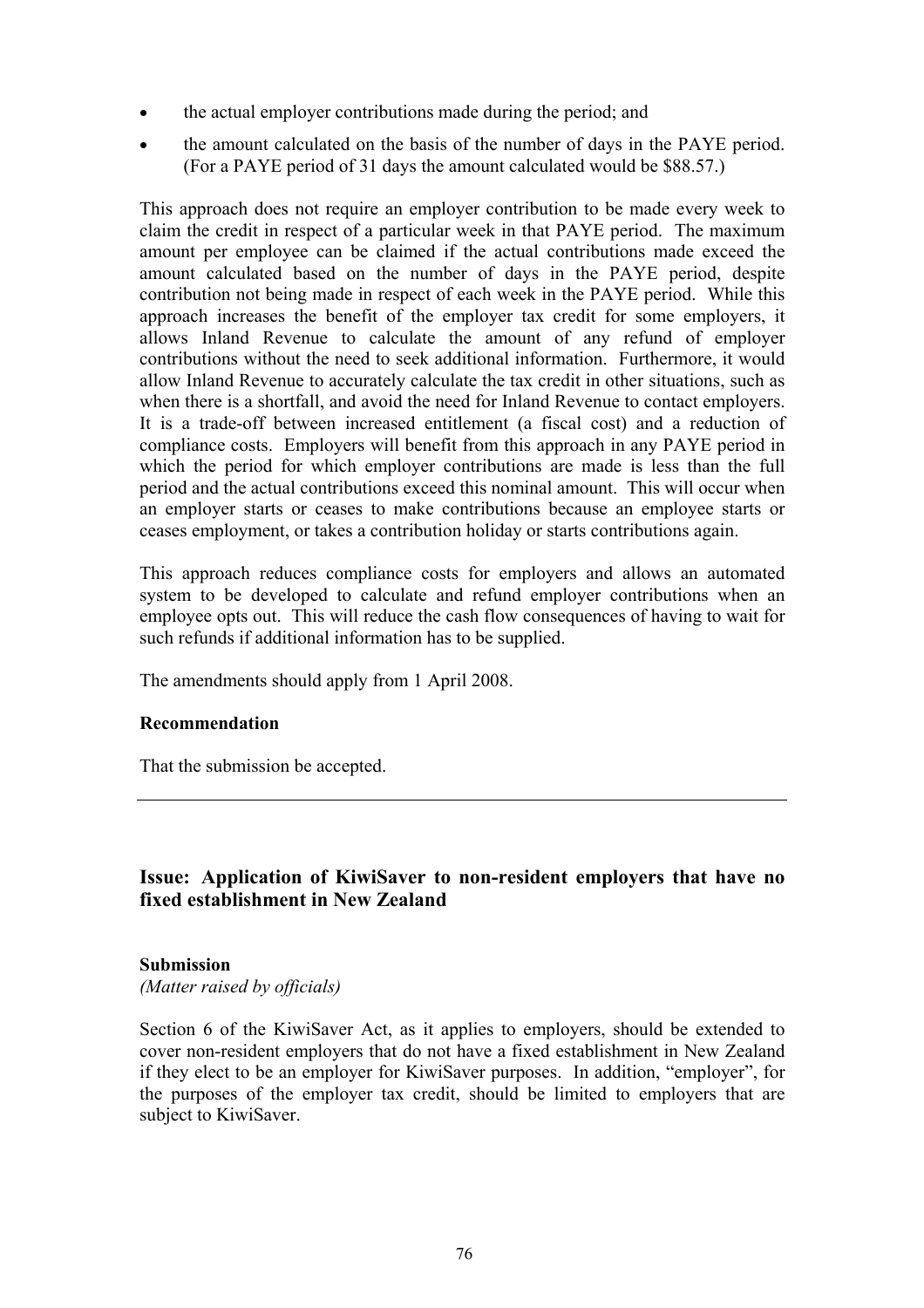- the actual employer contributions made during the period; and
- the amount calculated on the basis of the number of days in the PAYE period. (For a PAYE period of 31 days the amount calculated would be $88.57.)

This approach does not require an employer contribution to be made every week to claim the credit in respect of a particular week in that PAYE period. The maximum amount per employee can be claimed if the actual contributions made exceed the amount calculated based on the number of days in the PAYE period, despite contribution not being made in respect of each week in the PAYE period. While this approach increases the benefit of the employer tax credit for some employers, it allows Inland Revenue to calculate the amount of any refund of employer contributions without the need to seek additional information. Furthermore, it would allow Inland Revenue to accurately calculate the tax credit in other situations, such as when there is a shortfall, and avoid the need for Inland Revenue to contact employers. It is a trade-off between increased entitlement (a fiscal cost) and a reduction of compliance costs. Employers will benefit from this approach in any PAYE period in which the period for which employer contributions are made is less than the full period and the actual contributions exceed this nominal amount. This will occur when an employer starts or ceases to make contributions because an employee starts or ceases employment, or takes a contribution holiday or starts contributions again.

This approach reduces compliance costs for employers and allows an automated system to be developed to calculate and refund employer contributions when an employee opts out. This will reduce the cash flow consequences of having to wait for such refunds if additional information has to be supplied.

The amendments should apply from 1 April 2008.

**Recommendation**

That the submission be accepted.

---

### Issue: Application of KiwiSaver to non-resident employers that have no fixed establishment in New Zealand

**Submission**
*(Matter raised by officials)*

Section 6 of the KiwiSaver Act, as it applies to employers, should be extended to cover non-resident employers that do not have a fixed establishment in New Zealand if they elect to be an employer for KiwiSaver purposes. In addition, "employer", for the purposes of the employer tax credit, should be limited to employers that are subject to KiwiSaver.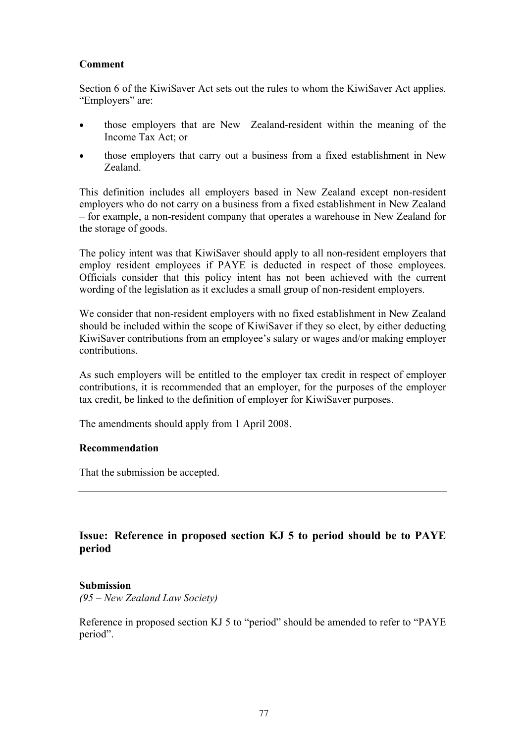**Comment**

Section 6 of the KiwiSaver Act sets out the rules to whom the KiwiSaver Act applies. "Employers" are:

- those employers that are New Zealand-resident within the meaning of the Income Tax Act; or
- those employers that carry out a business from a fixed establishment in New Zealand.

This definition includes all employers based in New Zealand except non-resident employers who do not carry on a business from a fixed establishment in New Zealand – for example, a non-resident company that operates a warehouse in New Zealand for the storage of goods.

The policy intent was that KiwiSaver should apply to all non-resident employers that employ resident employees if PAYE is deducted in respect of those employees. Officials consider that this policy intent has not been achieved with the current wording of the legislation as it excludes a small group of non-resident employers.

We consider that non-resident employers with no fixed establishment in New Zealand should be included within the scope of KiwiSaver if they so elect, by either deducting KiwiSaver contributions from an employee's salary or wages and/or making employer contributions.

As such employers will be entitled to the employer tax credit in respect of employer contributions, it is recommended that an employer, for the purposes of the employer tax credit, be linked to the definition of employer for KiwiSaver purposes.

The amendments should apply from 1 April 2008.

**Recommendation**

That the submission be accepted.

---

## Issue: Reference in proposed section KJ 5 to period should be to PAYE period

**Submission**

*(95 – New Zealand Law Society)*

Reference in proposed section KJ 5 to "period" should be amended to refer to "PAYE period".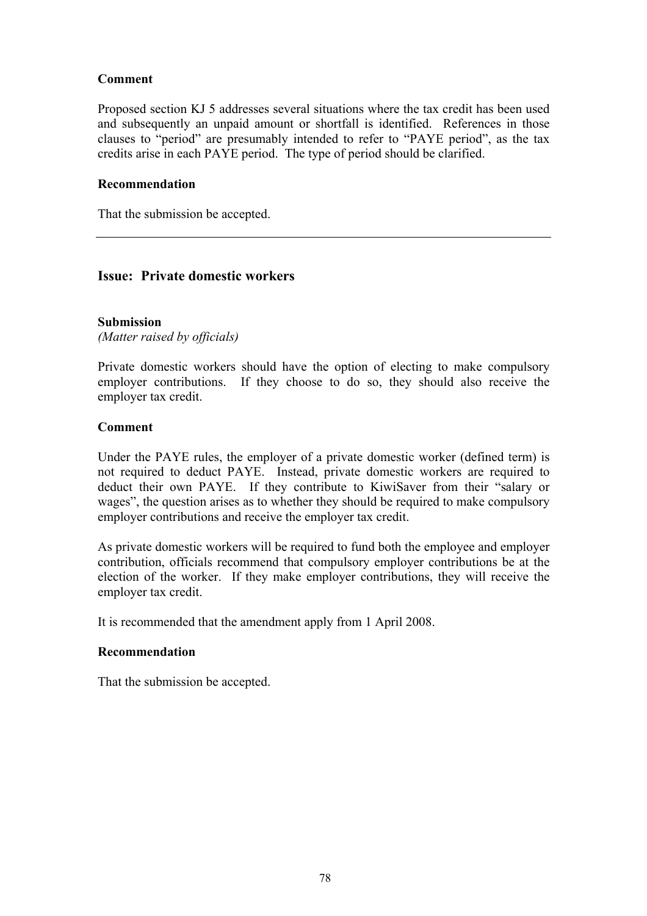**Comment**

Proposed section KJ 5 addresses several situations where the tax credit has been used and subsequently an unpaid amount or shortfall is identified. References in those clauses to "period" are presumably intended to refer to "PAYE period", as the tax credits arise in each PAYE period. The type of period should be clarified.

**Recommendation**

That the submission be accepted.

---

## Issue: Private domestic workers

**Submission**
*(Matter raised by officials)*

Private domestic workers should have the option of electing to make compulsory employer contributions. If they choose to do so, they should also receive the employer tax credit.

**Comment**

Under the PAYE rules, the employer of a private domestic worker (defined term) is not required to deduct PAYE. Instead, private domestic workers are required to deduct their own PAYE. If they contribute to KiwiSaver from their "salary or wages", the question arises as to whether they should be required to make compulsory employer contributions and receive the employer tax credit.

As private domestic workers will be required to fund both the employee and employer contribution, officials recommend that compulsory employer contributions be at the election of the worker. If they make employer contributions, they will receive the employer tax credit.

It is recommended that the amendment apply from 1 April 2008.

**Recommendation**

That the submission be accepted.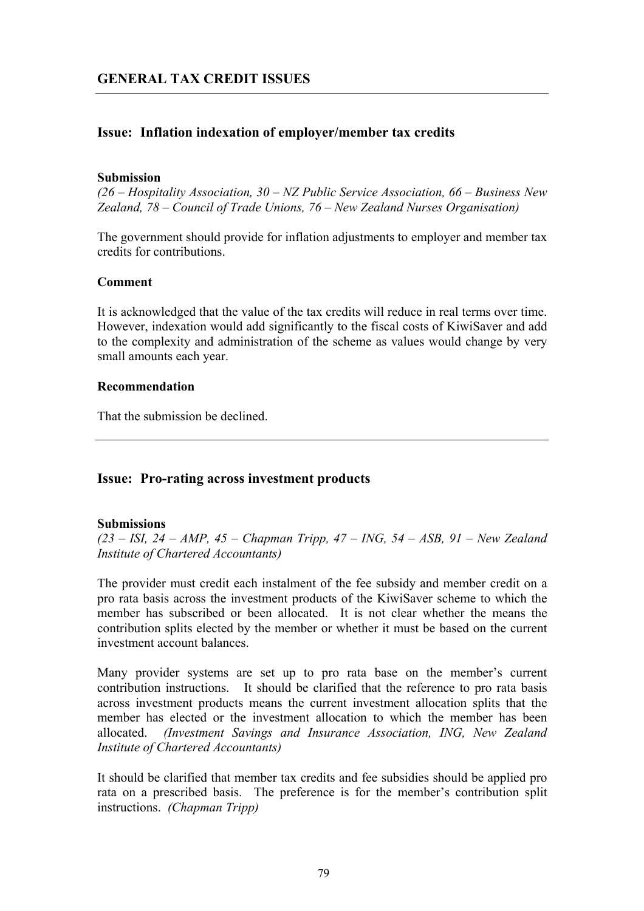## GENERAL TAX CREDIT ISSUES

### Issue: Inflation indexation of employer/member tax credits

**Submission**

*(26 – Hospitality Association, 30 – NZ Public Service Association, 66 – Business New Zealand, 78 – Council of Trade Unions, 76 – New Zealand Nurses Organisation)*

The government should provide for inflation adjustments to employer and member tax credits for contributions.

**Comment**

It is acknowledged that the value of the tax credits will reduce in real terms over time. However, indexation would add significantly to the fiscal costs of KiwiSaver and add to the complexity and administration of the scheme as values would change by very small amounts each year.

**Recommendation**

That the submission be declined.

---

### Issue: Pro-rating across investment products

**Submissions**

*(23 – ISI, 24 – AMP, 45 – Chapman Tripp, 47 – ING, 54 – ASB, 91 – New Zealand Institute of Chartered Accountants)*

The provider must credit each instalment of the fee subsidy and member credit on a pro rata basis across the investment products of the KiwiSaver scheme to which the member has subscribed or been allocated. It is not clear whether the means the contribution splits elected by the member or whether it must be based on the current investment account balances.

Many provider systems are set up to pro rata base on the member's current contribution instructions. It should be clarified that the reference to pro rata basis across investment products means the current investment allocation splits that the member has elected or the investment allocation to which the member has been allocated. *(Investment Savings and Insurance Association, ING, New Zealand Institute of Chartered Accountants)*

It should be clarified that member tax credits and fee subsidies should be applied pro rata on a prescribed basis. The preference is for the member's contribution split instructions. *(Chapman Tripp)*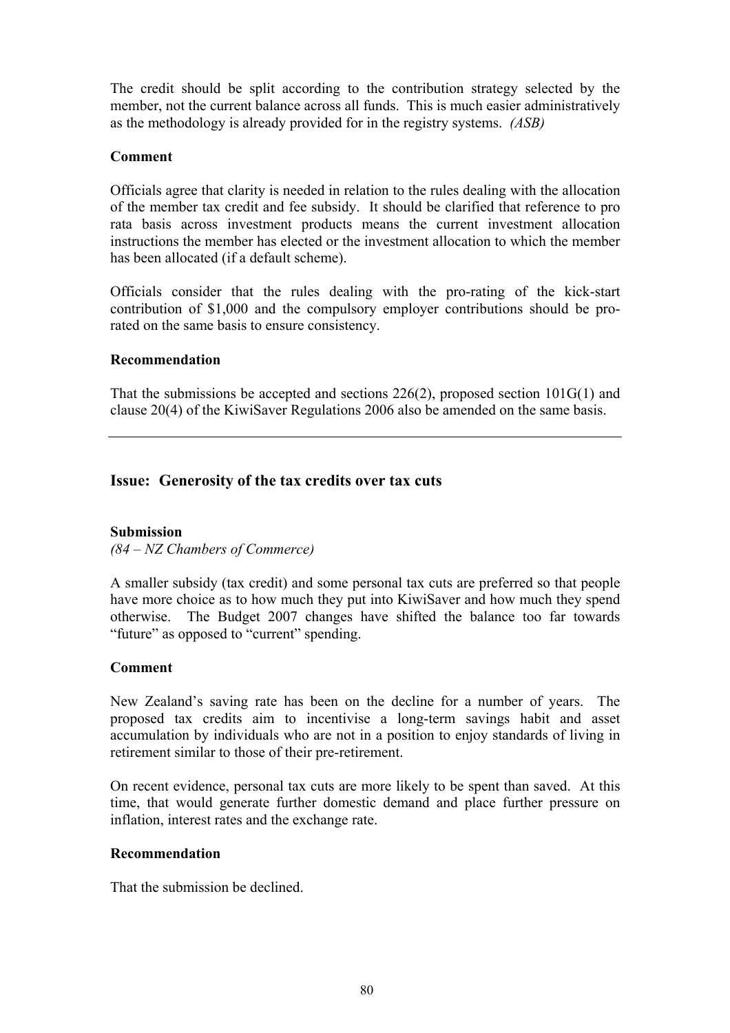The credit should be split according to the contribution strategy selected by the member, not the current balance across all funds. This is much easier administratively as the methodology is already provided for in the registry systems. *(ASB)*

**Comment**

Officials agree that clarity is needed in relation to the rules dealing with the allocation of the member tax credit and fee subsidy. It should be clarified that reference to pro rata basis across investment products means the current investment allocation instructions the member has elected or the investment allocation to which the member has been allocated (if a default scheme).

Officials consider that the rules dealing with the pro-rating of the kick-start contribution of $1,000 and the compulsory employer contributions should be pro-rated on the same basis to ensure consistency.

**Recommendation**

That the submissions be accepted and sections 226(2), proposed section 101G(1) and clause 20(4) of the KiwiSaver Regulations 2006 also be amended on the same basis.

---

## Issue: Generosity of the tax credits over tax cuts

**Submission**

*(84 – NZ Chambers of Commerce)*

A smaller subsidy (tax credit) and some personal tax cuts are preferred so that people have more choice as to how much they put into KiwiSaver and how much they spend otherwise. The Budget 2007 changes have shifted the balance too far towards "future" as opposed to "current" spending.

**Comment**

New Zealand's saving rate has been on the decline for a number of years. The proposed tax credits aim to incentivise a long-term savings habit and asset accumulation by individuals who are not in a position to enjoy standards of living in retirement similar to those of their pre-retirement.

On recent evidence, personal tax cuts are more likely to be spent than saved. At this time, that would generate further domestic demand and place further pressure on inflation, interest rates and the exchange rate.

**Recommendation**

That the submission be declined.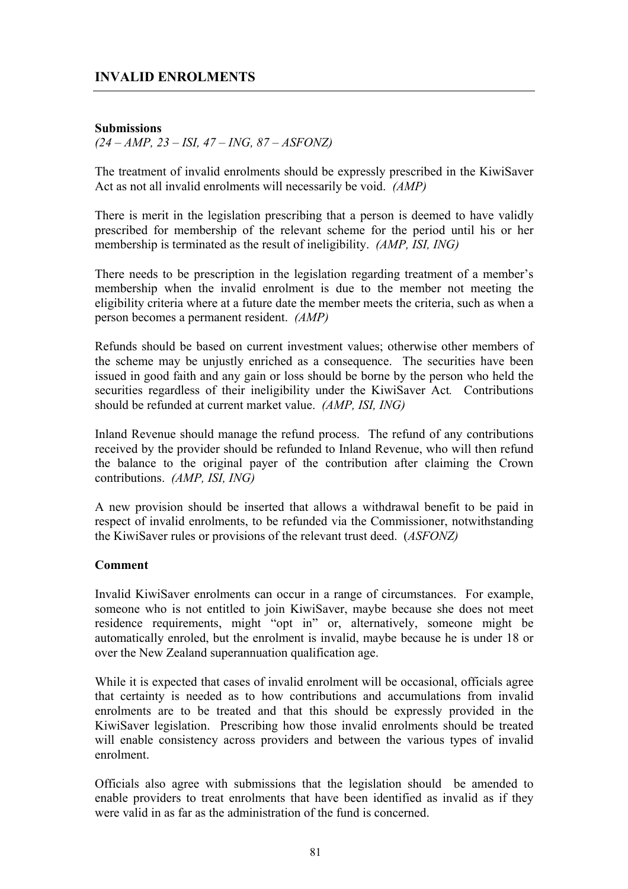## INVALID ENROLMENTS

**Submissions**

*(24 – AMP, 23 – ISI, 47 – ING, 87 – ASFONZ)*

The treatment of invalid enrolments should be expressly prescribed in the KiwiSaver Act as not all invalid enrolments will necessarily be void. *(AMP)*

There is merit in the legislation prescribing that a person is deemed to have validly prescribed for membership of the relevant scheme for the period until his or her membership is terminated as the result of ineligibility. *(AMP, ISI, ING)*

There needs to be prescription in the legislation regarding treatment of a member's membership when the invalid enrolment is due to the member not meeting the eligibility criteria where at a future date the member meets the criteria, such as when a person becomes a permanent resident. *(AMP)*

Refunds should be based on current investment values; otherwise other members of the scheme may be unjustly enriched as a consequence. The securities have been issued in good faith and any gain or loss should be borne by the person who held the securities regardless of their ineligibility under the KiwiSaver Act. Contributions should be refunded at current market value. *(AMP, ISI, ING)*

Inland Revenue should manage the refund process. The refund of any contributions received by the provider should be refunded to Inland Revenue, who will then refund the balance to the original payer of the contribution after claiming the Crown contributions. *(AMP, ISI, ING)*

A new provision should be inserted that allows a withdrawal benefit to be paid in respect of invalid enrolments, to be refunded via the Commissioner, notwithstanding the KiwiSaver rules or provisions of the relevant trust deed. (*ASFONZ)*

**Comment**

Invalid KiwiSaver enrolments can occur in a range of circumstances. For example, someone who is not entitled to join KiwiSaver, maybe because she does not meet residence requirements, might "opt in" or, alternatively, someone might be automatically enroled, but the enrolment is invalid, maybe because he is under 18 or over the New Zealand superannuation qualification age.

While it is expected that cases of invalid enrolment will be occasional, officials agree that certainty is needed as to how contributions and accumulations from invalid enrolments are to be treated and that this should be expressly provided in the KiwiSaver legislation. Prescribing how those invalid enrolments should be treated will enable consistency across providers and between the various types of invalid enrolment.

Officials also agree with submissions that the legislation should be amended to enable providers to treat enrolments that have been identified as invalid as if they were valid in as far as the administration of the fund is concerned.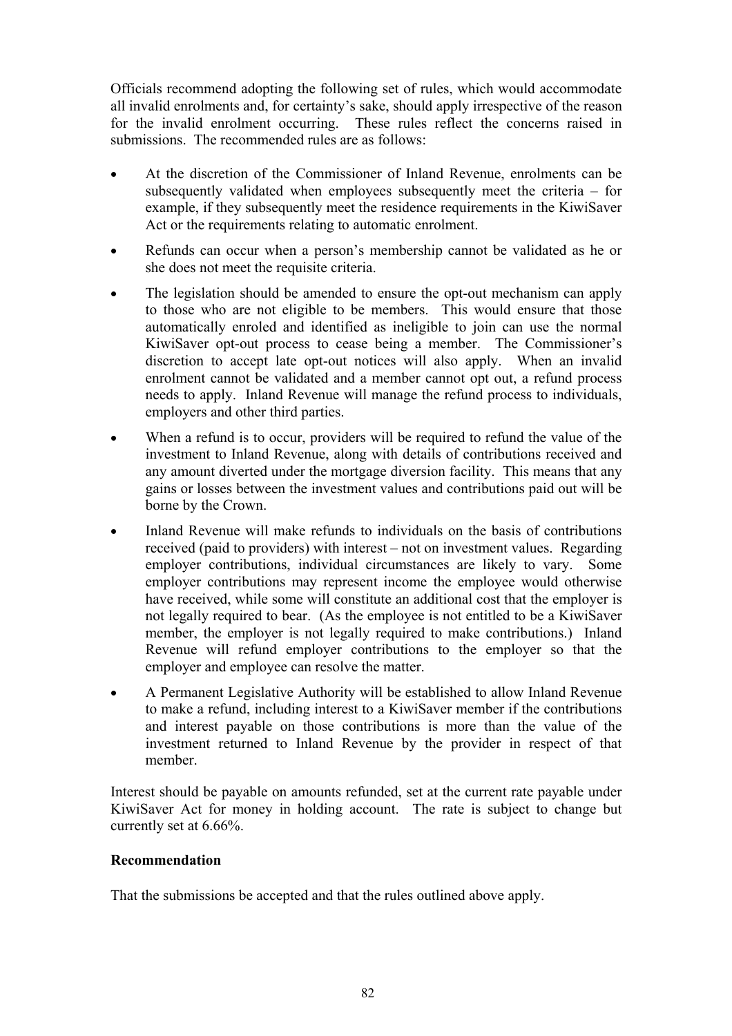Officials recommend adopting the following set of rules, which would accommodate all invalid enrolments and, for certainty's sake, should apply irrespective of the reason for the invalid enrolment occurring. These rules reflect the concerns raised in submissions. The recommended rules are as follows:

- At the discretion of the Commissioner of Inland Revenue, enrolments can be subsequently validated when employees subsequently meet the criteria – for example, if they subsequently meet the residence requirements in the KiwiSaver Act or the requirements relating to automatic enrolment.
- Refunds can occur when a person's membership cannot be validated as he or she does not meet the requisite criteria.
- The legislation should be amended to ensure the opt-out mechanism can apply to those who are not eligible to be members. This would ensure that those automatically enroled and identified as ineligible to join can use the normal KiwiSaver opt-out process to cease being a member. The Commissioner's discretion to accept late opt-out notices will also apply. When an invalid enrolment cannot be validated and a member cannot opt out, a refund process needs to apply. Inland Revenue will manage the refund process to individuals, employers and other third parties.
- When a refund is to occur, providers will be required to refund the value of the investment to Inland Revenue, along with details of contributions received and any amount diverted under the mortgage diversion facility. This means that any gains or losses between the investment values and contributions paid out will be borne by the Crown.
- Inland Revenue will make refunds to individuals on the basis of contributions received (paid to providers) with interest – not on investment values. Regarding employer contributions, individual circumstances are likely to vary. Some employer contributions may represent income the employee would otherwise have received, while some will constitute an additional cost that the employer is not legally required to bear. (As the employee is not entitled to be a KiwiSaver member, the employer is not legally required to make contributions.) Inland Revenue will refund employer contributions to the employer so that the employer and employee can resolve the matter.
- A Permanent Legislative Authority will be established to allow Inland Revenue to make a refund, including interest to a KiwiSaver member if the contributions and interest payable on those contributions is more than the value of the investment returned to Inland Revenue by the provider in respect of that member.

Interest should be payable on amounts refunded, set at the current rate payable under KiwiSaver Act for money in holding account. The rate is subject to change but currently set at 6.66%.

**Recommendation**

That the submissions be accepted and that the rules outlined above apply.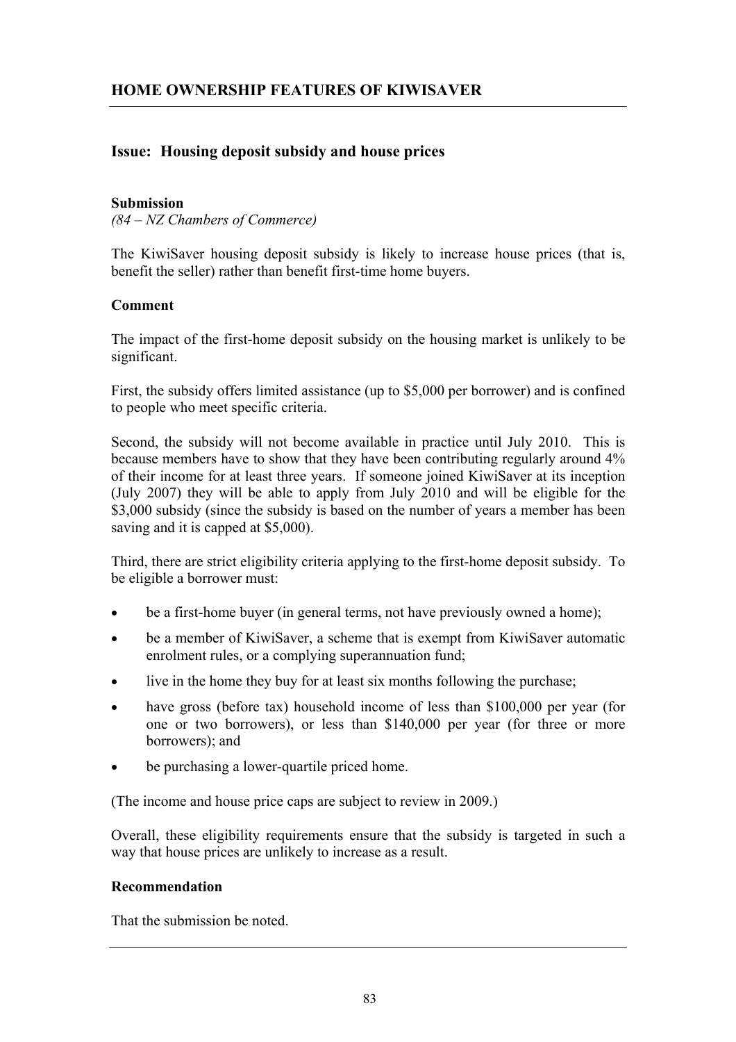## HOME OWNERSHIP FEATURES OF KIWISAVER

### Issue: Housing deposit subsidy and house prices

**Submission**

*(84 – NZ Chambers of Commerce)*

The KiwiSaver housing deposit subsidy is likely to increase house prices (that is, benefit the seller) rather than benefit first-time home buyers.

**Comment**

The impact of the first-home deposit subsidy on the housing market is unlikely to be significant.

First, the subsidy offers limited assistance (up to $5,000 per borrower) and is confined to people who meet specific criteria.

Second, the subsidy will not become available in practice until July 2010. This is because members have to show that they have been contributing regularly around 4% of their income for at least three years. If someone joined KiwiSaver at its inception (July 2007) they will be able to apply from July 2010 and will be eligible for the $3,000 subsidy (since the subsidy is based on the number of years a member has been saving and it is capped at $5,000).

Third, there are strict eligibility criteria applying to the first-home deposit subsidy. To be eligible a borrower must:

- be a first-home buyer (in general terms, not have previously owned a home);
- be a member of KiwiSaver, a scheme that is exempt from KiwiSaver automatic enrolment rules, or a complying superannuation fund;
- live in the home they buy for at least six months following the purchase;
- have gross (before tax) household income of less than $100,000 per year (for one or two borrowers), or less than $140,000 per year (for three or more borrowers); and
- be purchasing a lower-quartile priced home.

(The income and house price caps are subject to review in 2009.)

Overall, these eligibility requirements ensure that the subsidy is targeted in such a way that house prices are unlikely to increase as a result.

**Recommendation**

That the submission be noted.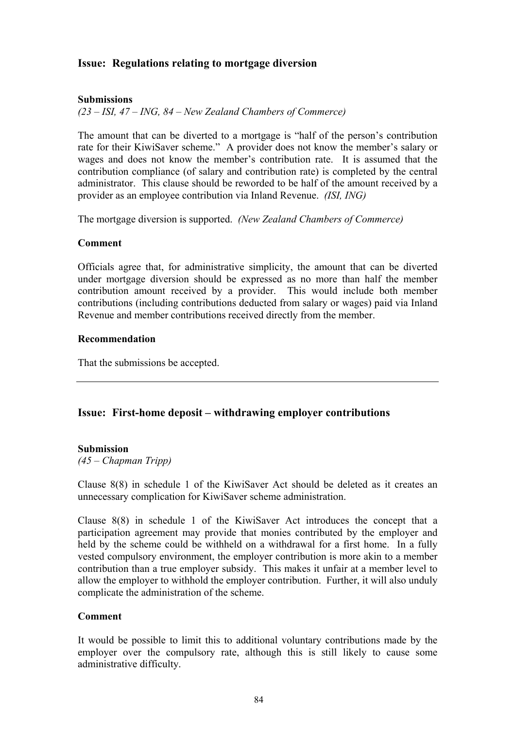## Issue: Regulations relating to mortgage diversion

### Submissions

*(23 – ISI, 47 – ING, 84 – New Zealand Chambers of Commerce)*

The amount that can be diverted to a mortgage is "half of the person's contribution rate for their KiwiSaver scheme." A provider does not know the member's salary or wages and does not know the member's contribution rate. It is assumed that the contribution compliance (of salary and contribution rate) is completed by the central administrator. This clause should be reworded to be half of the amount received by a provider as an employee contribution via Inland Revenue. *(ISI, ING)*

The mortgage diversion is supported. *(New Zealand Chambers of Commerce)*

### Comment

Officials agree that, for administrative simplicity, the amount that can be diverted under mortgage diversion should be expressed as no more than half the member contribution amount received by a provider. This would include both member contributions (including contributions deducted from salary or wages) paid via Inland Revenue and member contributions received directly from the member.

### Recommendation

That the submissions be accepted.

---

## Issue: First-home deposit – withdrawing employer contributions

### Submission

*(45 – Chapman Tripp)*

Clause 8(8) in schedule 1 of the KiwiSaver Act should be deleted as it creates an unnecessary complication for KiwiSaver scheme administration.

Clause 8(8) in schedule 1 of the KiwiSaver Act introduces the concept that a participation agreement may provide that monies contributed by the employer and held by the scheme could be withheld on a withdrawal for a first home. In a fully vested compulsory environment, the employer contribution is more akin to a member contribution than a true employer subsidy. This makes it unfair at a member level to allow the employer to withhold the employer contribution. Further, it will also unduly complicate the administration of the scheme.

### Comment

It would be possible to limit this to additional voluntary contributions made by the employer over the compulsory rate, although this is still likely to cause some administrative difficulty.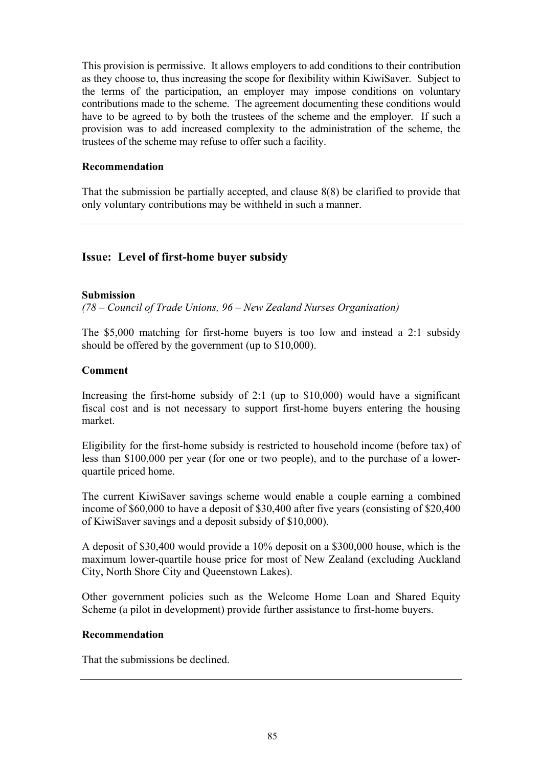This provision is permissive. It allows employers to add conditions to their contribution as they choose to, thus increasing the scope for flexibility within KiwiSaver. Subject to the terms of the participation, an employer may impose conditions on voluntary contributions made to the scheme. The agreement documenting these conditions would have to be agreed to by both the trustees of the scheme and the employer. If such a provision was to add increased complexity to the administration of the scheme, the trustees of the scheme may refuse to offer such a facility.

**Recommendation**

That the submission be partially accepted, and clause 8(8) be clarified to provide that only voluntary contributions may be withheld in such a manner.

---

## Issue: Level of first-home buyer subsidy

**Submission**

*(78 – Council of Trade Unions, 96 – New Zealand Nurses Organisation)*

The $5,000 matching for first-home buyers is too low and instead a 2:1 subsidy should be offered by the government (up to $10,000).

**Comment**

Increasing the first-home subsidy of 2:1 (up to $10,000) would have a significant fiscal cost and is not necessary to support first-home buyers entering the housing market.

Eligibility for the first-home subsidy is restricted to household income (before tax) of less than $100,000 per year (for one or two people), and to the purchase of a lower-quartile priced home.

The current KiwiSaver savings scheme would enable a couple earning a combined income of $60,000 to have a deposit of $30,400 after five years (consisting of $20,400 of KiwiSaver savings and a deposit subsidy of $10,000).

A deposit of $30,400 would provide a 10% deposit on a $300,000 house, which is the maximum lower-quartile house price for most of New Zealand (excluding Auckland City, North Shore City and Queenstown Lakes).

Other government policies such as the Welcome Home Loan and Shared Equity Scheme (a pilot in development) provide further assistance to first-home buyers.

**Recommendation**

That the submissions be declined.

---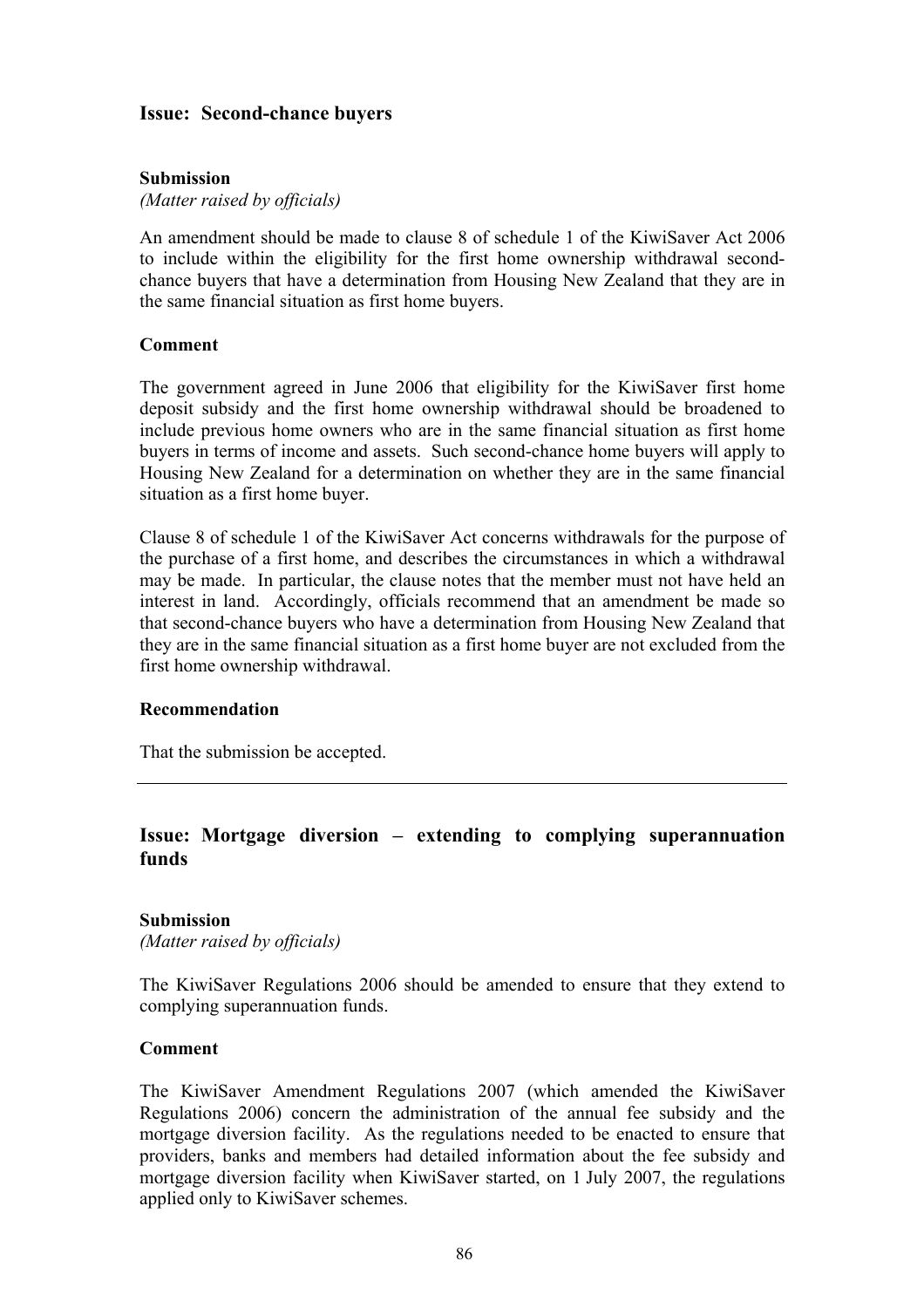## Issue: Second-chance buyers

**Submission**
*(Matter raised by officials)*

An amendment should be made to clause 8 of schedule 1 of the KiwiSaver Act 2006 to include within the eligibility for the first home ownership withdrawal second-chance buyers that have a determination from Housing New Zealand that they are in the same financial situation as first home buyers.

**Comment**

The government agreed in June 2006 that eligibility for the KiwiSaver first home deposit subsidy and the first home ownership withdrawal should be broadened to include previous home owners who are in the same financial situation as first home buyers in terms of income and assets. Such second-chance home buyers will apply to Housing New Zealand for a determination on whether they are in the same financial situation as a first home buyer.

Clause 8 of schedule 1 of the KiwiSaver Act concerns withdrawals for the purpose of the purchase of a first home, and describes the circumstances in which a withdrawal may be made. In particular, the clause notes that the member must not have held an interest in land. Accordingly, officials recommend that an amendment be made so that second-chance buyers who have a determination from Housing New Zealand that they are in the same financial situation as a first home buyer are not excluded from the first home ownership withdrawal.

**Recommendation**

That the submission be accepted.

---

## Issue: Mortgage diversion – extending to complying superannuation funds

**Submission**
*(Matter raised by officials)*

The KiwiSaver Regulations 2006 should be amended to ensure that they extend to complying superannuation funds.

**Comment**

The KiwiSaver Amendment Regulations 2007 (which amended the KiwiSaver Regulations 2006) concern the administration of the annual fee subsidy and the mortgage diversion facility. As the regulations needed to be enacted to ensure that providers, banks and members had detailed information about the fee subsidy and mortgage diversion facility when KiwiSaver started, on 1 July 2007, the regulations applied only to KiwiSaver schemes.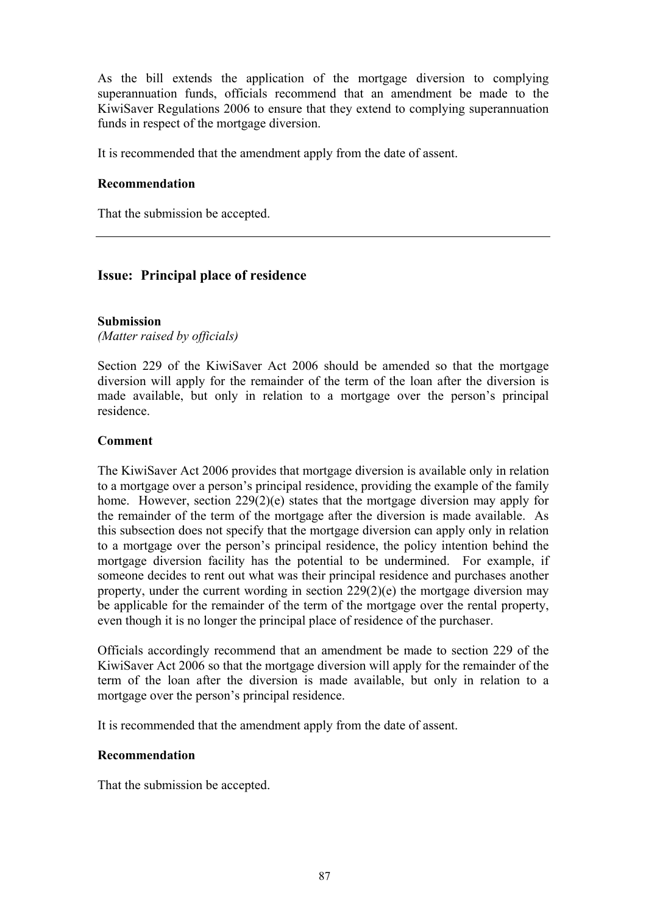As the bill extends the application of the mortgage diversion to complying superannuation funds, officials recommend that an amendment be made to the KiwiSaver Regulations 2006 to ensure that they extend to complying superannuation funds in respect of the mortgage diversion.

It is recommended that the amendment apply from the date of assent.

**Recommendation**

That the submission be accepted.

---

## Issue: Principal place of residence

**Submission**
*(Matter raised by officials)*

Section 229 of the KiwiSaver Act 2006 should be amended so that the mortgage diversion will apply for the remainder of the term of the loan after the diversion is made available, but only in relation to a mortgage over the person's principal residence.

**Comment**

The KiwiSaver Act 2006 provides that mortgage diversion is available only in relation to a mortgage over a person's principal residence, providing the example of the family home. However, section 229(2)(e) states that the mortgage diversion may apply for the remainder of the term of the mortgage after the diversion is made available. As this subsection does not specify that the mortgage diversion can apply only in relation to a mortgage over the person's principal residence, the policy intention behind the mortgage diversion facility has the potential to be undermined. For example, if someone decides to rent out what was their principal residence and purchases another property, under the current wording in section 229(2)(e) the mortgage diversion may be applicable for the remainder of the term of the mortgage over the rental property, even though it is no longer the principal place of residence of the purchaser.

Officials accordingly recommend that an amendment be made to section 229 of the KiwiSaver Act 2006 so that the mortgage diversion will apply for the remainder of the term of the loan after the diversion is made available, but only in relation to a mortgage over the person's principal residence.

It is recommended that the amendment apply from the date of assent.

**Recommendation**

That the submission be accepted.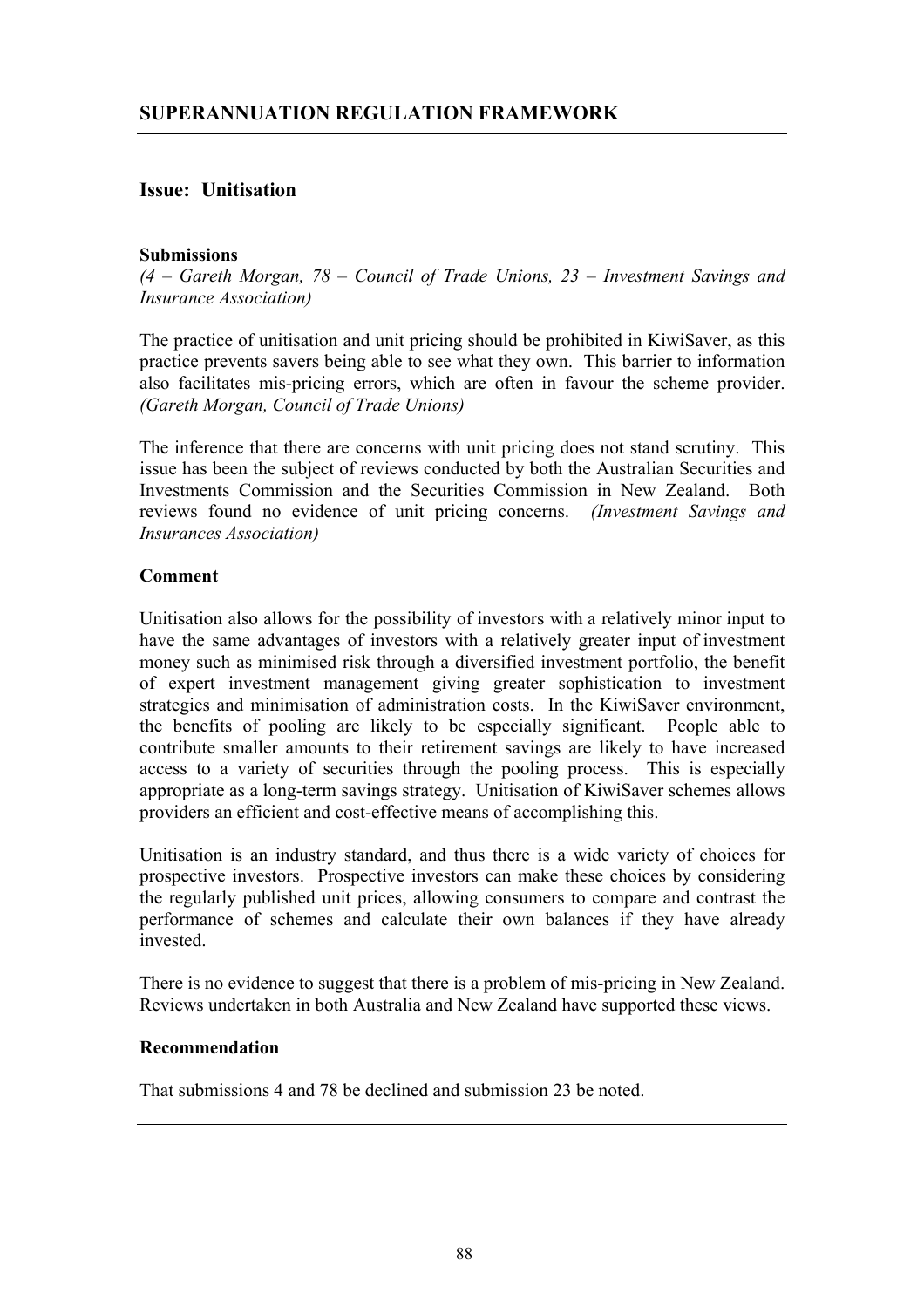## SUPERANNUATION REGULATION FRAMEWORK

### Issue: Unitisation

**Submissions**

*(4 – Gareth Morgan, 78 – Council of Trade Unions, 23 – Investment Savings and Insurance Association)*

The practice of unitisation and unit pricing should be prohibited in KiwiSaver, as this practice prevents savers being able to see what they own. This barrier to information also facilitates mis-pricing errors, which are often in favour the scheme provider. *(Gareth Morgan, Council of Trade Unions)*

The inference that there are concerns with unit pricing does not stand scrutiny. This issue has been the subject of reviews conducted by both the Australian Securities and Investments Commission and the Securities Commission in New Zealand. Both reviews found no evidence of unit pricing concerns. *(Investment Savings and Insurances Association)*

**Comment**

Unitisation also allows for the possibility of investors with a relatively minor input to have the same advantages of investors with a relatively greater input of investment money such as minimised risk through a diversified investment portfolio, the benefit of expert investment management giving greater sophistication to investment strategies and minimisation of administration costs. In the KiwiSaver environment, the benefits of pooling are likely to be especially significant. People able to contribute smaller amounts to their retirement savings are likely to have increased access to a variety of securities through the pooling process. This is especially appropriate as a long-term savings strategy. Unitisation of KiwiSaver schemes allows providers an efficient and cost-effective means of accomplishing this.

Unitisation is an industry standard, and thus there is a wide variety of choices for prospective investors. Prospective investors can make these choices by considering the regularly published unit prices, allowing consumers to compare and contrast the performance of schemes and calculate their own balances if they have already invested.

There is no evidence to suggest that there is a problem of mis-pricing in New Zealand. Reviews undertaken in both Australia and New Zealand have supported these views.

**Recommendation**

That submissions 4 and 78 be declined and submission 23 be noted.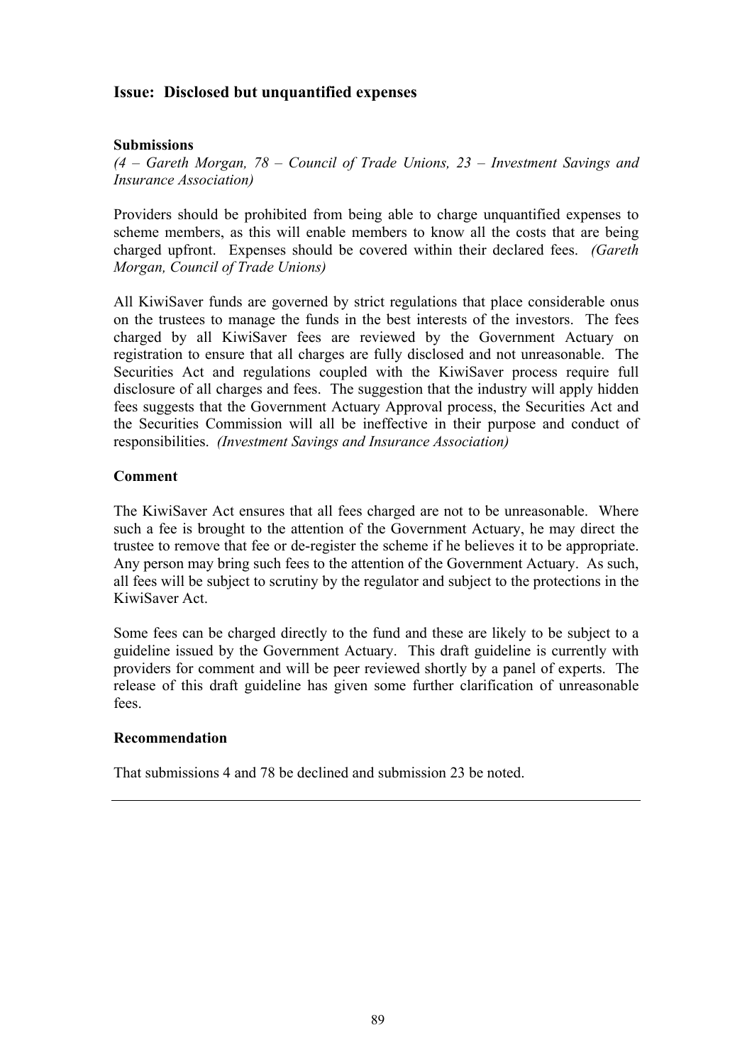## Issue: Disclosed but unquantified expenses

**Submissions**

*(4 – Gareth Morgan, 78 – Council of Trade Unions, 23 – Investment Savings and Insurance Association)*

Providers should be prohibited from being able to charge unquantified expenses to scheme members, as this will enable members to know all the costs that are being charged upfront. Expenses should be covered within their declared fees. *(Gareth Morgan, Council of Trade Unions)*

All KiwiSaver funds are governed by strict regulations that place considerable onus on the trustees to manage the funds in the best interests of the investors. The fees charged by all KiwiSaver fees are reviewed by the Government Actuary on registration to ensure that all charges are fully disclosed and not unreasonable. The Securities Act and regulations coupled with the KiwiSaver process require full disclosure of all charges and fees. The suggestion that the industry will apply hidden fees suggests that the Government Actuary Approval process, the Securities Act and the Securities Commission will all be ineffective in their purpose and conduct of responsibilities. *(Investment Savings and Insurance Association)*

**Comment**

The KiwiSaver Act ensures that all fees charged are not to be unreasonable. Where such a fee is brought to the attention of the Government Actuary, he may direct the trustee to remove that fee or de-register the scheme if he believes it to be appropriate. Any person may bring such fees to the attention of the Government Actuary. As such, all fees will be subject to scrutiny by the regulator and subject to the protections in the KiwiSaver Act.

Some fees can be charged directly to the fund and these are likely to be subject to a guideline issued by the Government Actuary. This draft guideline is currently with providers for comment and will be peer reviewed shortly by a panel of experts. The release of this draft guideline has given some further clarification of unreasonable fees.

**Recommendation**

That submissions 4 and 78 be declined and submission 23 be noted.

---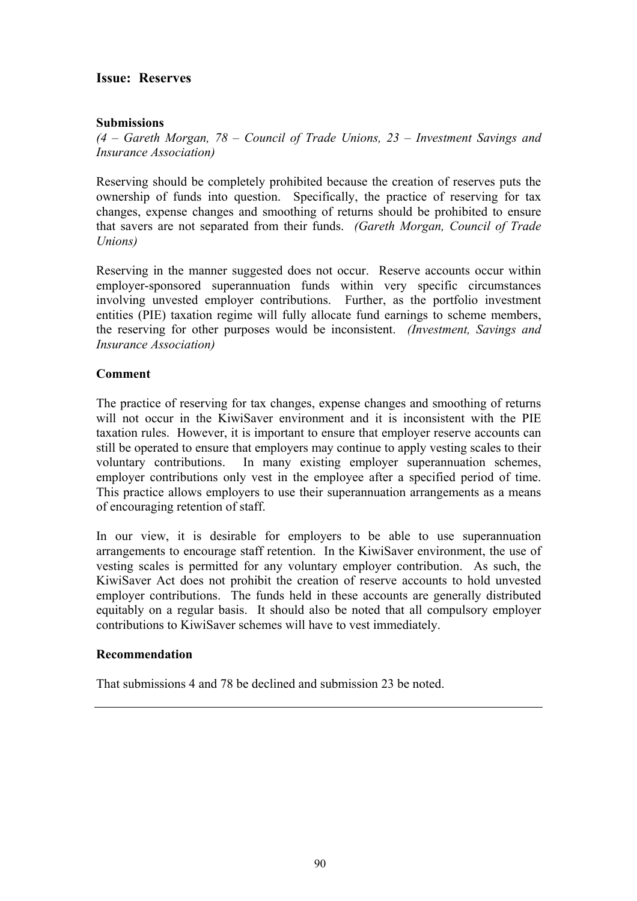## Issue: Reserves

### Submissions

*(4 – Gareth Morgan, 78 – Council of Trade Unions, 23 – Investment Savings and Insurance Association)*

Reserving should be completely prohibited because the creation of reserves puts the ownership of funds into question. Specifically, the practice of reserving for tax changes, expense changes and smoothing of returns should be prohibited to ensure that savers are not separated from their funds. *(Gareth Morgan, Council of Trade Unions)*

Reserving in the manner suggested does not occur. Reserve accounts occur within employer-sponsored superannuation funds within very specific circumstances involving unvested employer contributions. Further, as the portfolio investment entities (PIE) taxation regime will fully allocate fund earnings to scheme members, the reserving for other purposes would be inconsistent. *(Investment, Savings and Insurance Association)*

### Comment

The practice of reserving for tax changes, expense changes and smoothing of returns will not occur in the KiwiSaver environment and it is inconsistent with the PIE taxation rules. However, it is important to ensure that employer reserve accounts can still be operated to ensure that employers may continue to apply vesting scales to their voluntary contributions. In many existing employer superannuation schemes, employer contributions only vest in the employee after a specified period of time. This practice allows employers to use their superannuation arrangements as a means of encouraging retention of staff.

In our view, it is desirable for employers to be able to use superannuation arrangements to encourage staff retention. In the KiwiSaver environment, the use of vesting scales is permitted for any voluntary employer contribution. As such, the KiwiSaver Act does not prohibit the creation of reserve accounts to hold unvested employer contributions. The funds held in these accounts are generally distributed equitably on a regular basis. It should also be noted that all compulsory employer contributions to KiwiSaver schemes will have to vest immediately.

### Recommendation

That submissions 4 and 78 be declined and submission 23 be noted.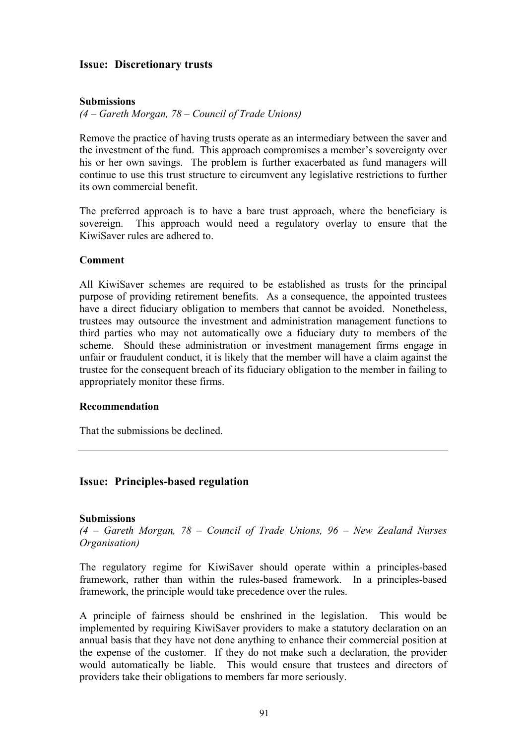## Issue: Discretionary trusts

**Submissions**

*(4 – Gareth Morgan, 78 – Council of Trade Unions)*

Remove the practice of having trusts operate as an intermediary between the saver and the investment of the fund. This approach compromises a member's sovereignty over his or her own savings. The problem is further exacerbated as fund managers will continue to use this trust structure to circumvent any legislative restrictions to further its own commercial benefit.

The preferred approach is to have a bare trust approach, where the beneficiary is sovereign. This approach would need a regulatory overlay to ensure that the KiwiSaver rules are adhered to.

**Comment**

All KiwiSaver schemes are required to be established as trusts for the principal purpose of providing retirement benefits. As a consequence, the appointed trustees have a direct fiduciary obligation to members that cannot be avoided. Nonetheless, trustees may outsource the investment and administration management functions to third parties who may not automatically owe a fiduciary duty to members of the scheme. Should these administration or investment management firms engage in unfair or fraudulent conduct, it is likely that the member will have a claim against the trustee for the consequent breach of its fiduciary obligation to the member in failing to appropriately monitor these firms.

**Recommendation**

That the submissions be declined.

---

## Issue: Principles-based regulation

**Submissions**

*(4 – Gareth Morgan, 78 – Council of Trade Unions, 96 – New Zealand Nurses Organisation)*

The regulatory regime for KiwiSaver should operate within a principles-based framework, rather than within the rules-based framework. In a principles-based framework, the principle would take precedence over the rules.

A principle of fairness should be enshrined in the legislation. This would be implemented by requiring KiwiSaver providers to make a statutory declaration on an annual basis that they have not done anything to enhance their commercial position at the expense of the customer. If they do not make such a declaration, the provider would automatically be liable. This would ensure that trustees and directors of providers take their obligations to members far more seriously.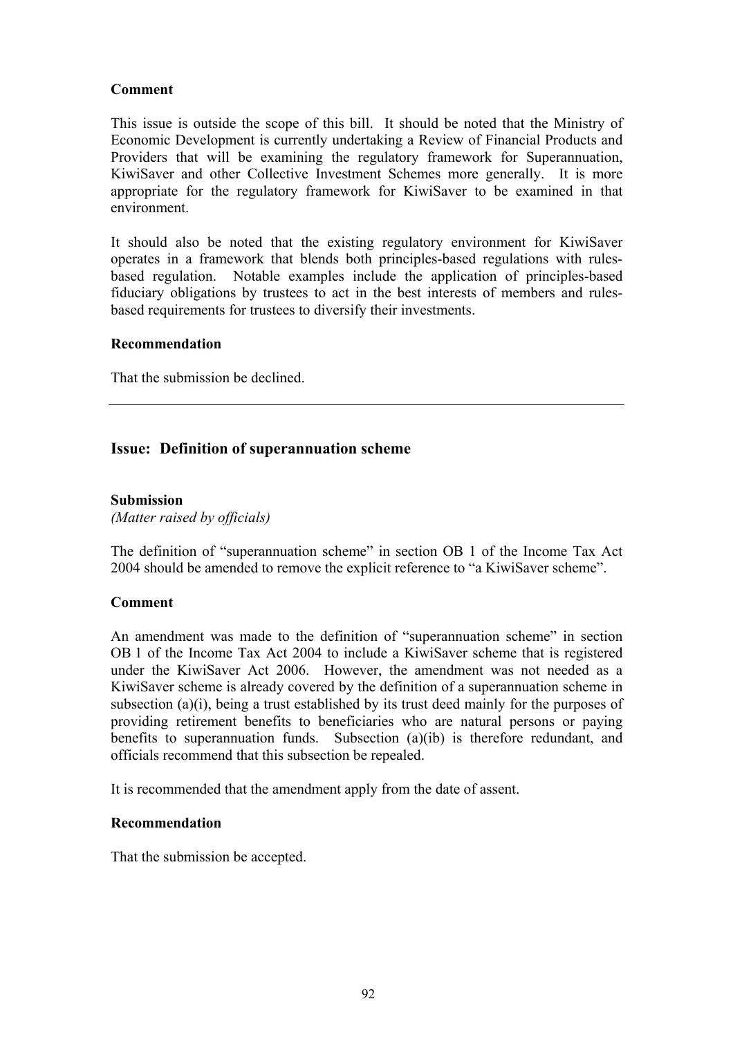**Comment**

This issue is outside the scope of this bill. It should be noted that the Ministry of Economic Development is currently undertaking a Review of Financial Products and Providers that will be examining the regulatory framework for Superannuation, KiwiSaver and other Collective Investment Schemes more generally. It is more appropriate for the regulatory framework for KiwiSaver to be examined in that environment.

It should also be noted that the existing regulatory environment for KiwiSaver operates in a framework that blends both principles-based regulations with rules-based regulation. Notable examples include the application of principles-based fiduciary obligations by trustees to act in the best interests of members and rules-based requirements for trustees to diversify their investments.

**Recommendation**

That the submission be declined.

---

## Issue: Definition of superannuation scheme

**Submission**

*(Matter raised by officials)*

The definition of "superannuation scheme" in section OB 1 of the Income Tax Act 2004 should be amended to remove the explicit reference to "a KiwiSaver scheme".

**Comment**

An amendment was made to the definition of "superannuation scheme" in section OB 1 of the Income Tax Act 2004 to include a KiwiSaver scheme that is registered under the KiwiSaver Act 2006. However, the amendment was not needed as a KiwiSaver scheme is already covered by the definition of a superannuation scheme in subsection (a)(i), being a trust established by its trust deed mainly for the purposes of providing retirement benefits to beneficiaries who are natural persons or paying benefits to superannuation funds. Subsection (a)(ib) is therefore redundant, and officials recommend that this subsection be repealed.

It is recommended that the amendment apply from the date of assent.

**Recommendation**

That the submission be accepted.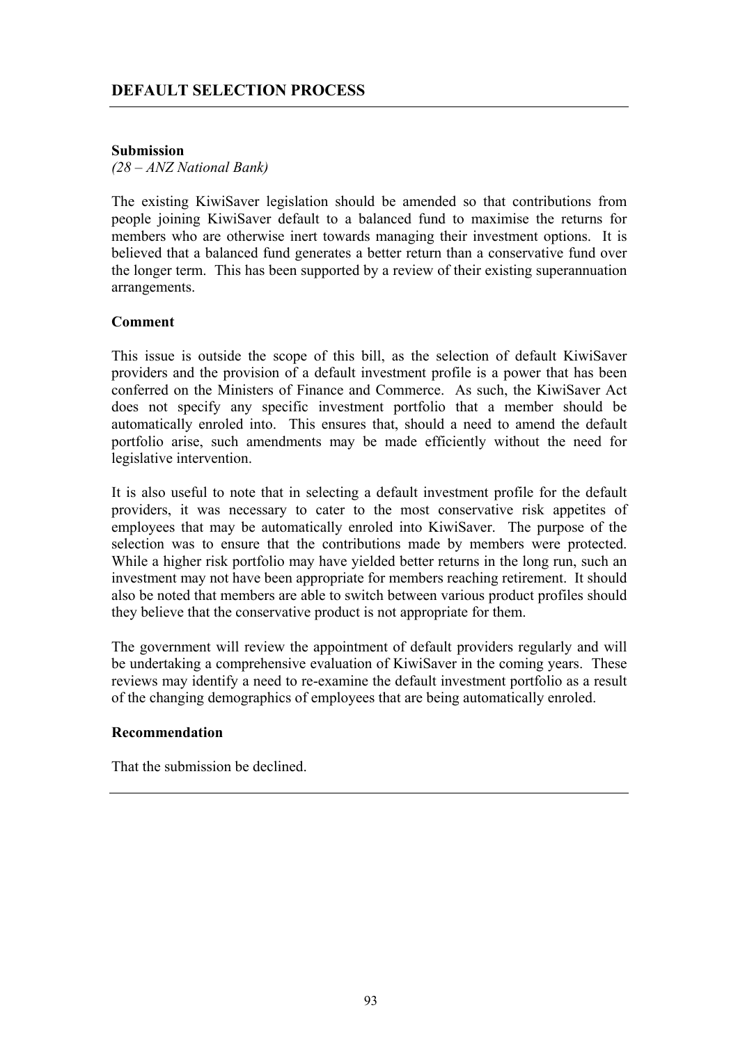## DEFAULT SELECTION PROCESS

**Submission**

*(28 – ANZ National Bank)*

The existing KiwiSaver legislation should be amended so that contributions from people joining KiwiSaver default to a balanced fund to maximise the returns for members who are otherwise inert towards managing their investment options. It is believed that a balanced fund generates a better return than a conservative fund over the longer term. This has been supported by a review of their existing superannuation arrangements.

**Comment**

This issue is outside the scope of this bill, as the selection of default KiwiSaver providers and the provision of a default investment profile is a power that has been conferred on the Ministers of Finance and Commerce. As such, the KiwiSaver Act does not specify any specific investment portfolio that a member should be automatically enroled into. This ensures that, should a need to amend the default portfolio arise, such amendments may be made efficiently without the need for legislative intervention.

It is also useful to note that in selecting a default investment profile for the default providers, it was necessary to cater to the most conservative risk appetites of employees that may be automatically enroled into KiwiSaver. The purpose of the selection was to ensure that the contributions made by members were protected. While a higher risk portfolio may have yielded better returns in the long run, such an investment may not have been appropriate for members reaching retirement. It should also be noted that members are able to switch between various product profiles should they believe that the conservative product is not appropriate for them.

The government will review the appointment of default providers regularly and will be undertaking a comprehensive evaluation of KiwiSaver in the coming years. These reviews may identify a need to re-examine the default investment portfolio as a result of the changing demographics of employees that are being automatically enroled.

**Recommendation**

That the submission be declined.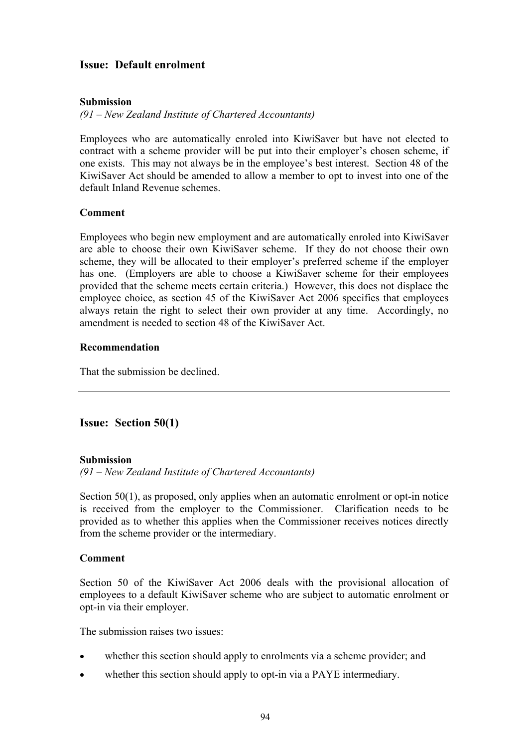## Issue: Default enrolment

**Submission**

*(91 – New Zealand Institute of Chartered Accountants)*

Employees who are automatically enroled into KiwiSaver but have not elected to contract with a scheme provider will be put into their employer's chosen scheme, if one exists. This may not always be in the employee's best interest. Section 48 of the KiwiSaver Act should be amended to allow a member to opt to invest into one of the default Inland Revenue schemes.

**Comment**

Employees who begin new employment and are automatically enroled into KiwiSaver are able to choose their own KiwiSaver scheme. If they do not choose their own scheme, they will be allocated to their employer's preferred scheme if the employer has one. (Employers are able to choose a KiwiSaver scheme for their employees provided that the scheme meets certain criteria.) However, this does not displace the employee choice, as section 45 of the KiwiSaver Act 2006 specifies that employees always retain the right to select their own provider at any time. Accordingly, no amendment is needed to section 48 of the KiwiSaver Act.

**Recommendation**

That the submission be declined.

---

## Issue: Section 50(1)

**Submission**

*(91 – New Zealand Institute of Chartered Accountants)*

Section 50(1), as proposed, only applies when an automatic enrolment or opt-in notice is received from the employer to the Commissioner. Clarification needs to be provided as to whether this applies when the Commissioner receives notices directly from the scheme provider or the intermediary.

**Comment**

Section 50 of the KiwiSaver Act 2006 deals with the provisional allocation of employees to a default KiwiSaver scheme who are subject to automatic enrolment or opt-in via their employer.

The submission raises two issues:

- whether this section should apply to enrolments via a scheme provider; and
- whether this section should apply to opt-in via a PAYE intermediary.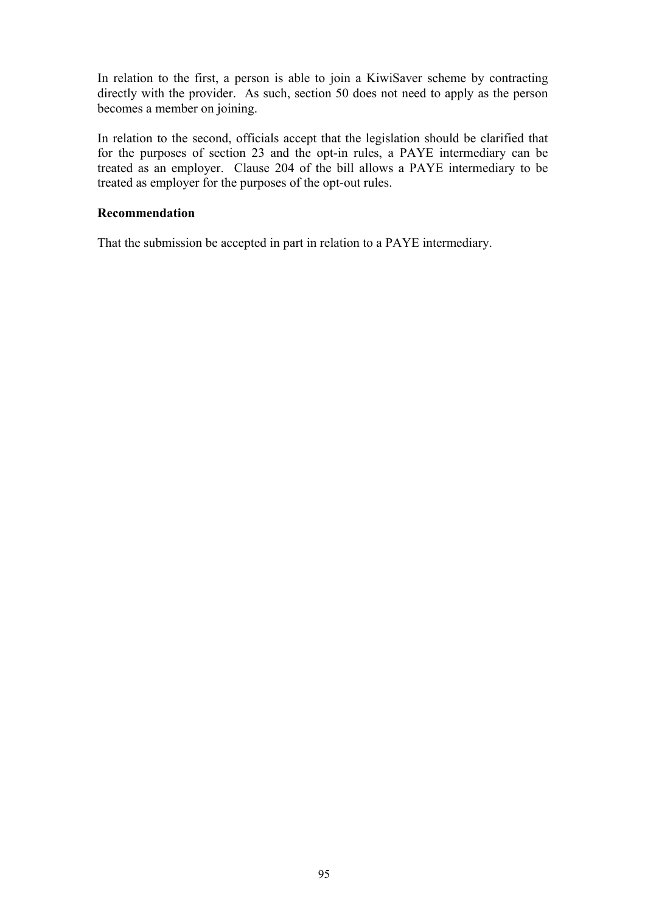In relation to the first, a person is able to join a KiwiSaver scheme by contracting directly with the provider. As such, section 50 does not need to apply as the person becomes a member on joining.

In relation to the second, officials accept that the legislation should be clarified that for the purposes of section 23 and the opt-in rules, a PAYE intermediary can be treated as an employer. Clause 204 of the bill allows a PAYE intermediary to be treated as employer for the purposes of the opt-out rules.

**Recommendation**

That the submission be accepted in part in relation to a PAYE intermediary.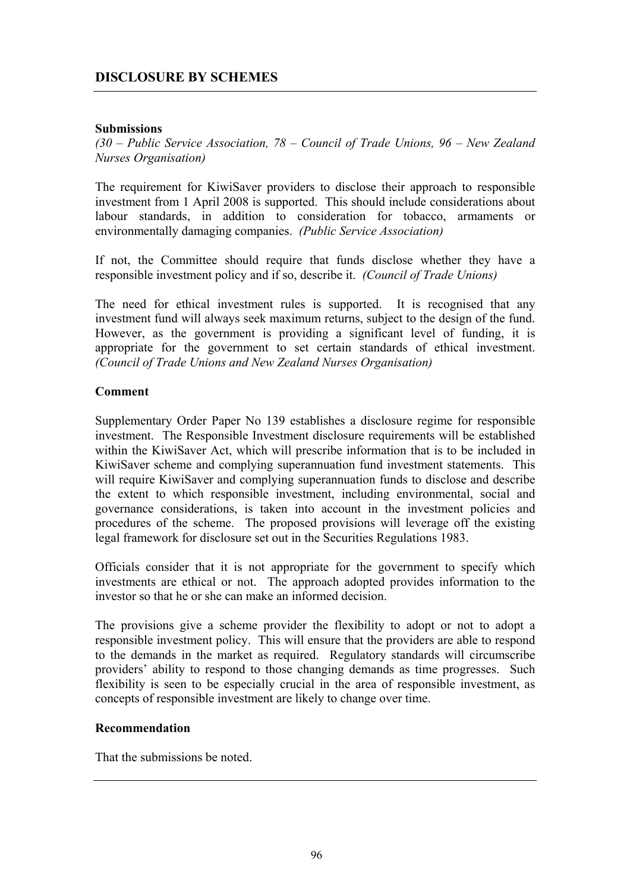## DISCLOSURE BY SCHEMES

**Submissions**

*(30 – Public Service Association, 78 – Council of Trade Unions, 96 – New Zealand Nurses Organisation)*

The requirement for KiwiSaver providers to disclose their approach to responsible investment from 1 April 2008 is supported. This should include considerations about labour standards, in addition to consideration for tobacco, armaments or environmentally damaging companies. *(Public Service Association)*

If not, the Committee should require that funds disclose whether they have a responsible investment policy and if so, describe it. *(Council of Trade Unions)*

The need for ethical investment rules is supported. It is recognised that any investment fund will always seek maximum returns, subject to the design of the fund. However, as the government is providing a significant level of funding, it is appropriate for the government to set certain standards of ethical investment. *(Council of Trade Unions and New Zealand Nurses Organisation)*

**Comment**

Supplementary Order Paper No 139 establishes a disclosure regime for responsible investment. The Responsible Investment disclosure requirements will be established within the KiwiSaver Act, which will prescribe information that is to be included in KiwiSaver scheme and complying superannuation fund investment statements. This will require KiwiSaver and complying superannuation funds to disclose and describe the extent to which responsible investment, including environmental, social and governance considerations, is taken into account in the investment policies and procedures of the scheme. The proposed provisions will leverage off the existing legal framework for disclosure set out in the Securities Regulations 1983.

Officials consider that it is not appropriate for the government to specify which investments are ethical or not. The approach adopted provides information to the investor so that he or she can make an informed decision.

The provisions give a scheme provider the flexibility to adopt or not to adopt a responsible investment policy. This will ensure that the providers are able to respond to the demands in the market as required. Regulatory standards will circumscribe providers' ability to respond to those changing demands as time progresses. Such flexibility is seen to be especially crucial in the area of responsible investment, as concepts of responsible investment are likely to change over time.

**Recommendation**

That the submissions be noted.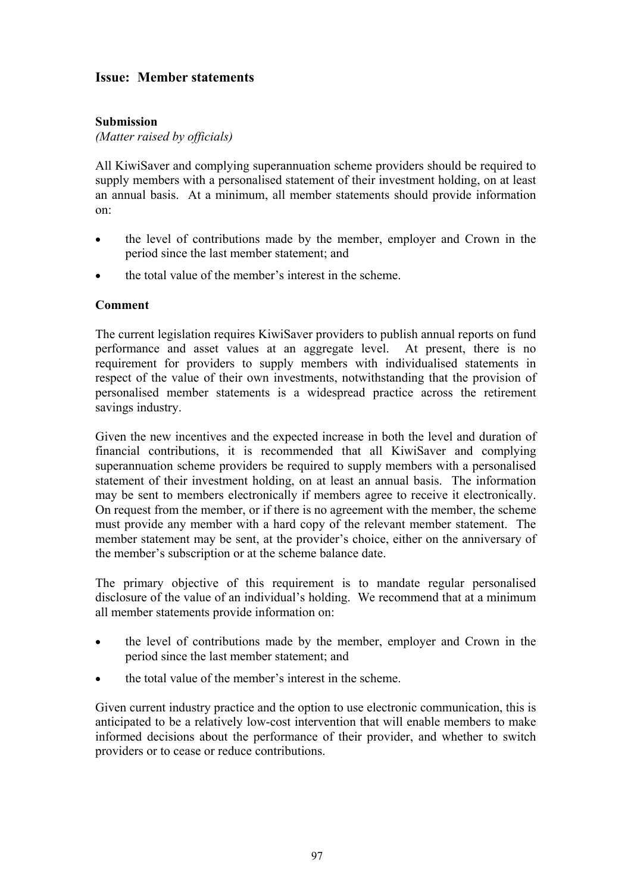## Issue: Member statements

**Submission**

*(Matter raised by officials)*

All KiwiSaver and complying superannuation scheme providers should be required to supply members with a personalised statement of their investment holding, on at least an annual basis. At a minimum, all member statements should provide information on:

- the level of contributions made by the member, employer and Crown in the period since the last member statement; and
- the total value of the member's interest in the scheme.

**Comment**

The current legislation requires KiwiSaver providers to publish annual reports on fund performance and asset values at an aggregate level. At present, there is no requirement for providers to supply members with individualised statements in respect of the value of their own investments, notwithstanding that the provision of personalised member statements is a widespread practice across the retirement savings industry.

Given the new incentives and the expected increase in both the level and duration of financial contributions, it is recommended that all KiwiSaver and complying superannuation scheme providers be required to supply members with a personalised statement of their investment holding, on at least an annual basis. The information may be sent to members electronically if members agree to receive it electronically. On request from the member, or if there is no agreement with the member, the scheme must provide any member with a hard copy of the relevant member statement. The member statement may be sent, at the provider's choice, either on the anniversary of the member's subscription or at the scheme balance date.

The primary objective of this requirement is to mandate regular personalised disclosure of the value of an individual's holding. We recommend that at a minimum all member statements provide information on:

- the level of contributions made by the member, employer and Crown in the period since the last member statement; and
- the total value of the member's interest in the scheme.

Given current industry practice and the option to use electronic communication, this is anticipated to be a relatively low-cost intervention that will enable members to make informed decisions about the performance of their provider, and whether to switch providers or to cease or reduce contributions.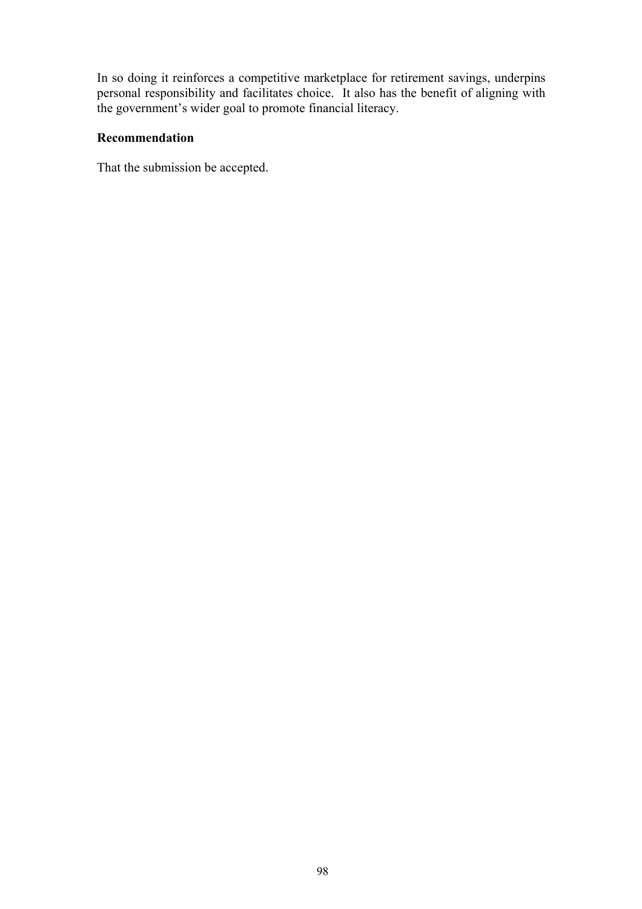In so doing it reinforces a competitive marketplace for retirement savings, underpins personal responsibility and facilitates choice. It also has the benefit of aligning with the government's wider goal to promote financial literacy.

**Recommendation**

That the submission be accepted.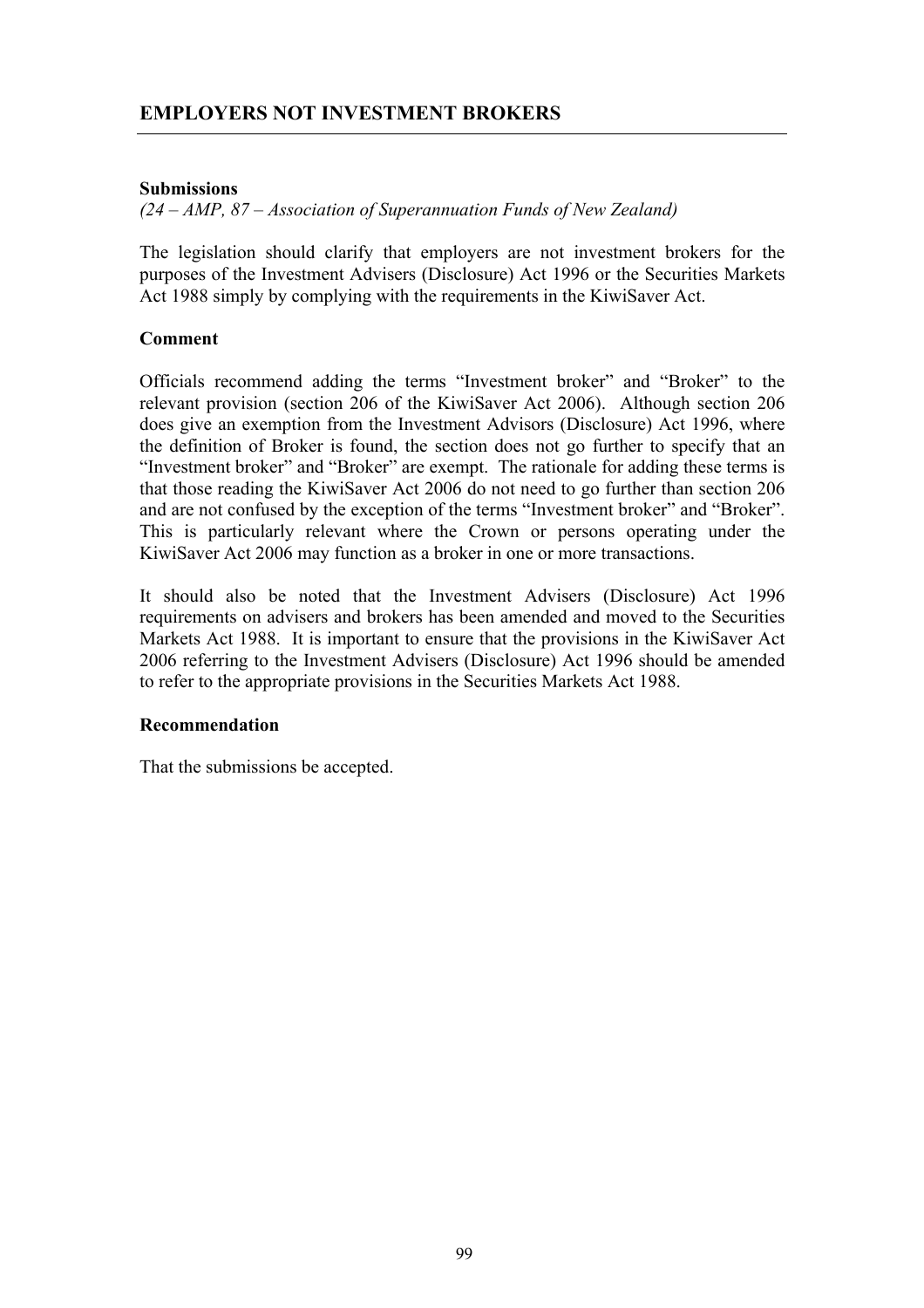## EMPLOYERS NOT INVESTMENT BROKERS

**Submissions**

*(24 – AMP, 87 – Association of Superannuation Funds of New Zealand)*

The legislation should clarify that employers are not investment brokers for the purposes of the Investment Advisers (Disclosure) Act 1996 or the Securities Markets Act 1988 simply by complying with the requirements in the KiwiSaver Act.

**Comment**

Officials recommend adding the terms "Investment broker" and "Broker" to the relevant provision (section 206 of the KiwiSaver Act 2006). Although section 206 does give an exemption from the Investment Advisors (Disclosure) Act 1996, where the definition of Broker is found, the section does not go further to specify that an "Investment broker" and "Broker" are exempt. The rationale for adding these terms is that those reading the KiwiSaver Act 2006 do not need to go further than section 206 and are not confused by the exception of the terms "Investment broker" and "Broker". This is particularly relevant where the Crown or persons operating under the KiwiSaver Act 2006 may function as a broker in one or more transactions.

It should also be noted that the Investment Advisers (Disclosure) Act 1996 requirements on advisers and brokers has been amended and moved to the Securities Markets Act 1988. It is important to ensure that the provisions in the KiwiSaver Act 2006 referring to the Investment Advisers (Disclosure) Act 1996 should be amended to refer to the appropriate provisions in the Securities Markets Act 1988.

**Recommendation**

That the submissions be accepted.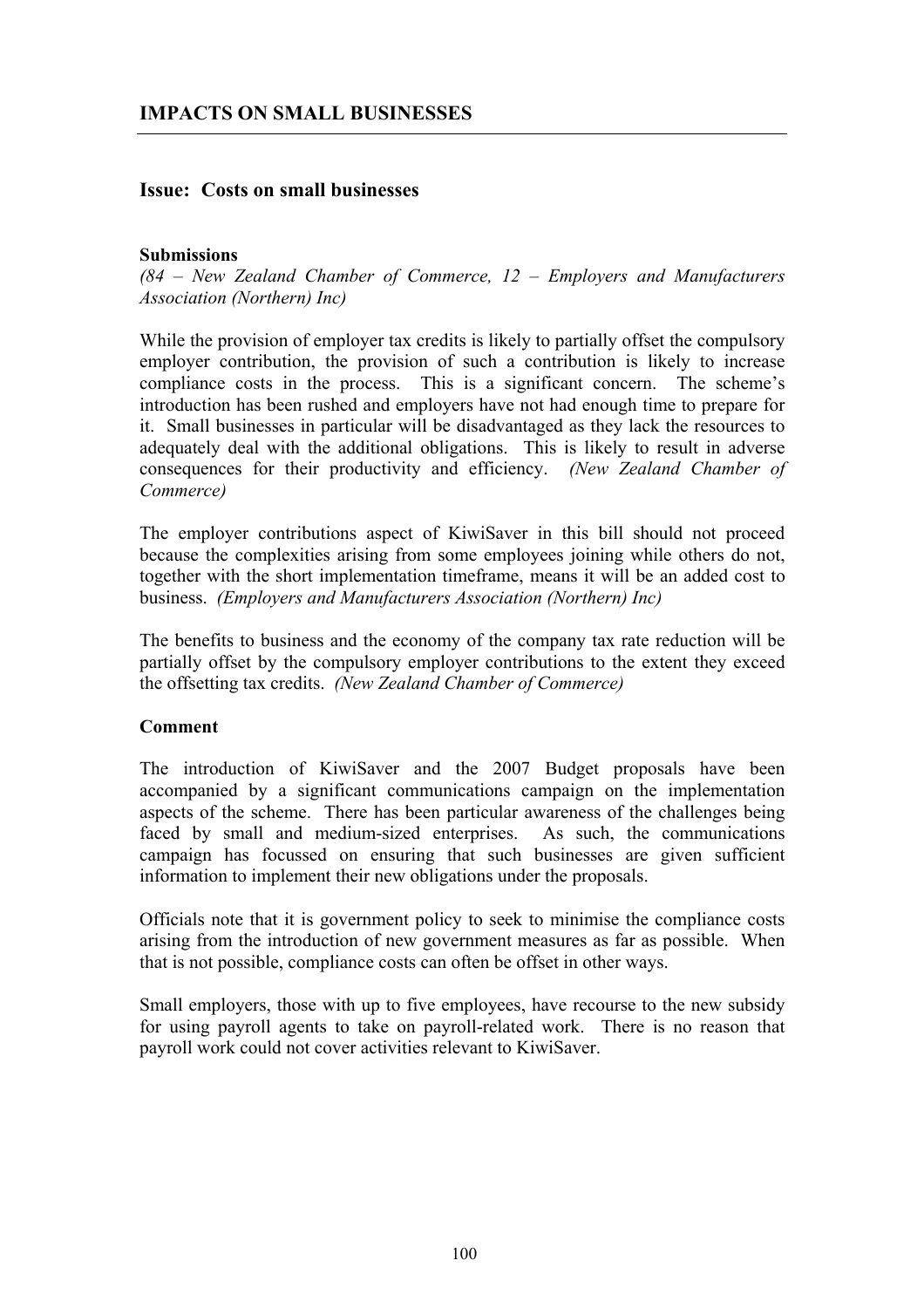## IMPACTS ON SMALL BUSINESSES

### Issue: Costs on small businesses

**Submissions**

*(84 – New Zealand Chamber of Commerce, 12 – Employers and Manufacturers Association (Northern) Inc)*

While the provision of employer tax credits is likely to partially offset the compulsory employer contribution, the provision of such a contribution is likely to increase compliance costs in the process. This is a significant concern. The scheme's introduction has been rushed and employers have not had enough time to prepare for it. Small businesses in particular will be disadvantaged as they lack the resources to adequately deal with the additional obligations. This is likely to result in adverse consequences for their productivity and efficiency. *(New Zealand Chamber of Commerce)*

The employer contributions aspect of KiwiSaver in this bill should not proceed because the complexities arising from some employees joining while others do not, together with the short implementation timeframe, means it will be an added cost to business. *(Employers and Manufacturers Association (Northern) Inc)*

The benefits to business and the economy of the company tax rate reduction will be partially offset by the compulsory employer contributions to the extent they exceed the offsetting tax credits. *(New Zealand Chamber of Commerce)*

**Comment**

The introduction of KiwiSaver and the 2007 Budget proposals have been accompanied by a significant communications campaign on the implementation aspects of the scheme. There has been particular awareness of the challenges being faced by small and medium-sized enterprises. As such, the communications campaign has focussed on ensuring that such businesses are given sufficient information to implement their new obligations under the proposals.

Officials note that it is government policy to seek to minimise the compliance costs arising from the introduction of new government measures as far as possible. When that is not possible, compliance costs can often be offset in other ways.

Small employers, those with up to five employees, have recourse to the new subsidy for using payroll agents to take on payroll-related work. There is no reason that payroll work could not cover activities relevant to KiwiSaver.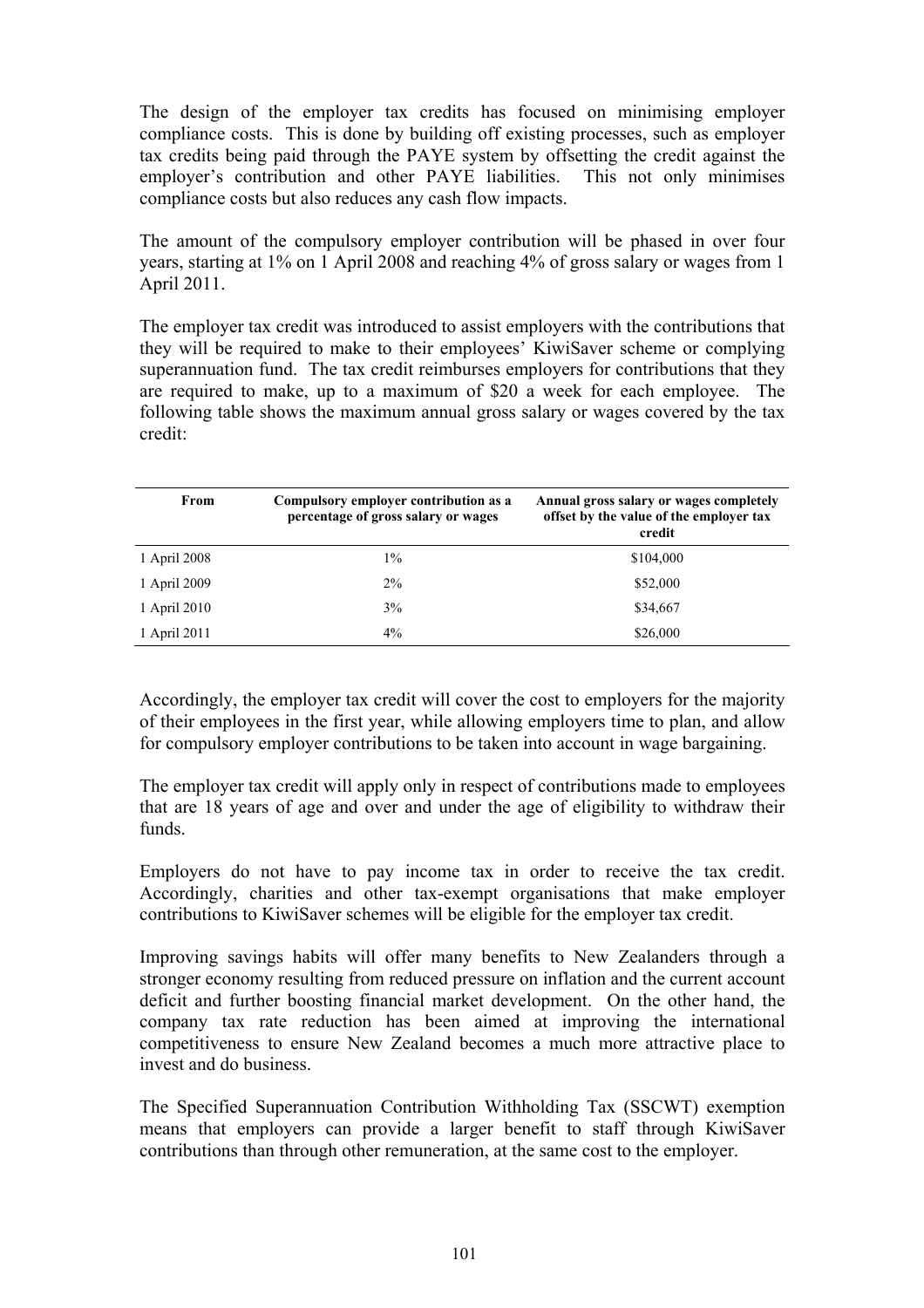The design of the employer tax credits has focused on minimising employer compliance costs. This is done by building off existing processes, such as employer tax credits being paid through the PAYE system by offsetting the credit against the employer's contribution and other PAYE liabilities. This not only minimises compliance costs but also reduces any cash flow impacts.

The amount of the compulsory employer contribution will be phased in over four years, starting at 1% on 1 April 2008 and reaching 4% of gross salary or wages from 1 April 2011.

The employer tax credit was introduced to assist employers with the contributions that they will be required to make to their employees' KiwiSaver scheme or complying superannuation fund. The tax credit reimburses employers for contributions that they are required to make, up to a maximum of $20 a week for each employee. The following table shows the maximum annual gross salary or wages covered by the tax credit:

| From | Compulsory employer contribution as a percentage of gross salary or wages | Annual gross salary or wages completely offset by the value of the employer tax credit |
|---|---|---|
| 1 April 2008 | 1% | $104,000 |
| 1 April 2009 | 2% | $52,000 |
| 1 April 2010 | 3% | $34,667 |
| 1 April 2011 | 4% | $26,000 |

Accordingly, the employer tax credit will cover the cost to employers for the majority of their employees in the first year, while allowing employers time to plan, and allow for compulsory employer contributions to be taken into account in wage bargaining.

The employer tax credit will apply only in respect of contributions made to employees that are 18 years of age and over and under the age of eligibility to withdraw their funds.

Employers do not have to pay income tax in order to receive the tax credit. Accordingly, charities and other tax-exempt organisations that make employer contributions to KiwiSaver schemes will be eligible for the employer tax credit.

Improving savings habits will offer many benefits to New Zealanders through a stronger economy resulting from reduced pressure on inflation and the current account deficit and further boosting financial market development. On the other hand, the company tax rate reduction has been aimed at improving the international competitiveness to ensure New Zealand becomes a much more attractive place to invest and do business.

The Specified Superannuation Contribution Withholding Tax (SSCWT) exemption means that employers can provide a larger benefit to staff through KiwiSaver contributions than through other remuneration, at the same cost to the employer.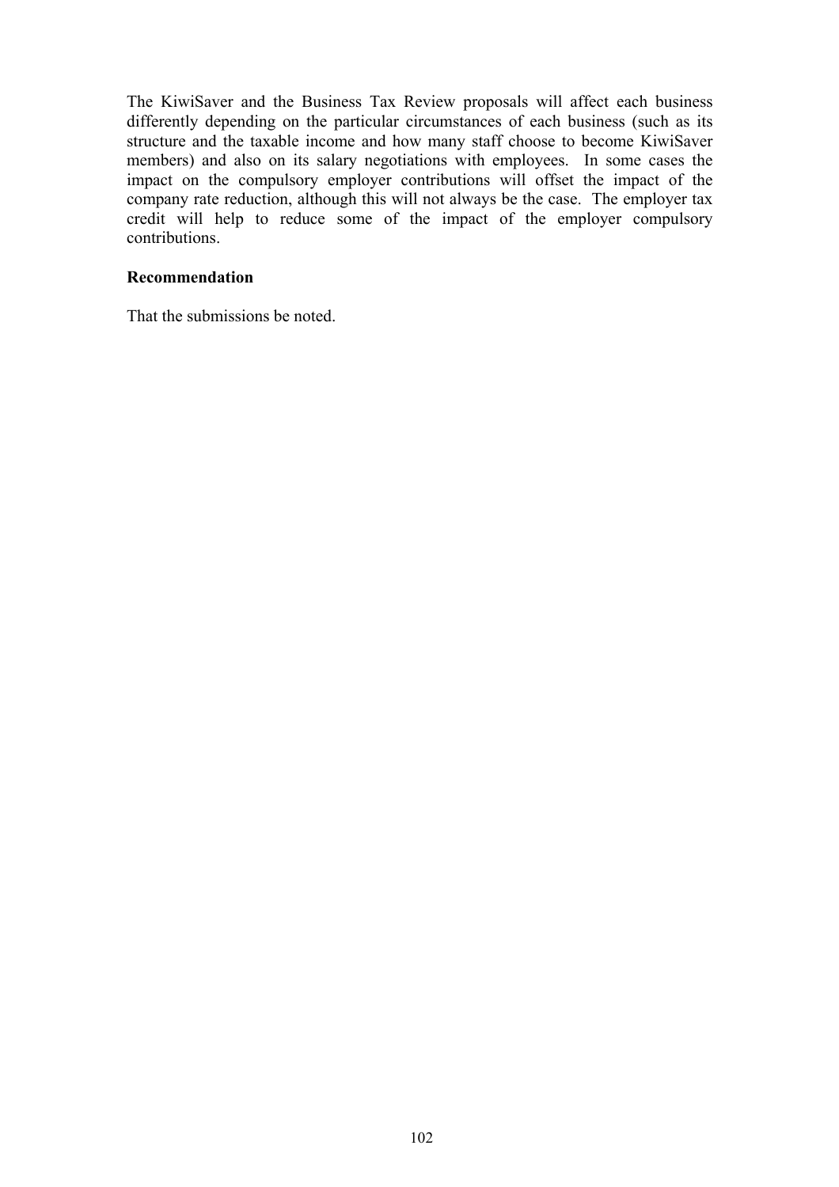The KiwiSaver and the Business Tax Review proposals will affect each business differently depending on the particular circumstances of each business (such as its structure and the taxable income and how many staff choose to become KiwiSaver members) and also on its salary negotiations with employees. In some cases the impact on the compulsory employer contributions will offset the impact of the company rate reduction, although this will not always be the case. The employer tax credit will help to reduce some of the impact of the employer compulsory contributions.

**Recommendation**

That the submissions be noted.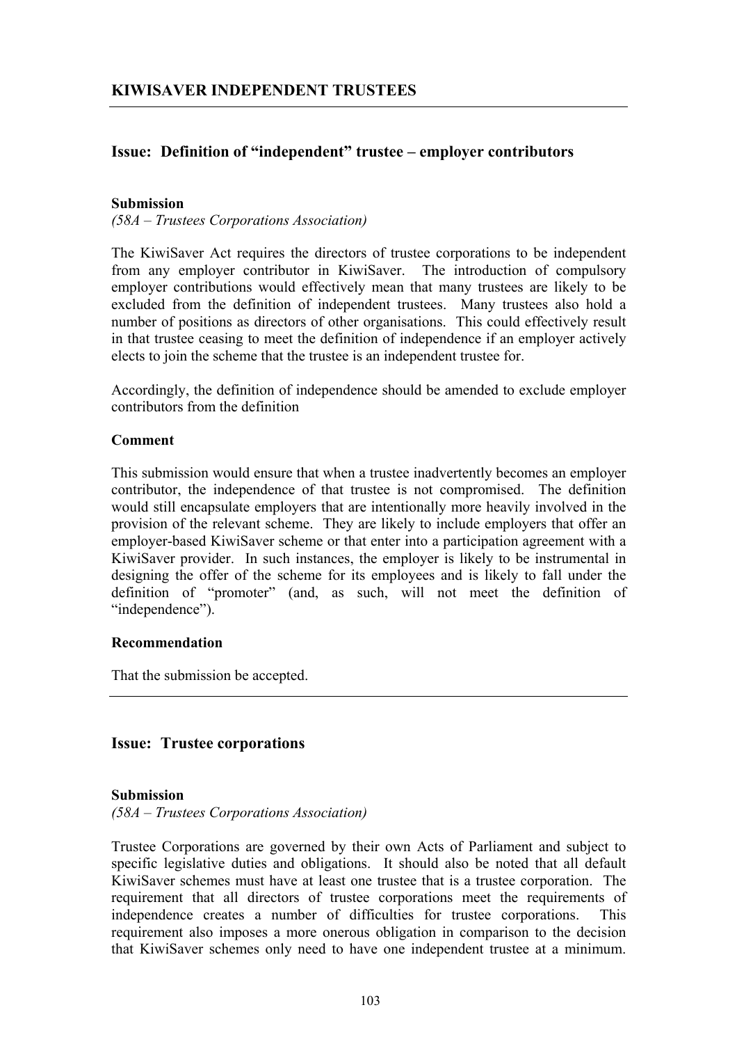## KIWISAVER INDEPENDENT TRUSTEES

### Issue: Definition of "independent" trustee – employer contributors

**Submission**

*(58A – Trustees Corporations Association)*

The KiwiSaver Act requires the directors of trustee corporations to be independent from any employer contributor in KiwiSaver. The introduction of compulsory employer contributions would effectively mean that many trustees are likely to be excluded from the definition of independent trustees. Many trustees also hold a number of positions as directors of other organisations. This could effectively result in that trustee ceasing to meet the definition of independence if an employer actively elects to join the scheme that the trustee is an independent trustee for.

Accordingly, the definition of independence should be amended to exclude employer contributors from the definition

**Comment**

This submission would ensure that when a trustee inadvertently becomes an employer contributor, the independence of that trustee is not compromised. The definition would still encapsulate employers that are intentionally more heavily involved in the provision of the relevant scheme. They are likely to include employers that offer an employer-based KiwiSaver scheme or that enter into a participation agreement with a KiwiSaver provider. In such instances, the employer is likely to be instrumental in designing the offer of the scheme for its employees and is likely to fall under the definition of "promoter" (and, as such, will not meet the definition of "independence").

**Recommendation**

That the submission be accepted.

---

### Issue: Trustee corporations

**Submission**

*(58A – Trustees Corporations Association)*

Trustee Corporations are governed by their own Acts of Parliament and subject to specific legislative duties and obligations. It should also be noted that all default KiwiSaver schemes must have at least one trustee that is a trustee corporation. The requirement that all directors of trustee corporations meet the requirements of independence creates a number of difficulties for trustee corporations. This requirement also imposes a more onerous obligation in comparison to the decision that KiwiSaver schemes only need to have one independent trustee at a minimum.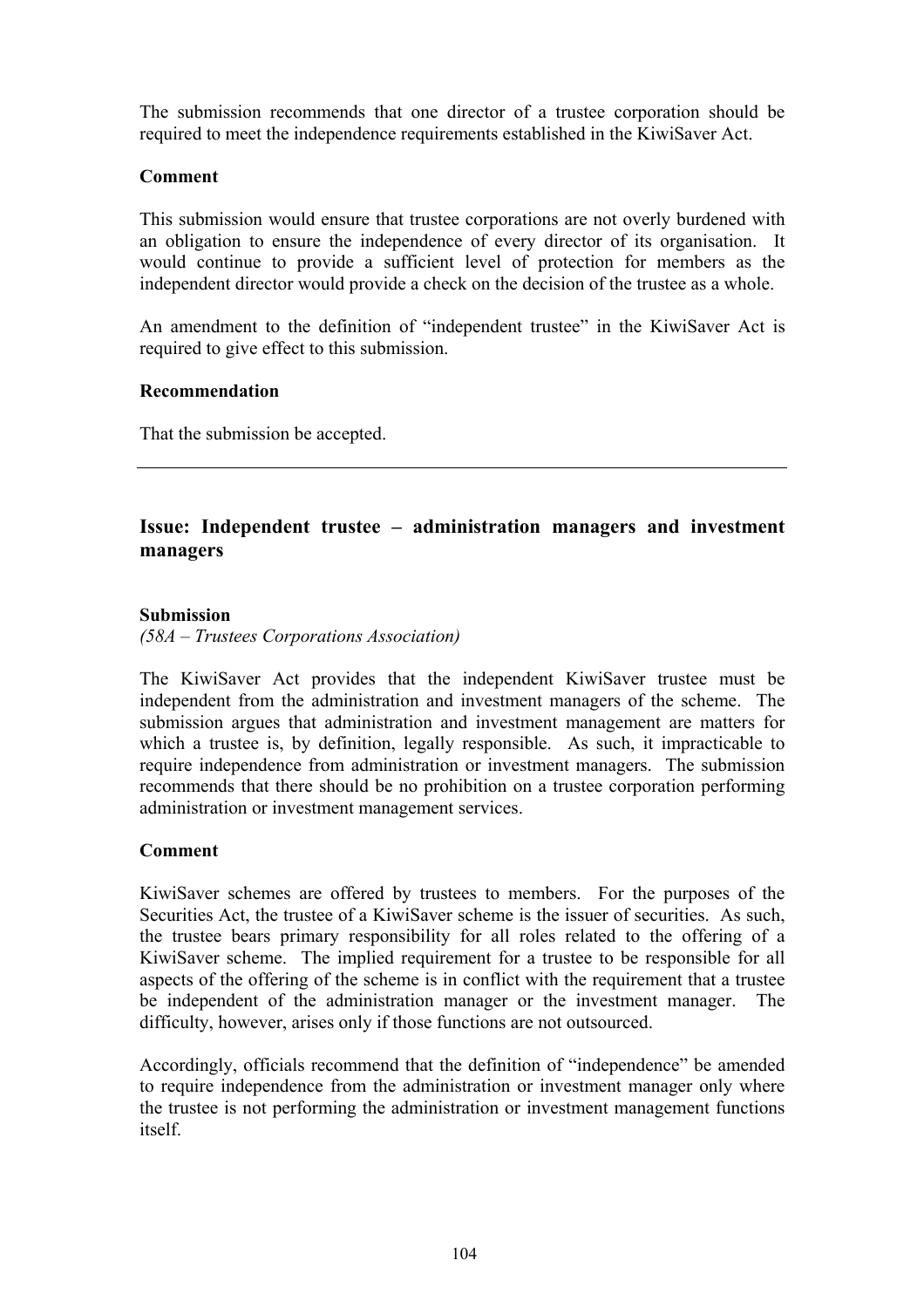The submission recommends that one director of a trustee corporation should be required to meet the independence requirements established in the KiwiSaver Act.

**Comment**

This submission would ensure that trustee corporations are not overly burdened with an obligation to ensure the independence of every director of its organisation. It would continue to provide a sufficient level of protection for members as the independent director would provide a check on the decision of the trustee as a whole.

An amendment to the definition of "independent trustee" in the KiwiSaver Act is required to give effect to this submission.

**Recommendation**

That the submission be accepted.

---

## Issue: Independent trustee – administration managers and investment managers

**Submission**

*(58A – Trustees Corporations Association)*

The KiwiSaver Act provides that the independent KiwiSaver trustee must be independent from the administration and investment managers of the scheme. The submission argues that administration and investment management are matters for which a trustee is, by definition, legally responsible. As such, it impracticable to require independence from administration or investment managers. The submission recommends that there should be no prohibition on a trustee corporation performing administration or investment management services.

**Comment**

KiwiSaver schemes are offered by trustees to members. For the purposes of the Securities Act, the trustee of a KiwiSaver scheme is the issuer of securities. As such, the trustee bears primary responsibility for all roles related to the offering of a KiwiSaver scheme. The implied requirement for a trustee to be responsible for all aspects of the offering of the scheme is in conflict with the requirement that a trustee be independent of the administration manager or the investment manager. The difficulty, however, arises only if those functions are not outsourced.

Accordingly, officials recommend that the definition of "independence" be amended to require independence from the administration or investment manager only where the trustee is not performing the administration or investment management functions itself.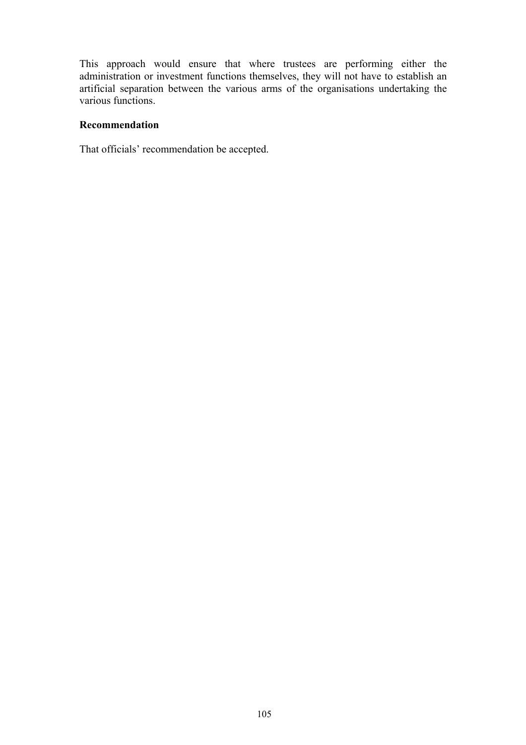This approach would ensure that where trustees are performing either the administration or investment functions themselves, they will not have to establish an artificial separation between the various arms of the organisations undertaking the various functions.

**Recommendation**

That officials' recommendation be accepted.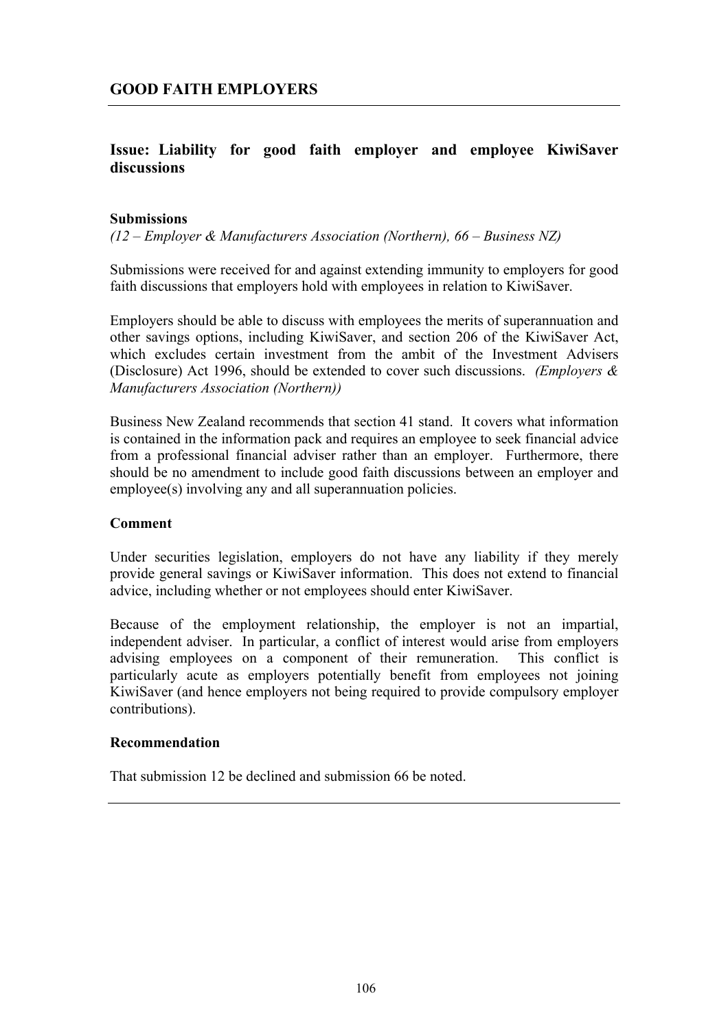## GOOD FAITH EMPLOYERS

### Issue: Liability for good faith employer and employee KiwiSaver discussions

**Submissions**

*(12 – Employer & Manufacturers Association (Northern), 66 – Business NZ)*

Submissions were received for and against extending immunity to employers for good faith discussions that employers hold with employees in relation to KiwiSaver.

Employers should be able to discuss with employees the merits of superannuation and other savings options, including KiwiSaver, and section 206 of the KiwiSaver Act, which excludes certain investment from the ambit of the Investment Advisers (Disclosure) Act 1996, should be extended to cover such discussions. *(Employers & Manufacturers Association (Northern))*

Business New Zealand recommends that section 41 stand. It covers what information is contained in the information pack and requires an employee to seek financial advice from a professional financial adviser rather than an employer. Furthermore, there should be no amendment to include good faith discussions between an employer and employee(s) involving any and all superannuation policies.

**Comment**

Under securities legislation, employers do not have any liability if they merely provide general savings or KiwiSaver information. This does not extend to financial advice, including whether or not employees should enter KiwiSaver.

Because of the employment relationship, the employer is not an impartial, independent adviser. In particular, a conflict of interest would arise from employers advising employees on a component of their remuneration. This conflict is particularly acute as employers potentially benefit from employees not joining KiwiSaver (and hence employers not being required to provide compulsory employer contributions).

**Recommendation**

That submission 12 be declined and submission 66 be noted.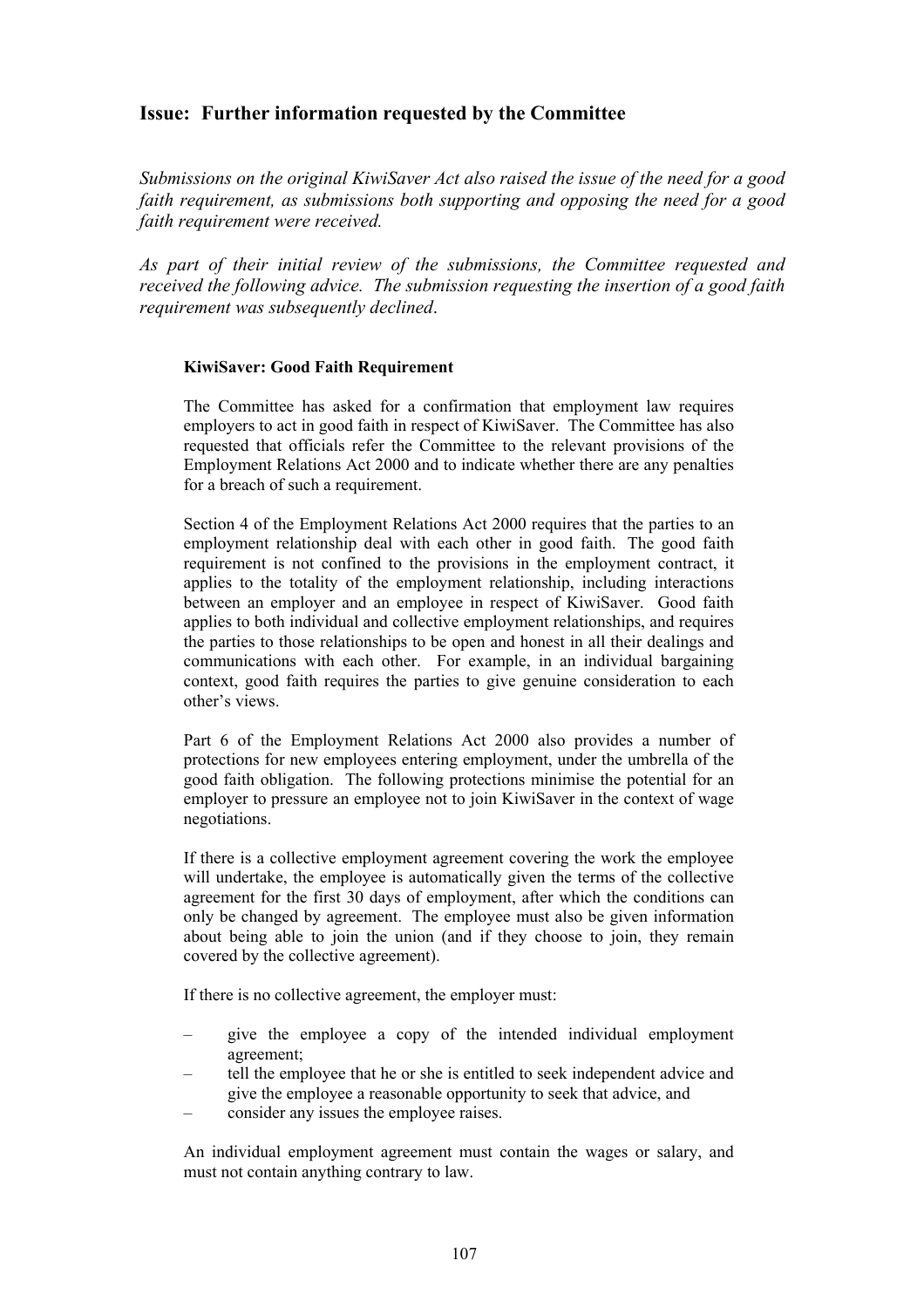## Issue: Further information requested by the Committee

*Submissions on the original KiwiSaver Act also raised the issue of the need for a good faith requirement, as submissions both supporting and opposing the need for a good faith requirement were received.*

*As part of their initial review of the submissions, the Committee requested and received the following advice. The submission requesting the insertion of a good faith requirement was subsequently declined*.

**KiwiSaver: Good Faith Requirement**

The Committee has asked for a confirmation that employment law requires employers to act in good faith in respect of KiwiSaver. The Committee has also requested that officials refer the Committee to the relevant provisions of the Employment Relations Act 2000 and to indicate whether there are any penalties for a breach of such a requirement.

Section 4 of the Employment Relations Act 2000 requires that the parties to an employment relationship deal with each other in good faith. The good faith requirement is not confined to the provisions in the employment contract, it applies to the totality of the employment relationship, including interactions between an employer and an employee in respect of KiwiSaver. Good faith applies to both individual and collective employment relationships, and requires the parties to those relationships to be open and honest in all their dealings and communications with each other. For example, in an individual bargaining context, good faith requires the parties to give genuine consideration to each other's views.

Part 6 of the Employment Relations Act 2000 also provides a number of protections for new employees entering employment, under the umbrella of the good faith obligation. The following protections minimise the potential for an employer to pressure an employee not to join KiwiSaver in the context of wage negotiations.

If there is a collective employment agreement covering the work the employee will undertake, the employee is automatically given the terms of the collective agreement for the first 30 days of employment, after which the conditions can only be changed by agreement. The employee must also be given information about being able to join the union (and if they choose to join, they remain covered by the collective agreement).

If there is no collective agreement, the employer must:

- give the employee a copy of the intended individual employment agreement;
- tell the employee that he or she is entitled to seek independent advice and give the employee a reasonable opportunity to seek that advice, and
- consider any issues the employee raises.

An individual employment agreement must contain the wages or salary, and must not contain anything contrary to law.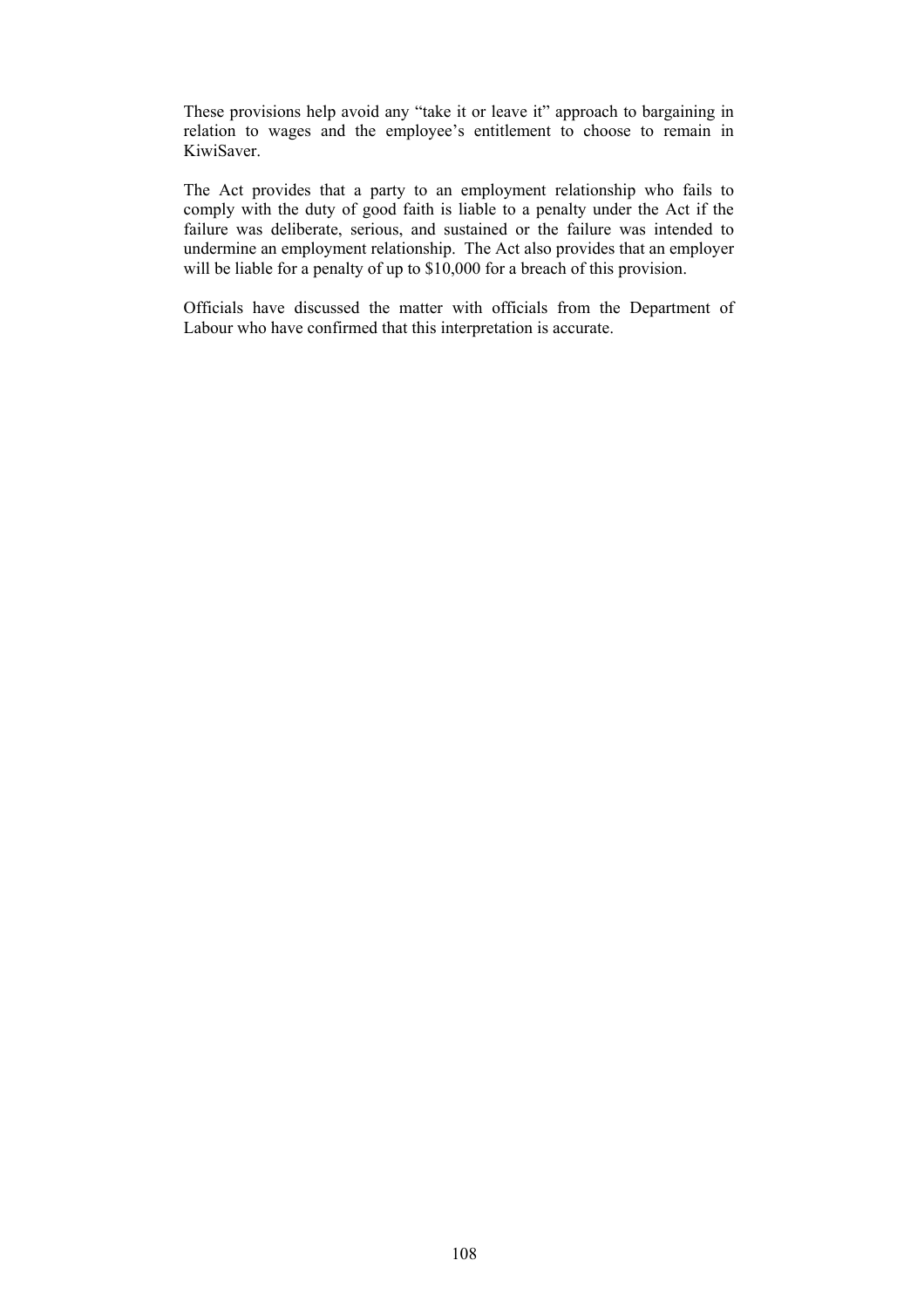These provisions help avoid any "take it or leave it" approach to bargaining in relation to wages and the employee's entitlement to choose to remain in KiwiSaver.

The Act provides that a party to an employment relationship who fails to comply with the duty of good faith is liable to a penalty under the Act if the failure was deliberate, serious, and sustained or the failure was intended to undermine an employment relationship. The Act also provides that an employer will be liable for a penalty of up to $10,000 for a breach of this provision.

Officials have discussed the matter with officials from the Department of Labour who have confirmed that this interpretation is accurate.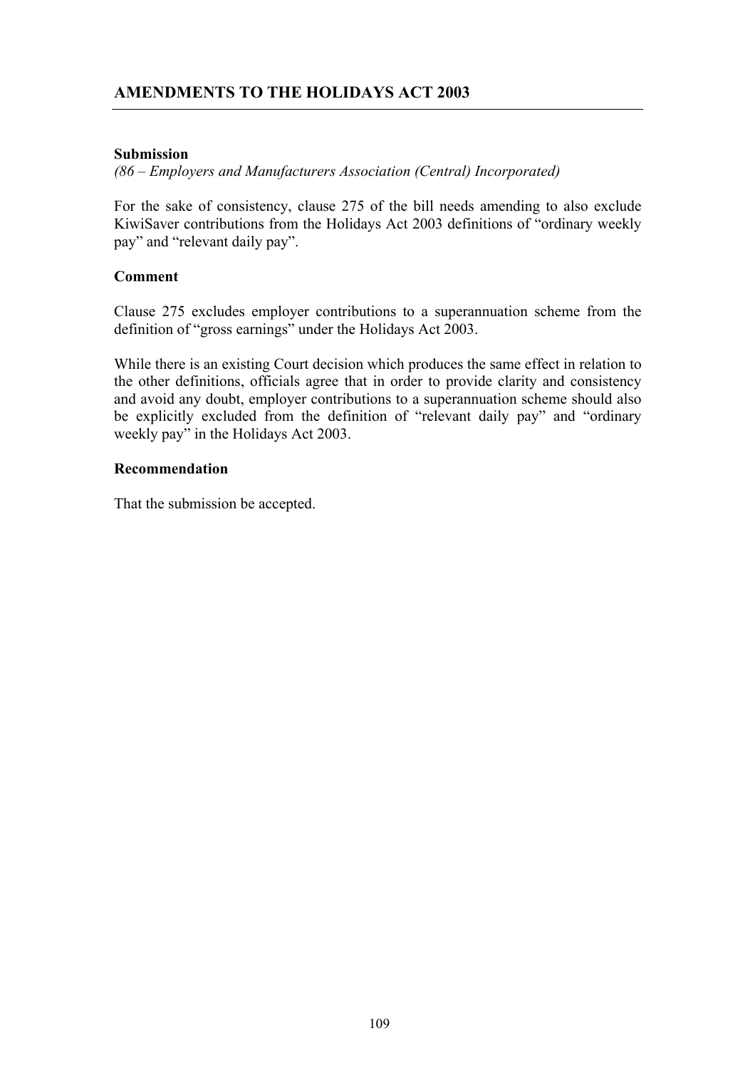## AMENDMENTS TO THE HOLIDAYS ACT 2003

**Submission**

*(86 – Employers and Manufacturers Association (Central) Incorporated)*

For the sake of consistency, clause 275 of the bill needs amending to also exclude KiwiSaver contributions from the Holidays Act 2003 definitions of "ordinary weekly pay" and "relevant daily pay".

**Comment**

Clause 275 excludes employer contributions to a superannuation scheme from the definition of "gross earnings" under the Holidays Act 2003.

While there is an existing Court decision which produces the same effect in relation to the other definitions, officials agree that in order to provide clarity and consistency and avoid any doubt, employer contributions to a superannuation scheme should also be explicitly excluded from the definition of "relevant daily pay" and "ordinary weekly pay" in the Holidays Act 2003.

**Recommendation**

That the submission be accepted.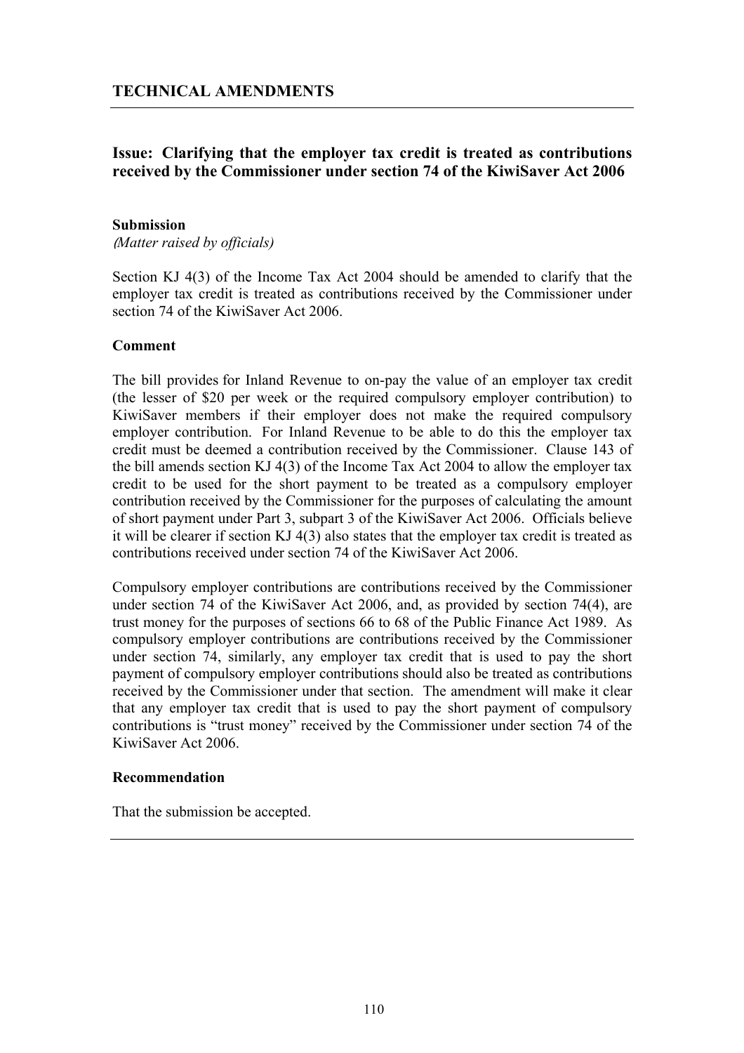## TECHNICAL AMENDMENTS

### Issue: Clarifying that the employer tax credit is treated as contributions received by the Commissioner under section 74 of the KiwiSaver Act 2006

**Submission**

*(Matter raised by officials)*

Section KJ 4(3) of the Income Tax Act 2004 should be amended to clarify that the employer tax credit is treated as contributions received by the Commissioner under section 74 of the KiwiSaver Act 2006.

**Comment**

The bill provides for Inland Revenue to on-pay the value of an employer tax credit (the lesser of $20 per week or the required compulsory employer contribution) to KiwiSaver members if their employer does not make the required compulsory employer contribution. For Inland Revenue to be able to do this the employer tax credit must be deemed a contribution received by the Commissioner. Clause 143 of the bill amends section KJ 4(3) of the Income Tax Act 2004 to allow the employer tax credit to be used for the short payment to be treated as a compulsory employer contribution received by the Commissioner for the purposes of calculating the amount of short payment under Part 3, subpart 3 of the KiwiSaver Act 2006. Officials believe it will be clearer if section KJ 4(3) also states that the employer tax credit is treated as contributions received under section 74 of the KiwiSaver Act 2006.

Compulsory employer contributions are contributions received by the Commissioner under section 74 of the KiwiSaver Act 2006, and, as provided by section 74(4), are trust money for the purposes of sections 66 to 68 of the Public Finance Act 1989. As compulsory employer contributions are contributions received by the Commissioner under section 74, similarly, any employer tax credit that is used to pay the short payment of compulsory employer contributions should also be treated as contributions received by the Commissioner under that section. The amendment will make it clear that any employer tax credit that is used to pay the short payment of compulsory contributions is "trust money" received by the Commissioner under section 74 of the KiwiSaver Act 2006.

**Recommendation**

That the submission be accepted.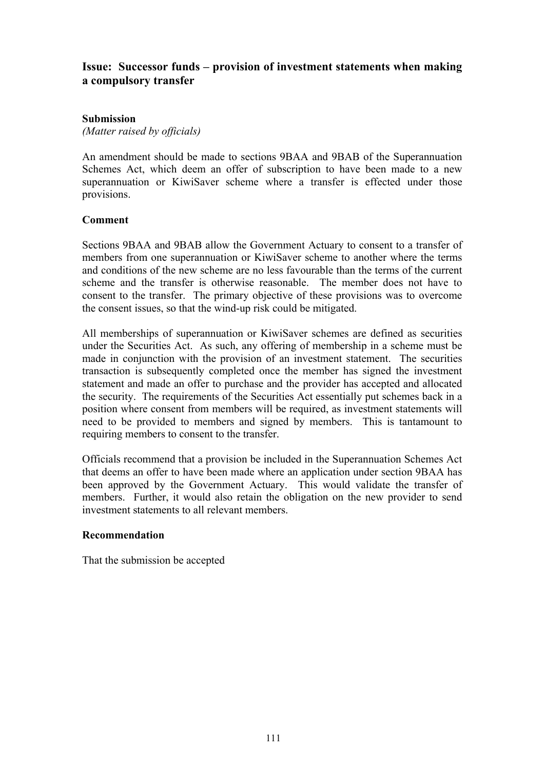## Issue: Successor funds – provision of investment statements when making a compulsory transfer

### Submission

*(Matter raised by officials)*

An amendment should be made to sections 9BAA and 9BAB of the Superannuation Schemes Act, which deem an offer of subscription to have been made to a new superannuation or KiwiSaver scheme where a transfer is effected under those provisions.

### Comment

Sections 9BAA and 9BAB allow the Government Actuary to consent to a transfer of members from one superannuation or KiwiSaver scheme to another where the terms and conditions of the new scheme are no less favourable than the terms of the current scheme and the transfer is otherwise reasonable. The member does not have to consent to the transfer. The primary objective of these provisions was to overcome the consent issues, so that the wind-up risk could be mitigated.

All memberships of superannuation or KiwiSaver schemes are defined as securities under the Securities Act. As such, any offering of membership in a scheme must be made in conjunction with the provision of an investment statement. The securities transaction is subsequently completed once the member has signed the investment statement and made an offer to purchase and the provider has accepted and allocated the security. The requirements of the Securities Act essentially put schemes back in a position where consent from members will be required, as investment statements will need to be provided to members and signed by members. This is tantamount to requiring members to consent to the transfer.

Officials recommend that a provision be included in the Superannuation Schemes Act that deems an offer to have been made where an application under section 9BAA has been approved by the Government Actuary. This would validate the transfer of members. Further, it would also retain the obligation on the new provider to send investment statements to all relevant members.

### Recommendation

That the submission be accepted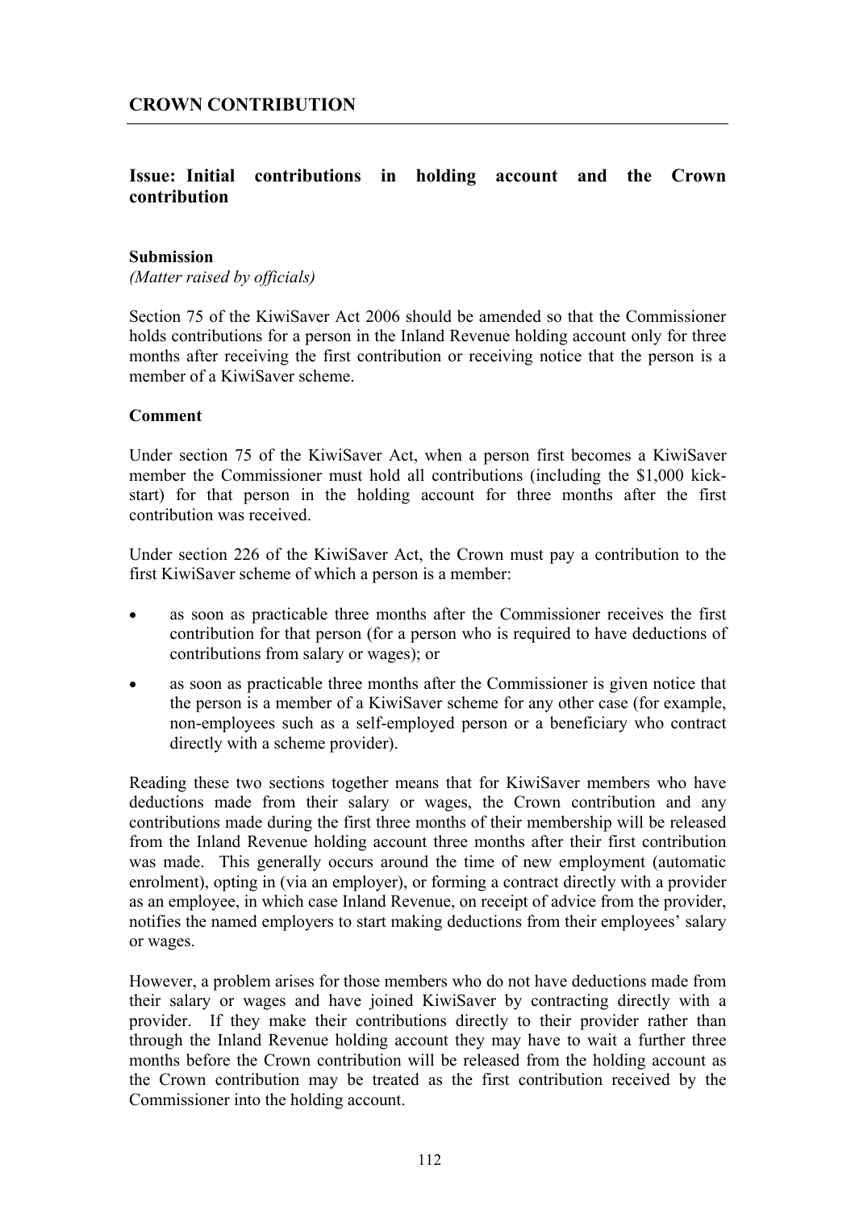## CROWN CONTRIBUTION

### Issue: Initial contributions in holding account and the Crown contribution

#### Submission

*(Matter raised by officials)*

Section 75 of the KiwiSaver Act 2006 should be amended so that the Commissioner holds contributions for a person in the Inland Revenue holding account only for three months after receiving the first contribution or receiving notice that the person is a member of a KiwiSaver scheme.

#### Comment

Under section 75 of the KiwiSaver Act, when a person first becomes a KiwiSaver member the Commissioner must hold all contributions (including the $1,000 kick-start) for that person in the holding account for three months after the first contribution was received.

Under section 226 of the KiwiSaver Act, the Crown must pay a contribution to the first KiwiSaver scheme of which a person is a member:

- as soon as practicable three months after the Commissioner receives the first contribution for that person (for a person who is required to have deductions of contributions from salary or wages); or
- as soon as practicable three months after the Commissioner is given notice that the person is a member of a KiwiSaver scheme for any other case (for example, non-employees such as a self-employed person or a beneficiary who contract directly with a scheme provider).

Reading these two sections together means that for KiwiSaver members who have deductions made from their salary or wages, the Crown contribution and any contributions made during the first three months of their membership will be released from the Inland Revenue holding account three months after their first contribution was made. This generally occurs around the time of new employment (automatic enrolment), opting in (via an employer), or forming a contract directly with a provider as an employee, in which case Inland Revenue, on receipt of advice from the provider, notifies the named employers to start making deductions from their employees' salary or wages.

However, a problem arises for those members who do not have deductions made from their salary or wages and have joined KiwiSaver by contracting directly with a provider. If they make their contributions directly to their provider rather than through the Inland Revenue holding account they may have to wait a further three months before the Crown contribution will be released from the holding account as the Crown contribution may be treated as the first contribution received by the Commissioner into the holding account.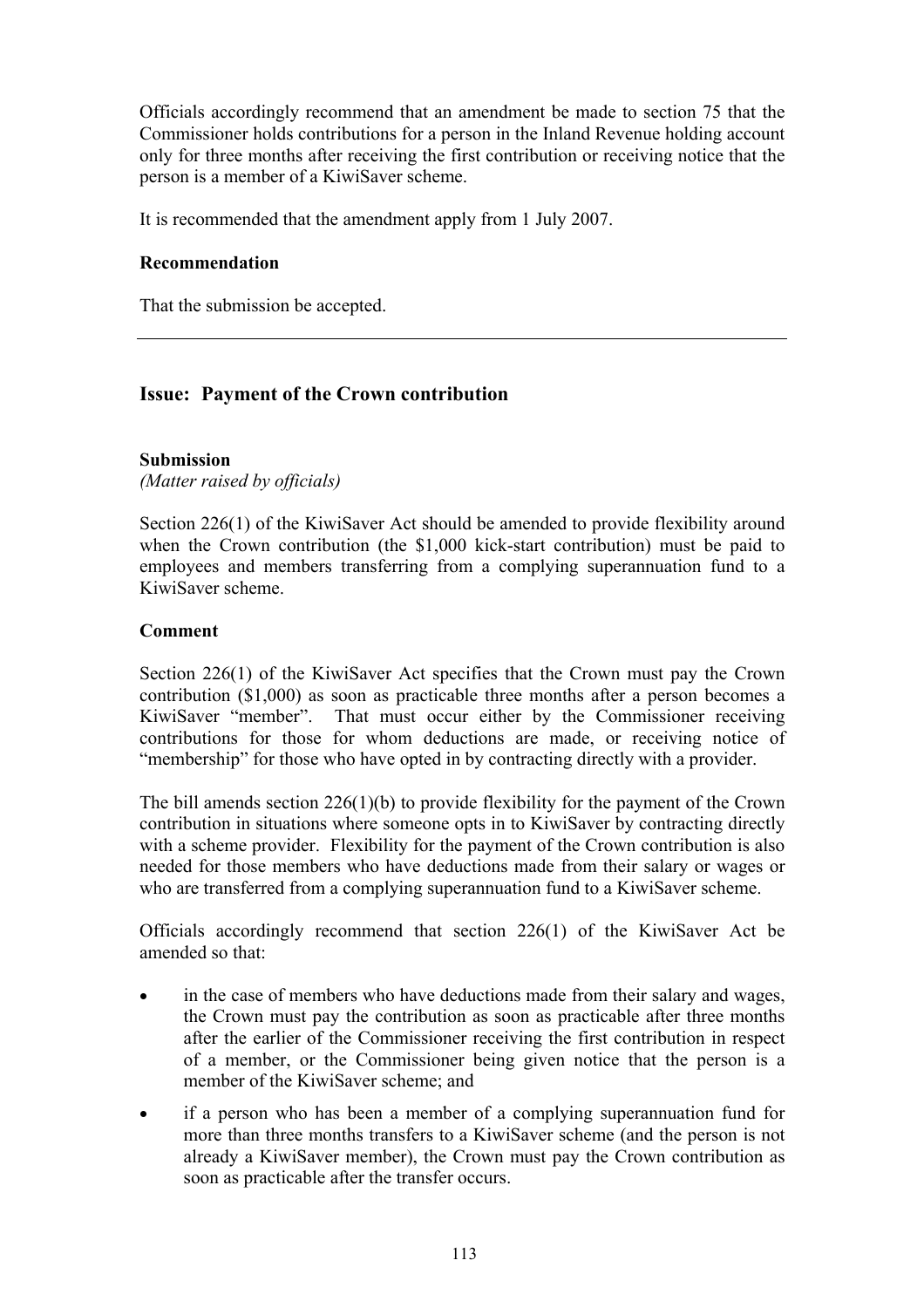Officials accordingly recommend that an amendment be made to section 75 that the Commissioner holds contributions for a person in the Inland Revenue holding account only for three months after receiving the first contribution or receiving notice that the person is a member of a KiwiSaver scheme.

It is recommended that the amendment apply from 1 July 2007.

**Recommendation**

That the submission be accepted.

---

## Issue: Payment of the Crown contribution

**Submission**
*(Matter raised by officials)*

Section 226(1) of the KiwiSaver Act should be amended to provide flexibility around when the Crown contribution (the $1,000 kick-start contribution) must be paid to employees and members transferring from a complying superannuation fund to a KiwiSaver scheme.

**Comment**

Section 226(1) of the KiwiSaver Act specifies that the Crown must pay the Crown contribution ($1,000) as soon as practicable three months after a person becomes a KiwiSaver "member". That must occur either by the Commissioner receiving contributions for those for whom deductions are made, or receiving notice of "membership" for those who have opted in by contracting directly with a provider.

The bill amends section 226(1)(b) to provide flexibility for the payment of the Crown contribution in situations where someone opts in to KiwiSaver by contracting directly with a scheme provider. Flexibility for the payment of the Crown contribution is also needed for those members who have deductions made from their salary or wages or who are transferred from a complying superannuation fund to a KiwiSaver scheme.

Officials accordingly recommend that section 226(1) of the KiwiSaver Act be amended so that:

- in the case of members who have deductions made from their salary and wages, the Crown must pay the contribution as soon as practicable after three months after the earlier of the Commissioner receiving the first contribution in respect of a member, or the Commissioner being given notice that the person is a member of the KiwiSaver scheme; and
- if a person who has been a member of a complying superannuation fund for more than three months transfers to a KiwiSaver scheme (and the person is not already a KiwiSaver member), the Crown must pay the Crown contribution as soon as practicable after the transfer occurs.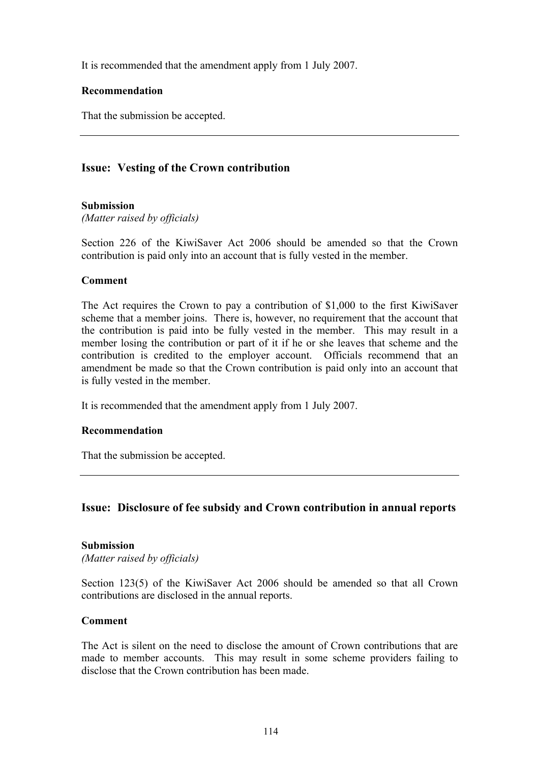It is recommended that the amendment apply from 1 July 2007.

**Recommendation**

That the submission be accepted.

---

## Issue: Vesting of the Crown contribution

**Submission**
*(Matter raised by officials)*

Section 226 of the KiwiSaver Act 2006 should be amended so that the Crown contribution is paid only into an account that is fully vested in the member.

**Comment**

The Act requires the Crown to pay a contribution of $1,000 to the first KiwiSaver scheme that a member joins. There is, however, no requirement that the account that the contribution is paid into be fully vested in the member. This may result in a member losing the contribution or part of it if he or she leaves that scheme and the contribution is credited to the employer account. Officials recommend that an amendment be made so that the Crown contribution is paid only into an account that is fully vested in the member.

It is recommended that the amendment apply from 1 July 2007.

**Recommendation**

That the submission be accepted.

---

## Issue: Disclosure of fee subsidy and Crown contribution in annual reports

**Submission**
*(Matter raised by officials)*

Section 123(5) of the KiwiSaver Act 2006 should be amended so that all Crown contributions are disclosed in the annual reports.

**Comment**

The Act is silent on the need to disclose the amount of Crown contributions that are made to member accounts. This may result in some scheme providers failing to disclose that the Crown contribution has been made.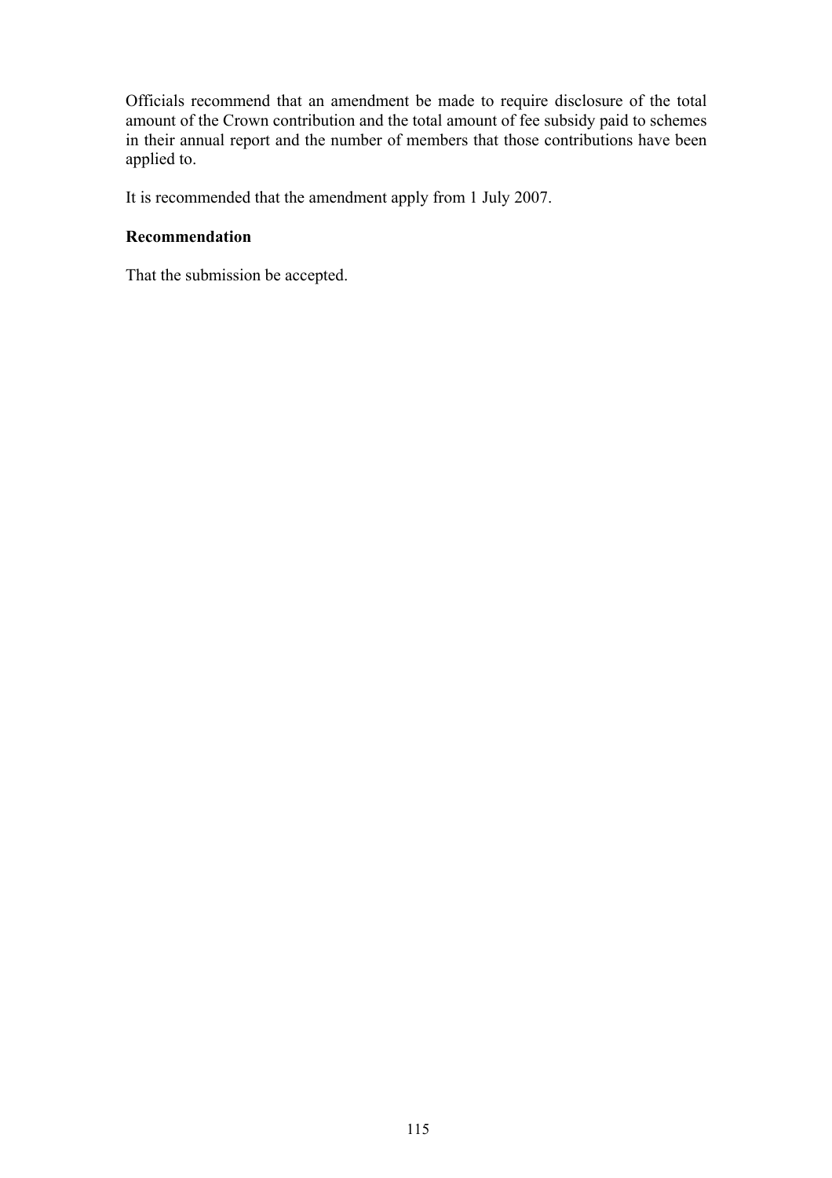Officials recommend that an amendment be made to require disclosure of the total amount of the Crown contribution and the total amount of fee subsidy paid to schemes in their annual report and the number of members that those contributions have been applied to.

It is recommended that the amendment apply from 1 July 2007.

**Recommendation**

That the submission be accepted.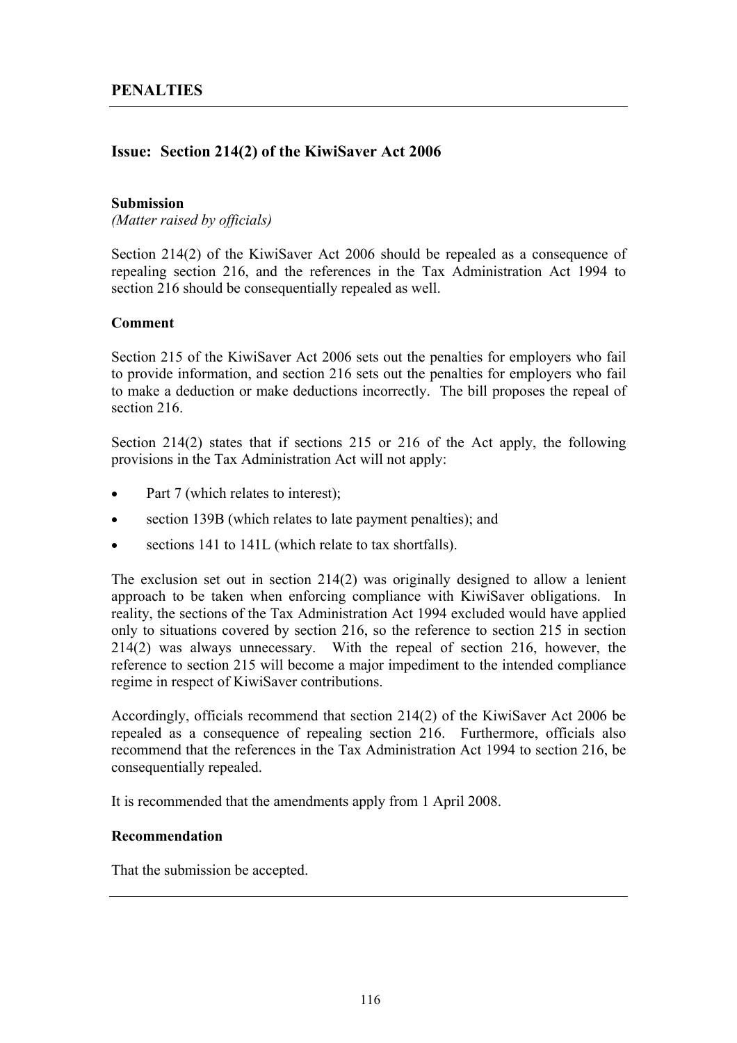## PENALTIES

### Issue: Section 214(2) of the KiwiSaver Act 2006

**Submission**

*(Matter raised by officials)*

Section 214(2) of the KiwiSaver Act 2006 should be repealed as a consequence of repealing section 216, and the references in the Tax Administration Act 1994 to section 216 should be consequentially repealed as well.

**Comment**

Section 215 of the KiwiSaver Act 2006 sets out the penalties for employers who fail to provide information, and section 216 sets out the penalties for employers who fail to make a deduction or make deductions incorrectly. The bill proposes the repeal of section 216.

Section 214(2) states that if sections 215 or 216 of the Act apply, the following provisions in the Tax Administration Act will not apply:

- Part 7 (which relates to interest);
- section 139B (which relates to late payment penalties); and
- sections 141 to 141L (which relate to tax shortfalls).

The exclusion set out in section 214(2) was originally designed to allow a lenient approach to be taken when enforcing compliance with KiwiSaver obligations. In reality, the sections of the Tax Administration Act 1994 excluded would have applied only to situations covered by section 216, so the reference to section 215 in section 214(2) was always unnecessary. With the repeal of section 216, however, the reference to section 215 will become a major impediment to the intended compliance regime in respect of KiwiSaver contributions.

Accordingly, officials recommend that section 214(2) of the KiwiSaver Act 2006 be repealed as a consequence of repealing section 216. Furthermore, officials also recommend that the references in the Tax Administration Act 1994 to section 216, be consequentially repealed.

It is recommended that the amendments apply from 1 April 2008.

**Recommendation**

That the submission be accepted.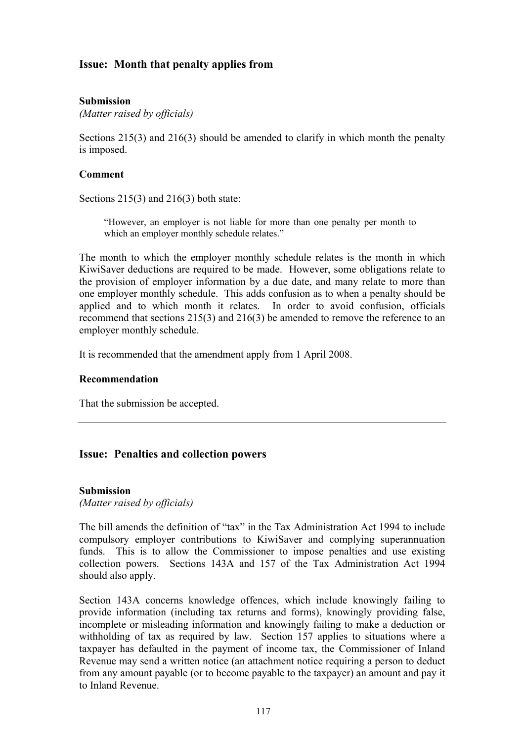## Issue: Month that penalty applies from

**Submission**

*(Matter raised by officials)*

Sections 215(3) and 216(3) should be amended to clarify in which month the penalty is imposed.

**Comment**

Sections 215(3) and 216(3) both state:

> "However, an employer is not liable for more than one penalty per month to which an employer monthly schedule relates."

The month to which the employer monthly schedule relates is the month in which KiwiSaver deductions are required to be made. However, some obligations relate to the provision of employer information by a due date, and many relate to more than one employer monthly schedule. This adds confusion as to when a penalty should be applied and to which month it relates. In order to avoid confusion, officials recommend that sections 215(3) and 216(3) be amended to remove the reference to an employer monthly schedule.

It is recommended that the amendment apply from 1 April 2008.

**Recommendation**

That the submission be accepted.

---

## Issue: Penalties and collection powers

**Submission**

*(Matter raised by officials)*

The bill amends the definition of "tax" in the Tax Administration Act 1994 to include compulsory employer contributions to KiwiSaver and complying superannuation funds. This is to allow the Commissioner to impose penalties and use existing collection powers. Sections 143A and 157 of the Tax Administration Act 1994 should also apply.

Section 143A concerns knowledge offences, which include knowingly failing to provide information (including tax returns and forms), knowingly providing false, incomplete or misleading information and knowingly failing to make a deduction or withholding of tax as required by law. Section 157 applies to situations where a taxpayer has defaulted in the payment of income tax, the Commissioner of Inland Revenue may send a written notice (an attachment notice requiring a person to deduct from any amount payable (or to become payable to the taxpayer) an amount and pay it to Inland Revenue.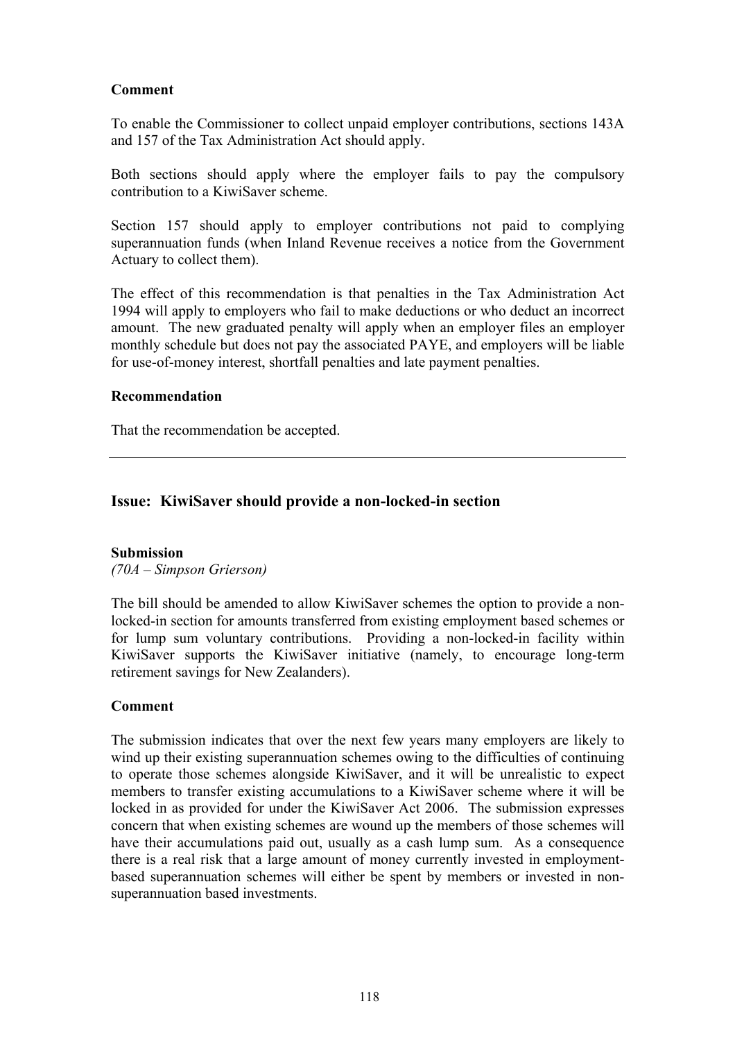**Comment**

To enable the Commissioner to collect unpaid employer contributions, sections 143A and 157 of the Tax Administration Act should apply.

Both sections should apply where the employer fails to pay the compulsory contribution to a KiwiSaver scheme.

Section 157 should apply to employer contributions not paid to complying superannuation funds (when Inland Revenue receives a notice from the Government Actuary to collect them).

The effect of this recommendation is that penalties in the Tax Administration Act 1994 will apply to employers who fail to make deductions or who deduct an incorrect amount. The new graduated penalty will apply when an employer files an employer monthly schedule but does not pay the associated PAYE, and employers will be liable for use-of-money interest, shortfall penalties and late payment penalties.

**Recommendation**

That the recommendation be accepted.

---

## Issue: KiwiSaver should provide a non-locked-in section

**Submission**

*(70A – Simpson Grierson)*

The bill should be amended to allow KiwiSaver schemes the option to provide a non-locked-in section for amounts transferred from existing employment based schemes or for lump sum voluntary contributions. Providing a non-locked-in facility within KiwiSaver supports the KiwiSaver initiative (namely, to encourage long-term retirement savings for New Zealanders).

**Comment**

The submission indicates that over the next few years many employers are likely to wind up their existing superannuation schemes owing to the difficulties of continuing to operate those schemes alongside KiwiSaver, and it will be unrealistic to expect members to transfer existing accumulations to a KiwiSaver scheme where it will be locked in as provided for under the KiwiSaver Act 2006. The submission expresses concern that when existing schemes are wound up the members of those schemes will have their accumulations paid out, usually as a cash lump sum. As a consequence there is a real risk that a large amount of money currently invested in employment-based superannuation schemes will either be spent by members or invested in non-superannuation based investments.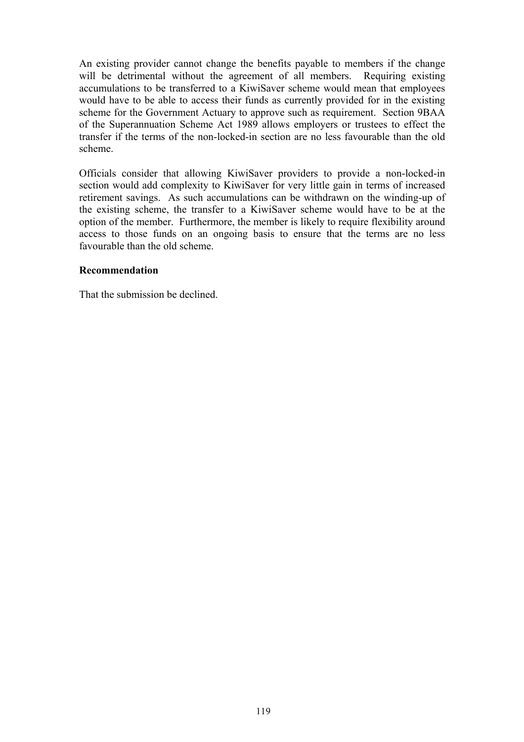An existing provider cannot change the benefits payable to members if the change will be detrimental without the agreement of all members. Requiring existing accumulations to be transferred to a KiwiSaver scheme would mean that employees would have to be able to access their funds as currently provided for in the existing scheme for the Government Actuary to approve such as requirement. Section 9BAA of the Superannuation Scheme Act 1989 allows employers or trustees to effect the transfer if the terms of the non-locked-in section are no less favourable than the old scheme.

Officials consider that allowing KiwiSaver providers to provide a non-locked-in section would add complexity to KiwiSaver for very little gain in terms of increased retirement savings. As such accumulations can be withdrawn on the winding-up of the existing scheme, the transfer to a KiwiSaver scheme would have to be at the option of the member. Furthermore, the member is likely to require flexibility around access to those funds on an ongoing basis to ensure that the terms are no less favourable than the old scheme.

**Recommendation**

That the submission be declined.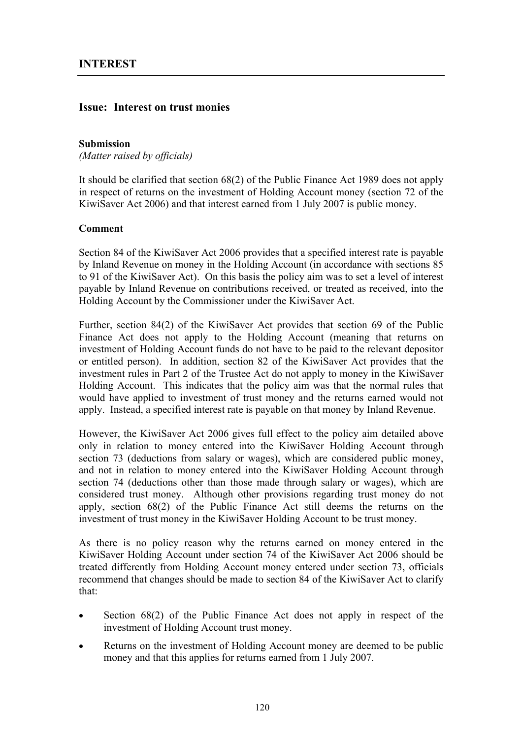# INTEREST

## Issue: Interest on trust monies

### Submission

*(Matter raised by officials)*

It should be clarified that section 68(2) of the Public Finance Act 1989 does not apply in respect of returns on the investment of Holding Account money (section 72 of the KiwiSaver Act 2006) and that interest earned from 1 July 2007 is public money.

### Comment

Section 84 of the KiwiSaver Act 2006 provides that a specified interest rate is payable by Inland Revenue on money in the Holding Account (in accordance with sections 85 to 91 of the KiwiSaver Act). On this basis the policy aim was to set a level of interest payable by Inland Revenue on contributions received, or treated as received, into the Holding Account by the Commissioner under the KiwiSaver Act.

Further, section 84(2) of the KiwiSaver Act provides that section 69 of the Public Finance Act does not apply to the Holding Account (meaning that returns on investment of Holding Account funds do not have to be paid to the relevant depositor or entitled person). In addition, section 82 of the KiwiSaver Act provides that the investment rules in Part 2 of the Trustee Act do not apply to money in the KiwiSaver Holding Account. This indicates that the policy aim was that the normal rules that would have applied to investment of trust money and the returns earned would not apply. Instead, a specified interest rate is payable on that money by Inland Revenue.

However, the KiwiSaver Act 2006 gives full effect to the policy aim detailed above only in relation to money entered into the KiwiSaver Holding Account through section 73 (deductions from salary or wages), which are considered public money, and not in relation to money entered into the KiwiSaver Holding Account through section 74 (deductions other than those made through salary or wages), which are considered trust money. Although other provisions regarding trust money do not apply, section 68(2) of the Public Finance Act still deems the returns on the investment of trust money in the KiwiSaver Holding Account to be trust money.

As there is no policy reason why the returns earned on money entered in the KiwiSaver Holding Account under section 74 of the KiwiSaver Act 2006 should be treated differently from Holding Account money entered under section 73, officials recommend that changes should be made to section 84 of the KiwiSaver Act to clarify that:

- Section 68(2) of the Public Finance Act does not apply in respect of the investment of Holding Account trust money.
- Returns on the investment of Holding Account money are deemed to be public money and that this applies for returns earned from 1 July 2007.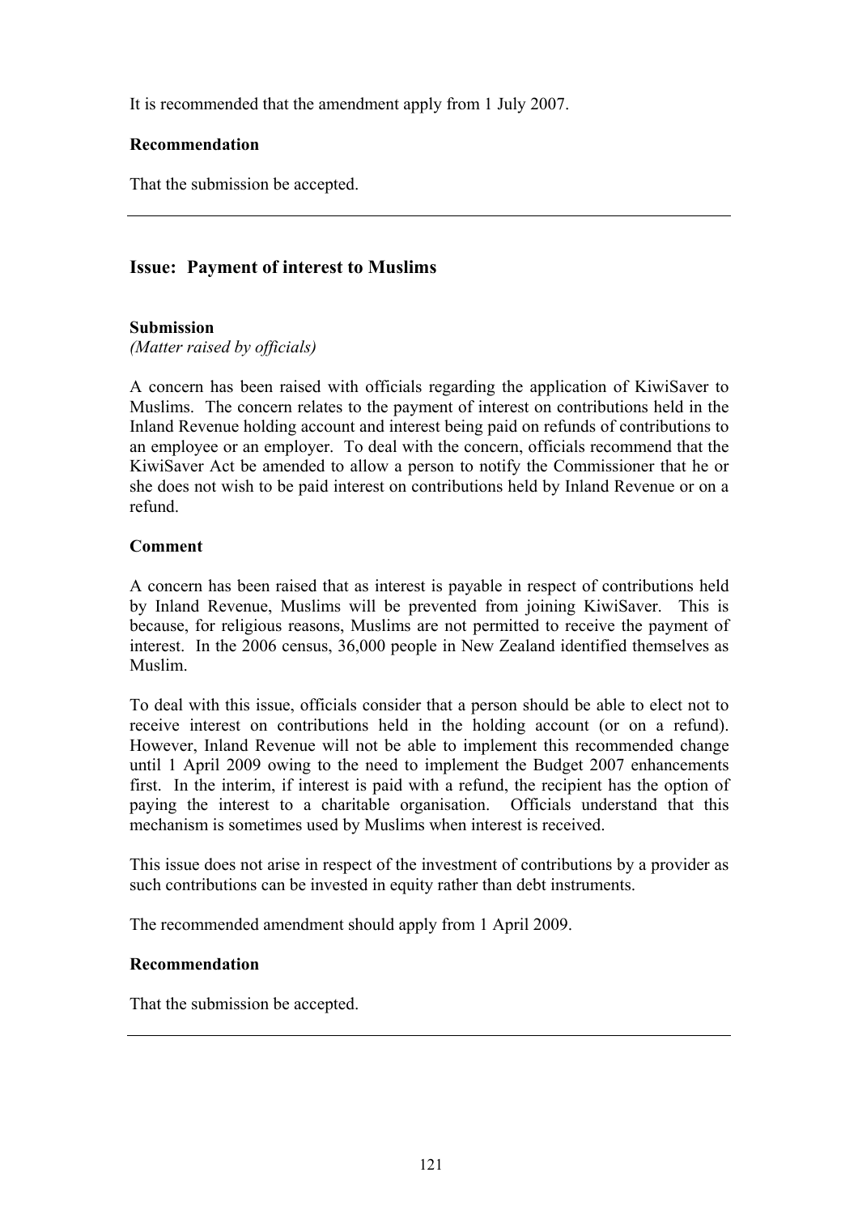It is recommended that the amendment apply from 1 July 2007.

**Recommendation**

That the submission be accepted.

---

## Issue: Payment of interest to Muslims

**Submission**

*(Matter raised by officials)*

A concern has been raised with officials regarding the application of KiwiSaver to Muslims. The concern relates to the payment of interest on contributions held in the Inland Revenue holding account and interest being paid on refunds of contributions to an employee or an employer. To deal with the concern, officials recommend that the KiwiSaver Act be amended to allow a person to notify the Commissioner that he or she does not wish to be paid interest on contributions held by Inland Revenue or on a refund.

**Comment**

A concern has been raised that as interest is payable in respect of contributions held by Inland Revenue, Muslims will be prevented from joining KiwiSaver. This is because, for religious reasons, Muslims are not permitted to receive the payment of interest. In the 2006 census, 36,000 people in New Zealand identified themselves as Muslim.

To deal with this issue, officials consider that a person should be able to elect not to receive interest on contributions held in the holding account (or on a refund). However, Inland Revenue will not be able to implement this recommended change until 1 April 2009 owing to the need to implement the Budget 2007 enhancements first. In the interim, if interest is paid with a refund, the recipient has the option of paying the interest to a charitable organisation. Officials understand that this mechanism is sometimes used by Muslims when interest is received.

This issue does not arise in respect of the investment of contributions by a provider as such contributions can be invested in equity rather than debt instruments.

The recommended amendment should apply from 1 April 2009.

**Recommendation**

That the submission be accepted.

---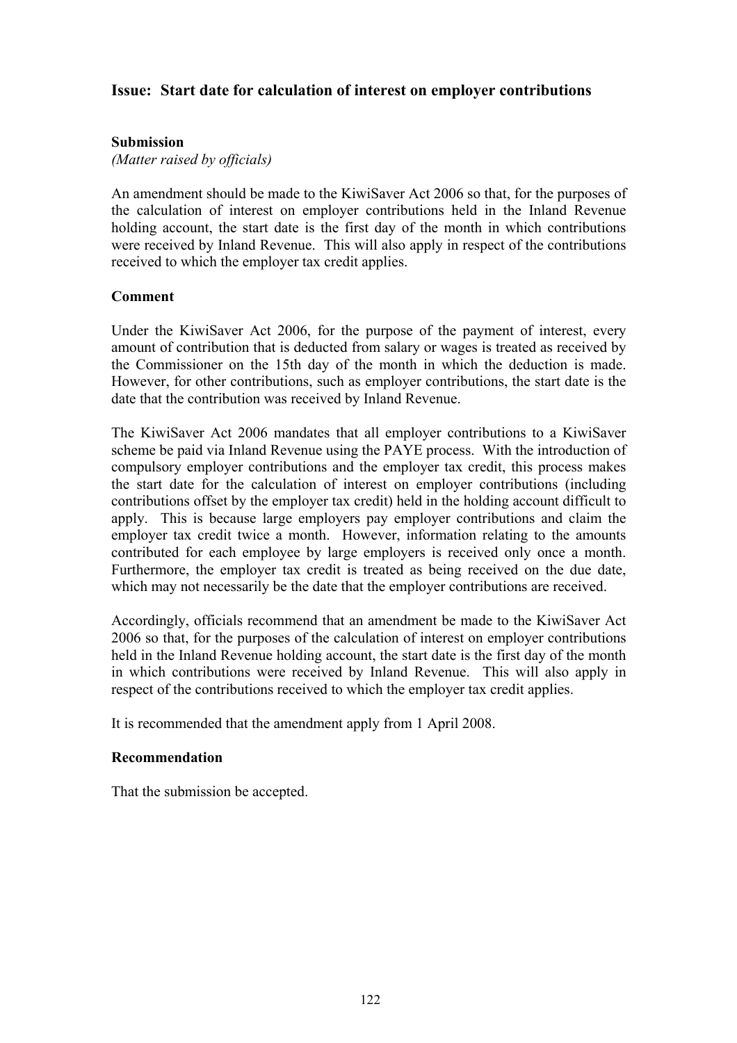## Issue: Start date for calculation of interest on employer contributions

**Submission**

*(Matter raised by officials)*

An amendment should be made to the KiwiSaver Act 2006 so that, for the purposes of the calculation of interest on employer contributions held in the Inland Revenue holding account, the start date is the first day of the month in which contributions were received by Inland Revenue. This will also apply in respect of the contributions received to which the employer tax credit applies.

**Comment**

Under the KiwiSaver Act 2006, for the purpose of the payment of interest, every amount of contribution that is deducted from salary or wages is treated as received by the Commissioner on the 15th day of the month in which the deduction is made. However, for other contributions, such as employer contributions, the start date is the date that the contribution was received by Inland Revenue.

The KiwiSaver Act 2006 mandates that all employer contributions to a KiwiSaver scheme be paid via Inland Revenue using the PAYE process. With the introduction of compulsory employer contributions and the employer tax credit, this process makes the start date for the calculation of interest on employer contributions (including contributions offset by the employer tax credit) held in the holding account difficult to apply. This is because large employers pay employer contributions and claim the employer tax credit twice a month. However, information relating to the amounts contributed for each employee by large employers is received only once a month. Furthermore, the employer tax credit is treated as being received on the due date, which may not necessarily be the date that the employer contributions are received.

Accordingly, officials recommend that an amendment be made to the KiwiSaver Act 2006 so that, for the purposes of the calculation of interest on employer contributions held in the Inland Revenue holding account, the start date is the first day of the month in which contributions were received by Inland Revenue. This will also apply in respect of the contributions received to which the employer tax credit applies.

It is recommended that the amendment apply from 1 April 2008.

**Recommendation**

That the submission be accepted.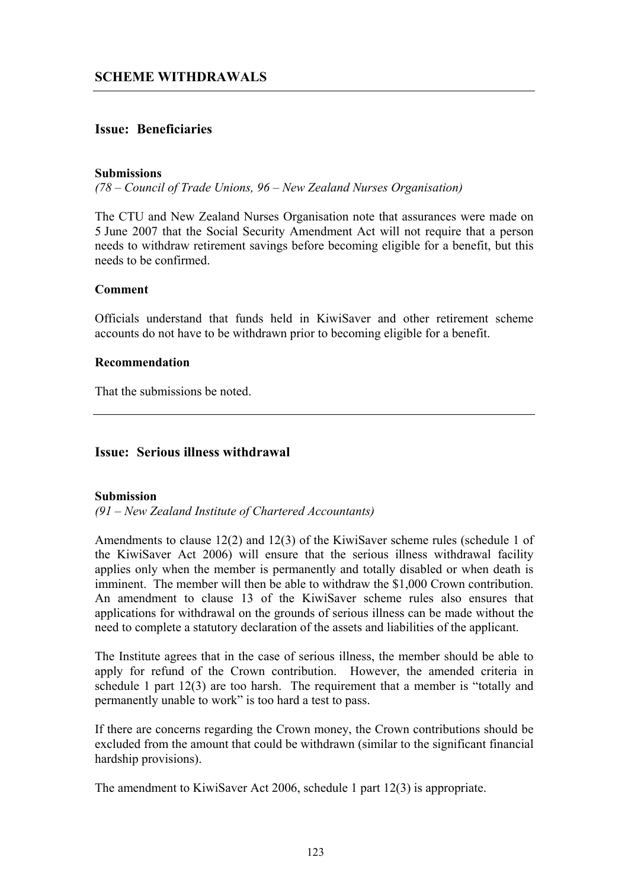## SCHEME WITHDRAWALS

### Issue: Beneficiaries

**Submissions**

*(78 – Council of Trade Unions, 96 – New Zealand Nurses Organisation)*

The CTU and New Zealand Nurses Organisation note that assurances were made on 5 June 2007 that the Social Security Amendment Act will not require that a person needs to withdraw retirement savings before becoming eligible for a benefit, but this needs to be confirmed.

**Comment**

Officials understand that funds held in KiwiSaver and other retirement scheme accounts do not have to be withdrawn prior to becoming eligible for a benefit.

**Recommendation**

That the submissions be noted.

---

### Issue: Serious illness withdrawal

**Submission**

*(91 – New Zealand Institute of Chartered Accountants)*

Amendments to clause 12(2) and 12(3) of the KiwiSaver scheme rules (schedule 1 of the KiwiSaver Act 2006) will ensure that the serious illness withdrawal facility applies only when the member is permanently and totally disabled or when death is imminent. The member will then be able to withdraw the $1,000 Crown contribution. An amendment to clause 13 of the KiwiSaver scheme rules also ensures that applications for withdrawal on the grounds of serious illness can be made without the need to complete a statutory declaration of the assets and liabilities of the applicant.

The Institute agrees that in the case of serious illness, the member should be able to apply for refund of the Crown contribution. However, the amended criteria in schedule 1 part 12(3) are too harsh. The requirement that a member is "totally and permanently unable to work" is too hard a test to pass.

If there are concerns regarding the Crown money, the Crown contributions should be excluded from the amount that could be withdrawn (similar to the significant financial hardship provisions).

The amendment to KiwiSaver Act 2006, schedule 1 part 12(3) is appropriate.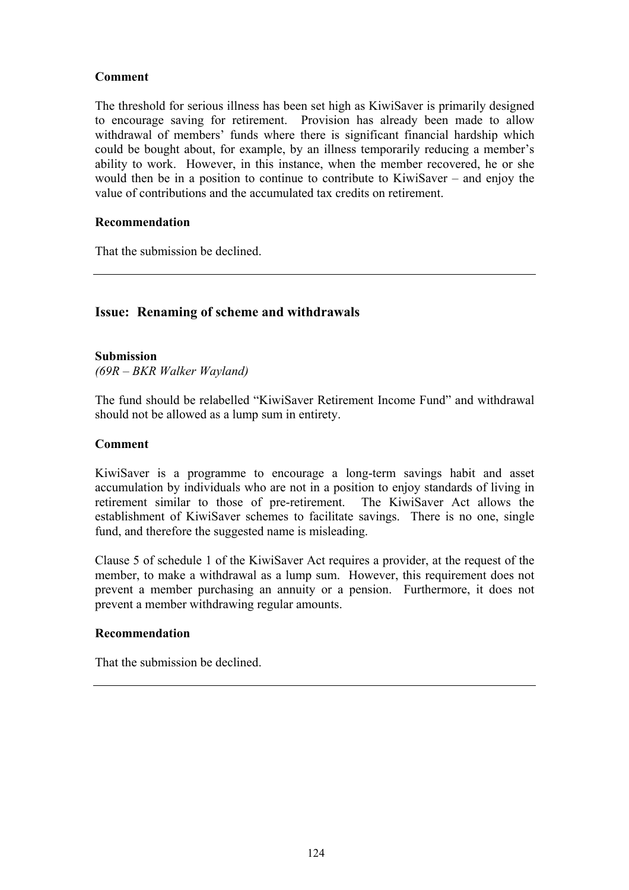**Comment**

The threshold for serious illness has been set high as KiwiSaver is primarily designed to encourage saving for retirement. Provision has already been made to allow withdrawal of members' funds where there is significant financial hardship which could be bought about, for example, by an illness temporarily reducing a member's ability to work. However, in this instance, when the member recovered, he or she would then be in a position to continue to contribute to KiwiSaver – and enjoy the value of contributions and the accumulated tax credits on retirement.

**Recommendation**

That the submission be declined.

---

## Issue: Renaming of scheme and withdrawals

**Submission**

*(69R – BKR Walker Wayland)*

The fund should be relabelled "KiwiSaver Retirement Income Fund" and withdrawal should not be allowed as a lump sum in entirety.

**Comment**

KiwiSaver is a programme to encourage a long-term savings habit and asset accumulation by individuals who are not in a position to enjoy standards of living in retirement similar to those of pre-retirement. The KiwiSaver Act allows the establishment of KiwiSaver schemes to facilitate savings. There is no one, single fund, and therefore the suggested name is misleading.

Clause 5 of schedule 1 of the KiwiSaver Act requires a provider, at the request of the member, to make a withdrawal as a lump sum. However, this requirement does not prevent a member purchasing an annuity or a pension. Furthermore, it does not prevent a member withdrawing regular amounts.

**Recommendation**

That the submission be declined.

---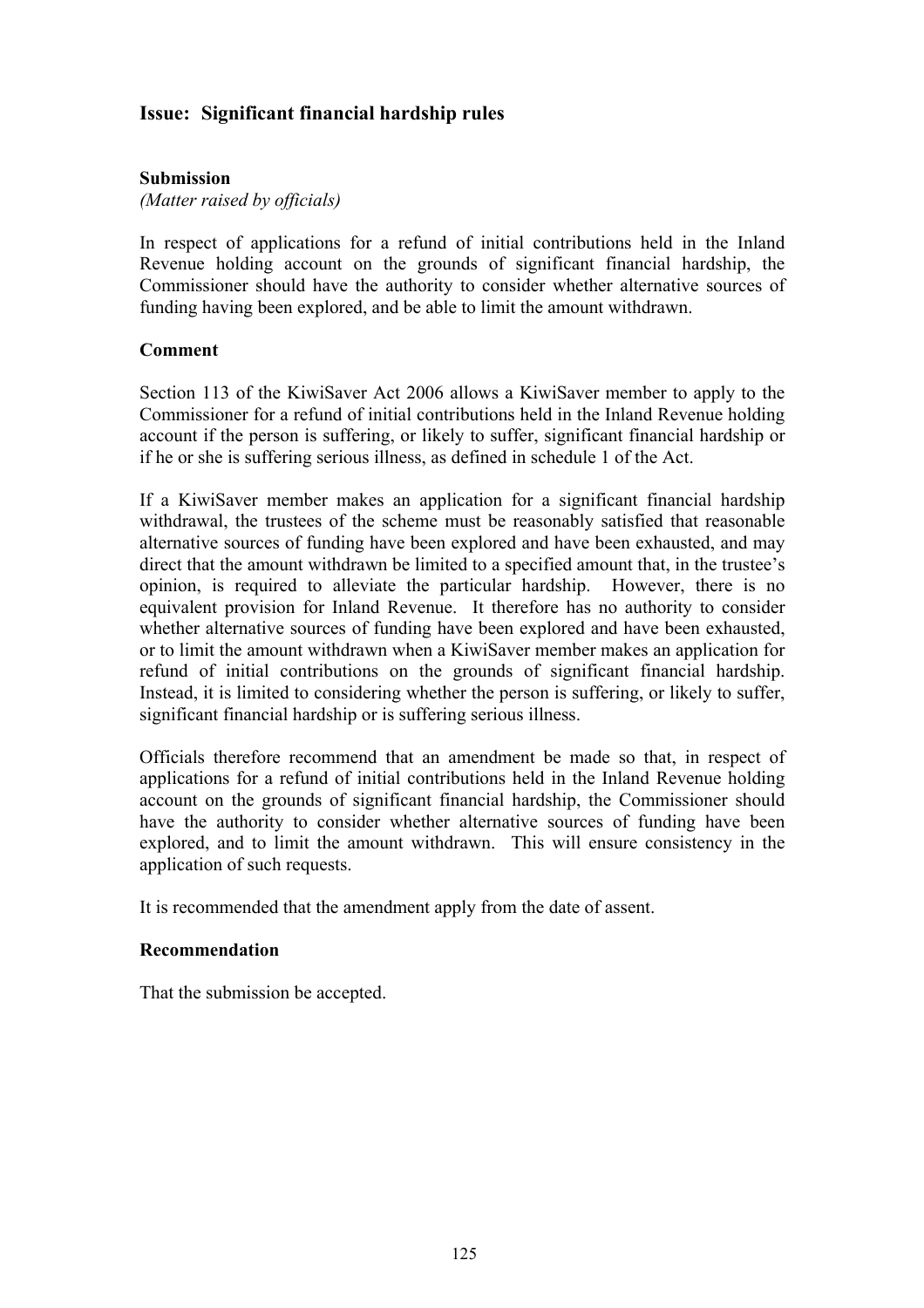## Issue: Significant financial hardship rules

### Submission

*(Matter raised by officials)*

In respect of applications for a refund of initial contributions held in the Inland Revenue holding account on the grounds of significant financial hardship, the Commissioner should have the authority to consider whether alternative sources of funding having been explored, and be able to limit the amount withdrawn.

### Comment

Section 113 of the KiwiSaver Act 2006 allows a KiwiSaver member to apply to the Commissioner for a refund of initial contributions held in the Inland Revenue holding account if the person is suffering, or likely to suffer, significant financial hardship or if he or she is suffering serious illness, as defined in schedule 1 of the Act.

If a KiwiSaver member makes an application for a significant financial hardship withdrawal, the trustees of the scheme must be reasonably satisfied that reasonable alternative sources of funding have been explored and have been exhausted, and may direct that the amount withdrawn be limited to a specified amount that, in the trustee's opinion, is required to alleviate the particular hardship. However, there is no equivalent provision for Inland Revenue. It therefore has no authority to consider whether alternative sources of funding have been explored and have been exhausted, or to limit the amount withdrawn when a KiwiSaver member makes an application for refund of initial contributions on the grounds of significant financial hardship. Instead, it is limited to considering whether the person is suffering, or likely to suffer, significant financial hardship or is suffering serious illness.

Officials therefore recommend that an amendment be made so that, in respect of applications for a refund of initial contributions held in the Inland Revenue holding account on the grounds of significant financial hardship, the Commissioner should have the authority to consider whether alternative sources of funding have been explored, and to limit the amount withdrawn. This will ensure consistency in the application of such requests.

It is recommended that the amendment apply from the date of assent.

### Recommendation

That the submission be accepted.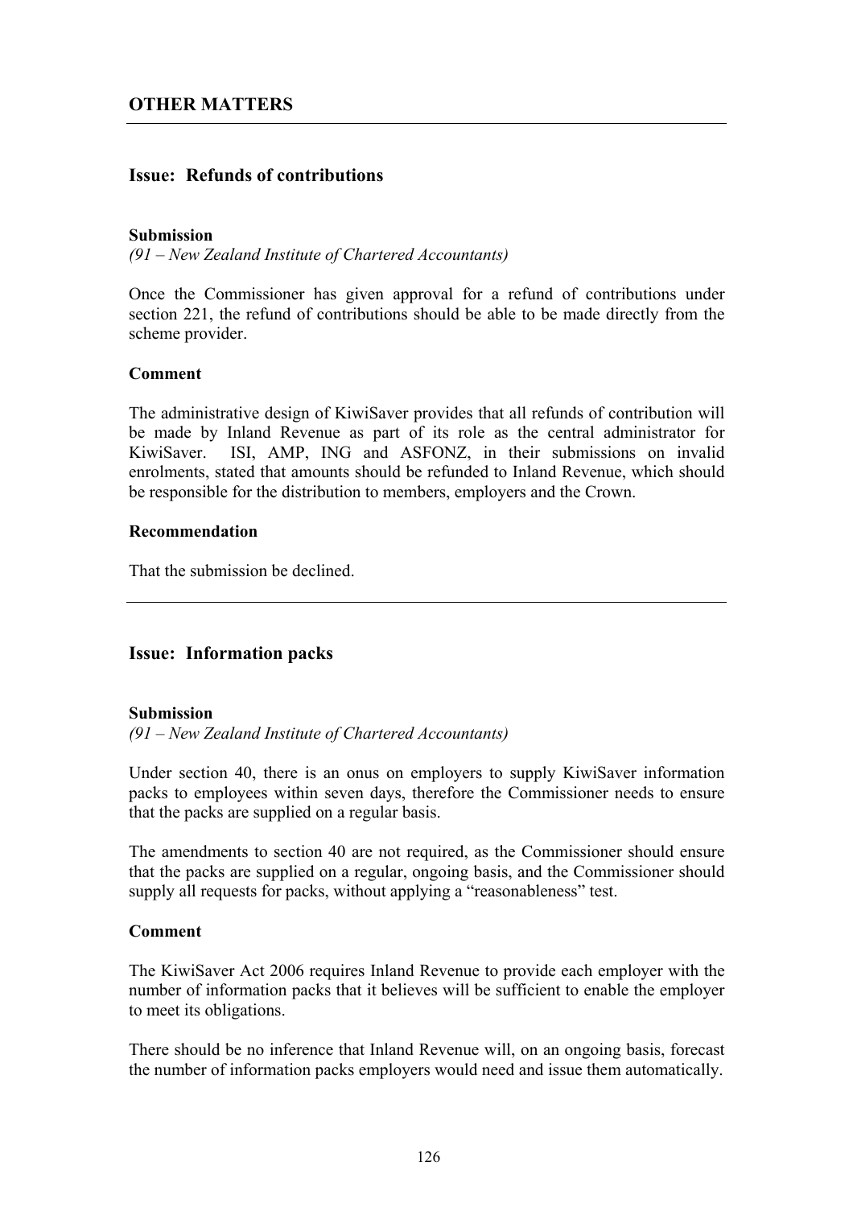## OTHER MATTERS

### Issue: Refunds of contributions

**Submission**

*(91 – New Zealand Institute of Chartered Accountants)*

Once the Commissioner has given approval for a refund of contributions under section 221, the refund of contributions should be able to be made directly from the scheme provider.

**Comment**

The administrative design of KiwiSaver provides that all refunds of contribution will be made by Inland Revenue as part of its role as the central administrator for KiwiSaver. ISI, AMP, ING and ASFONZ, in their submissions on invalid enrolments, stated that amounts should be refunded to Inland Revenue, which should be responsible for the distribution to members, employers and the Crown.

**Recommendation**

That the submission be declined.

### Issue: Information packs

**Submission**

*(91 – New Zealand Institute of Chartered Accountants)*

Under section 40, there is an onus on employers to supply KiwiSaver information packs to employees within seven days, therefore the Commissioner needs to ensure that the packs are supplied on a regular basis.

The amendments to section 40 are not required, as the Commissioner should ensure that the packs are supplied on a regular, ongoing basis, and the Commissioner should supply all requests for packs, without applying a "reasonableness" test.

**Comment**

The KiwiSaver Act 2006 requires Inland Revenue to provide each employer with the number of information packs that it believes will be sufficient to enable the employer to meet its obligations.

There should be no inference that Inland Revenue will, on an ongoing basis, forecast the number of information packs employers would need and issue them automatically.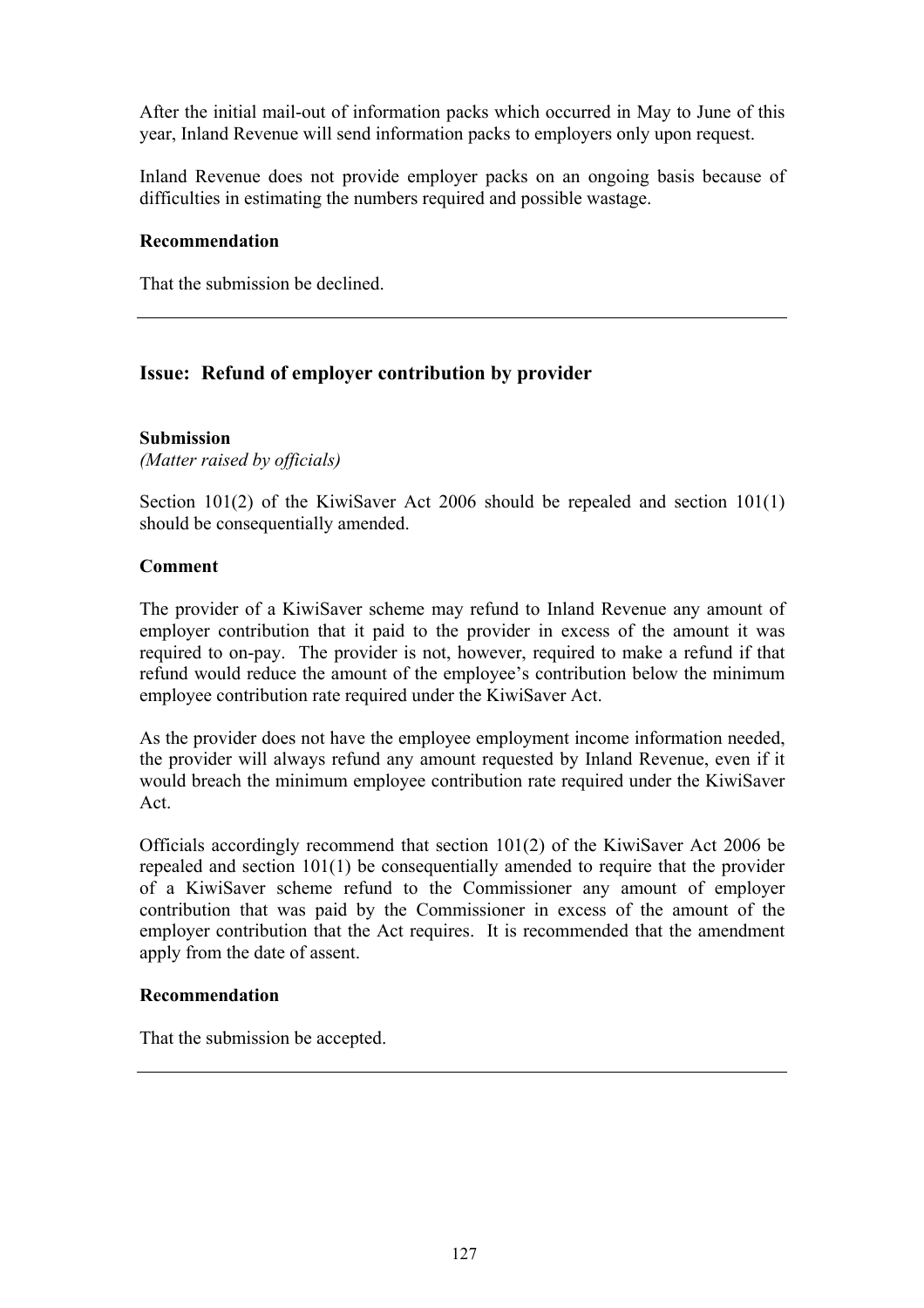After the initial mail-out of information packs which occurred in May to June of this year, Inland Revenue will send information packs to employers only upon request.

Inland Revenue does not provide employer packs on an ongoing basis because of difficulties in estimating the numbers required and possible wastage.

**Recommendation**

That the submission be declined.

---

## Issue: Refund of employer contribution by provider

**Submission**
*(Matter raised by officials)*

Section 101(2) of the KiwiSaver Act 2006 should be repealed and section 101(1) should be consequentially amended.

**Comment**

The provider of a KiwiSaver scheme may refund to Inland Revenue any amount of employer contribution that it paid to the provider in excess of the amount it was required to on-pay. The provider is not, however, required to make a refund if that refund would reduce the amount of the employee's contribution below the minimum employee contribution rate required under the KiwiSaver Act.

As the provider does not have the employee employment income information needed, the provider will always refund any amount requested by Inland Revenue, even if it would breach the minimum employee contribution rate required under the KiwiSaver Act.

Officials accordingly recommend that section 101(2) of the KiwiSaver Act 2006 be repealed and section 101(1) be consequentially amended to require that the provider of a KiwiSaver scheme refund to the Commissioner any amount of employer contribution that was paid by the Commissioner in excess of the amount of the employer contribution that the Act requires. It is recommended that the amendment apply from the date of assent.

**Recommendation**

That the submission be accepted.

---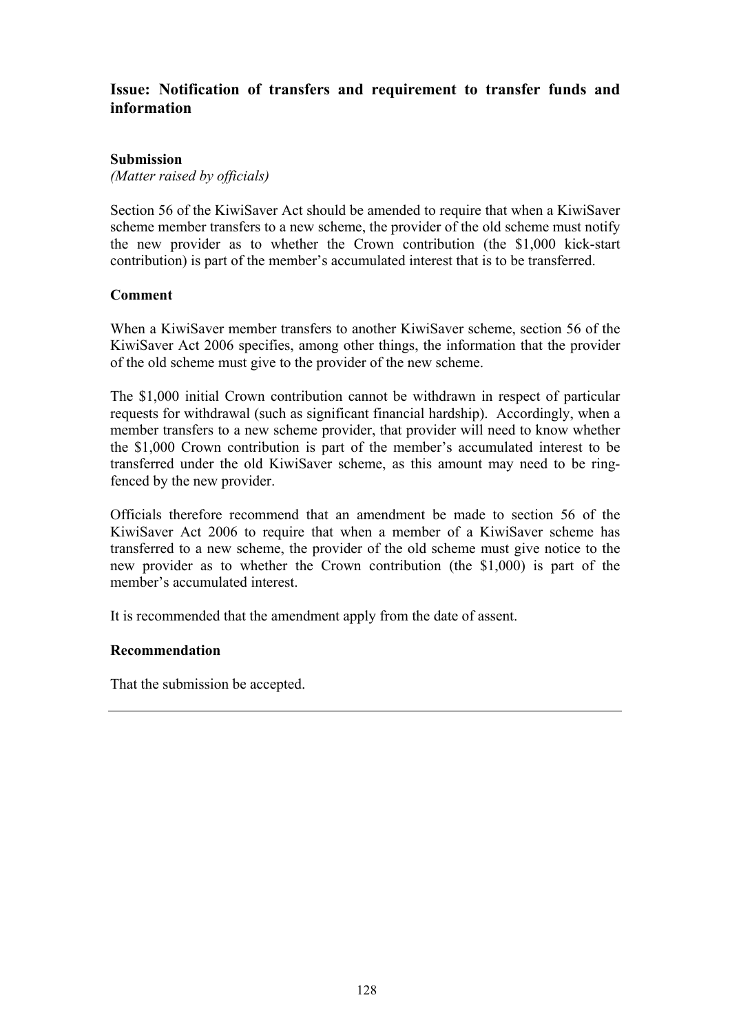## Issue: Notification of transfers and requirement to transfer funds and information

### Submission

*(Matter raised by officials)*

Section 56 of the KiwiSaver Act should be amended to require that when a KiwiSaver scheme member transfers to a new scheme, the provider of the old scheme must notify the new provider as to whether the Crown contribution (the $1,000 kick-start contribution) is part of the member's accumulated interest that is to be transferred.

### Comment

When a KiwiSaver member transfers to another KiwiSaver scheme, section 56 of the KiwiSaver Act 2006 specifies, among other things, the information that the provider of the old scheme must give to the provider of the new scheme.

The $1,000 initial Crown contribution cannot be withdrawn in respect of particular requests for withdrawal (such as significant financial hardship). Accordingly, when a member transfers to a new scheme provider, that provider will need to know whether the $1,000 Crown contribution is part of the member's accumulated interest to be transferred under the old KiwiSaver scheme, as this amount may need to be ring-fenced by the new provider.

Officials therefore recommend that an amendment be made to section 56 of the KiwiSaver Act 2006 to require that when a member of a KiwiSaver scheme has transferred to a new scheme, the provider of the old scheme must give notice to the new provider as to whether the Crown contribution (the $1,000) is part of the member's accumulated interest.

It is recommended that the amendment apply from the date of assent.

### Recommendation

That the submission be accepted.

---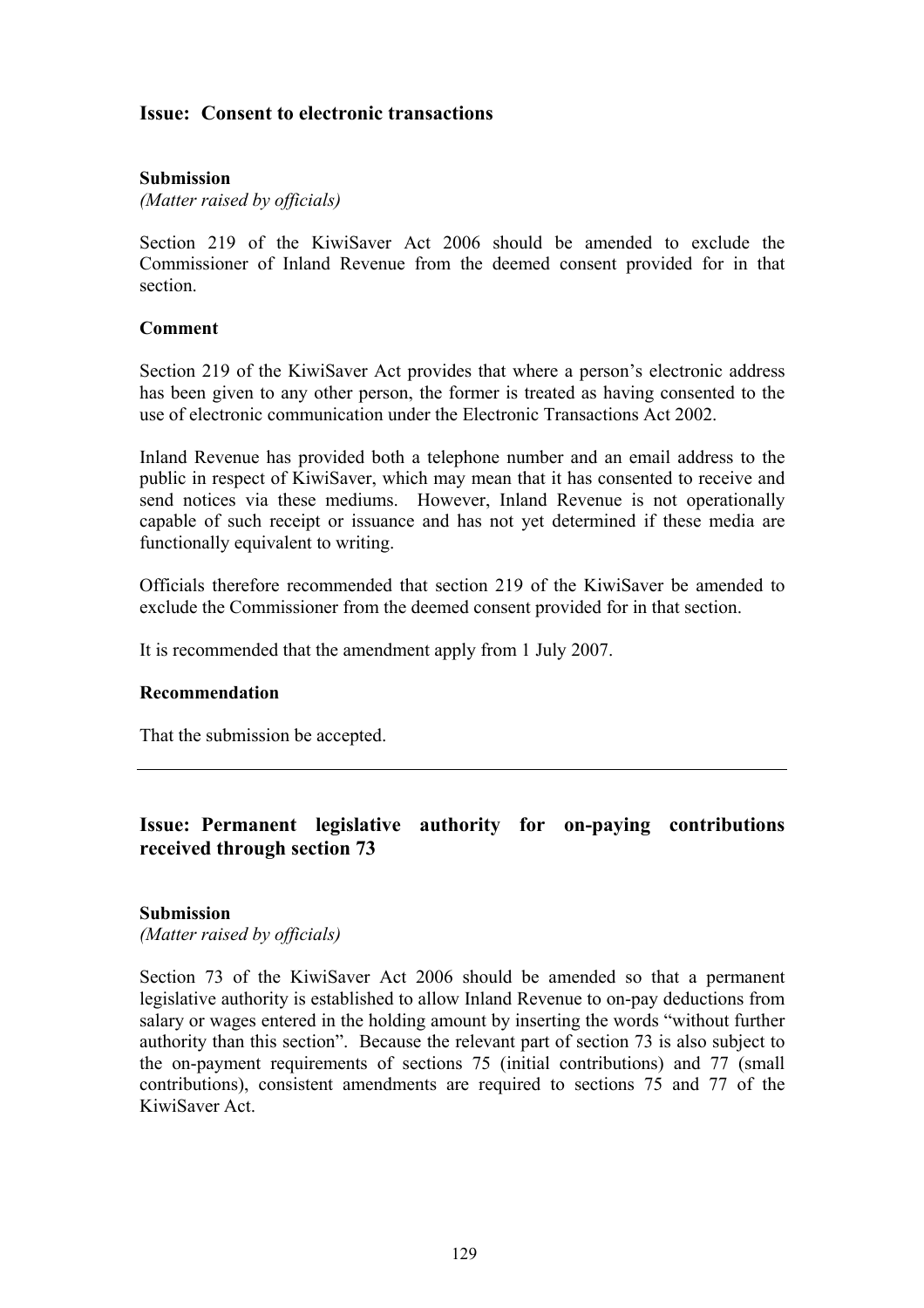## Issue: Consent to electronic transactions

### Submission

*(Matter raised by officials)*

Section 219 of the KiwiSaver Act 2006 should be amended to exclude the Commissioner of Inland Revenue from the deemed consent provided for in that section.

### Comment

Section 219 of the KiwiSaver Act provides that where a person's electronic address has been given to any other person, the former is treated as having consented to the use of electronic communication under the Electronic Transactions Act 2002.

Inland Revenue has provided both a telephone number and an email address to the public in respect of KiwiSaver, which may mean that it has consented to receive and send notices via these mediums. However, Inland Revenue is not operationally capable of such receipt or issuance and has not yet determined if these media are functionally equivalent to writing.

Officials therefore recommended that section 219 of the KiwiSaver be amended to exclude the Commissioner from the deemed consent provided for in that section.

It is recommended that the amendment apply from 1 July 2007.

### Recommendation

That the submission be accepted.

---

## Issue: Permanent legislative authority for on-paying contributions received through section 73

### Submission

*(Matter raised by officials)*

Section 73 of the KiwiSaver Act 2006 should be amended so that a permanent legislative authority is established to allow Inland Revenue to on-pay deductions from salary or wages entered in the holding amount by inserting the words "without further authority than this section". Because the relevant part of section 73 is also subject to the on-payment requirements of sections 75 (initial contributions) and 77 (small contributions), consistent amendments are required to sections 75 and 77 of the KiwiSaver Act.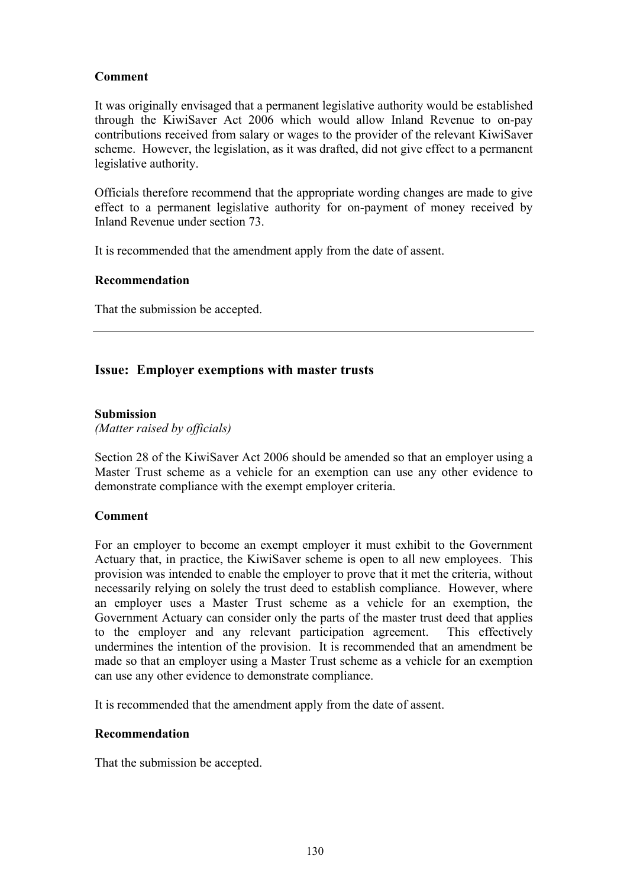**Comment**

It was originally envisaged that a permanent legislative authority would be established through the KiwiSaver Act 2006 which would allow Inland Revenue to on-pay contributions received from salary or wages to the provider of the relevant KiwiSaver scheme. However, the legislation, as it was drafted, did not give effect to a permanent legislative authority.

Officials therefore recommend that the appropriate wording changes are made to give effect to a permanent legislative authority for on-payment of money received by Inland Revenue under section 73.

It is recommended that the amendment apply from the date of assent.

**Recommendation**

That the submission be accepted.

---

## Issue: Employer exemptions with master trusts

**Submission**

*(Matter raised by officials)*

Section 28 of the KiwiSaver Act 2006 should be amended so that an employer using a Master Trust scheme as a vehicle for an exemption can use any other evidence to demonstrate compliance with the exempt employer criteria.

**Comment**

For an employer to become an exempt employer it must exhibit to the Government Actuary that, in practice, the KiwiSaver scheme is open to all new employees. This provision was intended to enable the employer to prove that it met the criteria, without necessarily relying on solely the trust deed to establish compliance. However, where an employer uses a Master Trust scheme as a vehicle for an exemption, the Government Actuary can consider only the parts of the master trust deed that applies to the employer and any relevant participation agreement. This effectively undermines the intention of the provision. It is recommended that an amendment be made so that an employer using a Master Trust scheme as a vehicle for an exemption can use any other evidence to demonstrate compliance.

It is recommended that the amendment apply from the date of assent.

**Recommendation**

That the submission be accepted.